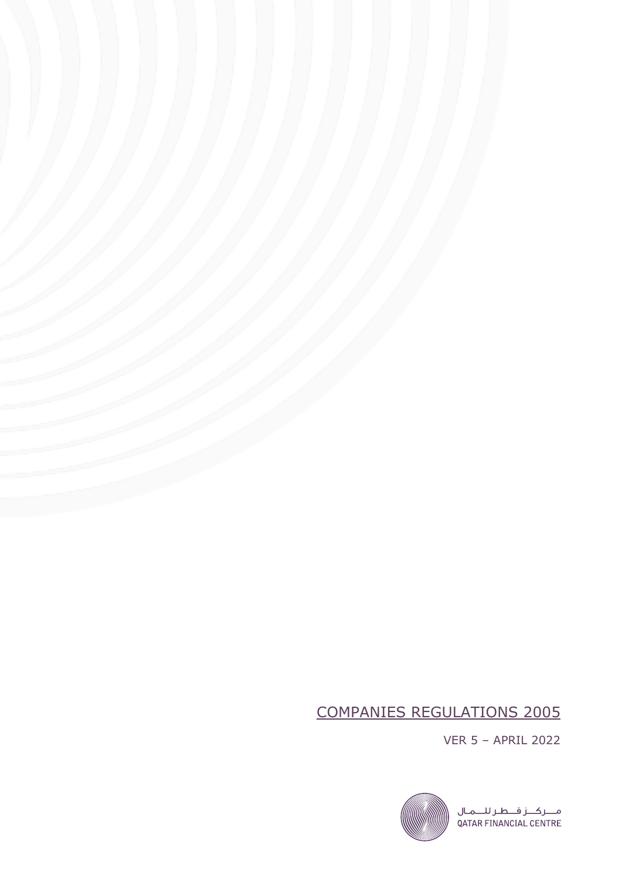# COMPANIES REGULATIONS 2005

VER 5 – APRIL 2022

مــركــز قــطـر للــمـال
QATAR FINANCIAL CENTRE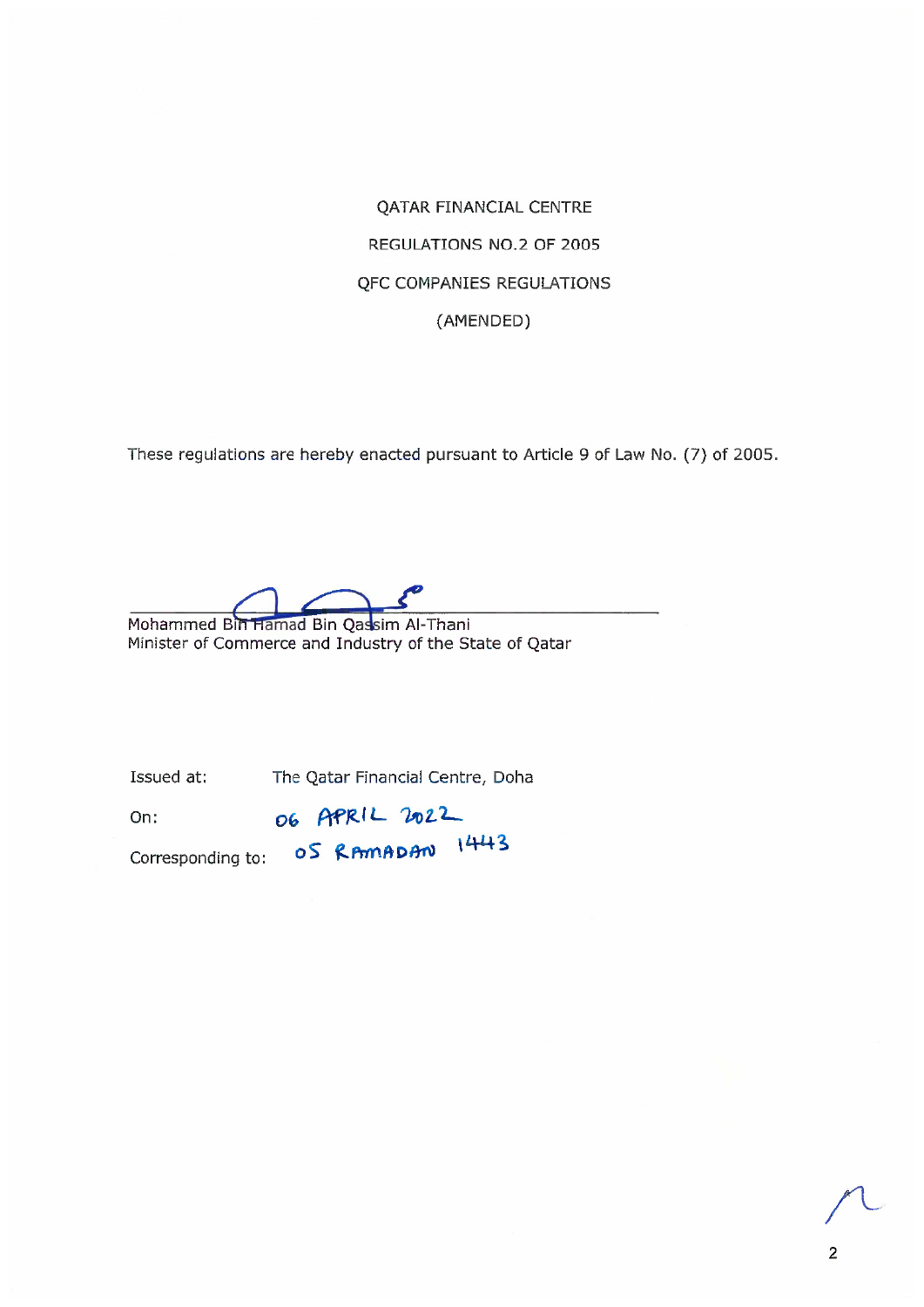QATAR FINANCIAL CENTRE

REGULATIONS NO.2 OF 2005

QFC COMPANIES REGULATIONS

(AMENDED)

These regulations are hereby enacted pursuant to Article 9 of Law No. (7) of 2005.

Mohammed Bin Hamad Bin Qassim Al-Thani
Minister of Commerce and Industry of the State of Qatar

| | |
|---|---|
| Issued at: | The Qatar Financial Centre, Doha |
| On: | 06 APRIL 2022 |
| Corresponding to: | 05 RAMADAN 1443 |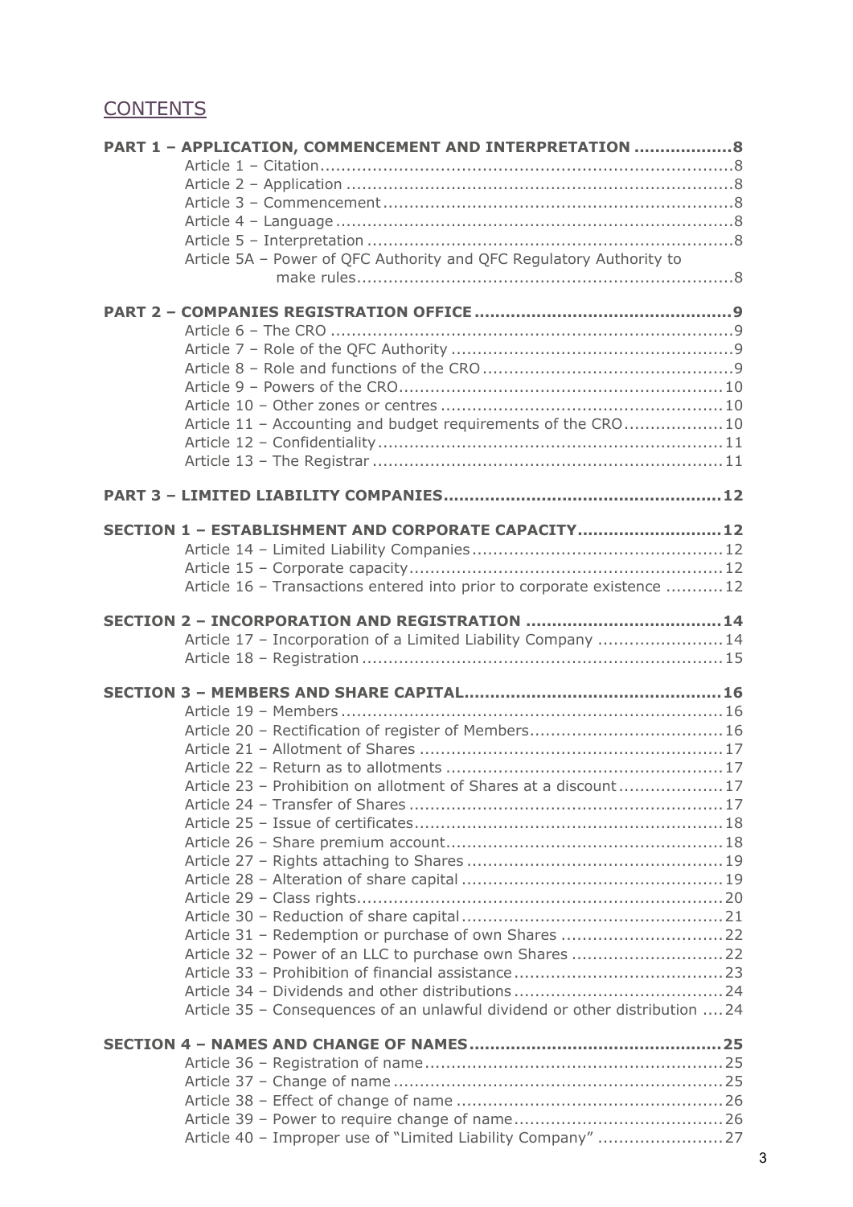# CONTENTS

**PART 1 – APPLICATION, COMMENCEMENT AND INTERPRETATION** .................. 8

- Article 1 – Citation .................. 8
- Article 2 – Application .................. 8
- Article 3 – Commencement .................. 8
- Article 4 – Language .................. 8
- Article 5 – Interpretation .................. 8
- Article 5A – Power of QFC Authority and QFC Regulatory Authority to make rules .................. 8

**PART 2 – COMPANIES REGISTRATION OFFICE** .................. 9

- Article 6 – The CRO .................. 9
- Article 7 – Role of the QFC Authority .................. 9
- Article 8 – Role and functions of the CRO .................. 9
- Article 9 – Powers of the CRO .................. 10
- Article 10 – Other zones or centres .................. 10
- Article 11 – Accounting and budget requirements of the CRO .................. 10
- Article 12 – Confidentiality .................. 11
- Article 13 – The Registrar .................. 11

**PART 3 – LIMITED LIABILITY COMPANIES** .................. 12

**SECTION 1 – ESTABLISHMENT AND CORPORATE CAPACITY** .................. 12

- Article 14 – Limited Liability Companies .................. 12
- Article 15 – Corporate capacity .................. 12
- Article 16 – Transactions entered into prior to corporate existence .................. 12

**SECTION 2 – INCORPORATION AND REGISTRATION** .................. 14

- Article 17 – Incorporation of a Limited Liability Company .................. 14
- Article 18 – Registration .................. 15

**SECTION 3 – MEMBERS AND SHARE CAPITAL** .................. 16

- Article 19 – Members .................. 16
- Article 20 – Rectification of register of Members .................. 16
- Article 21 – Allotment of Shares .................. 17
- Article 22 – Return as to allotments .................. 17
- Article 23 – Prohibition on allotment of Shares at a discount .................. 17
- Article 24 – Transfer of Shares .................. 17
- Article 25 – Issue of certificates .................. 18
- Article 26 – Share premium account .................. 18
- Article 27 – Rights attaching to Shares .................. 19
- Article 28 – Alteration of share capital .................. 19
- Article 29 – Class rights .................. 20
- Article 30 – Reduction of share capital .................. 21
- Article 31 – Redemption or purchase of own Shares .................. 22
- Article 32 – Power of an LLC to purchase own Shares .................. 22
- Article 33 – Prohibition of financial assistance .................. 23
- Article 34 – Dividends and other distributions .................. 24
- Article 35 – Consequences of an unlawful dividend or other distribution .................. 24

**SECTION 4 – NAMES AND CHANGE OF NAMES** .................. 25

- Article 36 – Registration of name .................. 25
- Article 37 – Change of name .................. 25
- Article 38 – Effect of change of name .................. 26
- Article 39 – Power to require change of name .................. 26
- Article 40 – Improper use of "Limited Liability Company" .................. 27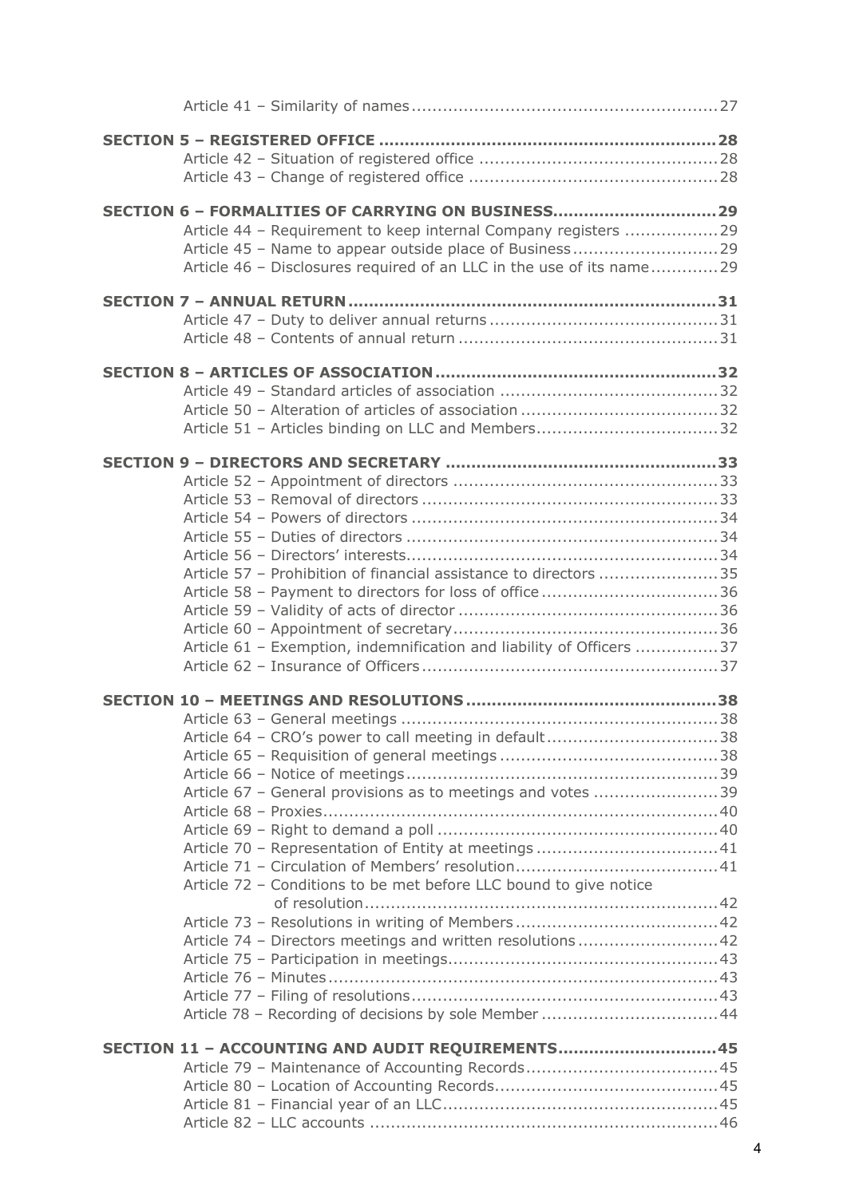Article 41 – Similarity of names .......................................................... 27

**SECTION 5 – REGISTERED OFFICE ................................................................ 28**

Article 42 – Situation of registered office ............................................. 28
Article 43 – Change of registered office ............................................... 28

**SECTION 6 – FORMALITIES OF CARRYING ON BUSINESS............................... 29**

Article 44 – Requirement to keep internal Company registers .................. 29
Article 45 – Name to appear outside place of Business ........................... 29
Article 46 – Disclosures required of an LLC in the use of its name............. 29

**SECTION 7 – ANNUAL RETURN ...................................................................... 31**

Article 47 – Duty to deliver annual returns ........................................... 31
Article 48 – Contents of annual return ................................................. 31

**SECTION 8 – ARTICLES OF ASSOCIATION ...................................................... 32**

Article 49 – Standard articles of association ......................................... 32
Article 50 – Alteration of articles of association ..................................... 32
Article 51 – Articles binding on LLC and Members................................... 32

**SECTION 9 – DIRECTORS AND SECRETARY .................................................... 33**

Article 52 – Appointment of directors .................................................. 33
Article 53 – Removal of directors ......................................................... 33
Article 54 – Powers of directors ........................................................... 34
Article 55 – Duties of directors ............................................................ 34
Article 56 – Directors' interests............................................................ 34
Article 57 – Prohibition of financial assistance to directors ....................... 35
Article 58 – Payment to directors for loss of office ................................. 36
Article 59 – Validity of acts of director ................................................. 36
Article 60 – Appointment of secretary .................................................. 36
Article 61 – Exemption, indemnification and liability of Officers ................ 37
Article 62 – Insurance of Officers ......................................................... 37

**SECTION 10 – MEETINGS AND RESOLUTIONS ................................................ 38**

Article 63 – General meetings ............................................................. 38
Article 64 – CRO's power to call meeting in default ................................. 38
Article 65 – Requisition of general meetings .......................................... 38
Article 66 – Notice of meetings ............................................................ 39
Article 67 – General provisions as to meetings and votes ........................ 39
Article 68 – Proxies ........................................................................... 40
Article 69 – Right to demand a poll ...................................................... 40
Article 70 – Representation of Entity at meetings ................................... 41
Article 71 – Circulation of Members' resolution ....................................... 41
Article 72 – Conditions to be met before LLC bound to give notice of resolution ................................................................... 42
Article 73 – Resolutions in writing of Members ....................................... 42
Article 74 – Directors meetings and written resolutions ........................... 42
Article 75 – Participation in meetings .................................................... 43
Article 76 – Minutes .......................................................................... 43
Article 77 – Filing of resolutions ........................................................... 43
Article 78 – Recording of decisions by sole Member .................................. 44

**SECTION 11 – ACCOUNTING AND AUDIT REQUIREMENTS.............................. 45**

Article 79 – Maintenance of Accounting Records ..................................... 45
Article 80 – Location of Accounting Records ........................................... 45
Article 81 – Financial year of an LLC ..................................................... 45
Article 82 – LLC accounts .................................................................. 46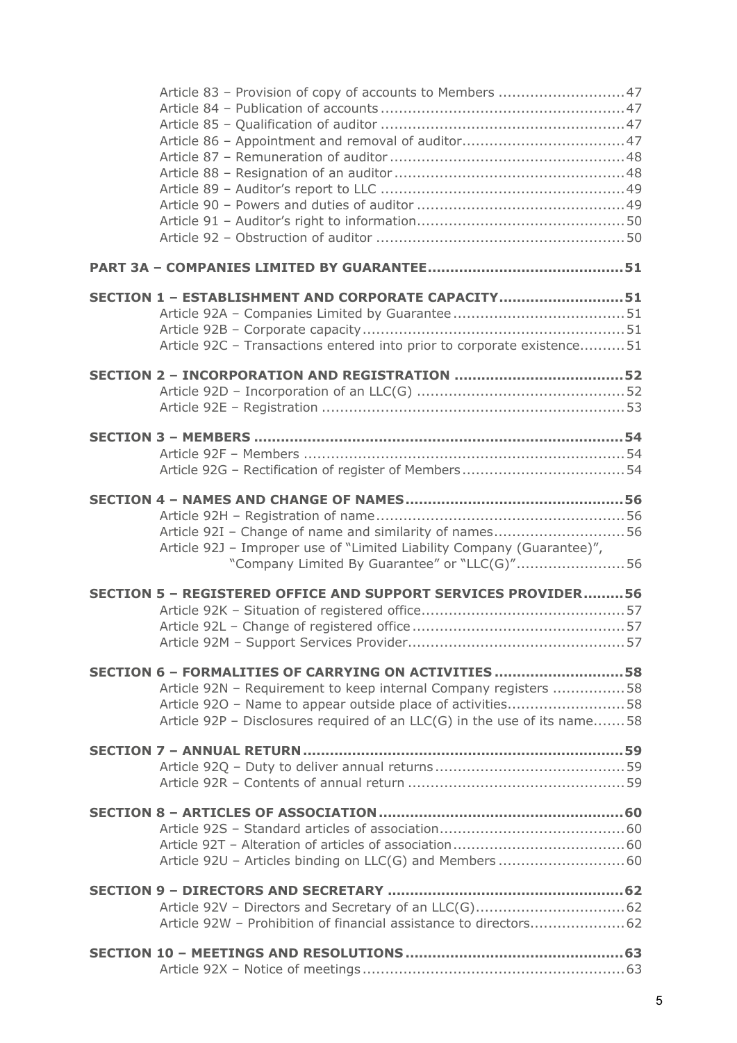Article 83 – Provision of copy of accounts to Members ........................... 47
Article 84 – Publication of accounts ..................................................... 47
Article 85 – Qualification of auditor ..................................................... 47
Article 86 – Appointment and removal of auditor .................................... 47
Article 87 – Remuneration of auditor ..................................................... 48
Article 88 – Resignation of an auditor ................................................... 48
Article 89 – Auditor's report to LLC ...................................................... 49
Article 90 – Powers and duties of auditor ............................................. 49
Article 91 – Auditor's right to information ............................................. 50
Article 92 – Obstruction of auditor ....................................................... 50

**PART 3A – COMPANIES LIMITED BY GUARANTEE ........................................... 51**

**SECTION 1 – ESTABLISHMENT AND CORPORATE CAPACITY ........................... 51**

Article 92A – Companies Limited by Guarantee ..................................... 51
Article 92B – Corporate capacity ......................................................... 51
Article 92C – Transactions entered into prior to corporate existence .......... 51

**SECTION 2 – INCORPORATION AND REGISTRATION ..................................... 52**

Article 92D – Incorporation of an LLC(G) ............................................. 52
Article 92E – Registration .................................................................. 53

**SECTION 3 – MEMBERS .................................................................................. 54**

Article 92F – Members ...................................................................... 54
Article 92G – Rectification of register of Members .................................... 54

**SECTION 4 – NAMES AND CHANGE OF NAMES ................................................ 56**

Article 92H – Registration of name ...................................................... 56
Article 92I – Change of name and similarity of names ............................. 56
Article 92J – Improper use of "Limited Liability Company (Guarantee)", "Company Limited By Guarantee" or "LLC(G)" ........................ 56

**SECTION 5 – REGISTERED OFFICE AND SUPPORT SERVICES PROVIDER ......... 56**

Article 92K – Situation of registered office ............................................. 57
Article 92L – Change of registered office .............................................. 57
Article 92M – Support Services Provider ................................................ 57

**SECTION 6 – FORMALITIES OF CARRYING ON ACTIVITIES ............................ 58**

Article 92N – Requirement to keep internal Company registers ................ 58
Article 92O – Name to appear outside place of activities .......................... 58
Article 92P – Disclosures required of an LLC(G) in the use of its name ....... 58

**SECTION 7 – ANNUAL RETURN ....................................................................... 59**

Article 92Q – Duty to deliver annual returns .......................................... 59
Article 92R – Contents of annual return ............................................... 59

**SECTION 8 – ARTICLES OF ASSOCIATION ...................................................... 60**

Article 92S – Standard articles of association ........................................ 60
Article 92T – Alteration of articles of association ..................................... 60
Article 92U – Articles binding on LLC(G) and Members ............................ 60

**SECTION 9 – DIRECTORS AND SECRETARY .................................................... 62**

Article 92V – Directors and Secretary of an LLC(G) ................................. 62
Article 92W – Prohibition of financial assistance to directors ..................... 62

**SECTION 10 – MEETINGS AND RESOLUTIONS ................................................ 63**

Article 92X – Notice of meetings .......................................................... 63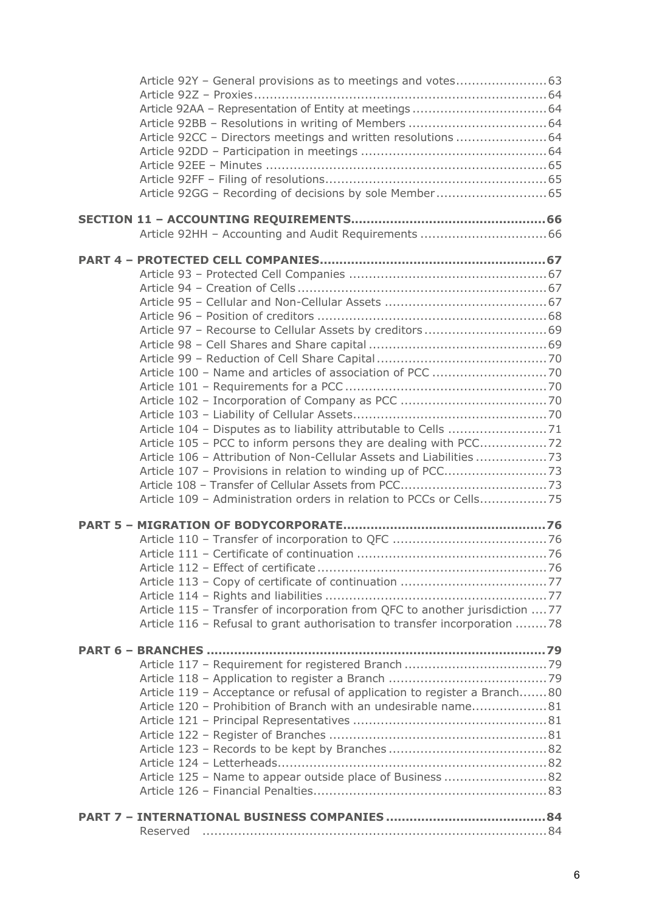Article 92Y – General provisions as to meetings and votes....................... 63
Article 92Z – Proxies........................................................................ 64
Article 92AA – Representation of Entity at meetings .................................. 64
Article 92BB – Resolutions in writing of Members ..................................... 64
Article 92CC – Directors meetings and written resolutions ........................ 64
Article 92DD – Participation in meetings ............................................... 64
Article 92EE – Minutes ...................................................................... 65
Article 92FF – Filing of resolutions....................................................... 65
Article 92GG – Recording of decisions by sole Member ............................. 65

**SECTION 11 – ACCOUNTING REQUIREMENTS................................................. 66**

Article 92HH – Accounting and Audit Requirements ................................ 66

**PART 4 – PROTECTED CELL COMPANIES......................................................... 67**

Article 93 – Protected Cell Companies ................................................. 67
Article 94 – Creation of Cells ............................................................. 67
Article 95 – Cellular and Non-Cellular Assets ........................................ 67
Article 96 – Position of creditors ......................................................... 68
Article 97 – Recourse to Cellular Assets by creditors ............................... 69
Article 98 – Cell Shares and Share capital ............................................ 69
Article 99 – Reduction of Cell Share Capital .......................................... 70
Article 100 – Name and articles of association of PCC ............................. 70
Article 101 – Requirements for a PCC .................................................. 70
Article 102 – Incorporation of Company as PCC ..................................... 70
Article 103 – Liability of Cellular Assets................................................ 70
Article 104 – Disputes as to liability attributable to Cells ......................... 71
Article 105 – PCC to inform persons they are dealing with PCC................. 72
Article 106 – Attribution of Non-Cellular Assets and Liabilities .................. 73
Article 107 – Provisions in relation to winding up of PCC.......................... 73
Article 108 – Transfer of Cellular Assets from PCC.................................... 73
Article 109 – Administration orders in relation to PCCs or Cells................. 75

**PART 5 – MIGRATION OF BODYCORPORATE................................................... 76**

Article 110 – Transfer of incorporation to QFC ....................................... 76
Article 111 – Certificate of continuation ............................................... 76
Article 112 – Effect of certificate ......................................................... 76
Article 113 – Copy of certificate of continuation ..................................... 77
Article 114 – Rights and liabilities ....................................................... 77
Article 115 – Transfer of incorporation from QFC to another jurisdiction .... 77
Article 116 – Refusal to grant authorisation to transfer incorporation ........ 78

**PART 6 – BRANCHES ...................................................................................... 79**

Article 117 – Requirement for registered Branch .................................... 79
Article 118 – Application to register a Branch ........................................ 79
Article 119 – Acceptance or refusal of application to register a Branch....... 80
Article 120 – Prohibition of Branch with an undesirable name................... 81
Article 121 – Principal Representatives ................................................ 81
Article 122 – Register of Branches ...................................................... 81
Article 123 – Records to be kept by Branches ........................................ 82
Article 124 – Letterheads................................................................... 82
Article 125 – Name to appear outside place of Business .......................... 82
Article 126 – Financial Penalties.......................................................... 83

**PART 7 – INTERNATIONAL BUSINESS COMPANIES ........................................ 84**

Reserved ...................................................................................... 84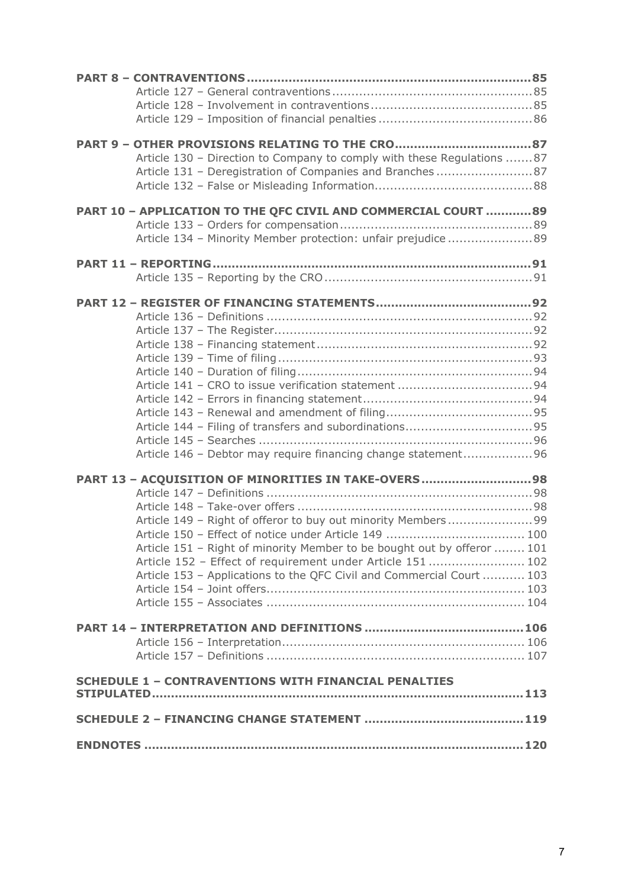**PART 8 – CONTRAVENTIONS** 85

Article 127 – General contraventions 85

Article 128 – Involvement in contraventions 85

Article 129 – Imposition of financial penalties 86

**PART 9 – OTHER PROVISIONS RELATING TO THE CRO** 87

Article 130 – Direction to Company to comply with these Regulations 87

Article 131 – Deregistration of Companies and Branches 87

Article 132 – False or Misleading Information 88

**PART 10 – APPLICATION TO THE QFC CIVIL AND COMMERCIAL COURT** 89

Article 133 – Orders for compensation 89

Article 134 – Minority Member protection: unfair prejudice 89

**PART 11 – REPORTING** 91

Article 135 – Reporting by the CRO 91

**PART 12 – REGISTER OF FINANCING STATEMENTS** 92

Article 136 – Definitions 92

Article 137 – The Register 92

Article 138 – Financing statement 92

Article 139 – Time of filing 93

Article 140 – Duration of filing 94

Article 141 – CRO to issue verification statement 94

Article 142 – Errors in financing statement 94

Article 143 – Renewal and amendment of filing 95

Article 144 – Filing of transfers and subordinations 95

Article 145 – Searches 96

Article 146 – Debtor may require financing change statement 96

**PART 13 – ACQUISITION OF MINORITIES IN TAKE-OVERS** 98

Article 147 – Definitions 98

Article 148 – Take-over offers 98

Article 149 – Right of offeror to buy out minority Members 99

Article 150 – Effect of notice under Article 149 100

Article 151 – Right of minority Member to be bought out by offeror 101

Article 152 – Effect of requirement under Article 151 102

Article 153 – Applications to the QFC Civil and Commercial Court 103

Article 154 – Joint offers 103

Article 155 – Associates 104

**PART 14 – INTERPRETATION AND DEFINITIONS** 106

Article 156 – Interpretation 106

Article 157 – Definitions 107

**SCHEDULE 1 – CONTRAVENTIONS WITH FINANCIAL PENALTIES STIPULATED** 113

**SCHEDULE 2 – FINANCING CHANGE STATEMENT** 119

**ENDNOTES** 120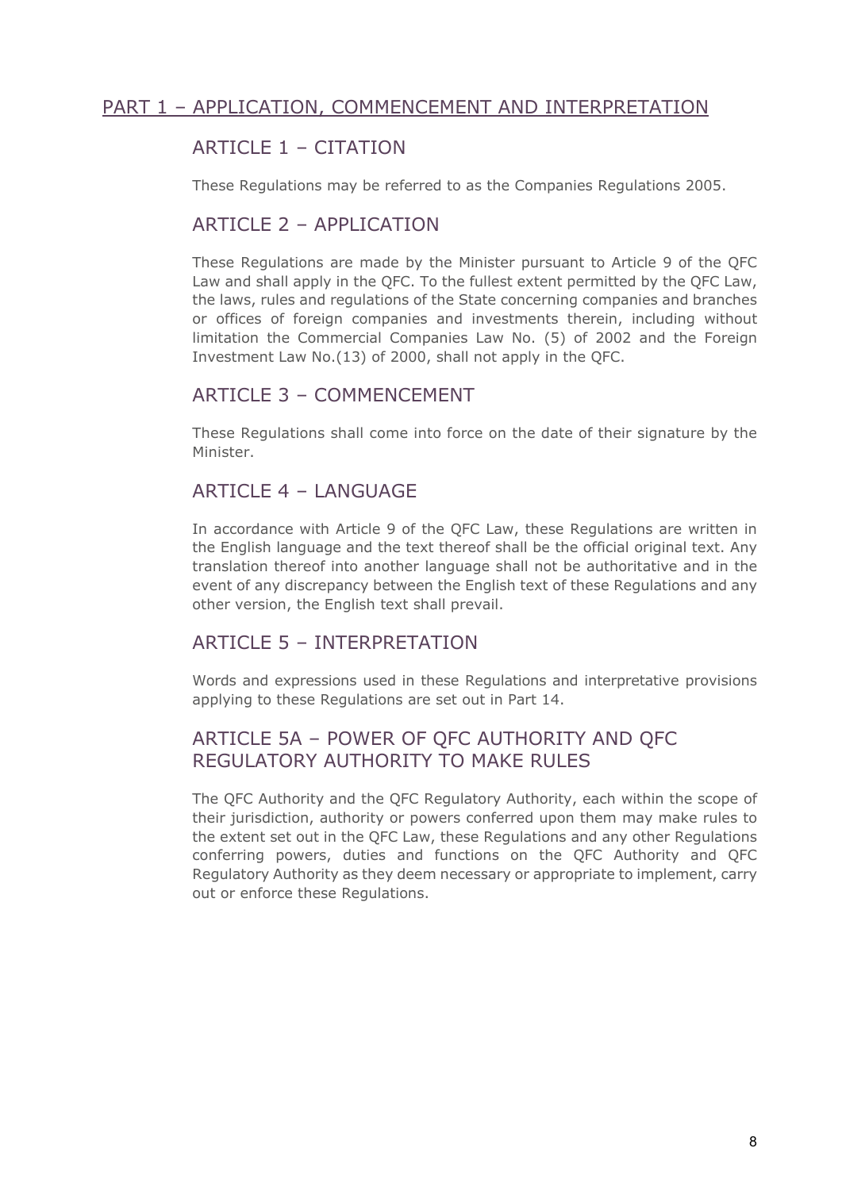# PART 1 – APPLICATION, COMMENCEMENT AND INTERPRETATION

## ARTICLE 1 – CITATION

These Regulations may be referred to as the Companies Regulations 2005.

## ARTICLE 2 – APPLICATION

These Regulations are made by the Minister pursuant to Article 9 of the QFC Law and shall apply in the QFC. To the fullest extent permitted by the QFC Law, the laws, rules and regulations of the State concerning companies and branches or offices of foreign companies and investments therein, including without limitation the Commercial Companies Law No. (5) of 2002 and the Foreign Investment Law No.(13) of 2000, shall not apply in the QFC.

## ARTICLE 3 – COMMENCEMENT

These Regulations shall come into force on the date of their signature by the Minister.

## ARTICLE 4 – LANGUAGE

In accordance with Article 9 of the QFC Law, these Regulations are written in the English language and the text thereof shall be the official original text. Any translation thereof into another language shall not be authoritative and in the event of any discrepancy between the English text of these Regulations and any other version, the English text shall prevail.

## ARTICLE 5 – INTERPRETATION

Words and expressions used in these Regulations and interpretative provisions applying to these Regulations are set out in Part 14.

## ARTICLE 5A – POWER OF QFC AUTHORITY AND QFC REGULATORY AUTHORITY TO MAKE RULES

The QFC Authority and the QFC Regulatory Authority, each within the scope of their jurisdiction, authority or powers conferred upon them may make rules to the extent set out in the QFC Law, these Regulations and any other Regulations conferring powers, duties and functions on the QFC Authority and QFC Regulatory Authority as they deem necessary or appropriate to implement, carry out or enforce these Regulations.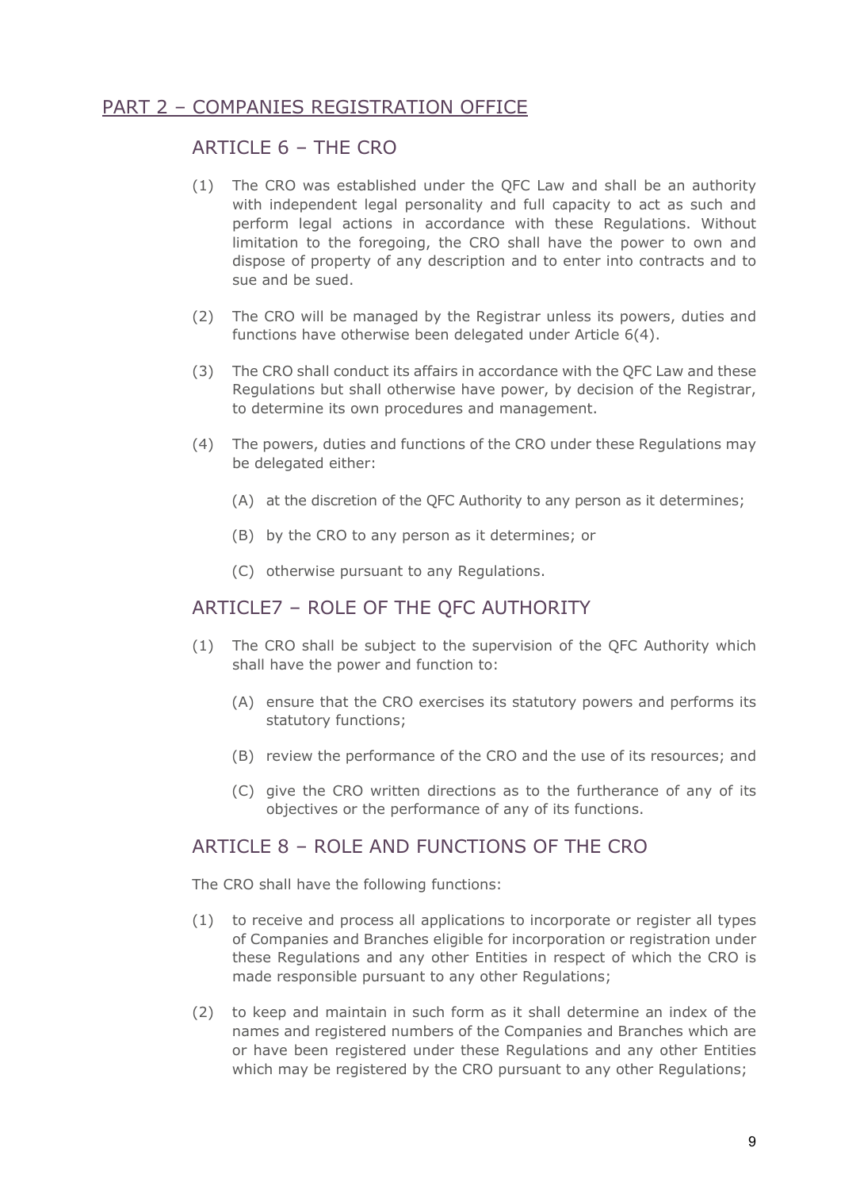## PART 2 – COMPANIES REGISTRATION OFFICE

### ARTICLE 6 – THE CRO

(1) The CRO was established under the QFC Law and shall be an authority with independent legal personality and full capacity to act as such and perform legal actions in accordance with these Regulations. Without limitation to the foregoing, the CRO shall have the power to own and dispose of property of any description and to enter into contracts and to sue and be sued.

(2) The CRO will be managed by the Registrar unless its powers, duties and functions have otherwise been delegated under Article 6(4).

(3) The CRO shall conduct its affairs in accordance with the QFC Law and these Regulations but shall otherwise have power, by decision of the Registrar, to determine its own procedures and management.

(4) The powers, duties and functions of the CRO under these Regulations may be delegated either:

(A) at the discretion of the QFC Authority to any person as it determines;

(B) by the CRO to any person as it determines; or

(C) otherwise pursuant to any Regulations.

### ARTICLE7 – ROLE OF THE QFC AUTHORITY

(1) The CRO shall be subject to the supervision of the QFC Authority which shall have the power and function to:

(A) ensure that the CRO exercises its statutory powers and performs its statutory functions;

(B) review the performance of the CRO and the use of its resources; and

(C) give the CRO written directions as to the furtherance of any of its objectives or the performance of any of its functions.

### ARTICLE 8 – ROLE AND FUNCTIONS OF THE CRO

The CRO shall have the following functions:

(1) to receive and process all applications to incorporate or register all types of Companies and Branches eligible for incorporation or registration under these Regulations and any other Entities in respect of which the CRO is made responsible pursuant to any other Regulations;

(2) to keep and maintain in such form as it shall determine an index of the names and registered numbers of the Companies and Branches which are or have been registered under these Regulations and any other Entities which may be registered by the CRO pursuant to any other Regulations;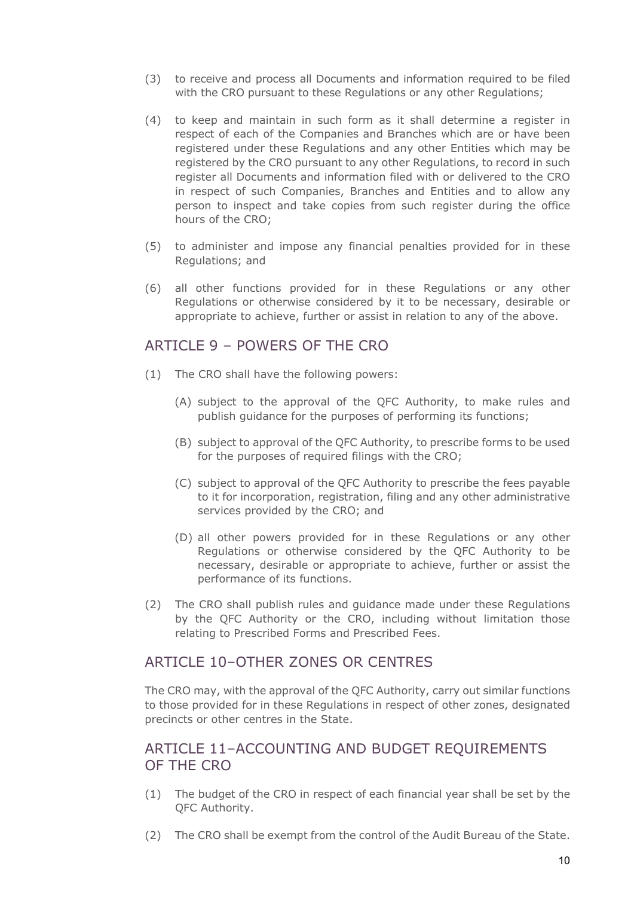(3) to receive and process all Documents and information required to be filed with the CRO pursuant to these Regulations or any other Regulations;

(4) to keep and maintain in such form as it shall determine a register in respect of each of the Companies and Branches which are or have been registered under these Regulations and any other Entities which may be registered by the CRO pursuant to any other Regulations, to record in such register all Documents and information filed with or delivered to the CRO in respect of such Companies, Branches and Entities and to allow any person to inspect and take copies from such register during the office hours of the CRO;

(5) to administer and impose any financial penalties provided for in these Regulations; and

(6) all other functions provided for in these Regulations or any other Regulations or otherwise considered by it to be necessary, desirable or appropriate to achieve, further or assist in relation to any of the above.

## ARTICLE 9 – POWERS OF THE CRO

(1) The CRO shall have the following powers:

(A) subject to the approval of the QFC Authority, to make rules and publish guidance for the purposes of performing its functions;

(B) subject to approval of the QFC Authority, to prescribe forms to be used for the purposes of required filings with the CRO;

(C) subject to approval of the QFC Authority to prescribe the fees payable to it for incorporation, registration, filing and any other administrative services provided by the CRO; and

(D) all other powers provided for in these Regulations or any other Regulations or otherwise considered by the QFC Authority to be necessary, desirable or appropriate to achieve, further or assist the performance of its functions.

(2) The CRO shall publish rules and guidance made under these Regulations by the QFC Authority or the CRO, including without limitation those relating to Prescribed Forms and Prescribed Fees.

## ARTICLE 10–OTHER ZONES OR CENTRES

The CRO may, with the approval of the QFC Authority, carry out similar functions to those provided for in these Regulations in respect of other zones, designated precincts or other centres in the State.

## ARTICLE 11–ACCOUNTING AND BUDGET REQUIREMENTS OF THE CRO

(1) The budget of the CRO in respect of each financial year shall be set by the QFC Authority.

(2) The CRO shall be exempt from the control of the Audit Bureau of the State.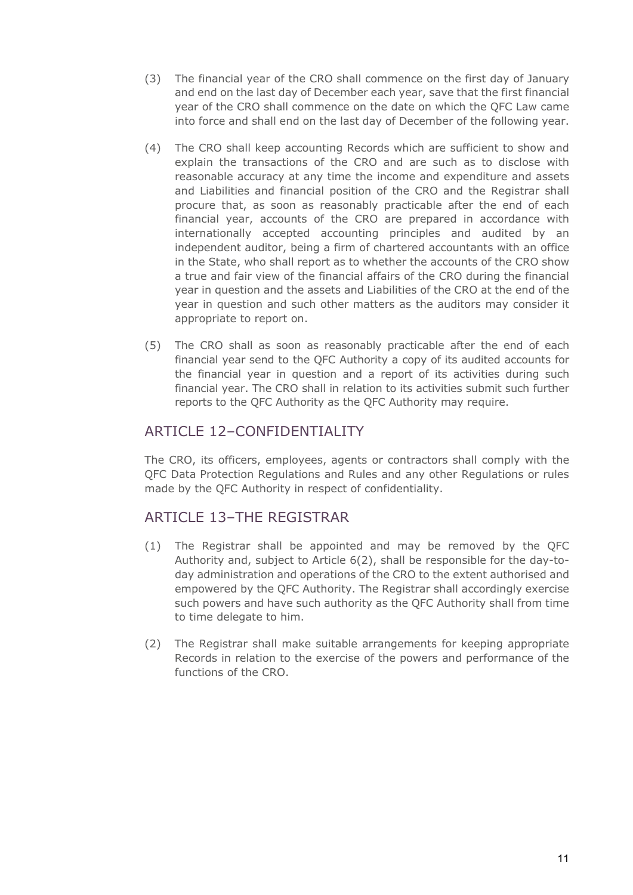(3) The financial year of the CRO shall commence on the first day of January and end on the last day of December each year, save that the first financial year of the CRO shall commence on the date on which the QFC Law came into force and shall end on the last day of December of the following year.

(4) The CRO shall keep accounting Records which are sufficient to show and explain the transactions of the CRO and are such as to disclose with reasonable accuracy at any time the income and expenditure and assets and Liabilities and financial position of the CRO and the Registrar shall procure that, as soon as reasonably practicable after the end of each financial year, accounts of the CRO are prepared in accordance with internationally accepted accounting principles and audited by an independent auditor, being a firm of chartered accountants with an office in the State, who shall report as to whether the accounts of the CRO show a true and fair view of the financial affairs of the CRO during the financial year in question and the assets and Liabilities of the CRO at the end of the year in question and such other matters as the auditors may consider it appropriate to report on.

(5) The CRO shall as soon as reasonably practicable after the end of each financial year send to the QFC Authority a copy of its audited accounts for the financial year in question and a report of its activities during such financial year. The CRO shall in relation to its activities submit such further reports to the QFC Authority as the QFC Authority may require.

## ARTICLE 12–CONFIDENTIALITY

The CRO, its officers, employees, agents or contractors shall comply with the QFC Data Protection Regulations and Rules and any other Regulations or rules made by the QFC Authority in respect of confidentiality.

## ARTICLE 13–THE REGISTRAR

(1) The Registrar shall be appointed and may be removed by the QFC Authority and, subject to Article 6(2), shall be responsible for the day-to-day administration and operations of the CRO to the extent authorised and empowered by the QFC Authority. The Registrar shall accordingly exercise such powers and have such authority as the QFC Authority shall from time to time delegate to him.

(2) The Registrar shall make suitable arrangements for keeping appropriate Records in relation to the exercise of the powers and performance of the functions of the CRO.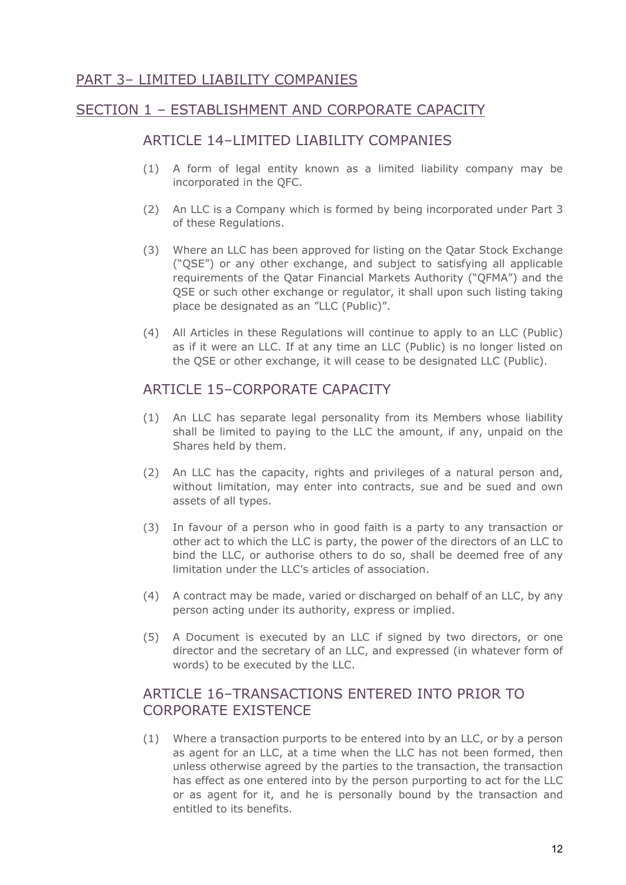## PART 3– LIMITED LIABILITY COMPANIES

## SECTION 1 – ESTABLISHMENT AND CORPORATE CAPACITY

### ARTICLE 14–LIMITED LIABILITY COMPANIES

(1) A form of legal entity known as a limited liability company may be incorporated in the QFC.

(2) An LLC is a Company which is formed by being incorporated under Part 3 of these Regulations.

(3) Where an LLC has been approved for listing on the Qatar Stock Exchange ("QSE") or any other exchange, and subject to satisfying all applicable requirements of the Qatar Financial Markets Authority ("QFMA") and the QSE or such other exchange or regulator, it shall upon such listing taking place be designated as an "LLC (Public)".

(4) All Articles in these Regulations will continue to apply to an LLC (Public) as if it were an LLC. If at any time an LLC (Public) is no longer listed on the QSE or other exchange, it will cease to be designated LLC (Public).

### ARTICLE 15–CORPORATE CAPACITY

(1) An LLC has separate legal personality from its Members whose liability shall be limited to paying to the LLC the amount, if any, unpaid on the Shares held by them.

(2) An LLC has the capacity, rights and privileges of a natural person and, without limitation, may enter into contracts, sue and be sued and own assets of all types.

(3) In favour of a person who in good faith is a party to any transaction or other act to which the LLC is party, the power of the directors of an LLC to bind the LLC, or authorise others to do so, shall be deemed free of any limitation under the LLC's articles of association.

(4) A contract may be made, varied or discharged on behalf of an LLC, by any person acting under its authority, express or implied.

(5) A Document is executed by an LLC if signed by two directors, or one director and the secretary of an LLC, and expressed (in whatever form of words) to be executed by the LLC.

### ARTICLE 16–TRANSACTIONS ENTERED INTO PRIOR TO CORPORATE EXISTENCE

(1) Where a transaction purports to be entered into by an LLC, or by a person as agent for an LLC, at a time when the LLC has not been formed, then unless otherwise agreed by the parties to the transaction, the transaction has effect as one entered into by the person purporting to act for the LLC or as agent for it, and he is personally bound by the transaction and entitled to its benefits.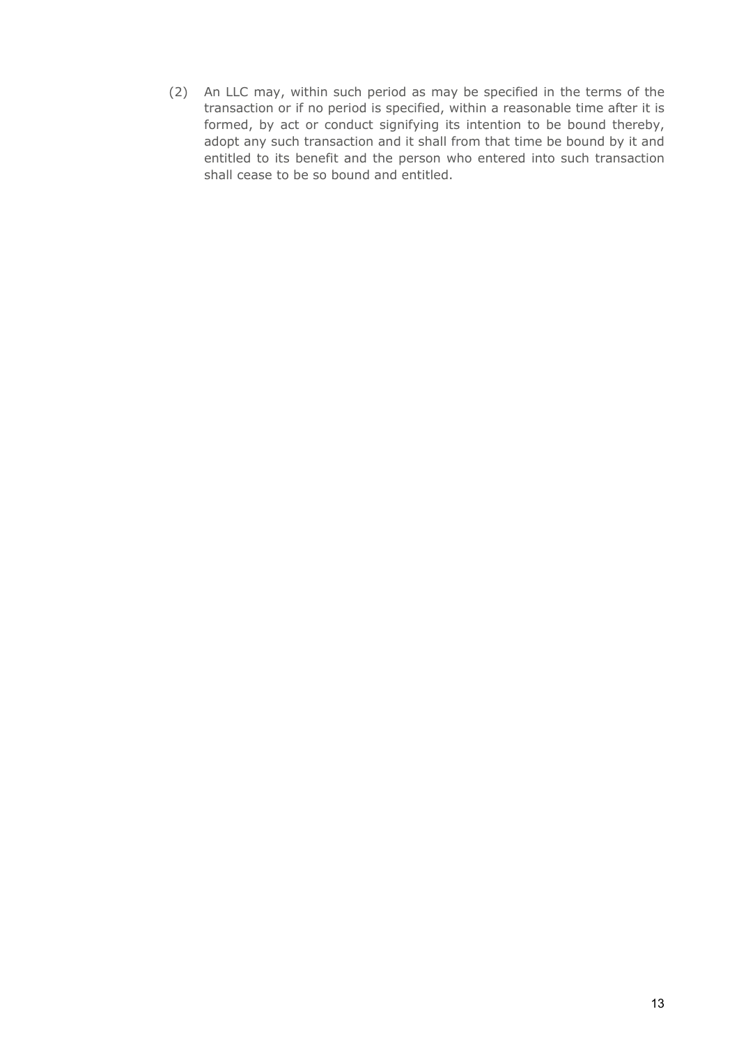(2) An LLC may, within such period as may be specified in the terms of the transaction or if no period is specified, within a reasonable time after it is formed, by act or conduct signifying its intention to be bound thereby, adopt any such transaction and it shall from that time be bound by it and entitled to its benefit and the person who entered into such transaction shall cease to be so bound and entitled.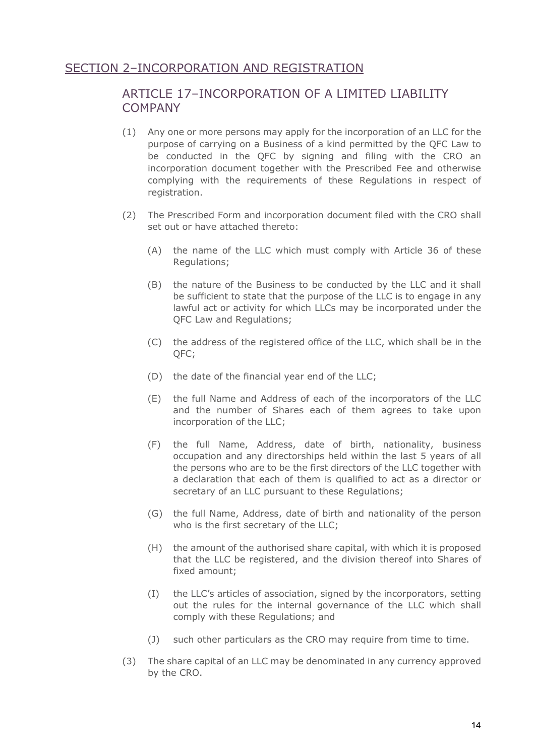## SECTION 2–INCORPORATION AND REGISTRATION

### ARTICLE 17–INCORPORATION OF A LIMITED LIABILITY COMPANY

(1) Any one or more persons may apply for the incorporation of an LLC for the purpose of carrying on a Business of a kind permitted by the QFC Law to be conducted in the QFC by signing and filing with the CRO an incorporation document together with the Prescribed Fee and otherwise complying with the requirements of these Regulations in respect of registration.

(2) The Prescribed Form and incorporation document filed with the CRO shall set out or have attached thereto:

(A) the name of the LLC which must comply with Article 36 of these Regulations;

(B) the nature of the Business to be conducted by the LLC and it shall be sufficient to state that the purpose of the LLC is to engage in any lawful act or activity for which LLCs may be incorporated under the QFC Law and Regulations;

(C) the address of the registered office of the LLC, which shall be in the QFC;

(D) the date of the financial year end of the LLC;

(E) the full Name and Address of each of the incorporators of the LLC and the number of Shares each of them agrees to take upon incorporation of the LLC;

(F) the full Name, Address, date of birth, nationality, business occupation and any directorships held within the last 5 years of all the persons who are to be the first directors of the LLC together with a declaration that each of them is qualified to act as a director or secretary of an LLC pursuant to these Regulations;

(G) the full Name, Address, date of birth and nationality of the person who is the first secretary of the LLC;

(H) the amount of the authorised share capital, with which it is proposed that the LLC be registered, and the division thereof into Shares of fixed amount;

(I) the LLC's articles of association, signed by the incorporators, setting out the rules for the internal governance of the LLC which shall comply with these Regulations; and

(J) such other particulars as the CRO may require from time to time.

(3) The share capital of an LLC may be denominated in any currency approved by the CRO.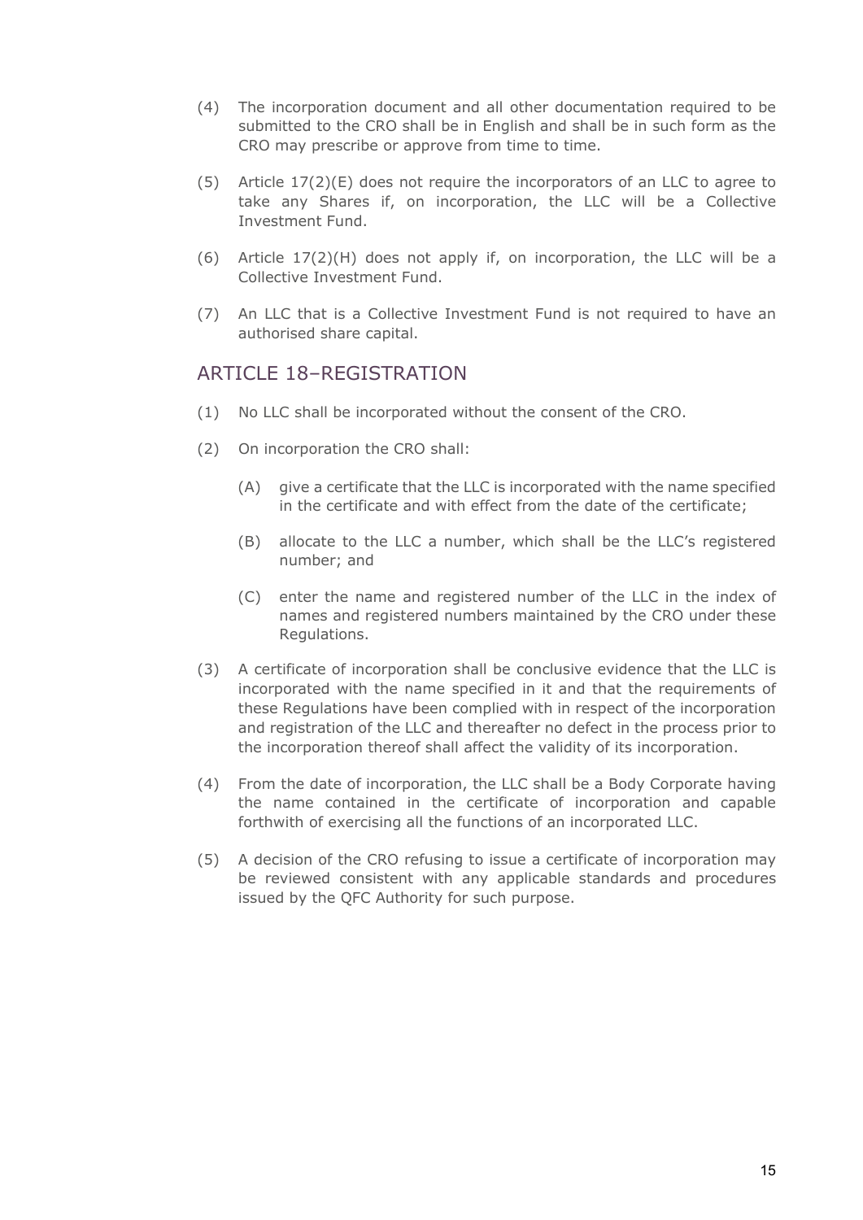(4) The incorporation document and all other documentation required to be submitted to the CRO shall be in English and shall be in such form as the CRO may prescribe or approve from time to time.

(5) Article 17(2)(E) does not require the incorporators of an LLC to agree to take any Shares if, on incorporation, the LLC will be a Collective Investment Fund.

(6) Article 17(2)(H) does not apply if, on incorporation, the LLC will be a Collective Investment Fund.

(7) An LLC that is a Collective Investment Fund is not required to have an authorised share capital.

## ARTICLE 18–REGISTRATION

(1) No LLC shall be incorporated without the consent of the CRO.

(2) On incorporation the CRO shall:

   (A) give a certificate that the LLC is incorporated with the name specified in the certificate and with effect from the date of the certificate;

   (B) allocate to the LLC a number, which shall be the LLC's registered number; and

   (C) enter the name and registered number of the LLC in the index of names and registered numbers maintained by the CRO under these Regulations.

(3) A certificate of incorporation shall be conclusive evidence that the LLC is incorporated with the name specified in it and that the requirements of these Regulations have been complied with in respect of the incorporation and registration of the LLC and thereafter no defect in the process prior to the incorporation thereof shall affect the validity of its incorporation.

(4) From the date of incorporation, the LLC shall be a Body Corporate having the name contained in the certificate of incorporation and capable forthwith of exercising all the functions of an incorporated LLC.

(5) A decision of the CRO refusing to issue a certificate of incorporation may be reviewed consistent with any applicable standards and procedures issued by the QFC Authority for such purpose.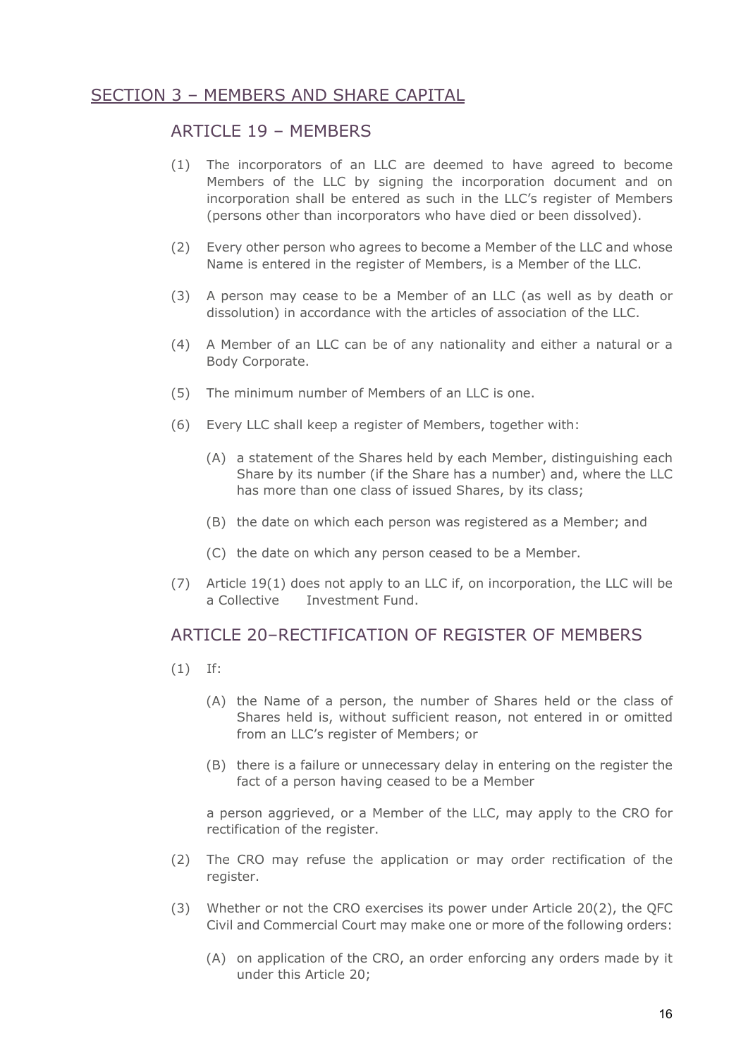## SECTION 3 – MEMBERS AND SHARE CAPITAL

### ARTICLE 19 – MEMBERS

(1) The incorporators of an LLC are deemed to have agreed to become Members of the LLC by signing the incorporation document and on incorporation shall be entered as such in the LLC's register of Members (persons other than incorporators who have died or been dissolved).

(2) Every other person who agrees to become a Member of the LLC and whose Name is entered in the register of Members, is a Member of the LLC.

(3) A person may cease to be a Member of an LLC (as well as by death or dissolution) in accordance with the articles of association of the LLC.

(4) A Member of an LLC can be of any nationality and either a natural or a Body Corporate.

(5) The minimum number of Members of an LLC is one.

(6) Every LLC shall keep a register of Members, together with:

(A) a statement of the Shares held by each Member, distinguishing each Share by its number (if the Share has a number) and, where the LLC has more than one class of issued Shares, by its class;

(B) the date on which each person was registered as a Member; and

(C) the date on which any person ceased to be a Member.

(7) Article 19(1) does not apply to an LLC if, on incorporation, the LLC will be a Collective Investment Fund.

### ARTICLE 20–RECTIFICATION OF REGISTER OF MEMBERS

(1) If:

(A) the Name of a person, the number of Shares held or the class of Shares held is, without sufficient reason, not entered in or omitted from an LLC's register of Members; or

(B) there is a failure or unnecessary delay in entering on the register the fact of a person having ceased to be a Member

a person aggrieved, or a Member of the LLC, may apply to the CRO for rectification of the register.

(2) The CRO may refuse the application or may order rectification of the register.

(3) Whether or not the CRO exercises its power under Article 20(2), the QFC Civil and Commercial Court may make one or more of the following orders:

(A) on application of the CRO, an order enforcing any orders made by it under this Article 20;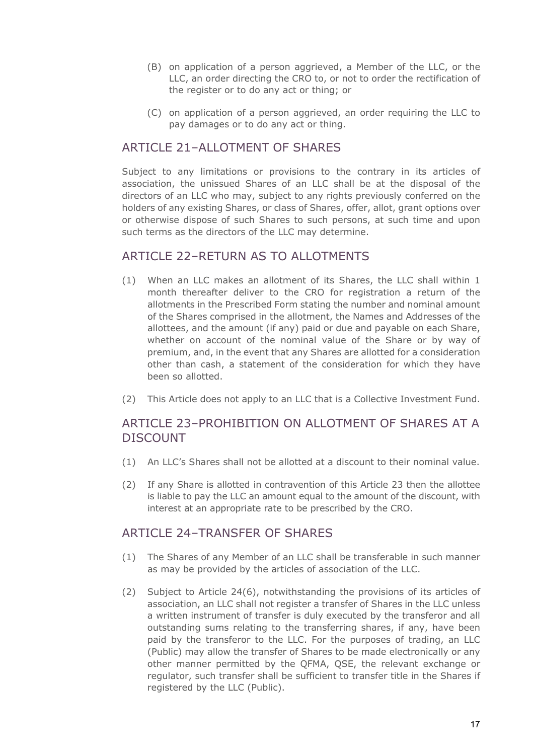(B) on application of a person aggrieved, a Member of the LLC, or the LLC, an order directing the CRO to, or not to order the rectification of the register or to do any act or thing; or

(C) on application of a person aggrieved, an order requiring the LLC to pay damages or to do any act or thing.

## ARTICLE 21–ALLOTMENT OF SHARES

Subject to any limitations or provisions to the contrary in its articles of association, the unissued Shares of an LLC shall be at the disposal of the directors of an LLC who may, subject to any rights previously conferred on the holders of any existing Shares, or class of Shares, offer, allot, grant options over or otherwise dispose of such Shares to such persons, at such time and upon such terms as the directors of the LLC may determine.

## ARTICLE 22–RETURN AS TO ALLOTMENTS

(1) When an LLC makes an allotment of its Shares, the LLC shall within 1 month thereafter deliver to the CRO for registration a return of the allotments in the Prescribed Form stating the number and nominal amount of the Shares comprised in the allotment, the Names and Addresses of the allottees, and the amount (if any) paid or due and payable on each Share, whether on account of the nominal value of the Share or by way of premium, and, in the event that any Shares are allotted for a consideration other than cash, a statement of the consideration for which they have been so allotted.

(2) This Article does not apply to an LLC that is a Collective Investment Fund.

## ARTICLE 23–PROHIBITION ON ALLOTMENT OF SHARES AT A DISCOUNT

(1) An LLC's Shares shall not be allotted at a discount to their nominal value.

(2) If any Share is allotted in contravention of this Article 23 then the allottee is liable to pay the LLC an amount equal to the amount of the discount, with interest at an appropriate rate to be prescribed by the CRO.

## ARTICLE 24–TRANSFER OF SHARES

(1) The Shares of any Member of an LLC shall be transferable in such manner as may be provided by the articles of association of the LLC.

(2) Subject to Article 24(6), notwithstanding the provisions of its articles of association, an LLC shall not register a transfer of Shares in the LLC unless a written instrument of transfer is duly executed by the transferor and all outstanding sums relating to the transferring shares, if any, have been paid by the transferor to the LLC. For the purposes of trading, an LLC (Public) may allow the transfer of Shares to be made electronically or any other manner permitted by the QFMA, QSE, the relevant exchange or regulator, such transfer shall be sufficient to transfer title in the Shares if registered by the LLC (Public).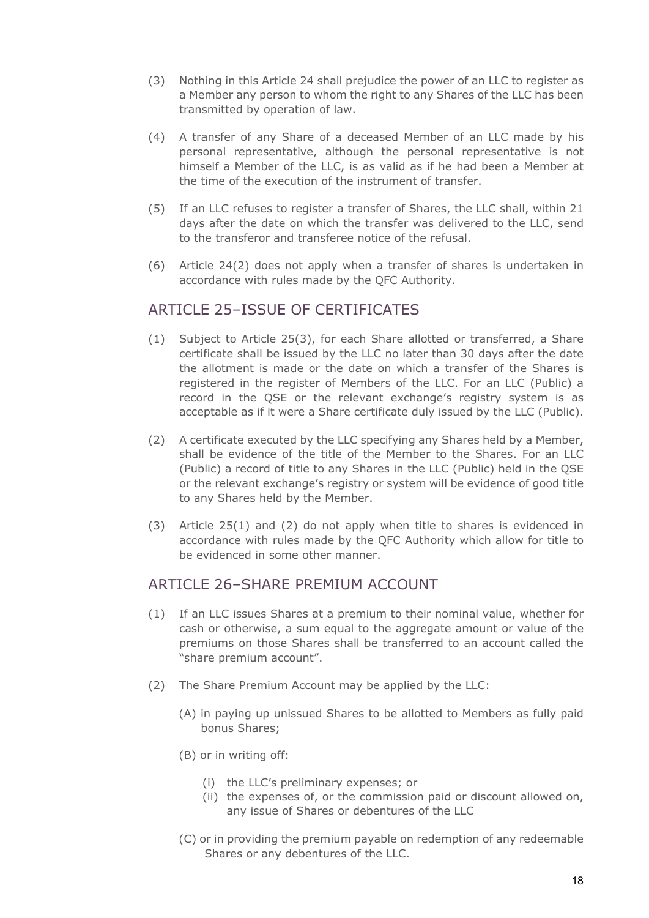(3) Nothing in this Article 24 shall prejudice the power of an LLC to register as a Member any person to whom the right to any Shares of the LLC has been transmitted by operation of law.

(4) A transfer of any Share of a deceased Member of an LLC made by his personal representative, although the personal representative is not himself a Member of the LLC, is as valid as if he had been a Member at the time of the execution of the instrument of transfer.

(5) If an LLC refuses to register a transfer of Shares, the LLC shall, within 21 days after the date on which the transfer was delivered to the LLC, send to the transferor and transferee notice of the refusal.

(6) Article 24(2) does not apply when a transfer of shares is undertaken in accordance with rules made by the QFC Authority.

## ARTICLE 25–ISSUE OF CERTIFICATES

(1) Subject to Article 25(3), for each Share allotted or transferred, a Share certificate shall be issued by the LLC no later than 30 days after the date the allotment is made or the date on which a transfer of the Shares is registered in the register of Members of the LLC. For an LLC (Public) a record in the QSE or the relevant exchange's registry system is as acceptable as if it were a Share certificate duly issued by the LLC (Public).

(2) A certificate executed by the LLC specifying any Shares held by a Member, shall be evidence of the title of the Member to the Shares. For an LLC (Public) a record of title to any Shares in the LLC (Public) held in the QSE or the relevant exchange's registry or system will be evidence of good title to any Shares held by the Member.

(3) Article 25(1) and (2) do not apply when title to shares is evidenced in accordance with rules made by the QFC Authority which allow for title to be evidenced in some other manner.

## ARTICLE 26–SHARE PREMIUM ACCOUNT

(1) If an LLC issues Shares at a premium to their nominal value, whether for cash or otherwise, a sum equal to the aggregate amount or value of the premiums on those Shares shall be transferred to an account called the "share premium account".

(2) The Share Premium Account may be applied by the LLC:

   (A) in paying up unissued Shares to be allotted to Members as fully paid bonus Shares;

   (B) or in writing off:

      (i) the LLC's preliminary expenses; or
      (ii) the expenses of, or the commission paid or discount allowed on, any issue of Shares or debentures of the LLC

   (C) or in providing the premium payable on redemption of any redeemable Shares or any debentures of the LLC.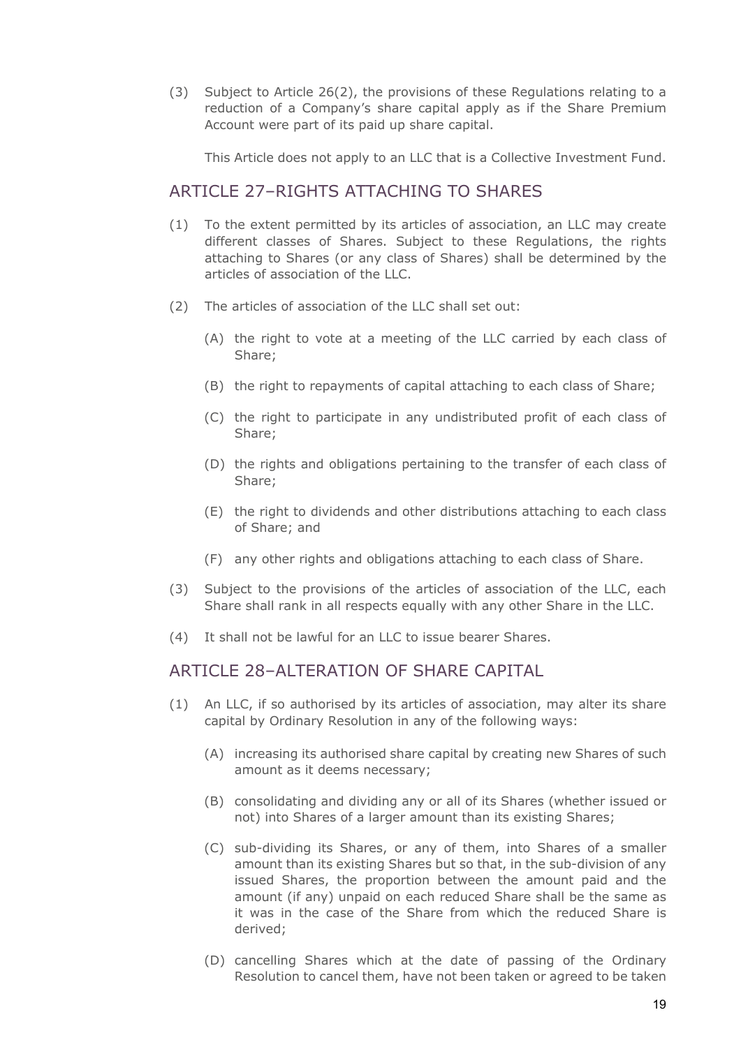(3) Subject to Article 26(2), the provisions of these Regulations relating to a reduction of a Company's share capital apply as if the Share Premium Account were part of its paid up share capital.

This Article does not apply to an LLC that is a Collective Investment Fund.

## ARTICLE 27–RIGHTS ATTACHING TO SHARES

(1) To the extent permitted by its articles of association, an LLC may create different classes of Shares. Subject to these Regulations, the rights attaching to Shares (or any class of Shares) shall be determined by the articles of association of the LLC.

(2) The articles of association of the LLC shall set out:

(A) the right to vote at a meeting of the LLC carried by each class of Share;

(B) the right to repayments of capital attaching to each class of Share;

(C) the right to participate in any undistributed profit of each class of Share;

(D) the rights and obligations pertaining to the transfer of each class of Share;

(E) the right to dividends and other distributions attaching to each class of Share; and

(F) any other rights and obligations attaching to each class of Share.

(3) Subject to the provisions of the articles of association of the LLC, each Share shall rank in all respects equally with any other Share in the LLC.

(4) It shall not be lawful for an LLC to issue bearer Shares.

## ARTICLE 28–ALTERATION OF SHARE CAPITAL

(1) An LLC, if so authorised by its articles of association, may alter its share capital by Ordinary Resolution in any of the following ways:

(A) increasing its authorised share capital by creating new Shares of such amount as it deems necessary;

(B) consolidating and dividing any or all of its Shares (whether issued or not) into Shares of a larger amount than its existing Shares;

(C) sub-dividing its Shares, or any of them, into Shares of a smaller amount than its existing Shares but so that, in the sub-division of any issued Shares, the proportion between the amount paid and the amount (if any) unpaid on each reduced Share shall be the same as it was in the case of the Share from which the reduced Share is derived;

(D) cancelling Shares which at the date of passing of the Ordinary Resolution to cancel them, have not been taken or agreed to be taken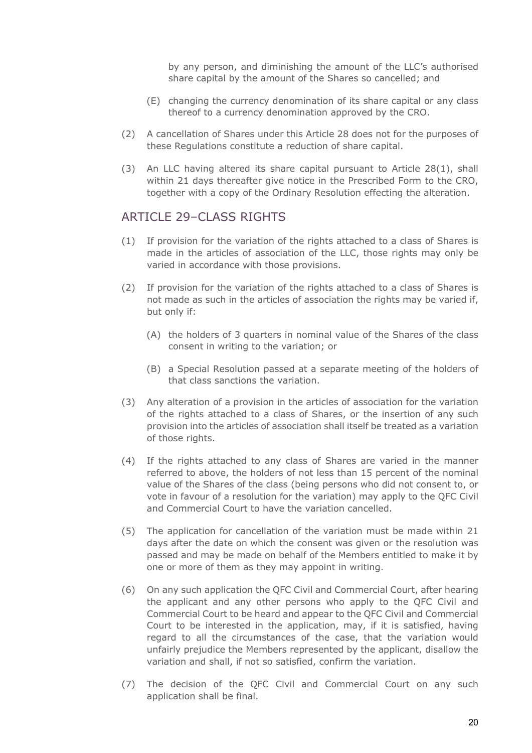by any person, and diminishing the amount of the LLC's authorised share capital by the amount of the Shares so cancelled; and

(E) changing the currency denomination of its share capital or any class thereof to a currency denomination approved by the CRO.

(2) A cancellation of Shares under this Article 28 does not for the purposes of these Regulations constitute a reduction of share capital.

(3) An LLC having altered its share capital pursuant to Article 28(1), shall within 21 days thereafter give notice in the Prescribed Form to the CRO, together with a copy of the Ordinary Resolution effecting the alteration.

## ARTICLE 29–CLASS RIGHTS

(1) If provision for the variation of the rights attached to a class of Shares is made in the articles of association of the LLC, those rights may only be varied in accordance with those provisions.

(2) If provision for the variation of the rights attached to a class of Shares is not made as such in the articles of association the rights may be varied if, but only if:

(A) the holders of 3 quarters in nominal value of the Shares of the class consent in writing to the variation; or

(B) a Special Resolution passed at a separate meeting of the holders of that class sanctions the variation.

(3) Any alteration of a provision in the articles of association for the variation of the rights attached to a class of Shares, or the insertion of any such provision into the articles of association shall itself be treated as a variation of those rights.

(4) If the rights attached to any class of Shares are varied in the manner referred to above, the holders of not less than 15 percent of the nominal value of the Shares of the class (being persons who did not consent to, or vote in favour of a resolution for the variation) may apply to the QFC Civil and Commercial Court to have the variation cancelled.

(5) The application for cancellation of the variation must be made within 21 days after the date on which the consent was given or the resolution was passed and may be made on behalf of the Members entitled to make it by one or more of them as they may appoint in writing.

(6) On any such application the QFC Civil and Commercial Court, after hearing the applicant and any other persons who apply to the QFC Civil and Commercial Court to be heard and appear to the QFC Civil and Commercial Court to be interested in the application, may, if it is satisfied, having regard to all the circumstances of the case, that the variation would unfairly prejudice the Members represented by the applicant, disallow the variation and shall, if not so satisfied, confirm the variation.

(7) The decision of the QFC Civil and Commercial Court on any such application shall be final.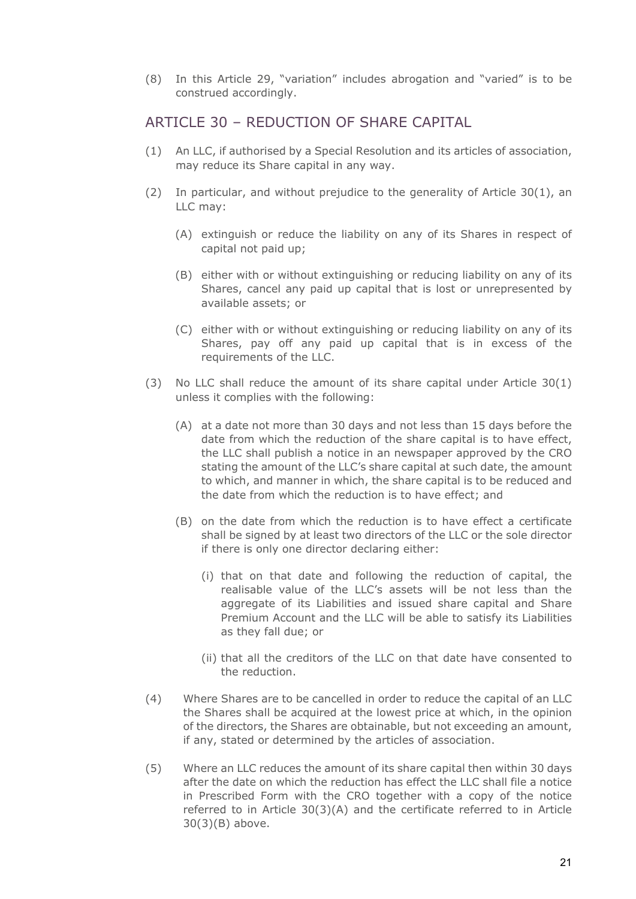(8) In this Article 29, "variation" includes abrogation and "varied" is to be construed accordingly.

## ARTICLE 30 – REDUCTION OF SHARE CAPITAL

(1) An LLC, if authorised by a Special Resolution and its articles of association, may reduce its Share capital in any way.

(2) In particular, and without prejudice to the generality of Article 30(1), an LLC may:

   (A) extinguish or reduce the liability on any of its Shares in respect of capital not paid up;

   (B) either with or without extinguishing or reducing liability on any of its Shares, cancel any paid up capital that is lost or unrepresented by available assets; or

   (C) either with or without extinguishing or reducing liability on any of its Shares, pay off any paid up capital that is in excess of the requirements of the LLC.

(3) No LLC shall reduce the amount of its share capital under Article 30(1) unless it complies with the following:

   (A) at a date not more than 30 days and not less than 15 days before the date from which the reduction of the share capital is to have effect, the LLC shall publish a notice in an newspaper approved by the CRO stating the amount of the LLC's share capital at such date, the amount to which, and manner in which, the share capital is to be reduced and the date from which the reduction is to have effect; and

   (B) on the date from which the reduction is to have effect a certificate shall be signed by at least two directors of the LLC or the sole director if there is only one director declaring either:

      (i) that on that date and following the reduction of capital, the realisable value of the LLC's assets will be not less than the aggregate of its Liabilities and issued share capital and Share Premium Account and the LLC will be able to satisfy its Liabilities as they fall due; or

      (ii) that all the creditors of the LLC on that date have consented to the reduction.

(4) Where Shares are to be cancelled in order to reduce the capital of an LLC the Shares shall be acquired at the lowest price at which, in the opinion of the directors, the Shares are obtainable, but not exceeding an amount, if any, stated or determined by the articles of association.

(5) Where an LLC reduces the amount of its share capital then within 30 days after the date on which the reduction has effect the LLC shall file a notice in Prescribed Form with the CRO together with a copy of the notice referred to in Article 30(3)(A) and the certificate referred to in Article 30(3)(B) above.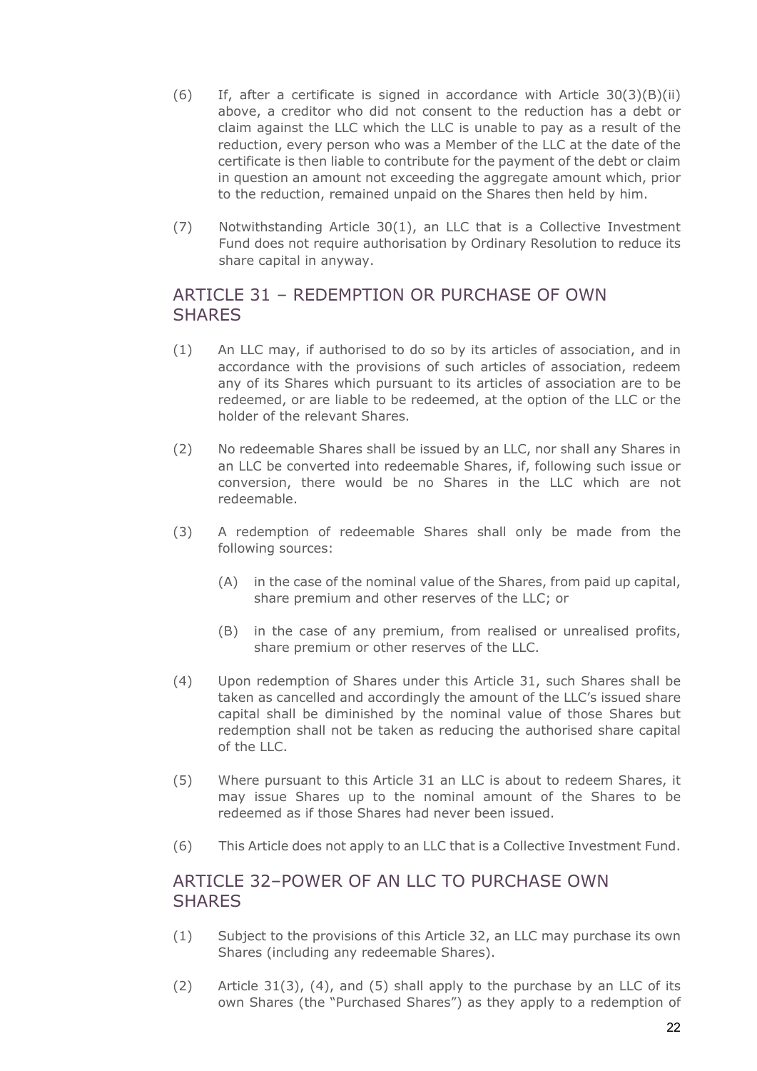(6) If, after a certificate is signed in accordance with Article 30(3)(B)(ii) above, a creditor who did not consent to the reduction has a debt or claim against the LLC which the LLC is unable to pay as a result of the reduction, every person who was a Member of the LLC at the date of the certificate is then liable to contribute for the payment of the debt or claim in question an amount not exceeding the aggregate amount which, prior to the reduction, remained unpaid on the Shares then held by him.

(7) Notwithstanding Article 30(1), an LLC that is a Collective Investment Fund does not require authorisation by Ordinary Resolution to reduce its share capital in anyway.

## ARTICLE 31 – REDEMPTION OR PURCHASE OF OWN SHARES

(1) An LLC may, if authorised to do so by its articles of association, and in accordance with the provisions of such articles of association, redeem any of its Shares which pursuant to its articles of association are to be redeemed, or are liable to be redeemed, at the option of the LLC or the holder of the relevant Shares.

(2) No redeemable Shares shall be issued by an LLC, nor shall any Shares in an LLC be converted into redeemable Shares, if, following such issue or conversion, there would be no Shares in the LLC which are not redeemable.

(3) A redemption of redeemable Shares shall only be made from the following sources:

   (A) in the case of the nominal value of the Shares, from paid up capital, share premium and other reserves of the LLC; or

   (B) in the case of any premium, from realised or unrealised profits, share premium or other reserves of the LLC.

(4) Upon redemption of Shares under this Article 31, such Shares shall be taken as cancelled and accordingly the amount of the LLC's issued share capital shall be diminished by the nominal value of those Shares but redemption shall not be taken as reducing the authorised share capital of the LLC.

(5) Where pursuant to this Article 31 an LLC is about to redeem Shares, it may issue Shares up to the nominal amount of the Shares to be redeemed as if those Shares had never been issued.

(6) This Article does not apply to an LLC that is a Collective Investment Fund.

## ARTICLE 32–POWER OF AN LLC TO PURCHASE OWN SHARES

(1) Subject to the provisions of this Article 32, an LLC may purchase its own Shares (including any redeemable Shares).

(2) Article 31(3), (4), and (5) shall apply to the purchase by an LLC of its own Shares (the "Purchased Shares") as they apply to a redemption of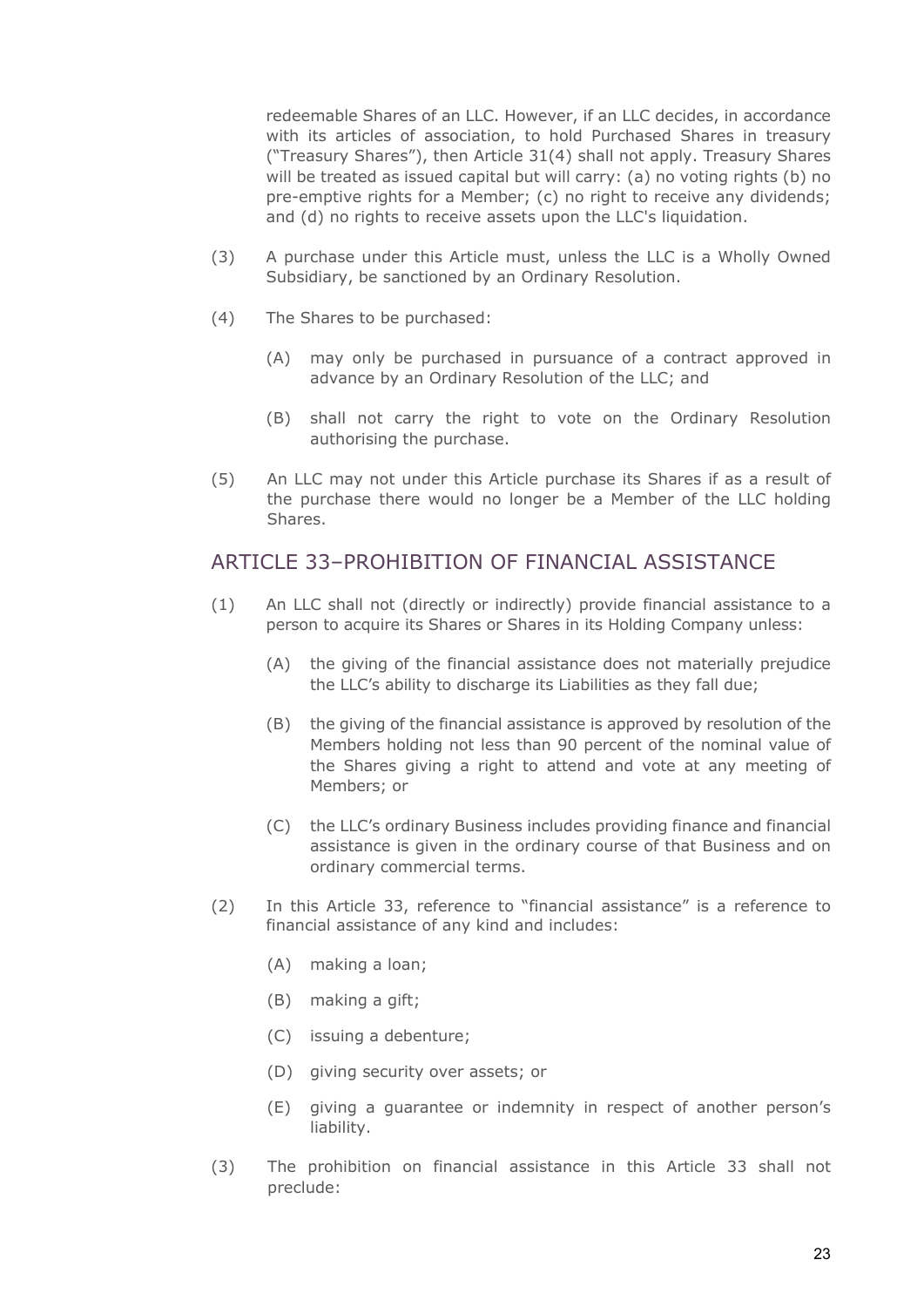redeemable Shares of an LLC. However, if an LLC decides, in accordance with its articles of association, to hold Purchased Shares in treasury ("Treasury Shares"), then Article 31(4) shall not apply. Treasury Shares will be treated as issued capital but will carry: (a) no voting rights (b) no pre-emptive rights for a Member; (c) no right to receive any dividends; and (d) no rights to receive assets upon the LLC's liquidation.

(3) A purchase under this Article must, unless the LLC is a Wholly Owned Subsidiary, be sanctioned by an Ordinary Resolution.

(4) The Shares to be purchased:

(A) may only be purchased in pursuance of a contract approved in advance by an Ordinary Resolution of the LLC; and

(B) shall not carry the right to vote on the Ordinary Resolution authorising the purchase.

(5) An LLC may not under this Article purchase its Shares if as a result of the purchase there would no longer be a Member of the LLC holding Shares.

## ARTICLE 33–PROHIBITION OF FINANCIAL ASSISTANCE

(1) An LLC shall not (directly or indirectly) provide financial assistance to a person to acquire its Shares or Shares in its Holding Company unless:

(A) the giving of the financial assistance does not materially prejudice the LLC's ability to discharge its Liabilities as they fall due;

(B) the giving of the financial assistance is approved by resolution of the Members holding not less than 90 percent of the nominal value of the Shares giving a right to attend and vote at any meeting of Members; or

(C) the LLC's ordinary Business includes providing finance and financial assistance is given in the ordinary course of that Business and on ordinary commercial terms.

(2) In this Article 33, reference to "financial assistance" is a reference to financial assistance of any kind and includes:

(A) making a loan;

(B) making a gift;

(C) issuing a debenture;

(D) giving security over assets; or

(E) giving a guarantee or indemnity in respect of another person's liability.

(3) The prohibition on financial assistance in this Article 33 shall not preclude: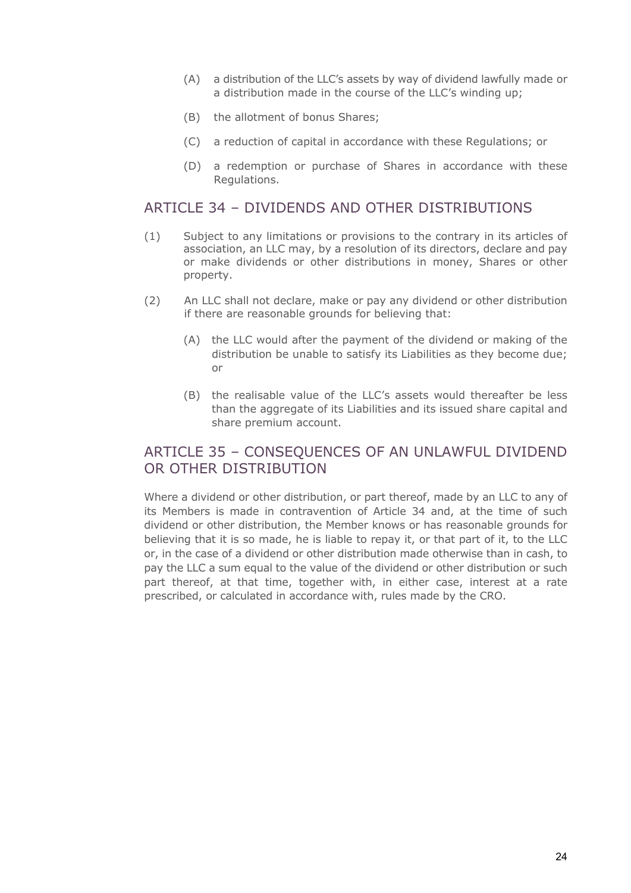(A) a distribution of the LLC's assets by way of dividend lawfully made or a distribution made in the course of the LLC's winding up;

(B) the allotment of bonus Shares;

(C) a reduction of capital in accordance with these Regulations; or

(D) a redemption or purchase of Shares in accordance with these Regulations.

## ARTICLE 34 – DIVIDENDS AND OTHER DISTRIBUTIONS

(1) Subject to any limitations or provisions to the contrary in its articles of association, an LLC may, by a resolution of its directors, declare and pay or make dividends or other distributions in money, Shares or other property.

(2) An LLC shall not declare, make or pay any dividend or other distribution if there are reasonable grounds for believing that:

(A) the LLC would after the payment of the dividend or making of the distribution be unable to satisfy its Liabilities as they become due; or

(B) the realisable value of the LLC's assets would thereafter be less than the aggregate of its Liabilities and its issued share capital and share premium account.

## ARTICLE 35 – CONSEQUENCES OF AN UNLAWFUL DIVIDEND OR OTHER DISTRIBUTION

Where a dividend or other distribution, or part thereof, made by an LLC to any of its Members is made in contravention of Article 34 and, at the time of such dividend or other distribution, the Member knows or has reasonable grounds for believing that it is so made, he is liable to repay it, or that part of it, to the LLC or, in the case of a dividend or other distribution made otherwise than in cash, to pay the LLC a sum equal to the value of the dividend or other distribution or such part thereof, at that time, together with, in either case, interest at a rate prescribed, or calculated in accordance with, rules made by the CRO.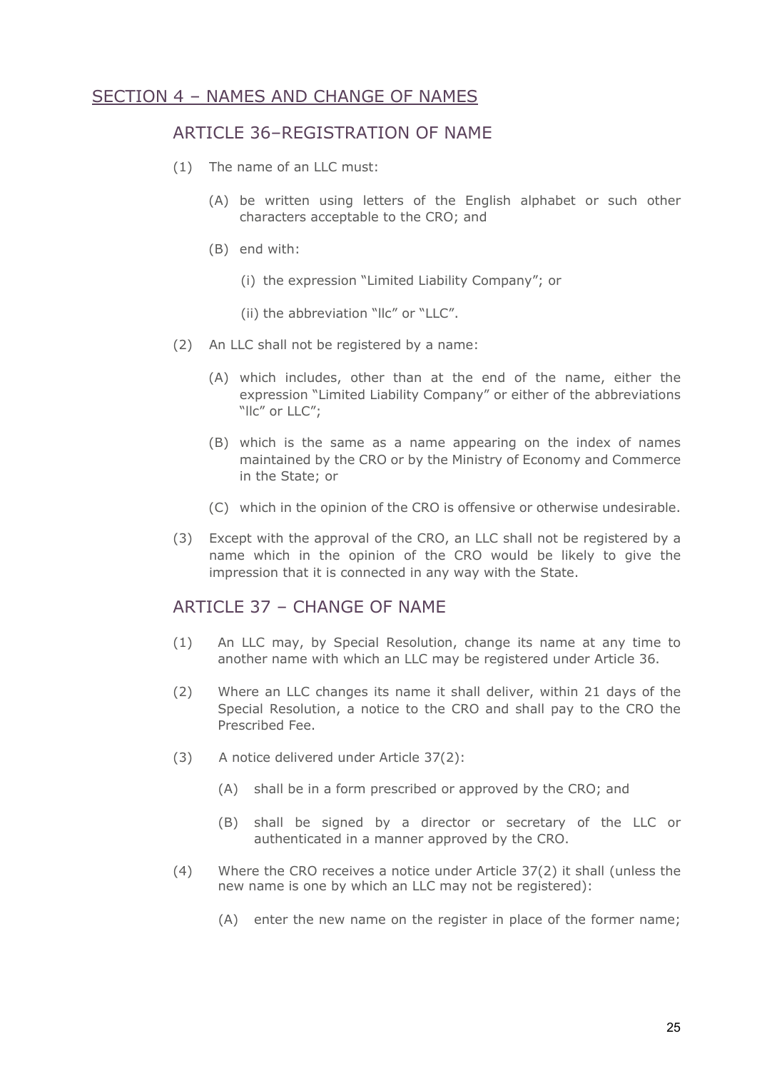## SECTION 4 – NAMES AND CHANGE OF NAMES

### ARTICLE 36–REGISTRATION OF NAME

(1) The name of an LLC must:

(A) be written using letters of the English alphabet or such other characters acceptable to the CRO; and

(B) end with:

(i) the expression "Limited Liability Company"; or

(ii) the abbreviation "llc" or "LLC".

(2) An LLC shall not be registered by a name:

(A) which includes, other than at the end of the name, either the expression "Limited Liability Company" or either of the abbreviations "llc" or LLC";

(B) which is the same as a name appearing on the index of names maintained by the CRO or by the Ministry of Economy and Commerce in the State; or

(C) which in the opinion of the CRO is offensive or otherwise undesirable.

(3) Except with the approval of the CRO, an LLC shall not be registered by a name which in the opinion of the CRO would be likely to give the impression that it is connected in any way with the State.

### ARTICLE 37 – CHANGE OF NAME

(1) An LLC may, by Special Resolution, change its name at any time to another name with which an LLC may be registered under Article 36.

(2) Where an LLC changes its name it shall deliver, within 21 days of the Special Resolution, a notice to the CRO and shall pay to the CRO the Prescribed Fee.

(3) A notice delivered under Article 37(2):

(A) shall be in a form prescribed or approved by the CRO; and

(B) shall be signed by a director or secretary of the LLC or authenticated in a manner approved by the CRO.

(4) Where the CRO receives a notice under Article 37(2) it shall (unless the new name is one by which an LLC may not be registered):

(A) enter the new name on the register in place of the former name;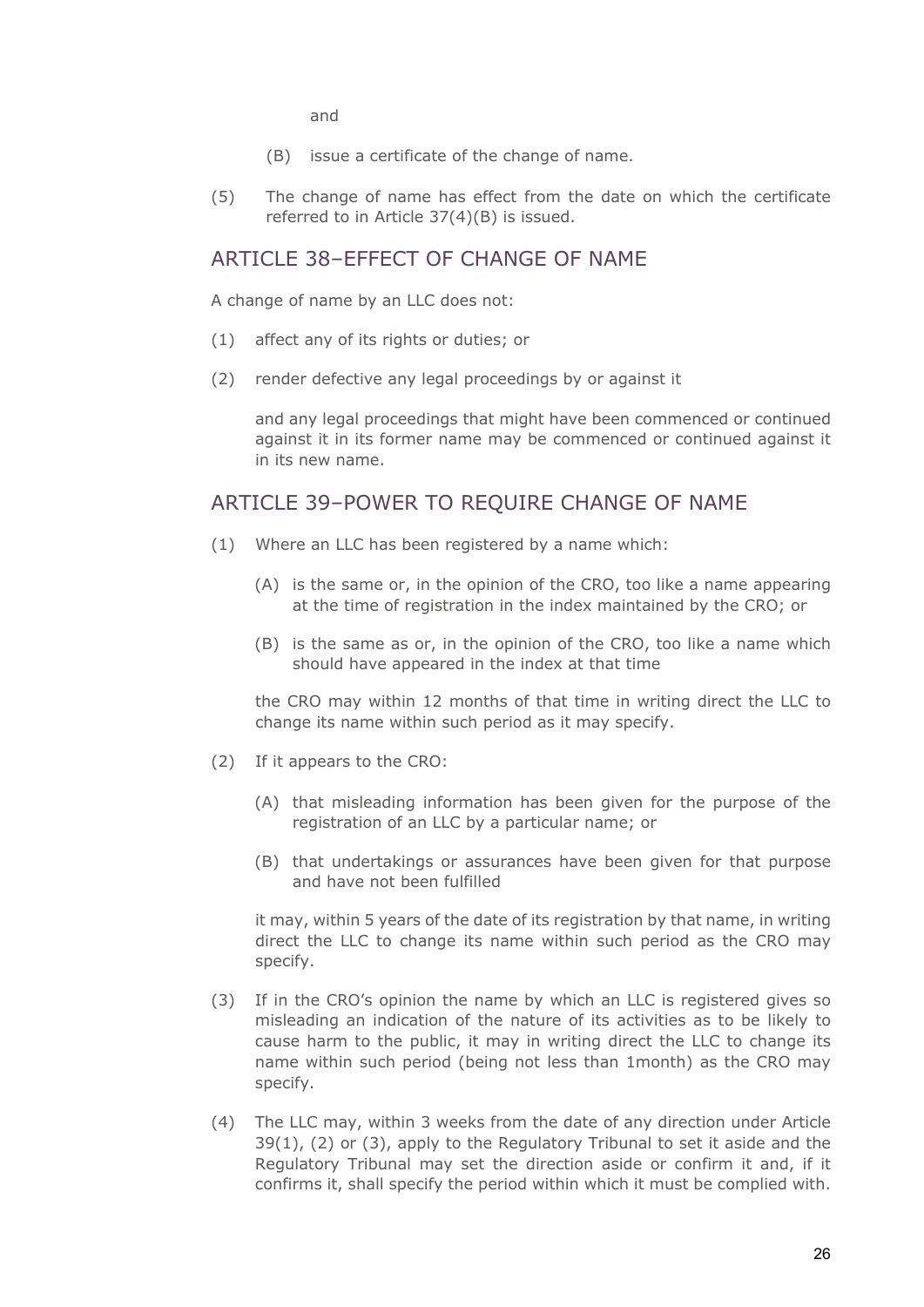and

(B) issue a certificate of the change of name.

(5) The change of name has effect from the date on which the certificate referred to in Article 37(4)(B) is issued.

## ARTICLE 38–EFFECT OF CHANGE OF NAME

A change of name by an LLC does not:

(1) affect any of its rights or duties; or

(2) render defective any legal proceedings by or against it

and any legal proceedings that might have been commenced or continued against it in its former name may be commenced or continued against it in its new name.

## ARTICLE 39–POWER TO REQUIRE CHANGE OF NAME

(1) Where an LLC has been registered by a name which:

(A) is the same or, in the opinion of the CRO, too like a name appearing at the time of registration in the index maintained by the CRO; or

(B) is the same as or, in the opinion of the CRO, too like a name which should have appeared in the index at that time

the CRO may within 12 months of that time in writing direct the LLC to change its name within such period as it may specify.

(2) If it appears to the CRO:

(A) that misleading information has been given for the purpose of the registration of an LLC by a particular name; or

(B) that undertakings or assurances have been given for that purpose and have not been fulfilled

it may, within 5 years of the date of its registration by that name, in writing direct the LLC to change its name within such period as the CRO may specify.

(3) If in the CRO's opinion the name by which an LLC is registered gives so misleading an indication of the nature of its activities as to be likely to cause harm to the public, it may in writing direct the LLC to change its name within such period (being not less than 1month) as the CRO may specify.

(4) The LLC may, within 3 weeks from the date of any direction under Article 39(1), (2) or (3), apply to the Regulatory Tribunal to set it aside and the Regulatory Tribunal may set the direction aside or confirm it and, if it confirms it, shall specify the period within which it must be complied with.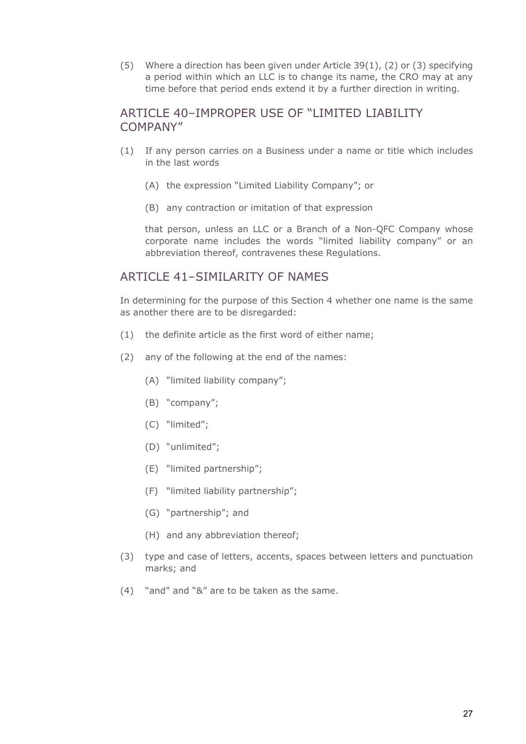(5) Where a direction has been given under Article 39(1), (2) or (3) specifying a period within which an LLC is to change its name, the CRO may at any time before that period ends extend it by a further direction in writing.

## ARTICLE 40–IMPROPER USE OF "LIMITED LIABILITY COMPANY"

(1) If any person carries on a Business under a name or title which includes in the last words

(A) the expression "Limited Liability Company"; or

(B) any contraction or imitation of that expression

that person, unless an LLC or a Branch of a Non-QFC Company whose corporate name includes the words "limited liability company" or an abbreviation thereof, contravenes these Regulations.

## ARTICLE 41–SIMILARITY OF NAMES

In determining for the purpose of this Section 4 whether one name is the same as another there are to be disregarded:

(1) the definite article as the first word of either name;

(2) any of the following at the end of the names:

(A) "limited liability company";

(B) "company";

(C) "limited";

(D) "unlimited";

(E) "limited partnership";

(F) "limited liability partnership";

(G) "partnership"; and

(H) and any abbreviation thereof;

(3) type and case of letters, accents, spaces between letters and punctuation marks; and

(4) "and" and "&" are to be taken as the same.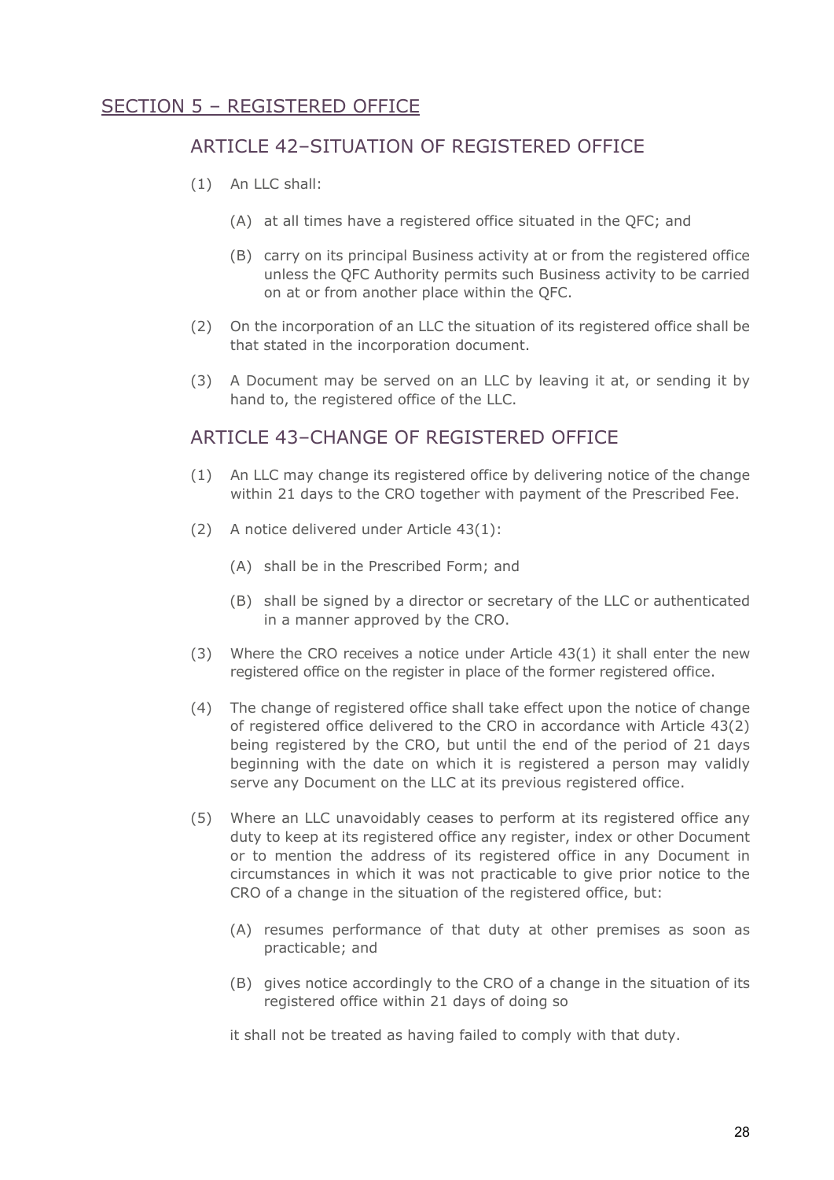## SECTION 5 – REGISTERED OFFICE

### ARTICLE 42–SITUATION OF REGISTERED OFFICE

(1) An LLC shall:

(A) at all times have a registered office situated in the QFC; and

(B) carry on its principal Business activity at or from the registered office unless the QFC Authority permits such Business activity to be carried on at or from another place within the QFC.

(2) On the incorporation of an LLC the situation of its registered office shall be that stated in the incorporation document.

(3) A Document may be served on an LLC by leaving it at, or sending it by hand to, the registered office of the LLC.

### ARTICLE 43–CHANGE OF REGISTERED OFFICE

(1) An LLC may change its registered office by delivering notice of the change within 21 days to the CRO together with payment of the Prescribed Fee.

(2) A notice delivered under Article 43(1):

(A) shall be in the Prescribed Form; and

(B) shall be signed by a director or secretary of the LLC or authenticated in a manner approved by the CRO.

(3) Where the CRO receives a notice under Article 43(1) it shall enter the new registered office on the register in place of the former registered office.

(4) The change of registered office shall take effect upon the notice of change of registered office delivered to the CRO in accordance with Article 43(2) being registered by the CRO, but until the end of the period of 21 days beginning with the date on which it is registered a person may validly serve any Document on the LLC at its previous registered office.

(5) Where an LLC unavoidably ceases to perform at its registered office any duty to keep at its registered office any register, index or other Document or to mention the address of its registered office in any Document in circumstances in which it was not practicable to give prior notice to the CRO of a change in the situation of the registered office, but:

(A) resumes performance of that duty at other premises as soon as practicable; and

(B) gives notice accordingly to the CRO of a change in the situation of its registered office within 21 days of doing so

it shall not be treated as having failed to comply with that duty.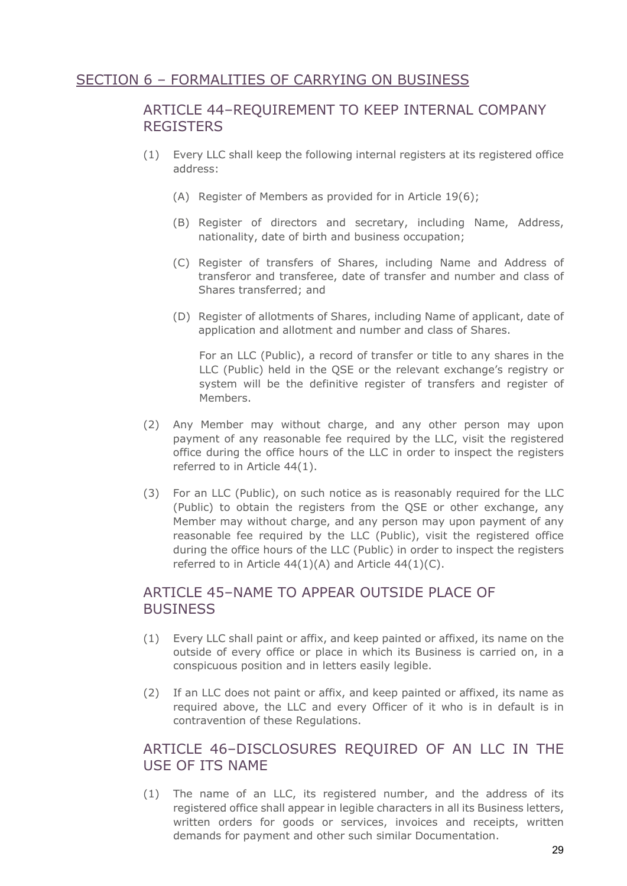## SECTION 6 – FORMALITIES OF CARRYING ON BUSINESS

### ARTICLE 44–REQUIREMENT TO KEEP INTERNAL COMPANY REGISTERS

(1) Every LLC shall keep the following internal registers at its registered office address:

(A) Register of Members as provided for in Article 19(6);

(B) Register of directors and secretary, including Name, Address, nationality, date of birth and business occupation;

(C) Register of transfers of Shares, including Name and Address of transferor and transferee, date of transfer and number and class of Shares transferred; and

(D) Register of allotments of Shares, including Name of applicant, date of application and allotment and number and class of Shares.

For an LLC (Public), a record of transfer or title to any shares in the LLC (Public) held in the QSE or the relevant exchange's registry or system will be the definitive register of transfers and register of Members.

(2) Any Member may without charge, and any other person may upon payment of any reasonable fee required by the LLC, visit the registered office during the office hours of the LLC in order to inspect the registers referred to in Article 44(1).

(3) For an LLC (Public), on such notice as is reasonably required for the LLC (Public) to obtain the registers from the QSE or other exchange, any Member may without charge, and any person may upon payment of any reasonable fee required by the LLC (Public), visit the registered office during the office hours of the LLC (Public) in order to inspect the registers referred to in Article 44(1)(A) and Article 44(1)(C).

### ARTICLE 45–NAME TO APPEAR OUTSIDE PLACE OF BUSINESS

(1) Every LLC shall paint or affix, and keep painted or affixed, its name on the outside of every office or place in which its Business is carried on, in a conspicuous position and in letters easily legible.

(2) If an LLC does not paint or affix, and keep painted or affixed, its name as required above, the LLC and every Officer of it who is in default is in contravention of these Regulations.

### ARTICLE 46–DISCLOSURES REQUIRED OF AN LLC IN THE USE OF ITS NAME

(1) The name of an LLC, its registered number, and the address of its registered office shall appear in legible characters in all its Business letters, written orders for goods or services, invoices and receipts, written demands for payment and other such similar Documentation.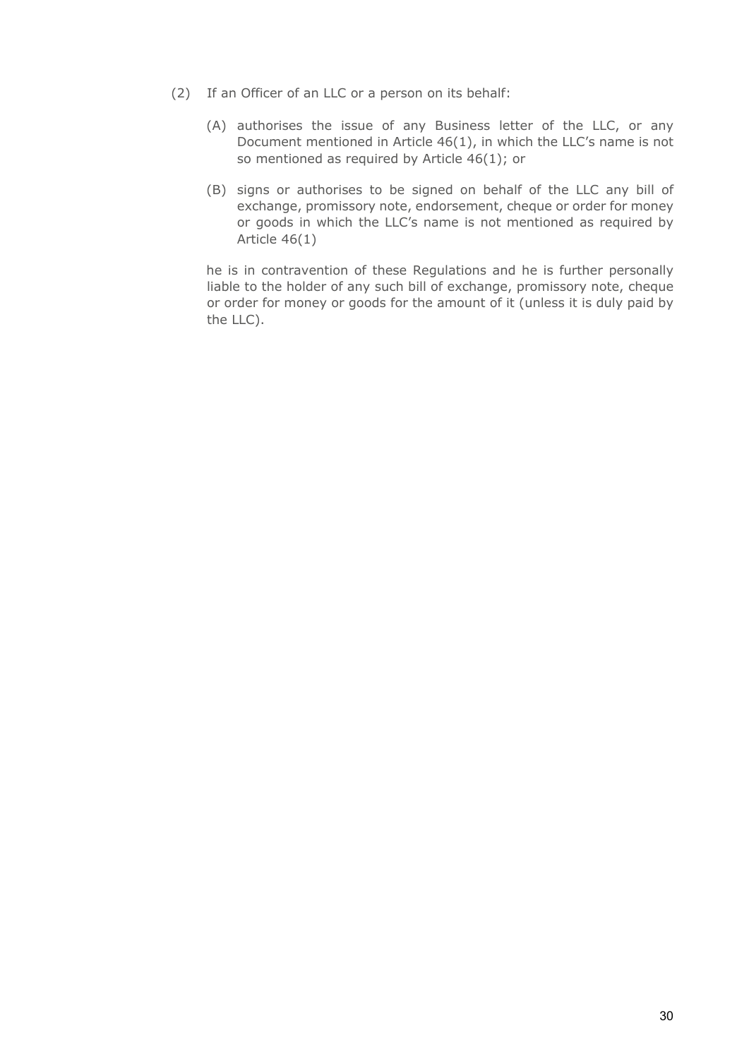(2) If an Officer of an LLC or a person on its behalf:

(A) authorises the issue of any Business letter of the LLC, or any Document mentioned in Article 46(1), in which the LLC's name is not so mentioned as required by Article 46(1); or

(B) signs or authorises to be signed on behalf of the LLC any bill of exchange, promissory note, endorsement, cheque or order for money or goods in which the LLC's name is not mentioned as required by Article 46(1)

he is in contravention of these Regulations and he is further personally liable to the holder of any such bill of exchange, promissory note, cheque or order for money or goods for the amount of it (unless it is duly paid by the LLC).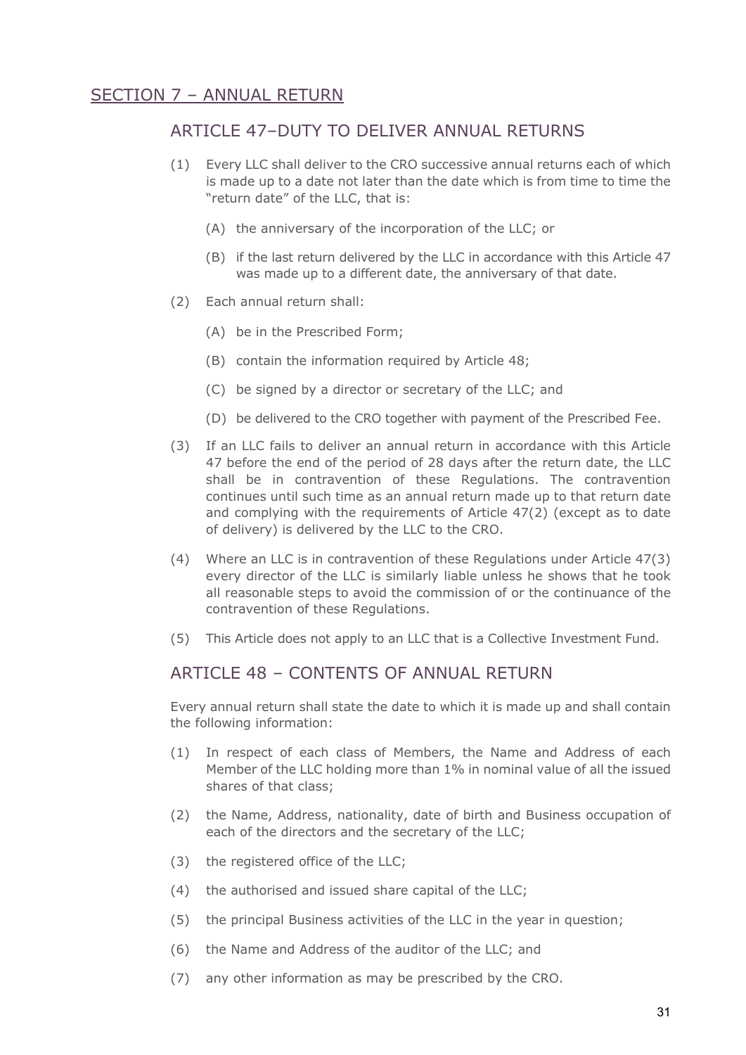## SECTION 7 – ANNUAL RETURN

### ARTICLE 47–DUTY TO DELIVER ANNUAL RETURNS

(1) Every LLC shall deliver to the CRO successive annual returns each of which is made up to a date not later than the date which is from time to time the "return date" of the LLC, that is:

(A) the anniversary of the incorporation of the LLC; or

(B) if the last return delivered by the LLC in accordance with this Article 47 was made up to a different date, the anniversary of that date.

(2) Each annual return shall:

(A) be in the Prescribed Form;

(B) contain the information required by Article 48;

(C) be signed by a director or secretary of the LLC; and

(D) be delivered to the CRO together with payment of the Prescribed Fee.

(3) If an LLC fails to deliver an annual return in accordance with this Article 47 before the end of the period of 28 days after the return date, the LLC shall be in contravention of these Regulations. The contravention continues until such time as an annual return made up to that return date and complying with the requirements of Article 47(2) (except as to date of delivery) is delivered by the LLC to the CRO.

(4) Where an LLC is in contravention of these Regulations under Article 47(3) every director of the LLC is similarly liable unless he shows that he took all reasonable steps to avoid the commission of or the continuance of the contravention of these Regulations.

(5) This Article does not apply to an LLC that is a Collective Investment Fund.

### ARTICLE 48 – CONTENTS OF ANNUAL RETURN

Every annual return shall state the date to which it is made up and shall contain the following information:

(1) In respect of each class of Members, the Name and Address of each Member of the LLC holding more than 1% in nominal value of all the issued shares of that class;

(2) the Name, Address, nationality, date of birth and Business occupation of each of the directors and the secretary of the LLC;

(3) the registered office of the LLC;

(4) the authorised and issued share capital of the LLC;

(5) the principal Business activities of the LLC in the year in question;

(6) the Name and Address of the auditor of the LLC; and

(7) any other information as may be prescribed by the CRO.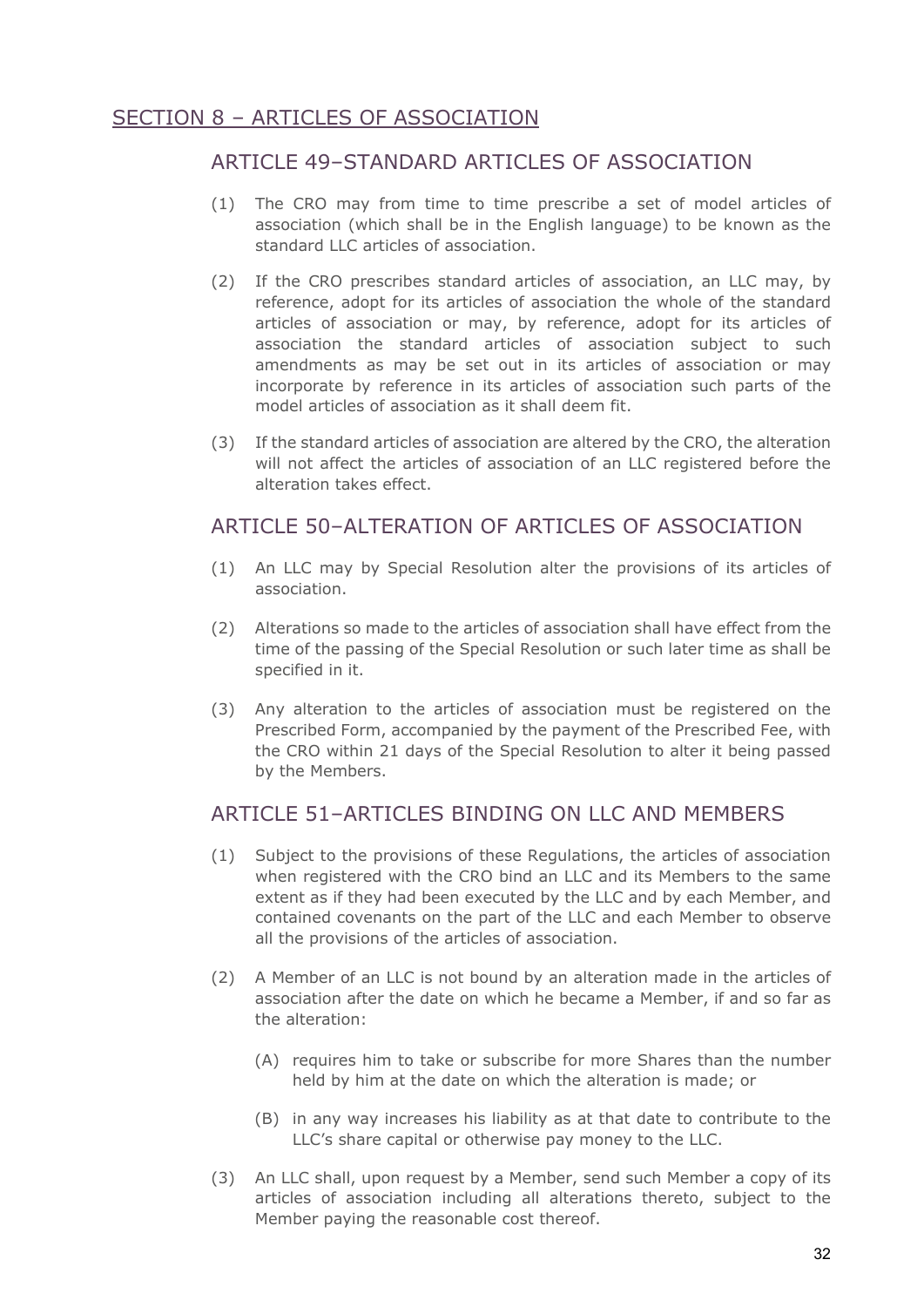## SECTION 8 – ARTICLES OF ASSOCIATION

### ARTICLE 49–STANDARD ARTICLES OF ASSOCIATION

(1) The CRO may from time to time prescribe a set of model articles of association (which shall be in the English language) to be known as the standard LLC articles of association.

(2) If the CRO prescribes standard articles of association, an LLC may, by reference, adopt for its articles of association the whole of the standard articles of association or may, by reference, adopt for its articles of association the standard articles of association subject to such amendments as may be set out in its articles of association or may incorporate by reference in its articles of association such parts of the model articles of association as it shall deem fit.

(3) If the standard articles of association are altered by the CRO, the alteration will not affect the articles of association of an LLC registered before the alteration takes effect.

### ARTICLE 50–ALTERATION OF ARTICLES OF ASSOCIATION

(1) An LLC may by Special Resolution alter the provisions of its articles of association.

(2) Alterations so made to the articles of association shall have effect from the time of the passing of the Special Resolution or such later time as shall be specified in it.

(3) Any alteration to the articles of association must be registered on the Prescribed Form, accompanied by the payment of the Prescribed Fee, with the CRO within 21 days of the Special Resolution to alter it being passed by the Members.

### ARTICLE 51–ARTICLES BINDING ON LLC AND MEMBERS

(1) Subject to the provisions of these Regulations, the articles of association when registered with the CRO bind an LLC and its Members to the same extent as if they had been executed by the LLC and by each Member, and contained covenants on the part of the LLC and each Member to observe all the provisions of the articles of association.

(2) A Member of an LLC is not bound by an alteration made in the articles of association after the date on which he became a Member, if and so far as the alteration:

(A) requires him to take or subscribe for more Shares than the number held by him at the date on which the alteration is made; or

(B) in any way increases his liability as at that date to contribute to the LLC's share capital or otherwise pay money to the LLC.

(3) An LLC shall, upon request by a Member, send such Member a copy of its articles of association including all alterations thereto, subject to the Member paying the reasonable cost thereof.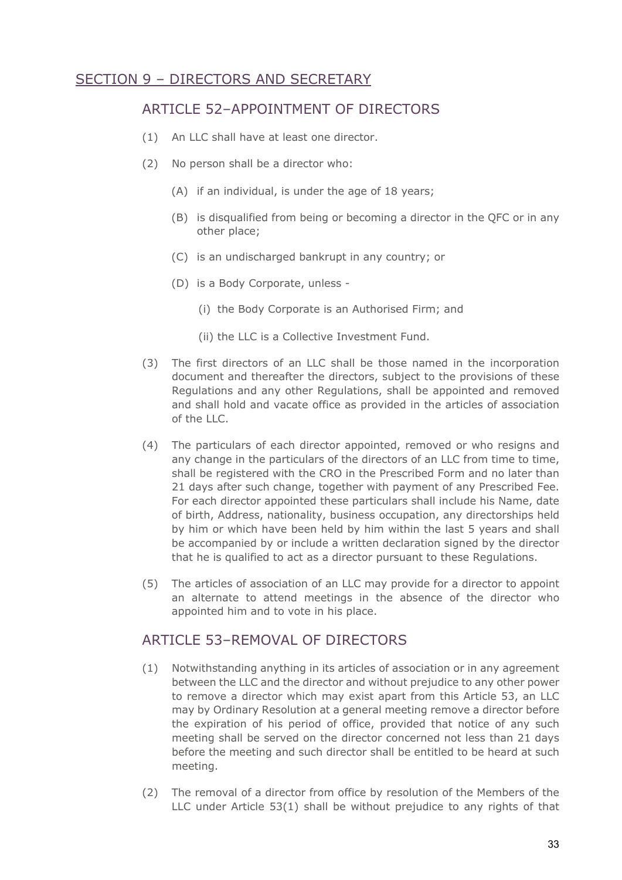## SECTION 9 – DIRECTORS AND SECRETARY

### ARTICLE 52–APPOINTMENT OF DIRECTORS

(1) An LLC shall have at least one director.

(2) No person shall be a director who:

  (A) if an individual, is under the age of 18 years;

  (B) is disqualified from being or becoming a director in the QFC or in any other place;

  (C) is an undischarged bankrupt in any country; or

  (D) is a Body Corporate, unless -

    (i) the Body Corporate is an Authorised Firm; and

    (ii) the LLC is a Collective Investment Fund.

(3) The first directors of an LLC shall be those named in the incorporation document and thereafter the directors, subject to the provisions of these Regulations and any other Regulations, shall be appointed and removed and shall hold and vacate office as provided in the articles of association of the LLC.

(4) The particulars of each director appointed, removed or who resigns and any change in the particulars of the directors of an LLC from time to time, shall be registered with the CRO in the Prescribed Form and no later than 21 days after such change, together with payment of any Prescribed Fee. For each director appointed these particulars shall include his Name, date of birth, Address, nationality, business occupation, any directorships held by him or which have been held by him within the last 5 years and shall be accompanied by or include a written declaration signed by the director that he is qualified to act as a director pursuant to these Regulations.

(5) The articles of association of an LLC may provide for a director to appoint an alternate to attend meetings in the absence of the director who appointed him and to vote in his place.

### ARTICLE 53–REMOVAL OF DIRECTORS

(1) Notwithstanding anything in its articles of association or in any agreement between the LLC and the director and without prejudice to any other power to remove a director which may exist apart from this Article 53, an LLC may by Ordinary Resolution at a general meeting remove a director before the expiration of his period of office, provided that notice of any such meeting shall be served on the director concerned not less than 21 days before the meeting and such director shall be entitled to be heard at such meeting.

(2) The removal of a director from office by resolution of the Members of the LLC under Article 53(1) shall be without prejudice to any rights of that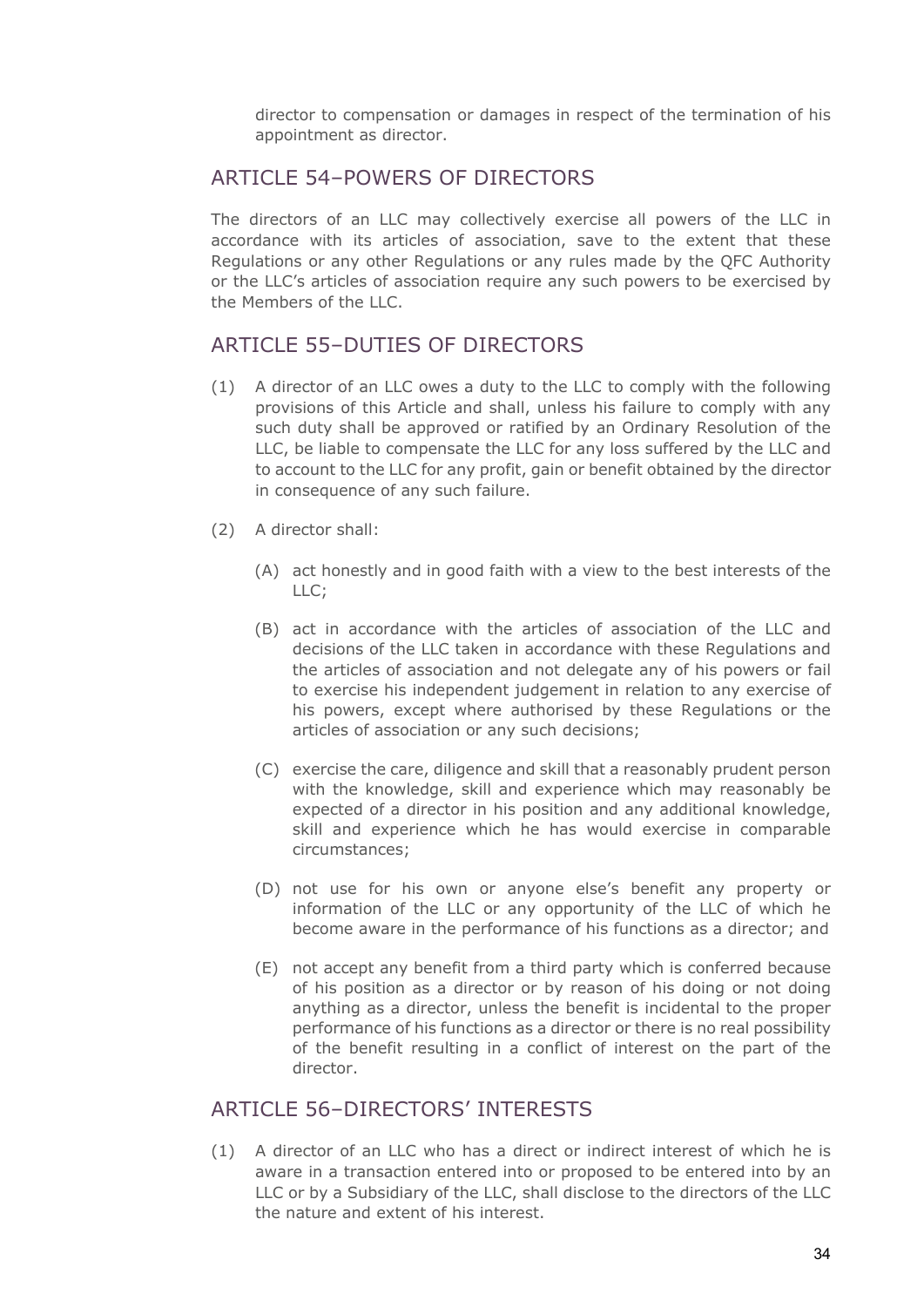director to compensation or damages in respect of the termination of his appointment as director.

## ARTICLE 54–POWERS OF DIRECTORS

The directors of an LLC may collectively exercise all powers of the LLC in accordance with its articles of association, save to the extent that these Regulations or any other Regulations or any rules made by the QFC Authority or the LLC's articles of association require any such powers to be exercised by the Members of the LLC.

## ARTICLE 55–DUTIES OF DIRECTORS

(1) A director of an LLC owes a duty to the LLC to comply with the following provisions of this Article and shall, unless his failure to comply with any such duty shall be approved or ratified by an Ordinary Resolution of the LLC, be liable to compensate the LLC for any loss suffered by the LLC and to account to the LLC for any profit, gain or benefit obtained by the director in consequence of any such failure.

(2) A director shall:

(A) act honestly and in good faith with a view to the best interests of the LLC;

(B) act in accordance with the articles of association of the LLC and decisions of the LLC taken in accordance with these Regulations and the articles of association and not delegate any of his powers or fail to exercise his independent judgement in relation to any exercise of his powers, except where authorised by these Regulations or the articles of association or any such decisions;

(C) exercise the care, diligence and skill that a reasonably prudent person with the knowledge, skill and experience which may reasonably be expected of a director in his position and any additional knowledge, skill and experience which he has would exercise in comparable circumstances;

(D) not use for his own or anyone else's benefit any property or information of the LLC or any opportunity of the LLC of which he become aware in the performance of his functions as a director; and

(E) not accept any benefit from a third party which is conferred because of his position as a director or by reason of his doing or not doing anything as a director, unless the benefit is incidental to the proper performance of his functions as a director or there is no real possibility of the benefit resulting in a conflict of interest on the part of the director.

## ARTICLE 56–DIRECTORS' INTERESTS

(1) A director of an LLC who has a direct or indirect interest of which he is aware in a transaction entered into or proposed to be entered into by an LLC or by a Subsidiary of the LLC, shall disclose to the directors of the LLC the nature and extent of his interest.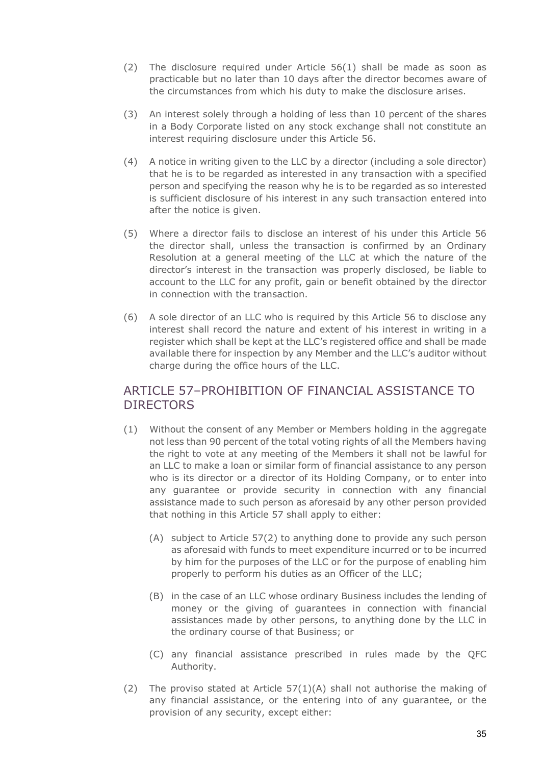(2) The disclosure required under Article 56(1) shall be made as soon as practicable but no later than 10 days after the director becomes aware of the circumstances from which his duty to make the disclosure arises.

(3) An interest solely through a holding of less than 10 percent of the shares in a Body Corporate listed on any stock exchange shall not constitute an interest requiring disclosure under this Article 56.

(4) A notice in writing given to the LLC by a director (including a sole director) that he is to be regarded as interested in any transaction with a specified person and specifying the reason why he is to be regarded as so interested is sufficient disclosure of his interest in any such transaction entered into after the notice is given.

(5) Where a director fails to disclose an interest of his under this Article 56 the director shall, unless the transaction is confirmed by an Ordinary Resolution at a general meeting of the LLC at which the nature of the director's interest in the transaction was properly disclosed, be liable to account to the LLC for any profit, gain or benefit obtained by the director in connection with the transaction.

(6) A sole director of an LLC who is required by this Article 56 to disclose any interest shall record the nature and extent of his interest in writing in a register which shall be kept at the LLC's registered office and shall be made available there for inspection by any Member and the LLC's auditor without charge during the office hours of the LLC.

## ARTICLE 57–PROHIBITION OF FINANCIAL ASSISTANCE TO DIRECTORS

(1) Without the consent of any Member or Members holding in the aggregate not less than 90 percent of the total voting rights of all the Members having the right to vote at any meeting of the Members it shall not be lawful for an LLC to make a loan or similar form of financial assistance to any person who is its director or a director of its Holding Company, or to enter into any guarantee or provide security in connection with any financial assistance made to such person as aforesaid by any other person provided that nothing in this Article 57 shall apply to either:

   (A) subject to Article 57(2) to anything done to provide any such person as aforesaid with funds to meet expenditure incurred or to be incurred by him for the purposes of the LLC or for the purpose of enabling him properly to perform his duties as an Officer of the LLC;

   (B) in the case of an LLC whose ordinary Business includes the lending of money or the giving of guarantees in connection with financial assistances made by other persons, to anything done by the LLC in the ordinary course of that Business; or

   (C) any financial assistance prescribed in rules made by the QFC Authority.

(2) The proviso stated at Article 57(1)(A) shall not authorise the making of any financial assistance, or the entering into of any guarantee, or the provision of any security, except either: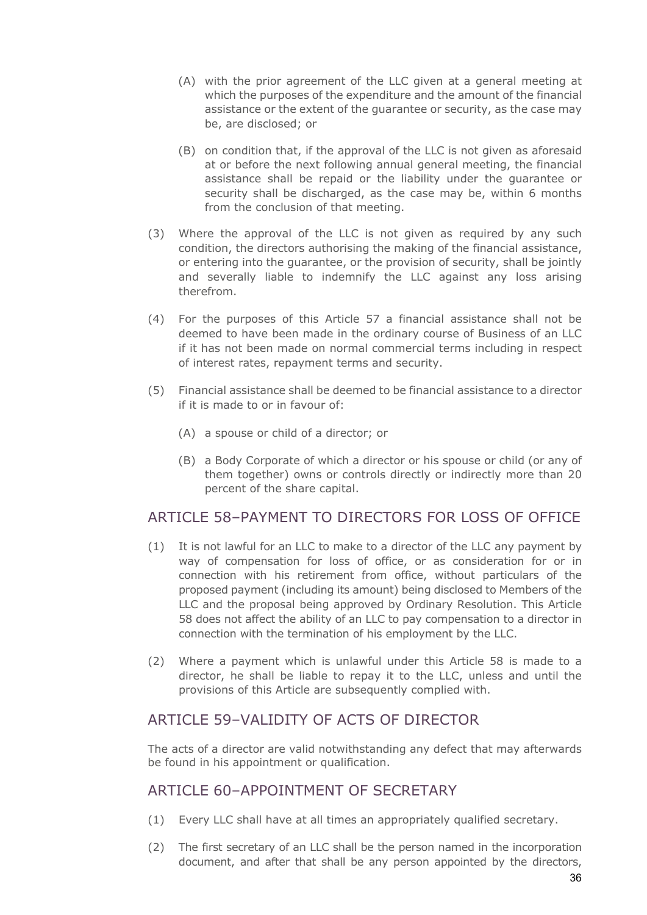(A) with the prior agreement of the LLC given at a general meeting at which the purposes of the expenditure and the amount of the financial assistance or the extent of the guarantee or security, as the case may be, are disclosed; or

(B) on condition that, if the approval of the LLC is not given as aforesaid at or before the next following annual general meeting, the financial assistance shall be repaid or the liability under the guarantee or security shall be discharged, as the case may be, within 6 months from the conclusion of that meeting.

(3) Where the approval of the LLC is not given as required by any such condition, the directors authorising the making of the financial assistance, or entering into the guarantee, or the provision of security, shall be jointly and severally liable to indemnify the LLC against any loss arising therefrom.

(4) For the purposes of this Article 57 a financial assistance shall not be deemed to have been made in the ordinary course of Business of an LLC if it has not been made on normal commercial terms including in respect of interest rates, repayment terms and security.

(5) Financial assistance shall be deemed to be financial assistance to a director if it is made to or in favour of:

(A) a spouse or child of a director; or

(B) a Body Corporate of which a director or his spouse or child (or any of them together) owns or controls directly or indirectly more than 20 percent of the share capital.

## ARTICLE 58–PAYMENT TO DIRECTORS FOR LOSS OF OFFICE

(1) It is not lawful for an LLC to make to a director of the LLC any payment by way of compensation for loss of office, or as consideration for or in connection with his retirement from office, without particulars of the proposed payment (including its amount) being disclosed to Members of the LLC and the proposal being approved by Ordinary Resolution. This Article 58 does not affect the ability of an LLC to pay compensation to a director in connection with the termination of his employment by the LLC.

(2) Where a payment which is unlawful under this Article 58 is made to a director, he shall be liable to repay it to the LLC, unless and until the provisions of this Article are subsequently complied with.

## ARTICLE 59–VALIDITY OF ACTS OF DIRECTOR

The acts of a director are valid notwithstanding any defect that may afterwards be found in his appointment or qualification.

## ARTICLE 60–APPOINTMENT OF SECRETARY

(1) Every LLC shall have at all times an appropriately qualified secretary.

(2) The first secretary of an LLC shall be the person named in the incorporation document, and after that shall be any person appointed by the directors,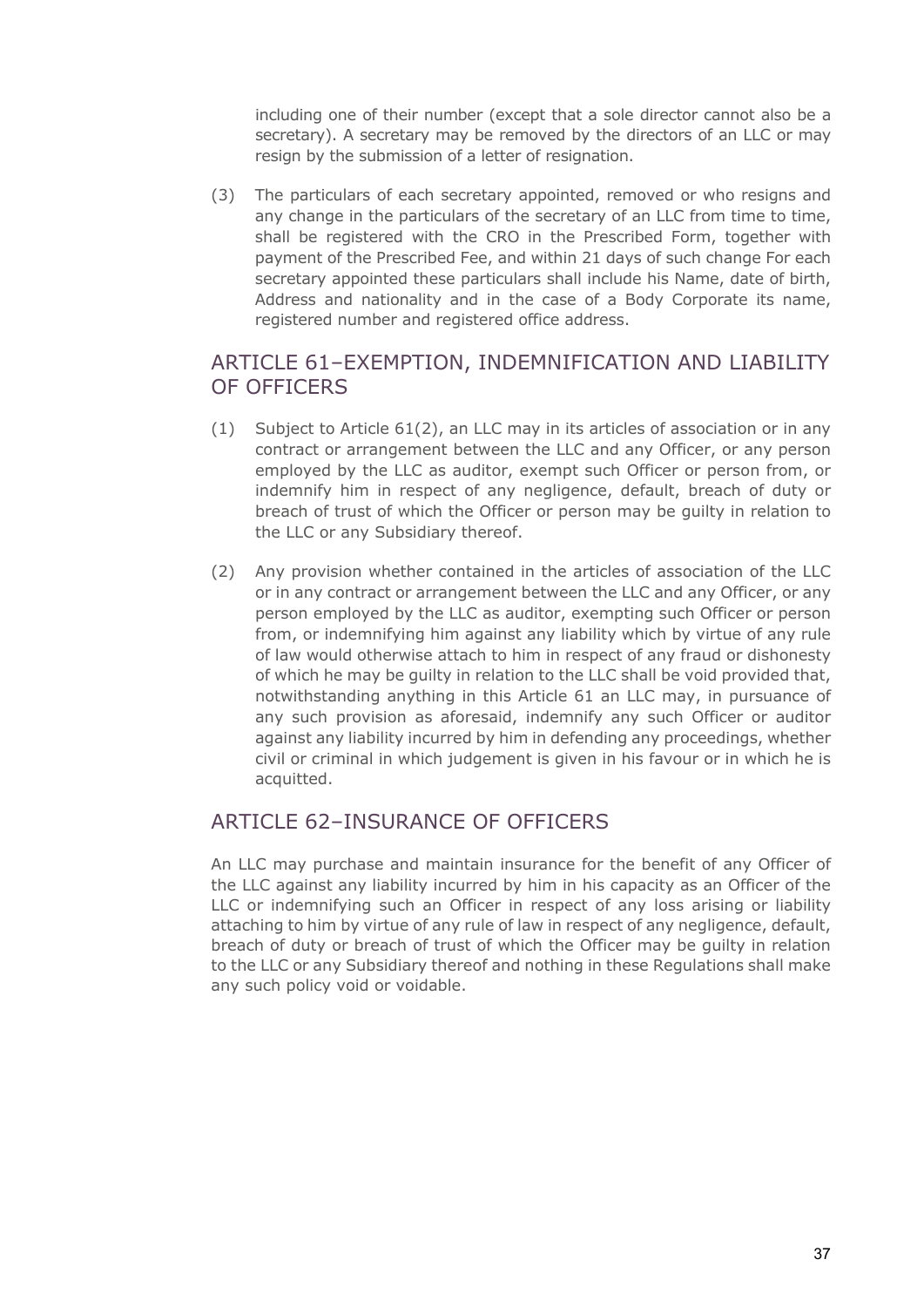including one of their number (except that a sole director cannot also be a secretary). A secretary may be removed by the directors of an LLC or may resign by the submission of a letter of resignation.

(3) The particulars of each secretary appointed, removed or who resigns and any change in the particulars of the secretary of an LLC from time to time, shall be registered with the CRO in the Prescribed Form, together with payment of the Prescribed Fee, and within 21 days of such change For each secretary appointed these particulars shall include his Name, date of birth, Address and nationality and in the case of a Body Corporate its name, registered number and registered office address.

## ARTICLE 61–EXEMPTION, INDEMNIFICATION AND LIABILITY OF OFFICERS

(1) Subject to Article 61(2), an LLC may in its articles of association or in any contract or arrangement between the LLC and any Officer, or any person employed by the LLC as auditor, exempt such Officer or person from, or indemnify him in respect of any negligence, default, breach of duty or breach of trust of which the Officer or person may be guilty in relation to the LLC or any Subsidiary thereof.

(2) Any provision whether contained in the articles of association of the LLC or in any contract or arrangement between the LLC and any Officer, or any person employed by the LLC as auditor, exempting such Officer or person from, or indemnifying him against any liability which by virtue of any rule of law would otherwise attach to him in respect of any fraud or dishonesty of which he may be guilty in relation to the LLC shall be void provided that, notwithstanding anything in this Article 61 an LLC may, in pursuance of any such provision as aforesaid, indemnify any such Officer or auditor against any liability incurred by him in defending any proceedings, whether civil or criminal in which judgement is given in his favour or in which he is acquitted.

## ARTICLE 62–INSURANCE OF OFFICERS

An LLC may purchase and maintain insurance for the benefit of any Officer of the LLC against any liability incurred by him in his capacity as an Officer of the LLC or indemnifying such an Officer in respect of any loss arising or liability attaching to him by virtue of any rule of law in respect of any negligence, default, breach of duty or breach of trust of which the Officer may be guilty in relation to the LLC or any Subsidiary thereof and nothing in these Regulations shall make any such policy void or voidable.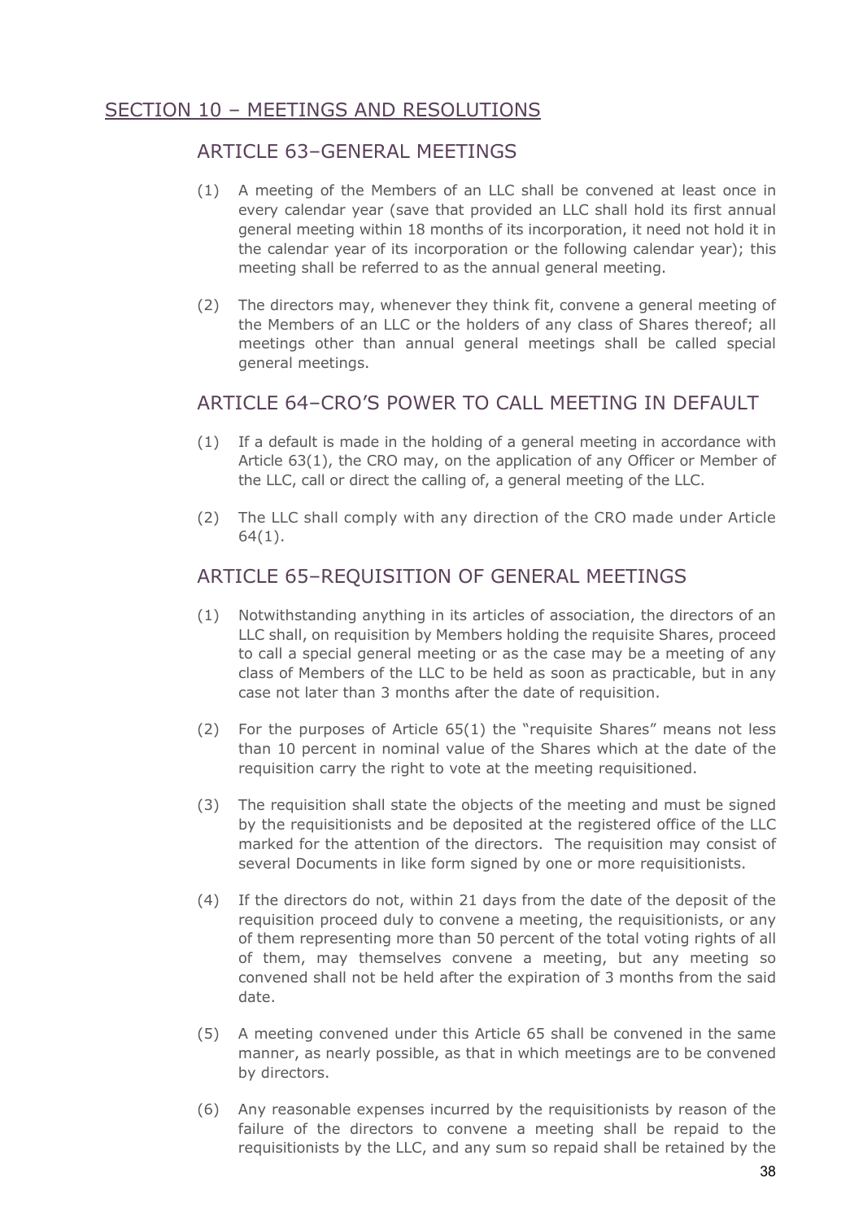## SECTION 10 – MEETINGS AND RESOLUTIONS

### ARTICLE 63–GENERAL MEETINGS

(1) A meeting of the Members of an LLC shall be convened at least once in every calendar year (save that provided an LLC shall hold its first annual general meeting within 18 months of its incorporation, it need not hold it in the calendar year of its incorporation or the following calendar year); this meeting shall be referred to as the annual general meeting.

(2) The directors may, whenever they think fit, convene a general meeting of the Members of an LLC or the holders of any class of Shares thereof; all meetings other than annual general meetings shall be called special general meetings.

### ARTICLE 64–CRO'S POWER TO CALL MEETING IN DEFAULT

(1) If a default is made in the holding of a general meeting in accordance with Article 63(1), the CRO may, on the application of any Officer or Member of the LLC, call or direct the calling of, a general meeting of the LLC.

(2) The LLC shall comply with any direction of the CRO made under Article 64(1).

### ARTICLE 65–REQUISITION OF GENERAL MEETINGS

(1) Notwithstanding anything in its articles of association, the directors of an LLC shall, on requisition by Members holding the requisite Shares, proceed to call a special general meeting or as the case may be a meeting of any class of Members of the LLC to be held as soon as practicable, but in any case not later than 3 months after the date of requisition.

(2) For the purposes of Article 65(1) the "requisite Shares" means not less than 10 percent in nominal value of the Shares which at the date of the requisition carry the right to vote at the meeting requisitioned.

(3) The requisition shall state the objects of the meeting and must be signed by the requisitionists and be deposited at the registered office of the LLC marked for the attention of the directors. The requisition may consist of several Documents in like form signed by one or more requisitionists.

(4) If the directors do not, within 21 days from the date of the deposit of the requisition proceed duly to convene a meeting, the requisitionists, or any of them representing more than 50 percent of the total voting rights of all of them, may themselves convene a meeting, but any meeting so convened shall not be held after the expiration of 3 months from the said date.

(5) A meeting convened under this Article 65 shall be convened in the same manner, as nearly possible, as that in which meetings are to be convened by directors.

(6) Any reasonable expenses incurred by the requisitionists by reason of the failure of the directors to convene a meeting shall be repaid to the requisitionists by the LLC, and any sum so repaid shall be retained by the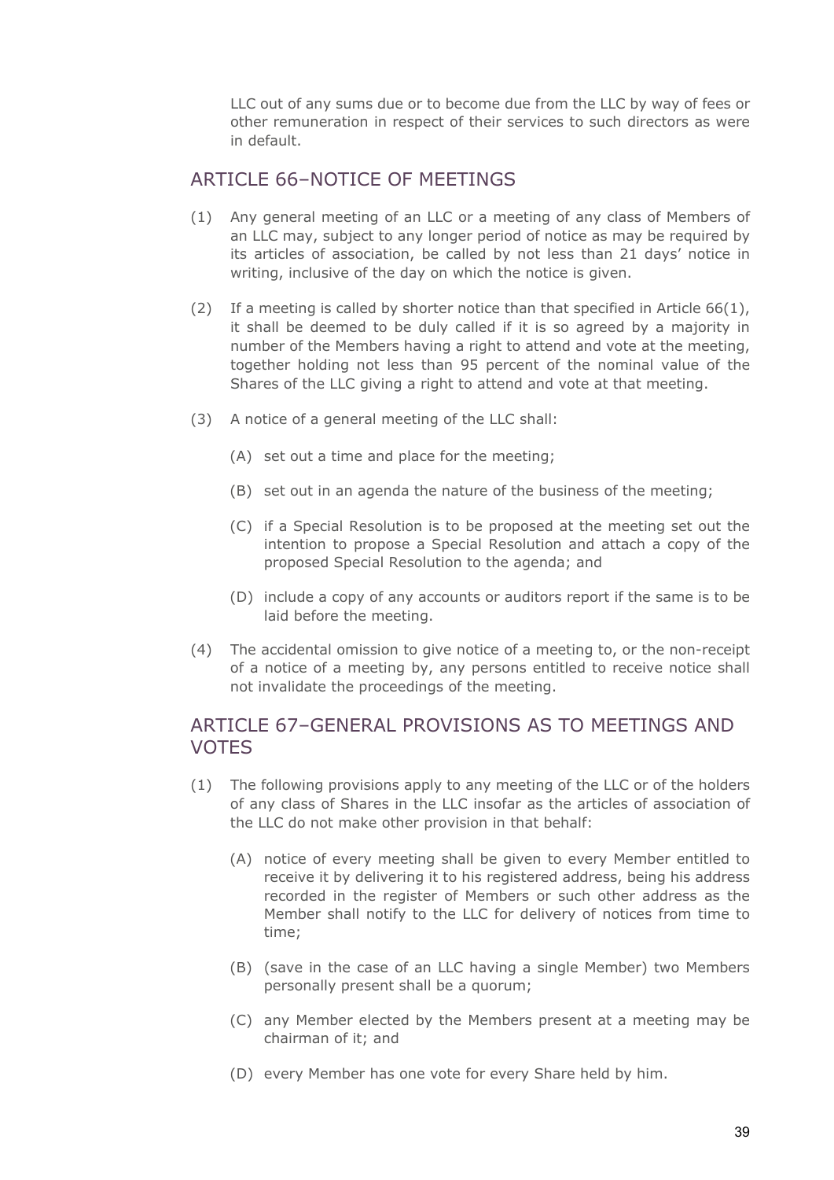LLC out of any sums due or to become due from the LLC by way of fees or other remuneration in respect of their services to such directors as were in default.

## ARTICLE 66–NOTICE OF MEETINGS

(1) Any general meeting of an LLC or a meeting of any class of Members of an LLC may, subject to any longer period of notice as may be required by its articles of association, be called by not less than 21 days' notice in writing, inclusive of the day on which the notice is given.

(2) If a meeting is called by shorter notice than that specified in Article 66(1), it shall be deemed to be duly called if it is so agreed by a majority in number of the Members having a right to attend and vote at the meeting, together holding not less than 95 percent of the nominal value of the Shares of the LLC giving a right to attend and vote at that meeting.

(3) A notice of a general meeting of the LLC shall:

   (A) set out a time and place for the meeting;

   (B) set out in an agenda the nature of the business of the meeting;

   (C) if a Special Resolution is to be proposed at the meeting set out the intention to propose a Special Resolution and attach a copy of the proposed Special Resolution to the agenda; and

   (D) include a copy of any accounts or auditors report if the same is to be laid before the meeting.

(4) The accidental omission to give notice of a meeting to, or the non-receipt of a notice of a meeting by, any persons entitled to receive notice shall not invalidate the proceedings of the meeting.

## ARTICLE 67–GENERAL PROVISIONS AS TO MEETINGS AND VOTES

(1) The following provisions apply to any meeting of the LLC or of the holders of any class of Shares in the LLC insofar as the articles of association of the LLC do not make other provision in that behalf:

   (A) notice of every meeting shall be given to every Member entitled to receive it by delivering it to his registered address, being his address recorded in the register of Members or such other address as the Member shall notify to the LLC for delivery of notices from time to time;

   (B) (save in the case of an LLC having a single Member) two Members personally present shall be a quorum;

   (C) any Member elected by the Members present at a meeting may be chairman of it; and

   (D) every Member has one vote for every Share held by him.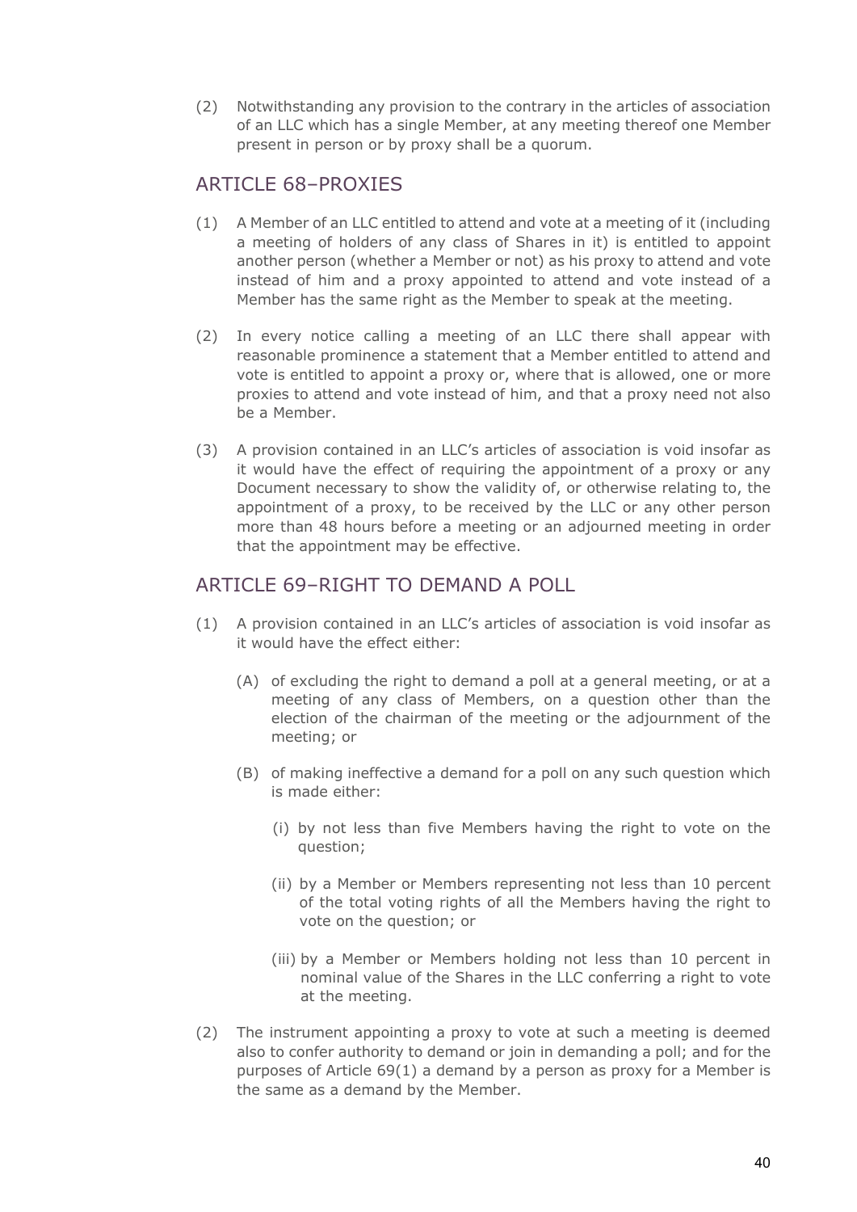(2) Notwithstanding any provision to the contrary in the articles of association of an LLC which has a single Member, at any meeting thereof one Member present in person or by proxy shall be a quorum.

## ARTICLE 68–PROXIES

(1) A Member of an LLC entitled to attend and vote at a meeting of it (including a meeting of holders of any class of Shares in it) is entitled to appoint another person (whether a Member or not) as his proxy to attend and vote instead of him and a proxy appointed to attend and vote instead of a Member has the same right as the Member to speak at the meeting.

(2) In every notice calling a meeting of an LLC there shall appear with reasonable prominence a statement that a Member entitled to attend and vote is entitled to appoint a proxy or, where that is allowed, one or more proxies to attend and vote instead of him, and that a proxy need not also be a Member.

(3) A provision contained in an LLC's articles of association is void insofar as it would have the effect of requiring the appointment of a proxy or any Document necessary to show the validity of, or otherwise relating to, the appointment of a proxy, to be received by the LLC or any other person more than 48 hours before a meeting or an adjourned meeting in order that the appointment may be effective.

## ARTICLE 69–RIGHT TO DEMAND A POLL

(1) A provision contained in an LLC's articles of association is void insofar as it would have the effect either:

   (A) of excluding the right to demand a poll at a general meeting, or at a meeting of any class of Members, on a question other than the election of the chairman of the meeting or the adjournment of the meeting; or

   (B) of making ineffective a demand for a poll on any such question which is made either:

      (i) by not less than five Members having the right to vote on the question;

      (ii) by a Member or Members representing not less than 10 percent of the total voting rights of all the Members having the right to vote on the question; or

      (iii) by a Member or Members holding not less than 10 percent in nominal value of the Shares in the LLC conferring a right to vote at the meeting.

(2) The instrument appointing a proxy to vote at such a meeting is deemed also to confer authority to demand or join in demanding a poll; and for the purposes of Article 69(1) a demand by a person as proxy for a Member is the same as a demand by the Member.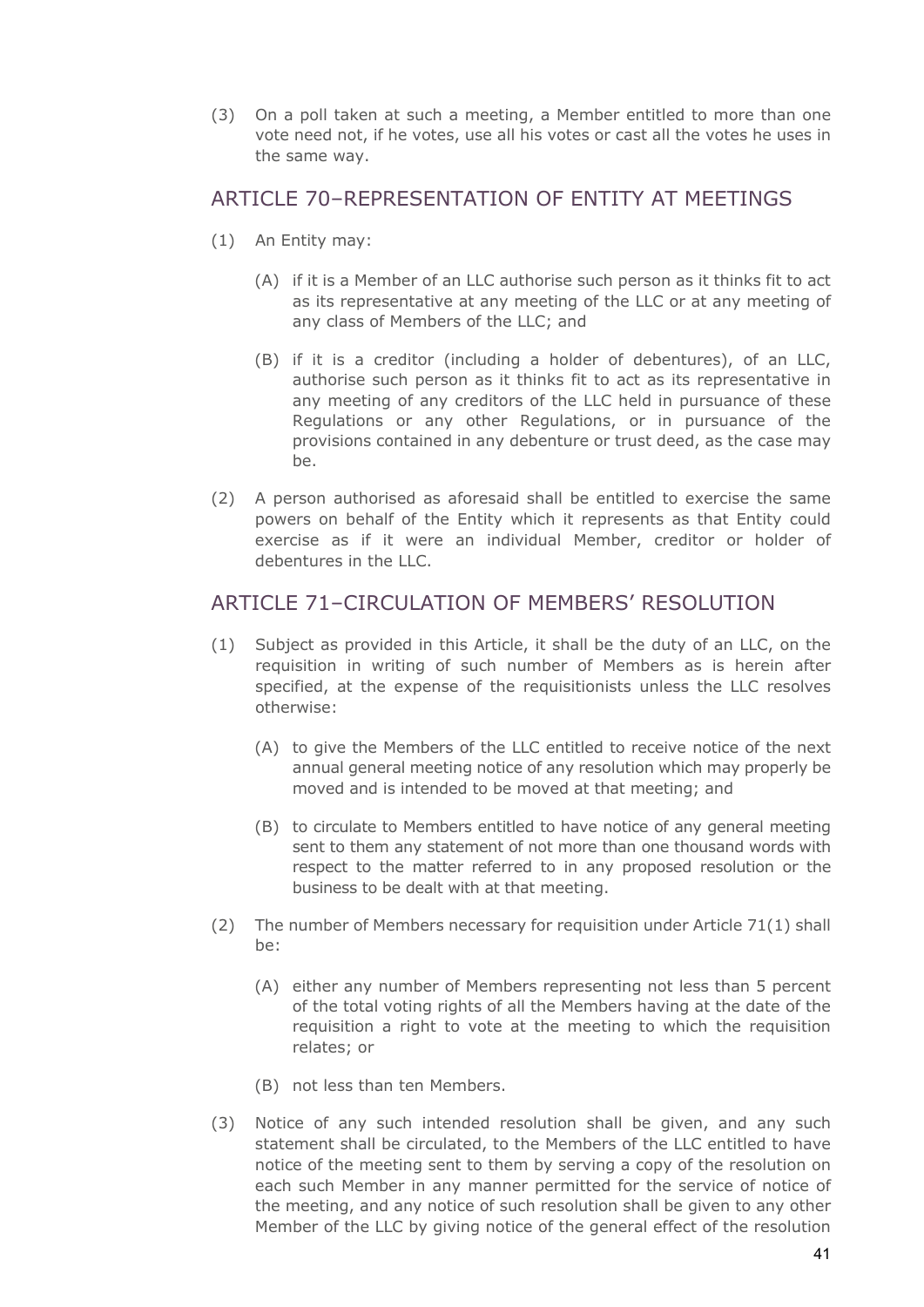(3) On a poll taken at such a meeting, a Member entitled to more than one vote need not, if he votes, use all his votes or cast all the votes he uses in the same way.

## ARTICLE 70–REPRESENTATION OF ENTITY AT MEETINGS

(1) An Entity may:

   (A) if it is a Member of an LLC authorise such person as it thinks fit to act as its representative at any meeting of the LLC or at any meeting of any class of Members of the LLC; and

   (B) if it is a creditor (including a holder of debentures), of an LLC, authorise such person as it thinks fit to act as its representative in any meeting of any creditors of the LLC held in pursuance of these Regulations or any other Regulations, or in pursuance of the provisions contained in any debenture or trust deed, as the case may be.

(2) A person authorised as aforesaid shall be entitled to exercise the same powers on behalf of the Entity which it represents as that Entity could exercise as if it were an individual Member, creditor or holder of debentures in the LLC.

## ARTICLE 71–CIRCULATION OF MEMBERS' RESOLUTION

(1) Subject as provided in this Article, it shall be the duty of an LLC, on the requisition in writing of such number of Members as is herein after specified, at the expense of the requisitionists unless the LLC resolves otherwise:

   (A) to give the Members of the LLC entitled to receive notice of the next annual general meeting notice of any resolution which may properly be moved and is intended to be moved at that meeting; and

   (B) to circulate to Members entitled to have notice of any general meeting sent to them any statement of not more than one thousand words with respect to the matter referred to in any proposed resolution or the business to be dealt with at that meeting.

(2) The number of Members necessary for requisition under Article 71(1) shall be:

   (A) either any number of Members representing not less than 5 percent of the total voting rights of all the Members having at the date of the requisition a right to vote at the meeting to which the requisition relates; or

   (B) not less than ten Members.

(3) Notice of any such intended resolution shall be given, and any such statement shall be circulated, to the Members of the LLC entitled to have notice of the meeting sent to them by serving a copy of the resolution on each such Member in any manner permitted for the service of notice of the meeting, and any notice of such resolution shall be given to any other Member of the LLC by giving notice of the general effect of the resolution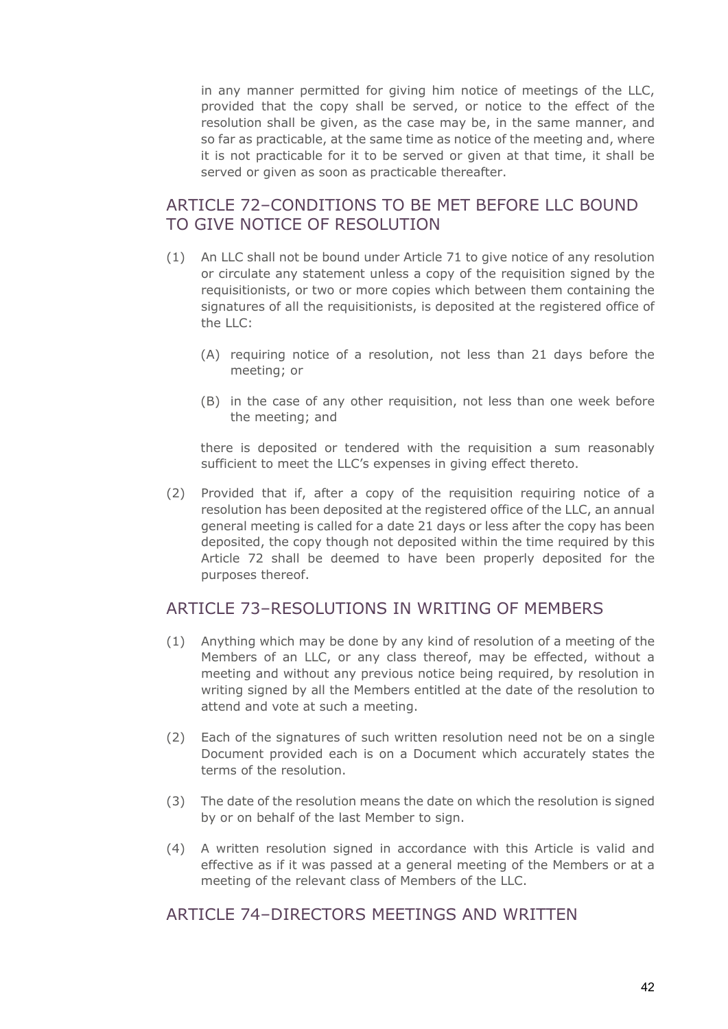in any manner permitted for giving him notice of meetings of the LLC, provided that the copy shall be served, or notice to the effect of the resolution shall be given, as the case may be, in the same manner, and so far as practicable, at the same time as notice of the meeting and, where it is not practicable for it to be served or given at that time, it shall be served or given as soon as practicable thereafter.

## ARTICLE 72–CONDITIONS TO BE MET BEFORE LLC BOUND TO GIVE NOTICE OF RESOLUTION

(1) An LLC shall not be bound under Article 71 to give notice of any resolution or circulate any statement unless a copy of the requisition signed by the requisitionists, or two or more copies which between them containing the signatures of all the requisitionists, is deposited at the registered office of the LLC:

   (A) requiring notice of a resolution, not less than 21 days before the meeting; or

   (B) in the case of any other requisition, not less than one week before the meeting; and

   there is deposited or tendered with the requisition a sum reasonably sufficient to meet the LLC's expenses in giving effect thereto.

(2) Provided that if, after a copy of the requisition requiring notice of a resolution has been deposited at the registered office of the LLC, an annual general meeting is called for a date 21 days or less after the copy has been deposited, the copy though not deposited within the time required by this Article 72 shall be deemed to have been properly deposited for the purposes thereof.

## ARTICLE 73–RESOLUTIONS IN WRITING OF MEMBERS

(1) Anything which may be done by any kind of resolution of a meeting of the Members of an LLC, or any class thereof, may be effected, without a meeting and without any previous notice being required, by resolution in writing signed by all the Members entitled at the date of the resolution to attend and vote at such a meeting.

(2) Each of the signatures of such written resolution need not be on a single Document provided each is on a Document which accurately states the terms of the resolution.

(3) The date of the resolution means the date on which the resolution is signed by or on behalf of the last Member to sign.

(4) A written resolution signed in accordance with this Article is valid and effective as if it was passed at a general meeting of the Members or at a meeting of the relevant class of Members of the LLC.

## ARTICLE 74–DIRECTORS MEETINGS AND WRITTEN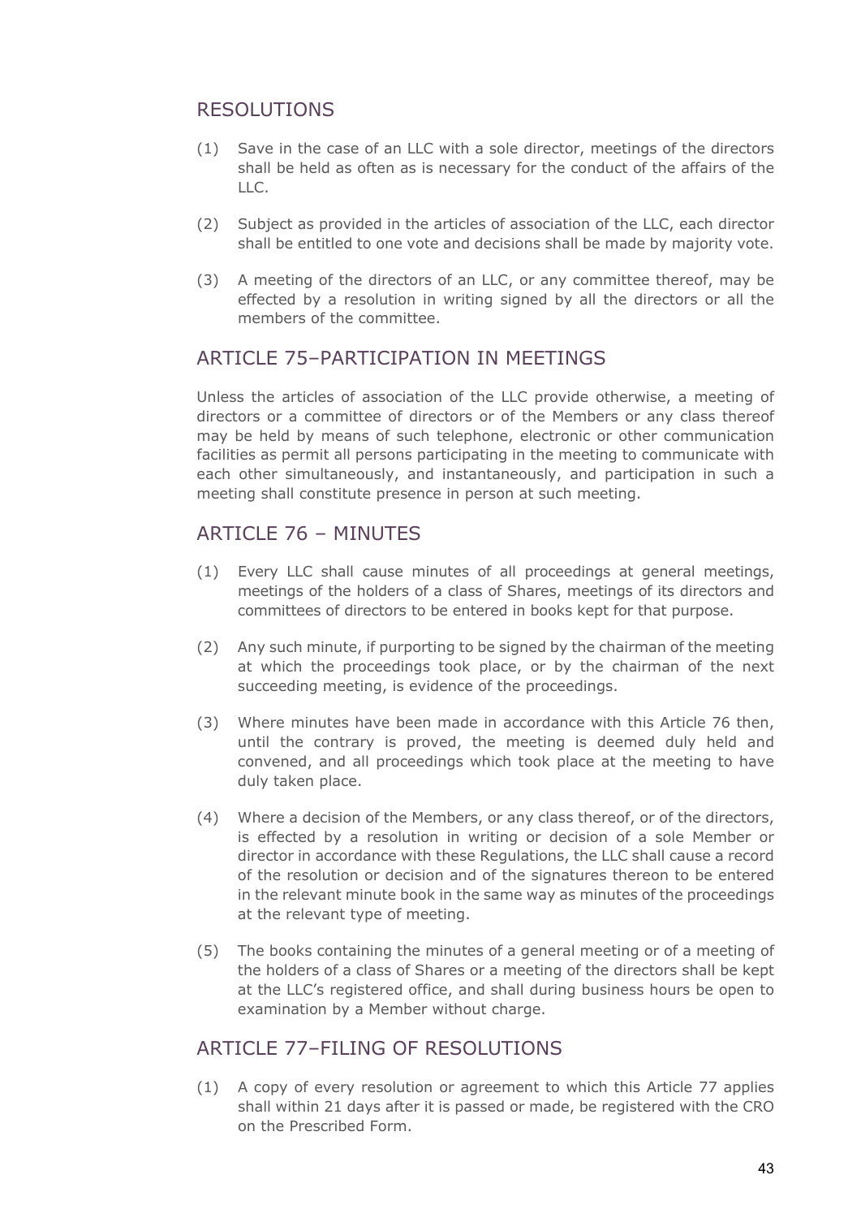## RESOLUTIONS

(1) Save in the case of an LLC with a sole director, meetings of the directors shall be held as often as is necessary for the conduct of the affairs of the LLC.

(2) Subject as provided in the articles of association of the LLC, each director shall be entitled to one vote and decisions shall be made by majority vote.

(3) A meeting of the directors of an LLC, or any committee thereof, may be effected by a resolution in writing signed by all the directors or all the members of the committee.

## ARTICLE 75–PARTICIPATION IN MEETINGS

Unless the articles of association of the LLC provide otherwise, a meeting of directors or a committee of directors or of the Members or any class thereof may be held by means of such telephone, electronic or other communication facilities as permit all persons participating in the meeting to communicate with each other simultaneously, and instantaneously, and participation in such a meeting shall constitute presence in person at such meeting.

## ARTICLE 76 – MINUTES

(1) Every LLC shall cause minutes of all proceedings at general meetings, meetings of the holders of a class of Shares, meetings of its directors and committees of directors to be entered in books kept for that purpose.

(2) Any such minute, if purporting to be signed by the chairman of the meeting at which the proceedings took place, or by the chairman of the next succeeding meeting, is evidence of the proceedings.

(3) Where minutes have been made in accordance with this Article 76 then, until the contrary is proved, the meeting is deemed duly held and convened, and all proceedings which took place at the meeting to have duly taken place.

(4) Where a decision of the Members, or any class thereof, or of the directors, is effected by a resolution in writing or decision of a sole Member or director in accordance with these Regulations, the LLC shall cause a record of the resolution or decision and of the signatures thereon to be entered in the relevant minute book in the same way as minutes of the proceedings at the relevant type of meeting.

(5) The books containing the minutes of a general meeting or of a meeting of the holders of a class of Shares or a meeting of the directors shall be kept at the LLC's registered office, and shall during business hours be open to examination by a Member without charge.

## ARTICLE 77–FILING OF RESOLUTIONS

(1) A copy of every resolution or agreement to which this Article 77 applies shall within 21 days after it is passed or made, be registered with the CRO on the Prescribed Form.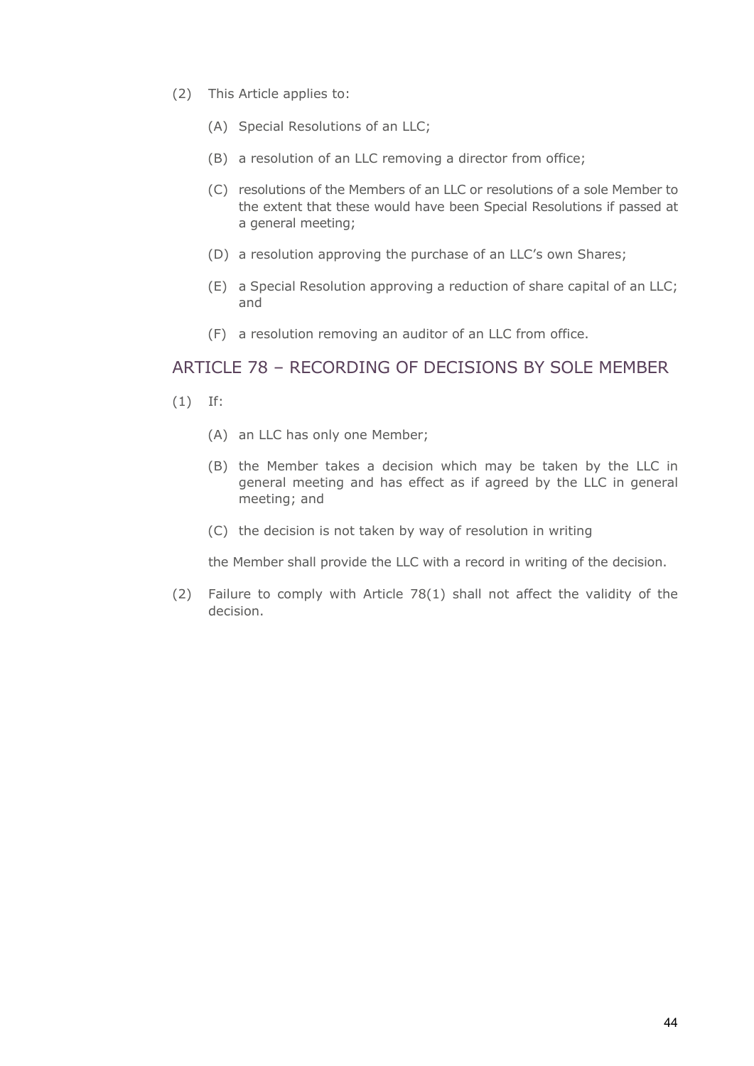(2) This Article applies to:

(A) Special Resolutions of an LLC;

(B) a resolution of an LLC removing a director from office;

(C) resolutions of the Members of an LLC or resolutions of a sole Member to the extent that these would have been Special Resolutions if passed at a general meeting;

(D) a resolution approving the purchase of an LLC's own Shares;

(E) a Special Resolution approving a reduction of share capital of an LLC; and

(F) a resolution removing an auditor of an LLC from office.

## ARTICLE 78 – RECORDING OF DECISIONS BY SOLE MEMBER

(1) If:

(A) an LLC has only one Member;

(B) the Member takes a decision which may be taken by the LLC in general meeting and has effect as if agreed by the LLC in general meeting; and

(C) the decision is not taken by way of resolution in writing

the Member shall provide the LLC with a record in writing of the decision.

(2) Failure to comply with Article 78(1) shall not affect the validity of the decision.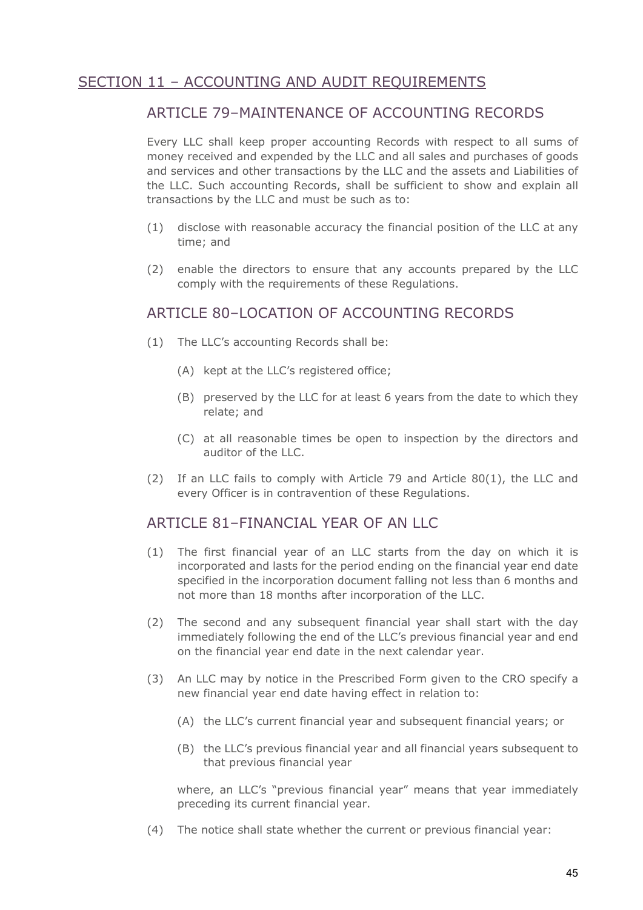## SECTION 11 – ACCOUNTING AND AUDIT REQUIREMENTS

### ARTICLE 79–MAINTENANCE OF ACCOUNTING RECORDS

Every LLC shall keep proper accounting Records with respect to all sums of money received and expended by the LLC and all sales and purchases of goods and services and other transactions by the LLC and the assets and Liabilities of the LLC. Such accounting Records, shall be sufficient to show and explain all transactions by the LLC and must be such as to:

(1) disclose with reasonable accuracy the financial position of the LLC at any time; and

(2) enable the directors to ensure that any accounts prepared by the LLC comply with the requirements of these Regulations.

### ARTICLE 80–LOCATION OF ACCOUNTING RECORDS

(1) The LLC's accounting Records shall be:

  (A) kept at the LLC's registered office;

  (B) preserved by the LLC for at least 6 years from the date to which they relate; and

  (C) at all reasonable times be open to inspection by the directors and auditor of the LLC.

(2) If an LLC fails to comply with Article 79 and Article 80(1), the LLC and every Officer is in contravention of these Regulations.

### ARTICLE 81–FINANCIAL YEAR OF AN LLC

(1) The first financial year of an LLC starts from the day on which it is incorporated and lasts for the period ending on the financial year end date specified in the incorporation document falling not less than 6 months and not more than 18 months after incorporation of the LLC.

(2) The second and any subsequent financial year shall start with the day immediately following the end of the LLC's previous financial year and end on the financial year end date in the next calendar year.

(3) An LLC may by notice in the Prescribed Form given to the CRO specify a new financial year end date having effect in relation to:

  (A) the LLC's current financial year and subsequent financial years; or

  (B) the LLC's previous financial year and all financial years subsequent to that previous financial year

  where, an LLC's "previous financial year" means that year immediately preceding its current financial year.

(4) The notice shall state whether the current or previous financial year: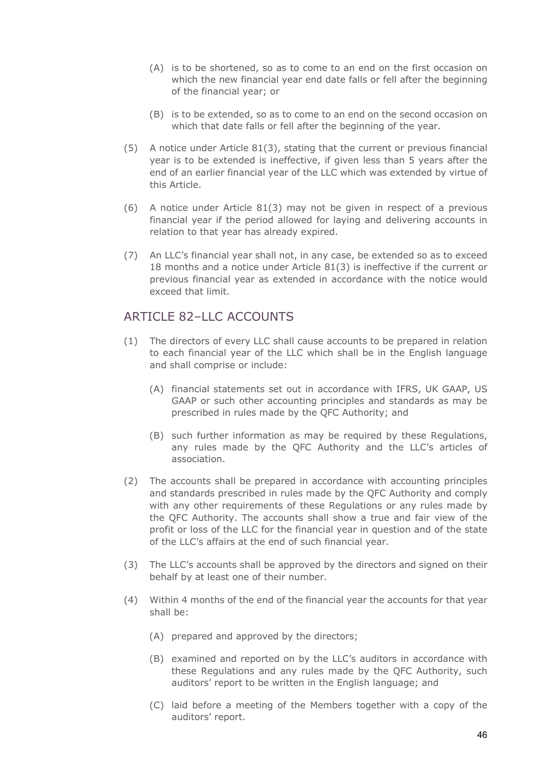(A) is to be shortened, so as to come to an end on the first occasion on which the new financial year end date falls or fell after the beginning of the financial year; or

(B) is to be extended, so as to come to an end on the second occasion on which that date falls or fell after the beginning of the year.

(5) A notice under Article 81(3), stating that the current or previous financial year is to be extended is ineffective, if given less than 5 years after the end of an earlier financial year of the LLC which was extended by virtue of this Article.

(6) A notice under Article 81(3) may not be given in respect of a previous financial year if the period allowed for laying and delivering accounts in relation to that year has already expired.

(7) An LLC's financial year shall not, in any case, be extended so as to exceed 18 months and a notice under Article 81(3) is ineffective if the current or previous financial year as extended in accordance with the notice would exceed that limit.

## ARTICLE 82–LLC ACCOUNTS

(1) The directors of every LLC shall cause accounts to be prepared in relation to each financial year of the LLC which shall be in the English language and shall comprise or include:

(A) financial statements set out in accordance with IFRS, UK GAAP, US GAAP or such other accounting principles and standards as may be prescribed in rules made by the QFC Authority; and

(B) such further information as may be required by these Regulations, any rules made by the QFC Authority and the LLC's articles of association.

(2) The accounts shall be prepared in accordance with accounting principles and standards prescribed in rules made by the QFC Authority and comply with any other requirements of these Regulations or any rules made by the QFC Authority. The accounts shall show a true and fair view of the profit or loss of the LLC for the financial year in question and of the state of the LLC's affairs at the end of such financial year.

(3) The LLC's accounts shall be approved by the directors and signed on their behalf by at least one of their number.

(4) Within 4 months of the end of the financial year the accounts for that year shall be:

(A) prepared and approved by the directors;

(B) examined and reported on by the LLC's auditors in accordance with these Regulations and any rules made by the QFC Authority, such auditors' report to be written in the English language; and

(C) laid before a meeting of the Members together with a copy of the auditors' report.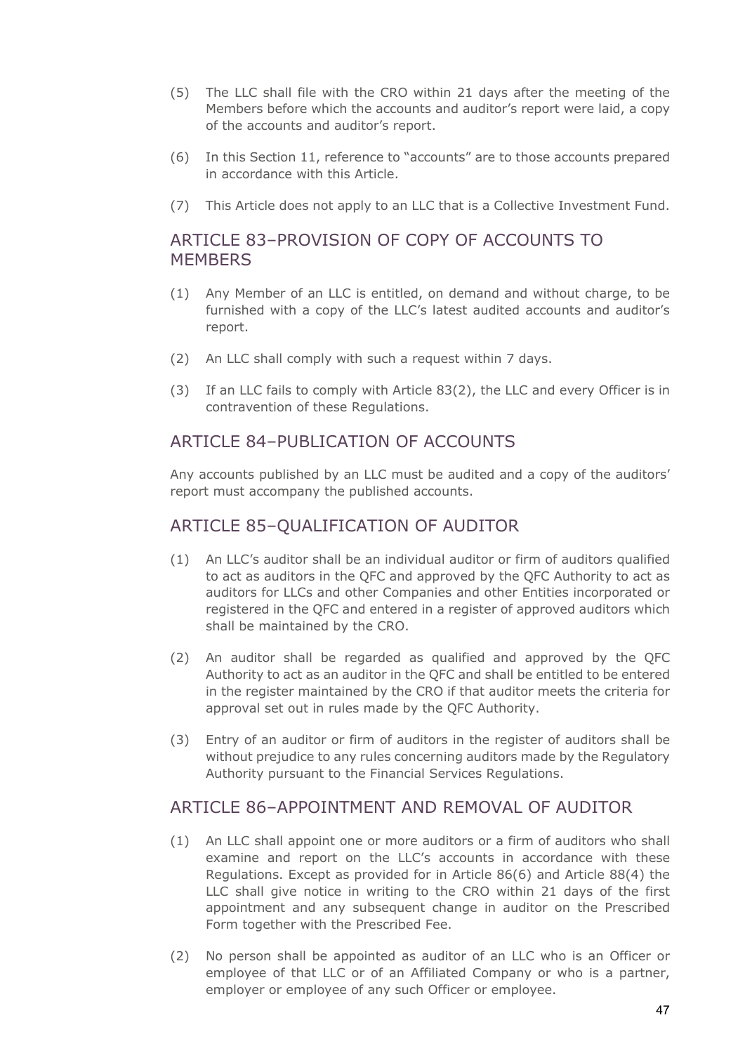(5) The LLC shall file with the CRO within 21 days after the meeting of the Members before which the accounts and auditor's report were laid, a copy of the accounts and auditor's report.

(6) In this Section 11, reference to "accounts" are to those accounts prepared in accordance with this Article.

(7) This Article does not apply to an LLC that is a Collective Investment Fund.

## ARTICLE 83–PROVISION OF COPY OF ACCOUNTS TO MEMBERS

(1) Any Member of an LLC is entitled, on demand and without charge, to be furnished with a copy of the LLC's latest audited accounts and auditor's report.

(2) An LLC shall comply with such a request within 7 days.

(3) If an LLC fails to comply with Article 83(2), the LLC and every Officer is in contravention of these Regulations.

## ARTICLE 84–PUBLICATION OF ACCOUNTS

Any accounts published by an LLC must be audited and a copy of the auditors' report must accompany the published accounts.

## ARTICLE 85–QUALIFICATION OF AUDITOR

(1) An LLC's auditor shall be an individual auditor or firm of auditors qualified to act as auditors in the QFC and approved by the QFC Authority to act as auditors for LLCs and other Companies and other Entities incorporated or registered in the QFC and entered in a register of approved auditors which shall be maintained by the CRO.

(2) An auditor shall be regarded as qualified and approved by the QFC Authority to act as an auditor in the QFC and shall be entitled to be entered in the register maintained by the CRO if that auditor meets the criteria for approval set out in rules made by the QFC Authority.

(3) Entry of an auditor or firm of auditors in the register of auditors shall be without prejudice to any rules concerning auditors made by the Regulatory Authority pursuant to the Financial Services Regulations.

## ARTICLE 86–APPOINTMENT AND REMOVAL OF AUDITOR

(1) An LLC shall appoint one or more auditors or a firm of auditors who shall examine and report on the LLC's accounts in accordance with these Regulations. Except as provided for in Article 86(6) and Article 88(4) the LLC shall give notice in writing to the CRO within 21 days of the first appointment and any subsequent change in auditor on the Prescribed Form together with the Prescribed Fee.

(2) No person shall be appointed as auditor of an LLC who is an Officer or employee of that LLC or of an Affiliated Company or who is a partner, employer or employee of any such Officer or employee.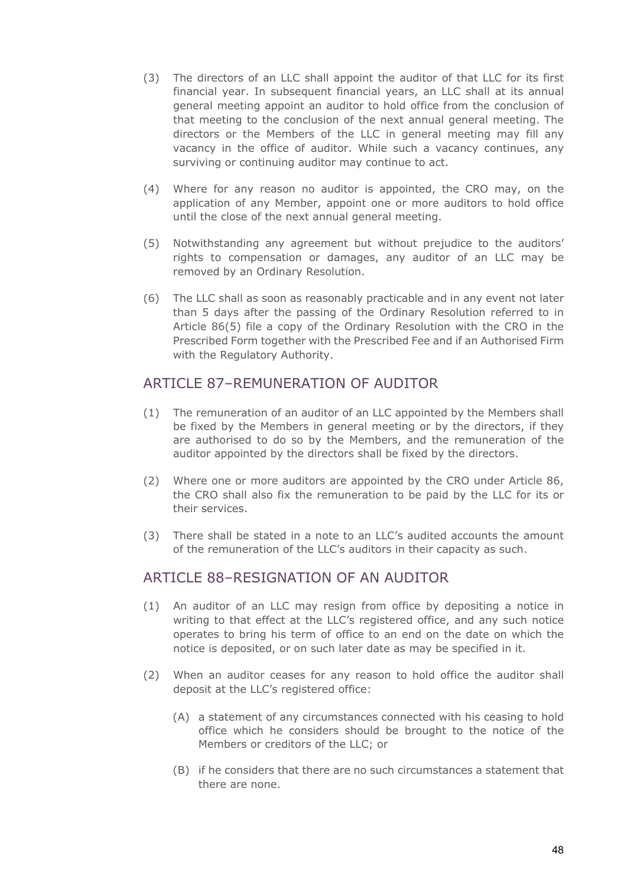(3) The directors of an LLC shall appoint the auditor of that LLC for its first financial year. In subsequent financial years, an LLC shall at its annual general meeting appoint an auditor to hold office from the conclusion of that meeting to the conclusion of the next annual general meeting. The directors or the Members of the LLC in general meeting may fill any vacancy in the office of auditor. While such a vacancy continues, any surviving or continuing auditor may continue to act.

(4) Where for any reason no auditor is appointed, the CRO may, on the application of any Member, appoint one or more auditors to hold office until the close of the next annual general meeting.

(5) Notwithstanding any agreement but without prejudice to the auditors' rights to compensation or damages, any auditor of an LLC may be removed by an Ordinary Resolution.

(6) The LLC shall as soon as reasonably practicable and in any event not later than 5 days after the passing of the Ordinary Resolution referred to in Article 86(5) file a copy of the Ordinary Resolution with the CRO in the Prescribed Form together with the Prescribed Fee and if an Authorised Firm with the Regulatory Authority.

## ARTICLE 87–REMUNERATION OF AUDITOR

(1) The remuneration of an auditor of an LLC appointed by the Members shall be fixed by the Members in general meeting or by the directors, if they are authorised to do so by the Members, and the remuneration of the auditor appointed by the directors shall be fixed by the directors.

(2) Where one or more auditors are appointed by the CRO under Article 86, the CRO shall also fix the remuneration to be paid by the LLC for its or their services.

(3) There shall be stated in a note to an LLC's audited accounts the amount of the remuneration of the LLC's auditors in their capacity as such.

## ARTICLE 88–RESIGNATION OF AN AUDITOR

(1) An auditor of an LLC may resign from office by depositing a notice in writing to that effect at the LLC's registered office, and any such notice operates to bring his term of office to an end on the date on which the notice is deposited, or on such later date as may be specified in it.

(2) When an auditor ceases for any reason to hold office the auditor shall deposit at the LLC's registered office:

  (A) a statement of any circumstances connected with his ceasing to hold office which he considers should be brought to the notice of the Members or creditors of the LLC; or

  (B) if he considers that there are no such circumstances a statement that there are none.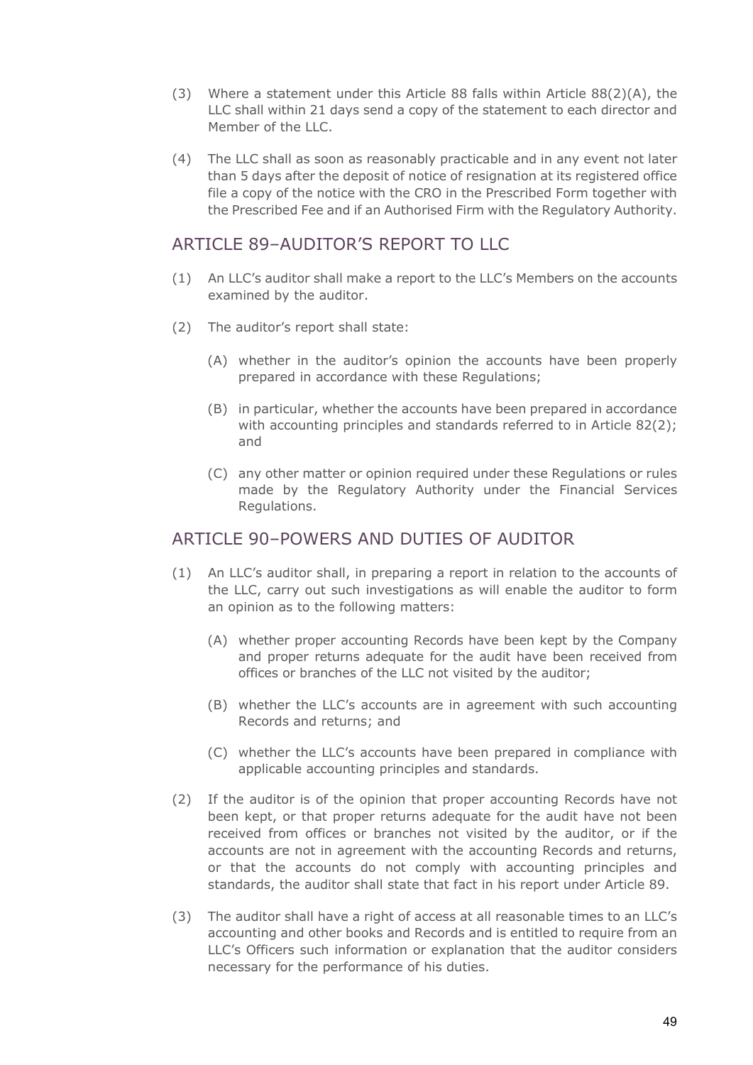(3) Where a statement under this Article 88 falls within Article 88(2)(A), the LLC shall within 21 days send a copy of the statement to each director and Member of the LLC.

(4) The LLC shall as soon as reasonably practicable and in any event not later than 5 days after the deposit of notice of resignation at its registered office file a copy of the notice with the CRO in the Prescribed Form together with the Prescribed Fee and if an Authorised Firm with the Regulatory Authority.

## ARTICLE 89–AUDITOR'S REPORT TO LLC

(1) An LLC's auditor shall make a report to the LLC's Members on the accounts examined by the auditor.

(2) The auditor's report shall state:

(A) whether in the auditor's opinion the accounts have been properly prepared in accordance with these Regulations;

(B) in particular, whether the accounts have been prepared in accordance with accounting principles and standards referred to in Article 82(2); and

(C) any other matter or opinion required under these Regulations or rules made by the Regulatory Authority under the Financial Services Regulations.

## ARTICLE 90–POWERS AND DUTIES OF AUDITOR

(1) An LLC's auditor shall, in preparing a report in relation to the accounts of the LLC, carry out such investigations as will enable the auditor to form an opinion as to the following matters:

(A) whether proper accounting Records have been kept by the Company and proper returns adequate for the audit have been received from offices or branches of the LLC not visited by the auditor;

(B) whether the LLC's accounts are in agreement with such accounting Records and returns; and

(C) whether the LLC's accounts have been prepared in compliance with applicable accounting principles and standards.

(2) If the auditor is of the opinion that proper accounting Records have not been kept, or that proper returns adequate for the audit have not been received from offices or branches not visited by the auditor, or if the accounts are not in agreement with the accounting Records and returns, or that the accounts do not comply with accounting principles and standards, the auditor shall state that fact in his report under Article 89.

(3) The auditor shall have a right of access at all reasonable times to an LLC's accounting and other books and Records and is entitled to require from an LLC's Officers such information or explanation that the auditor considers necessary for the performance of his duties.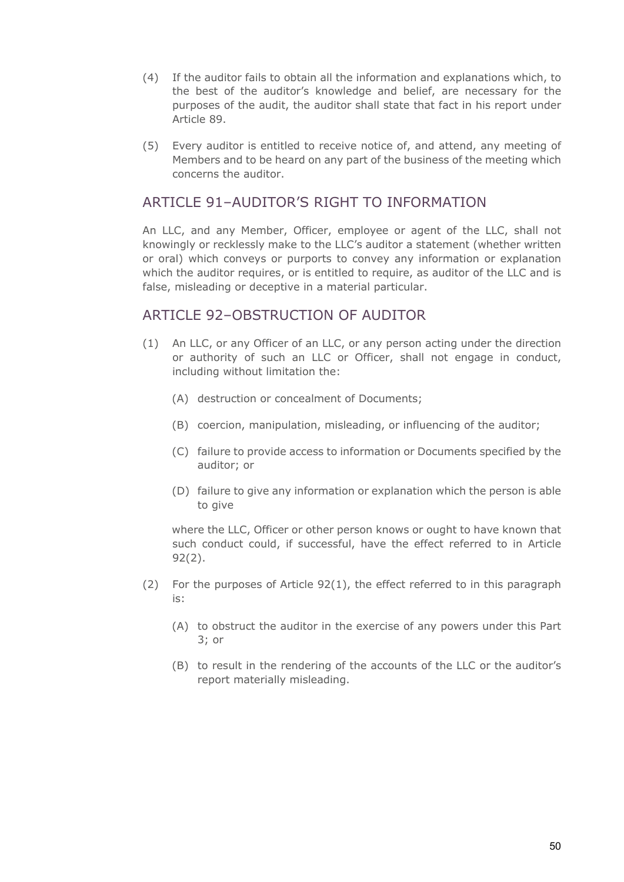(4) If the auditor fails to obtain all the information and explanations which, to the best of the auditor's knowledge and belief, are necessary for the purposes of the audit, the auditor shall state that fact in his report under Article 89.

(5) Every auditor is entitled to receive notice of, and attend, any meeting of Members and to be heard on any part of the business of the meeting which concerns the auditor.

## ARTICLE 91–AUDITOR'S RIGHT TO INFORMATION

An LLC, and any Member, Officer, employee or agent of the LLC, shall not knowingly or recklessly make to the LLC's auditor a statement (whether written or oral) which conveys or purports to convey any information or explanation which the auditor requires, or is entitled to require, as auditor of the LLC and is false, misleading or deceptive in a material particular.

## ARTICLE 92–OBSTRUCTION OF AUDITOR

(1) An LLC, or any Officer of an LLC, or any person acting under the direction or authority of such an LLC or Officer, shall not engage in conduct, including without limitation the:

   (A) destruction or concealment of Documents;

   (B) coercion, manipulation, misleading, or influencing of the auditor;

   (C) failure to provide access to information or Documents specified by the auditor; or

   (D) failure to give any information or explanation which the person is able to give

   where the LLC, Officer or other person knows or ought to have known that such conduct could, if successful, have the effect referred to in Article 92(2).

(2) For the purposes of Article 92(1), the effect referred to in this paragraph is:

   (A) to obstruct the auditor in the exercise of any powers under this Part 3; or

   (B) to result in the rendering of the accounts of the LLC or the auditor's report materially misleading.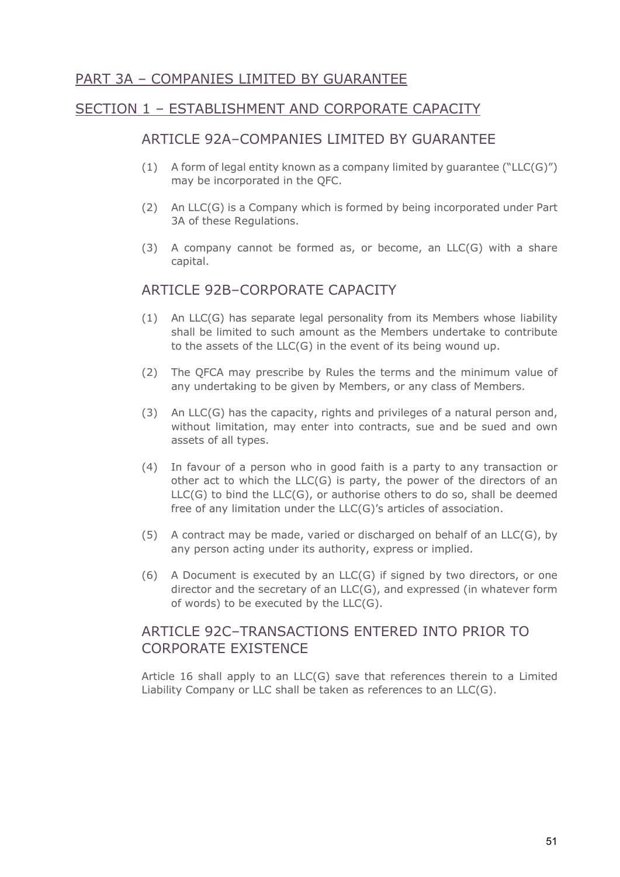## PART 3A – COMPANIES LIMITED BY GUARANTEE

## SECTION 1 – ESTABLISHMENT AND CORPORATE CAPACITY

### ARTICLE 92A–COMPANIES LIMITED BY GUARANTEE

(1) A form of legal entity known as a company limited by guarantee ("LLC(G)") may be incorporated in the QFC.

(2) An LLC(G) is a Company which is formed by being incorporated under Part 3A of these Regulations.

(3) A company cannot be formed as, or become, an LLC(G) with a share capital.

### ARTICLE 92B–CORPORATE CAPACITY

(1) An LLC(G) has separate legal personality from its Members whose liability shall be limited to such amount as the Members undertake to contribute to the assets of the LLC(G) in the event of its being wound up.

(2) The QFCA may prescribe by Rules the terms and the minimum value of any undertaking to be given by Members, or any class of Members.

(3) An LLC(G) has the capacity, rights and privileges of a natural person and, without limitation, may enter into contracts, sue and be sued and own assets of all types.

(4) In favour of a person who in good faith is a party to any transaction or other act to which the LLC(G) is party, the power of the directors of an LLC(G) to bind the LLC(G), or authorise others to do so, shall be deemed free of any limitation under the LLC(G)'s articles of association.

(5) A contract may be made, varied or discharged on behalf of an LLC(G), by any person acting under its authority, express or implied.

(6) A Document is executed by an LLC(G) if signed by two directors, or one director and the secretary of an LLC(G), and expressed (in whatever form of words) to be executed by the LLC(G).

### ARTICLE 92C–TRANSACTIONS ENTERED INTO PRIOR TO CORPORATE EXISTENCE

Article 16 shall apply to an LLC(G) save that references therein to a Limited Liability Company or LLC shall be taken as references to an LLC(G).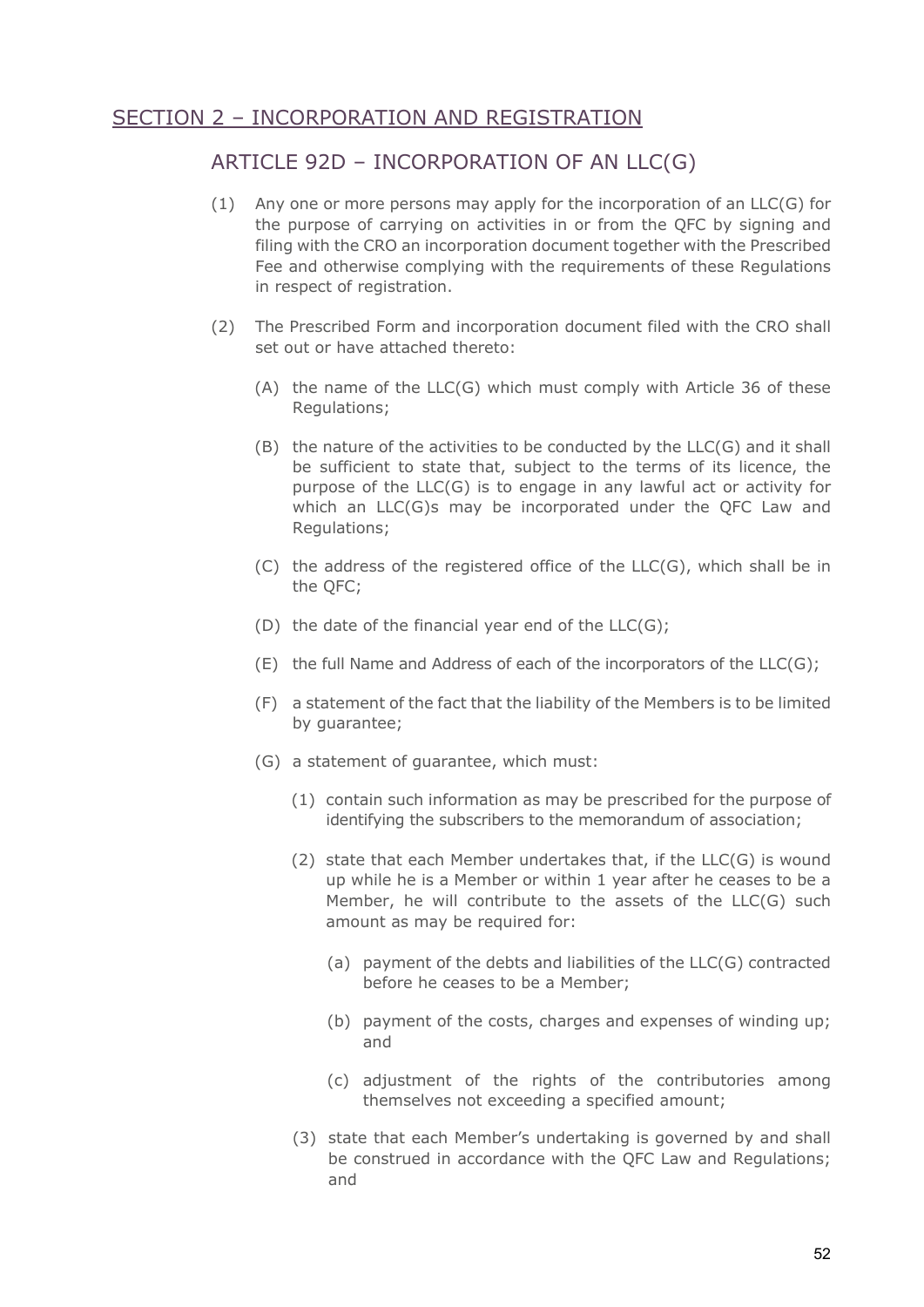## SECTION 2 – INCORPORATION AND REGISTRATION

### ARTICLE 92D – INCORPORATION OF AN LLC(G)

(1) Any one or more persons may apply for the incorporation of an LLC(G) for the purpose of carrying on activities in or from the QFC by signing and filing with the CRO an incorporation document together with the Prescribed Fee and otherwise complying with the requirements of these Regulations in respect of registration.

(2) The Prescribed Form and incorporation document filed with the CRO shall set out or have attached thereto:

(A) the name of the LLC(G) which must comply with Article 36 of these Regulations;

(B) the nature of the activities to be conducted by the LLC(G) and it shall be sufficient to state that, subject to the terms of its licence, the purpose of the LLC(G) is to engage in any lawful act or activity for which an LLC(G)s may be incorporated under the QFC Law and Regulations;

(C) the address of the registered office of the LLC(G), which shall be in the QFC;

(D) the date of the financial year end of the LLC(G);

(E) the full Name and Address of each of the incorporators of the LLC(G);

(F) a statement of the fact that the liability of the Members is to be limited by guarantee;

(G) a statement of guarantee, which must:

(1) contain such information as may be prescribed for the purpose of identifying the subscribers to the memorandum of association;

(2) state that each Member undertakes that, if the LLC(G) is wound up while he is a Member or within 1 year after he ceases to be a Member, he will contribute to the assets of the LLC(G) such amount as may be required for:

(a) payment of the debts and liabilities of the LLC(G) contracted before he ceases to be a Member;

(b) payment of the costs, charges and expenses of winding up; and

(c) adjustment of the rights of the contributories among themselves not exceeding a specified amount;

(3) state that each Member's undertaking is governed by and shall be construed in accordance with the QFC Law and Regulations; and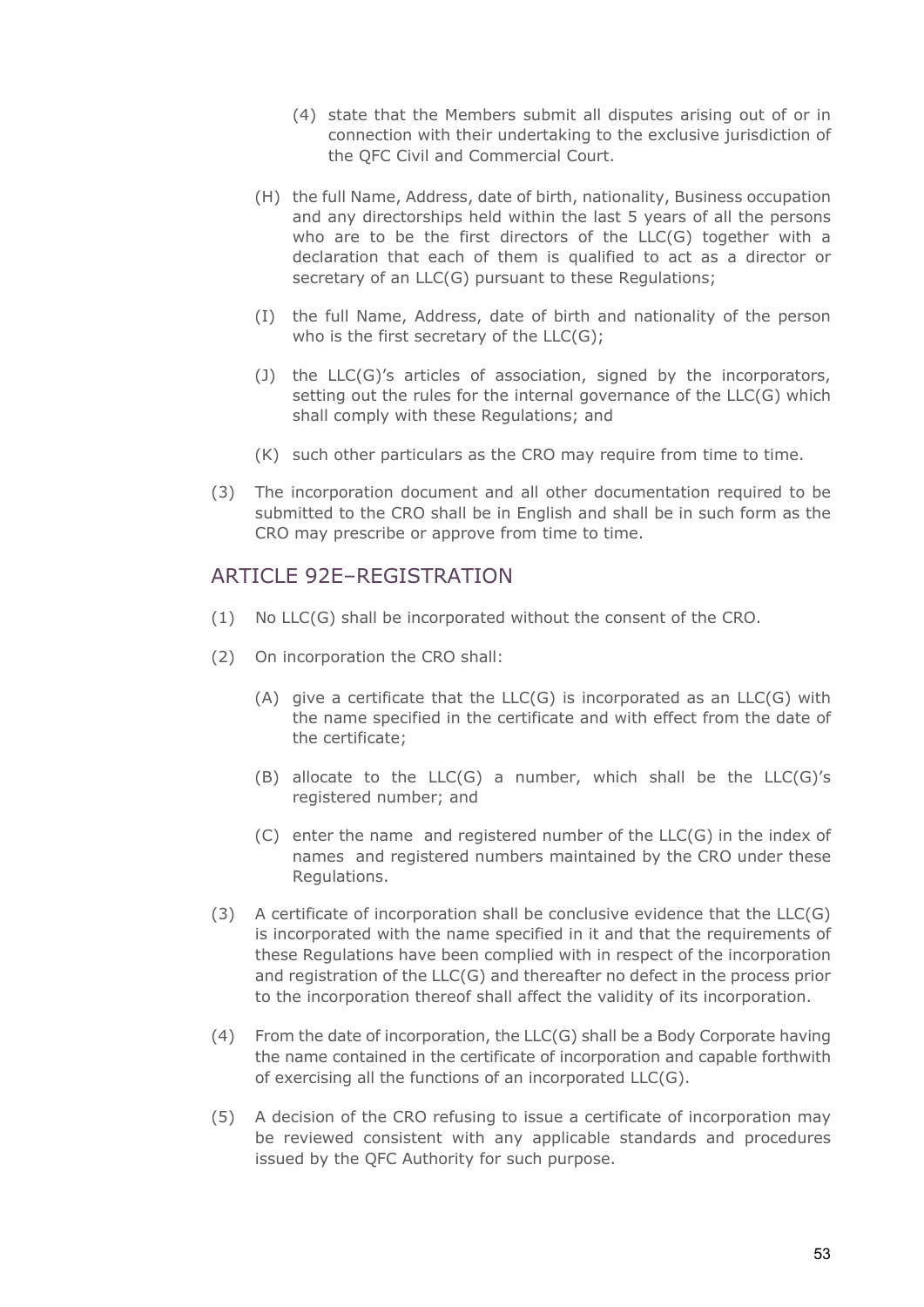(4) state that the Members submit all disputes arising out of or in connection with their undertaking to the exclusive jurisdiction of the QFC Civil and Commercial Court.

(H) the full Name, Address, date of birth, nationality, Business occupation and any directorships held within the last 5 years of all the persons who are to be the first directors of the LLC(G) together with a declaration that each of them is qualified to act as a director or secretary of an LLC(G) pursuant to these Regulations;

(I) the full Name, Address, date of birth and nationality of the person who is the first secretary of the LLC(G);

(J) the LLC(G)'s articles of association, signed by the incorporators, setting out the rules for the internal governance of the LLC(G) which shall comply with these Regulations; and

(K) such other particulars as the CRO may require from time to time.

(3) The incorporation document and all other documentation required to be submitted to the CRO shall be in English and shall be in such form as the CRO may prescribe or approve from time to time.

## ARTICLE 92E–REGISTRATION

(1) No LLC(G) shall be incorporated without the consent of the CRO.

(2) On incorporation the CRO shall:

(A) give a certificate that the LLC(G) is incorporated as an LLC(G) with the name specified in the certificate and with effect from the date of the certificate;

(B) allocate to the LLC(G) a number, which shall be the LLC(G)'s registered number; and

(C) enter the name and registered number of the LLC(G) in the index of names and registered numbers maintained by the CRO under these Regulations.

(3) A certificate of incorporation shall be conclusive evidence that the LLC(G) is incorporated with the name specified in it and that the requirements of these Regulations have been complied with in respect of the incorporation and registration of the LLC(G) and thereafter no defect in the process prior to the incorporation thereof shall affect the validity of its incorporation.

(4) From the date of incorporation, the LLC(G) shall be a Body Corporate having the name contained in the certificate of incorporation and capable forthwith of exercising all the functions of an incorporated LLC(G).

(5) A decision of the CRO refusing to issue a certificate of incorporation may be reviewed consistent with any applicable standards and procedures issued by the QFC Authority for such purpose.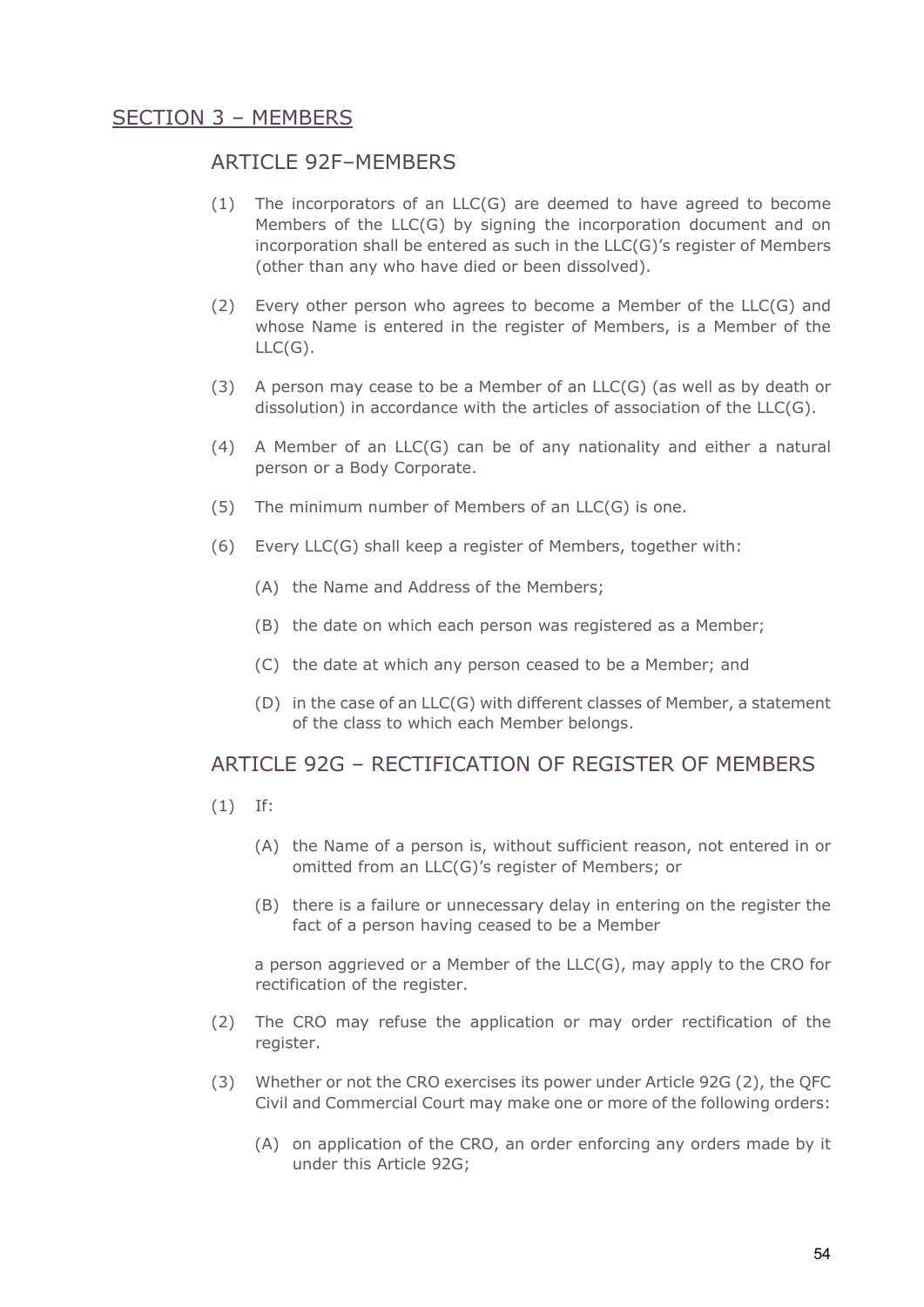## SECTION 3 – MEMBERS

### ARTICLE 92F–MEMBERS

(1) The incorporators of an LLC(G) are deemed to have agreed to become Members of the LLC(G) by signing the incorporation document and on incorporation shall be entered as such in the LLC(G)'s register of Members (other than any who have died or been dissolved).

(2) Every other person who agrees to become a Member of the LLC(G) and whose Name is entered in the register of Members, is a Member of the LLC(G).

(3) A person may cease to be a Member of an LLC(G) (as well as by death or dissolution) in accordance with the articles of association of the LLC(G).

(4) A Member of an LLC(G) can be of any nationality and either a natural person or a Body Corporate.

(5) The minimum number of Members of an LLC(G) is one.

(6) Every LLC(G) shall keep a register of Members, together with:

   (A) the Name and Address of the Members;

   (B) the date on which each person was registered as a Member;

   (C) the date at which any person ceased to be a Member; and

   (D) in the case of an LLC(G) with different classes of Member, a statement of the class to which each Member belongs.

### ARTICLE 92G – RECTIFICATION OF REGISTER OF MEMBERS

(1) If:

   (A) the Name of a person is, without sufficient reason, not entered in or omitted from an LLC(G)'s register of Members; or

   (B) there is a failure or unnecessary delay in entering on the register the fact of a person having ceased to be a Member

   a person aggrieved or a Member of the LLC(G), may apply to the CRO for rectification of the register.

(2) The CRO may refuse the application or may order rectification of the register.

(3) Whether or not the CRO exercises its power under Article 92G (2), the QFC Civil and Commercial Court may make one or more of the following orders:

   (A) on application of the CRO, an order enforcing any orders made by it under this Article 92G;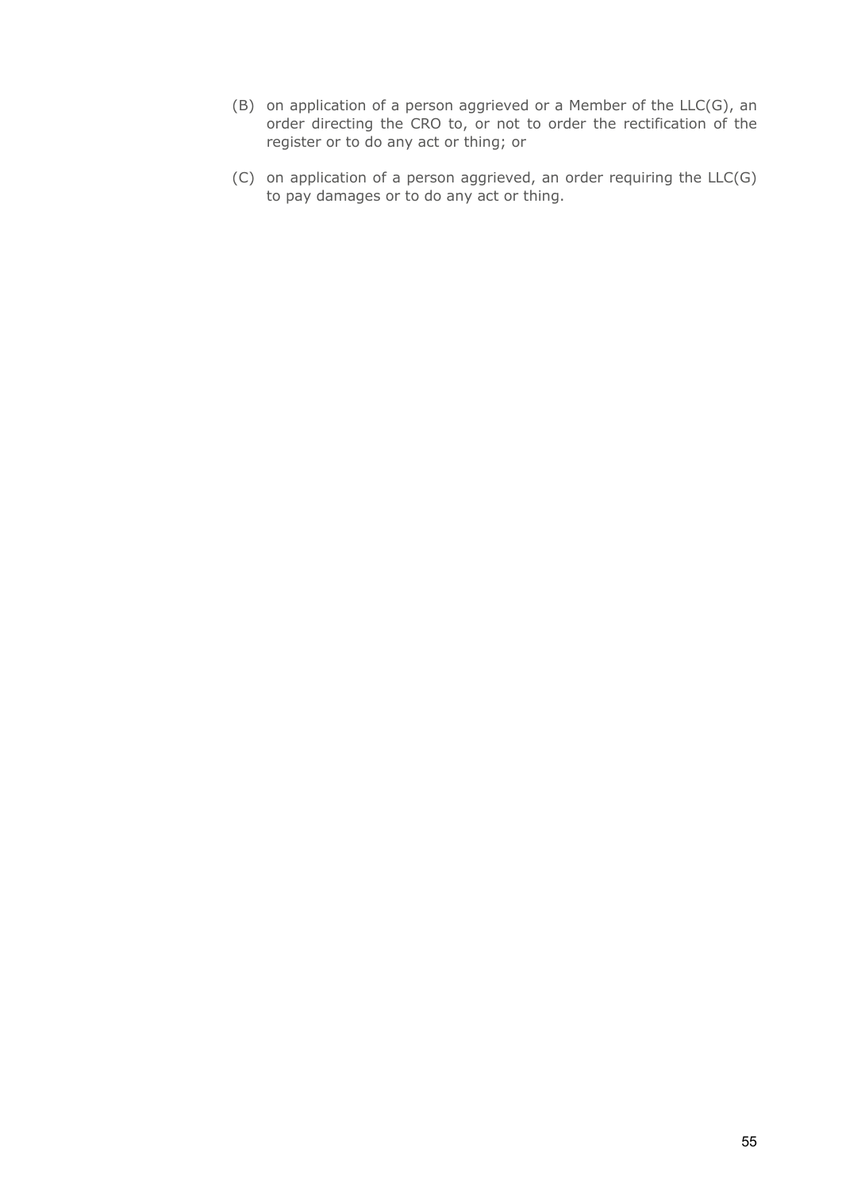(B) on application of a person aggrieved or a Member of the LLC(G), an order directing the CRO to, or not to order the rectification of the register or to do any act or thing; or

(C) on application of a person aggrieved, an order requiring the LLC(G) to pay damages or to do any act or thing.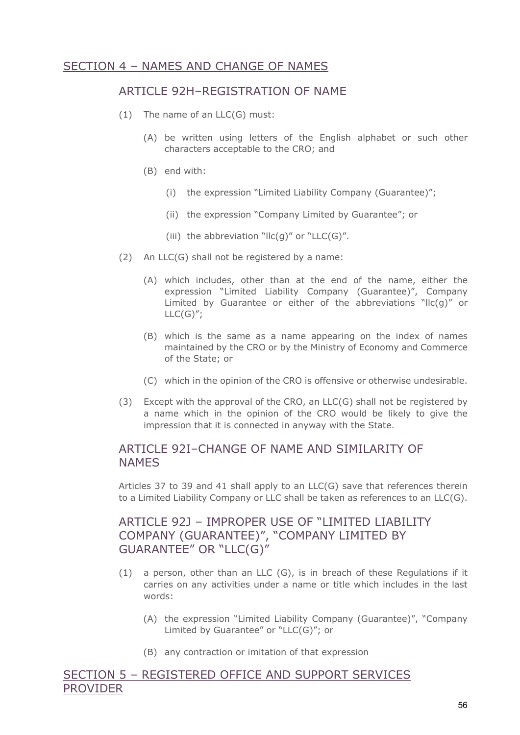## SECTION 4 – NAMES AND CHANGE OF NAMES

### ARTICLE 92H–REGISTRATION OF NAME

(1) The name of an LLC(G) must:

(A) be written using letters of the English alphabet or such other characters acceptable to the CRO; and

(B) end with:

(i) the expression "Limited Liability Company (Guarantee)";

(ii) the expression "Company Limited by Guarantee"; or

(iii) the abbreviation "llc(g)" or "LLC(G)".

(2) An LLC(G) shall not be registered by a name:

(A) which includes, other than at the end of the name, either the expression "Limited Liability Company (Guarantee)", Company Limited by Guarantee or either of the abbreviations "llc(g)" or LLC(G)";

(B) which is the same as a name appearing on the index of names maintained by the CRO or by the Ministry of Economy and Commerce of the State; or

(C) which in the opinion of the CRO is offensive or otherwise undesirable.

(3) Except with the approval of the CRO, an LLC(G) shall not be registered by a name which in the opinion of the CRO would be likely to give the impression that it is connected in anyway with the State.

### ARTICLE 92I–CHANGE OF NAME AND SIMILARITY OF NAMES

Articles 37 to 39 and 41 shall apply to an LLC(G) save that references therein to a Limited Liability Company or LLC shall be taken as references to an LLC(G).

### ARTICLE 92J – IMPROPER USE OF "LIMITED LIABILITY COMPANY (GUARANTEE)", "COMPANY LIMITED BY GUARANTEE" OR "LLC(G)"

(1) a person, other than an LLC (G), is in breach of these Regulations if it carries on any activities under a name or title which includes in the last words:

(A) the expression "Limited Liability Company (Guarantee)", "Company Limited by Guarantee" or "LLC(G)"; or

(B) any contraction or imitation of that expression

## SECTION 5 – REGISTERED OFFICE AND SUPPORT SERVICES PROVIDER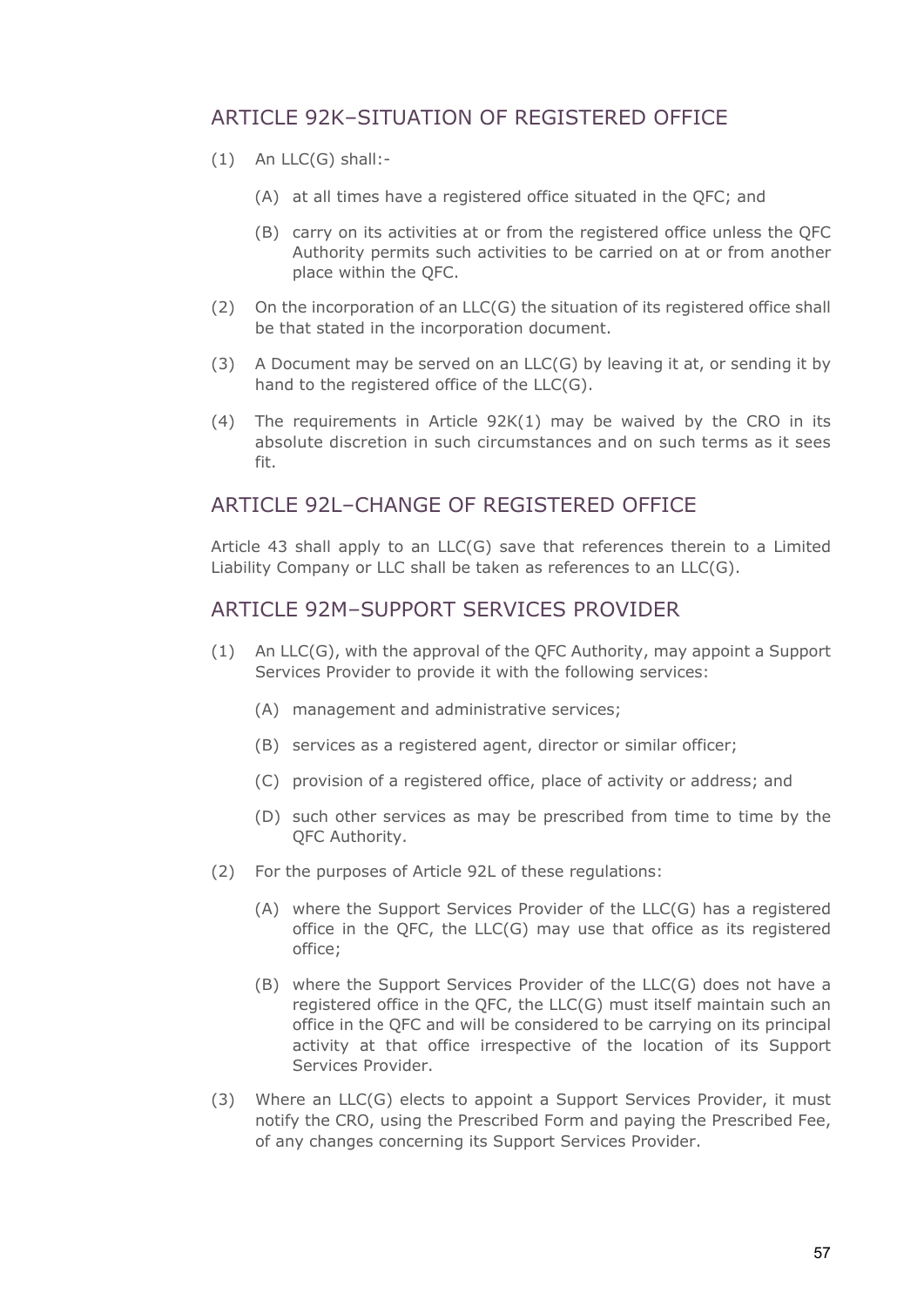## ARTICLE 92K–SITUATION OF REGISTERED OFFICE

(1) An LLC(G) shall:-

(A) at all times have a registered office situated in the QFC; and

(B) carry on its activities at or from the registered office unless the QFC Authority permits such activities to be carried on at or from another place within the QFC.

(2) On the incorporation of an LLC(G) the situation of its registered office shall be that stated in the incorporation document.

(3) A Document may be served on an LLC(G) by leaving it at, or sending it by hand to the registered office of the LLC(G).

(4) The requirements in Article 92K(1) may be waived by the CRO in its absolute discretion in such circumstances and on such terms as it sees fit.

## ARTICLE 92L–CHANGE OF REGISTERED OFFICE

Article 43 shall apply to an LLC(G) save that references therein to a Limited Liability Company or LLC shall be taken as references to an LLC(G).

## ARTICLE 92M–SUPPORT SERVICES PROVIDER

(1) An LLC(G), with the approval of the QFC Authority, may appoint a Support Services Provider to provide it with the following services:

(A) management and administrative services;

(B) services as a registered agent, director or similar officer;

(C) provision of a registered office, place of activity or address; and

(D) such other services as may be prescribed from time to time by the QFC Authority.

(2) For the purposes of Article 92L of these regulations:

(A) where the Support Services Provider of the LLC(G) has a registered office in the QFC, the LLC(G) may use that office as its registered office;

(B) where the Support Services Provider of the LLC(G) does not have a registered office in the QFC, the LLC(G) must itself maintain such an office in the QFC and will be considered to be carrying on its principal activity at that office irrespective of the location of its Support Services Provider.

(3) Where an LLC(G) elects to appoint a Support Services Provider, it must notify the CRO, using the Prescribed Form and paying the Prescribed Fee, of any changes concerning its Support Services Provider.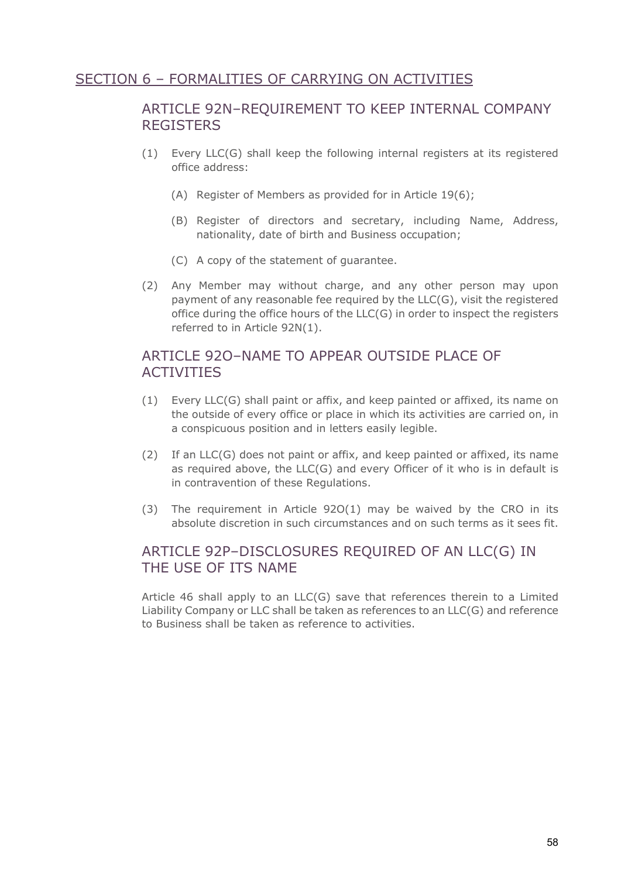## SECTION 6 – FORMALITIES OF CARRYING ON ACTIVITIES

### ARTICLE 92N–REQUIREMENT TO KEEP INTERNAL COMPANY REGISTERS

(1) Every LLC(G) shall keep the following internal registers at its registered office address:

(A) Register of Members as provided for in Article 19(6);

(B) Register of directors and secretary, including Name, Address, nationality, date of birth and Business occupation;

(C) A copy of the statement of guarantee.

(2) Any Member may without charge, and any other person may upon payment of any reasonable fee required by the LLC(G), visit the registered office during the office hours of the LLC(G) in order to inspect the registers referred to in Article 92N(1).

### ARTICLE 92O–NAME TO APPEAR OUTSIDE PLACE OF ACTIVITIES

(1) Every LLC(G) shall paint or affix, and keep painted or affixed, its name on the outside of every office or place in which its activities are carried on, in a conspicuous position and in letters easily legible.

(2) If an LLC(G) does not paint or affix, and keep painted or affixed, its name as required above, the LLC(G) and every Officer of it who is in default is in contravention of these Regulations.

(3) The requirement in Article 92O(1) may be waived by the CRO in its absolute discretion in such circumstances and on such terms as it sees fit.

### ARTICLE 92P–DISCLOSURES REQUIRED OF AN LLC(G) IN THE USE OF ITS NAME

Article 46 shall apply to an LLC(G) save that references therein to a Limited Liability Company or LLC shall be taken as references to an LLC(G) and reference to Business shall be taken as reference to activities.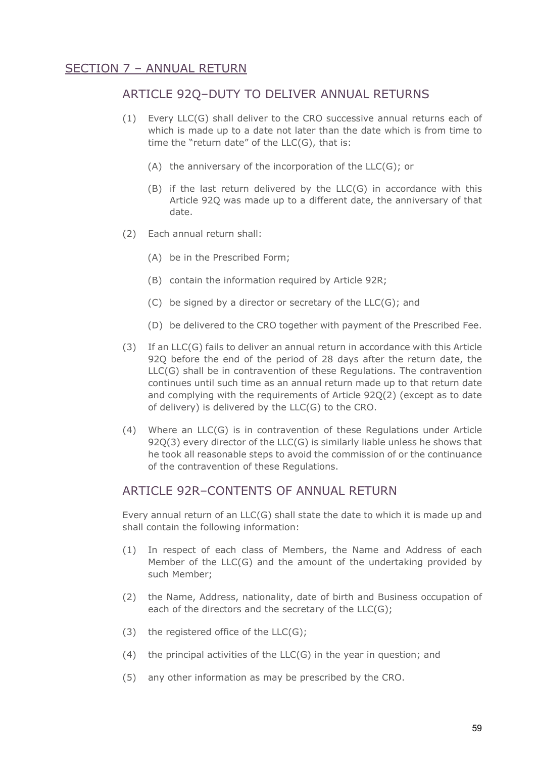## SECTION 7 – ANNUAL RETURN

### ARTICLE 92Q–DUTY TO DELIVER ANNUAL RETURNS

(1) Every LLC(G) shall deliver to the CRO successive annual returns each of which is made up to a date not later than the date which is from time to time the "return date" of the LLC(G), that is:

(A) the anniversary of the incorporation of the LLC(G); or

(B) if the last return delivered by the LLC(G) in accordance with this Article 92Q was made up to a different date, the anniversary of that date.

(2) Each annual return shall:

(A) be in the Prescribed Form;

(B) contain the information required by Article 92R;

(C) be signed by a director or secretary of the LLC(G); and

(D) be delivered to the CRO together with payment of the Prescribed Fee.

(3) If an LLC(G) fails to deliver an annual return in accordance with this Article 92Q before the end of the period of 28 days after the return date, the LLC(G) shall be in contravention of these Regulations. The contravention continues until such time as an annual return made up to that return date and complying with the requirements of Article 92Q(2) (except as to date of delivery) is delivered by the LLC(G) to the CRO.

(4) Where an LLC(G) is in contravention of these Regulations under Article 92Q(3) every director of the LLC(G) is similarly liable unless he shows that he took all reasonable steps to avoid the commission of or the continuance of the contravention of these Regulations.

### ARTICLE 92R–CONTENTS OF ANNUAL RETURN

Every annual return of an LLC(G) shall state the date to which it is made up and shall contain the following information:

(1) In respect of each class of Members, the Name and Address of each Member of the LLC(G) and the amount of the undertaking provided by such Member;

(2) the Name, Address, nationality, date of birth and Business occupation of each of the directors and the secretary of the LLC(G);

(3) the registered office of the LLC(G);

(4) the principal activities of the LLC(G) in the year in question; and

(5) any other information as may be prescribed by the CRO.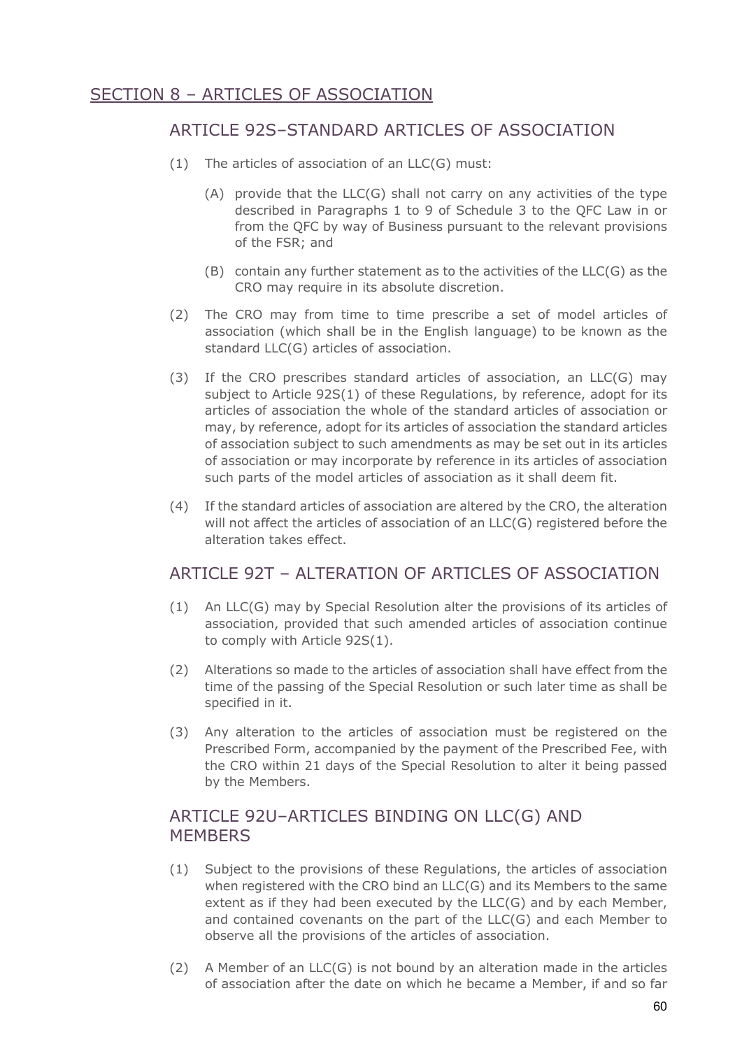## SECTION 8 – ARTICLES OF ASSOCIATION

### ARTICLE 92S–STANDARD ARTICLES OF ASSOCIATION

(1) The articles of association of an LLC(G) must:

(A) provide that the LLC(G) shall not carry on any activities of the type described in Paragraphs 1 to 9 of Schedule 3 to the QFC Law in or from the QFC by way of Business pursuant to the relevant provisions of the FSR; and

(B) contain any further statement as to the activities of the LLC(G) as the CRO may require in its absolute discretion.

(2) The CRO may from time to time prescribe a set of model articles of association (which shall be in the English language) to be known as the standard LLC(G) articles of association.

(3) If the CRO prescribes standard articles of association, an LLC(G) may subject to Article 92S(1) of these Regulations, by reference, adopt for its articles of association the whole of the standard articles of association or may, by reference, adopt for its articles of association the standard articles of association subject to such amendments as may be set out in its articles of association or may incorporate by reference in its articles of association such parts of the model articles of association as it shall deem fit.

(4) If the standard articles of association are altered by the CRO, the alteration will not affect the articles of association of an LLC(G) registered before the alteration takes effect.

### ARTICLE 92T – ALTERATION OF ARTICLES OF ASSOCIATION

(1) An LLC(G) may by Special Resolution alter the provisions of its articles of association, provided that such amended articles of association continue to comply with Article 92S(1).

(2) Alterations so made to the articles of association shall have effect from the time of the passing of the Special Resolution or such later time as shall be specified in it.

(3) Any alteration to the articles of association must be registered on the Prescribed Form, accompanied by the payment of the Prescribed Fee, with the CRO within 21 days of the Special Resolution to alter it being passed by the Members.

### ARTICLE 92U–ARTICLES BINDING ON LLC(G) AND MEMBERS

(1) Subject to the provisions of these Regulations, the articles of association when registered with the CRO bind an LLC(G) and its Members to the same extent as if they had been executed by the LLC(G) and by each Member, and contained covenants on the part of the LLC(G) and each Member to observe all the provisions of the articles of association.

(2) A Member of an LLC(G) is not bound by an alteration made in the articles of association after the date on which he became a Member, if and so far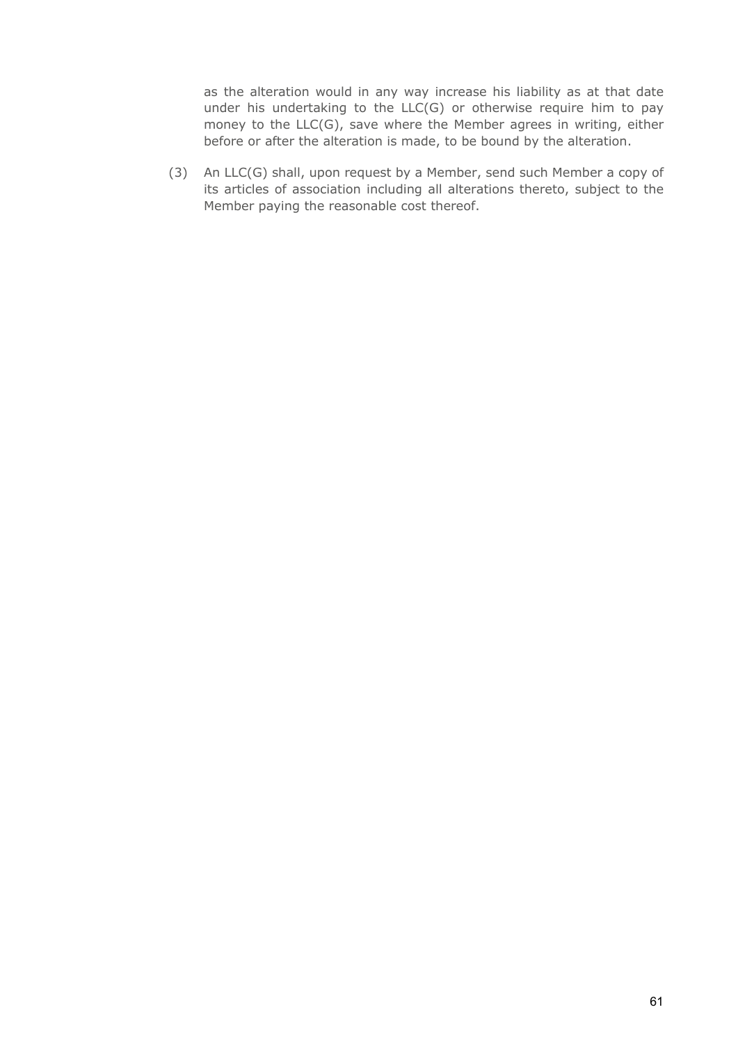as the alteration would in any way increase his liability as at that date under his undertaking to the LLC(G) or otherwise require him to pay money to the LLC(G), save where the Member agrees in writing, either before or after the alteration is made, to be bound by the alteration.

(3) An LLC(G) shall, upon request by a Member, send such Member a copy of its articles of association including all alterations thereto, subject to the Member paying the reasonable cost thereof.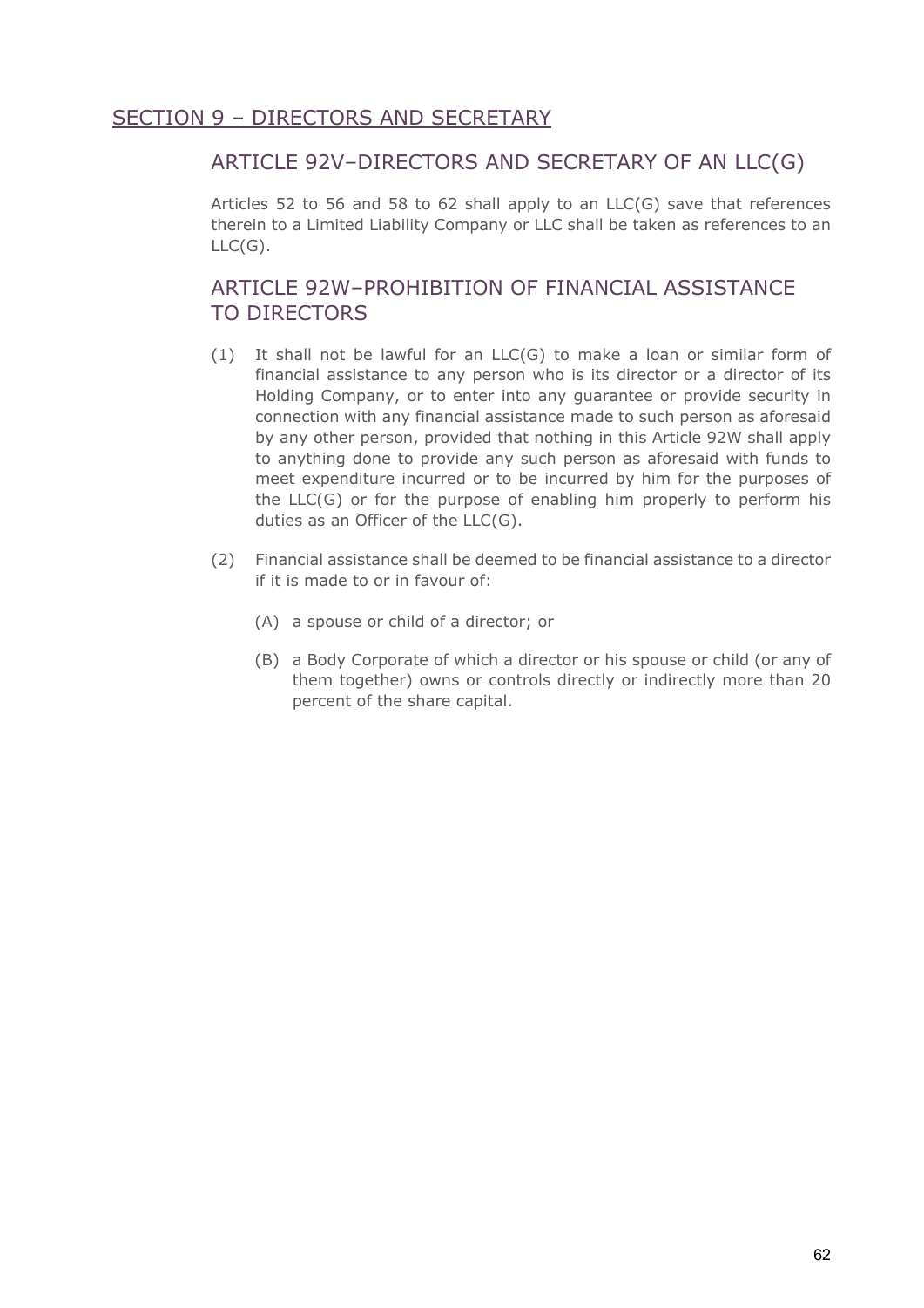## SECTION 9 – DIRECTORS AND SECRETARY

### ARTICLE 92V–DIRECTORS AND SECRETARY OF AN LLC(G)

Articles 52 to 56 and 58 to 62 shall apply to an LLC(G) save that references therein to a Limited Liability Company or LLC shall be taken as references to an LLC(G).

### ARTICLE 92W–PROHIBITION OF FINANCIAL ASSISTANCE TO DIRECTORS

(1) It shall not be lawful for an LLC(G) to make a loan or similar form of financial assistance to any person who is its director or a director of its Holding Company, or to enter into any guarantee or provide security in connection with any financial assistance made to such person as aforesaid by any other person, provided that nothing in this Article 92W shall apply to anything done to provide any such person as aforesaid with funds to meet expenditure incurred or to be incurred by him for the purposes of the LLC(G) or for the purpose of enabling him properly to perform his duties as an Officer of the LLC(G).

(2) Financial assistance shall be deemed to be financial assistance to a director if it is made to or in favour of:

   (A) a spouse or child of a director; or

   (B) a Body Corporate of which a director or his spouse or child (or any of them together) owns or controls directly or indirectly more than 20 percent of the share capital.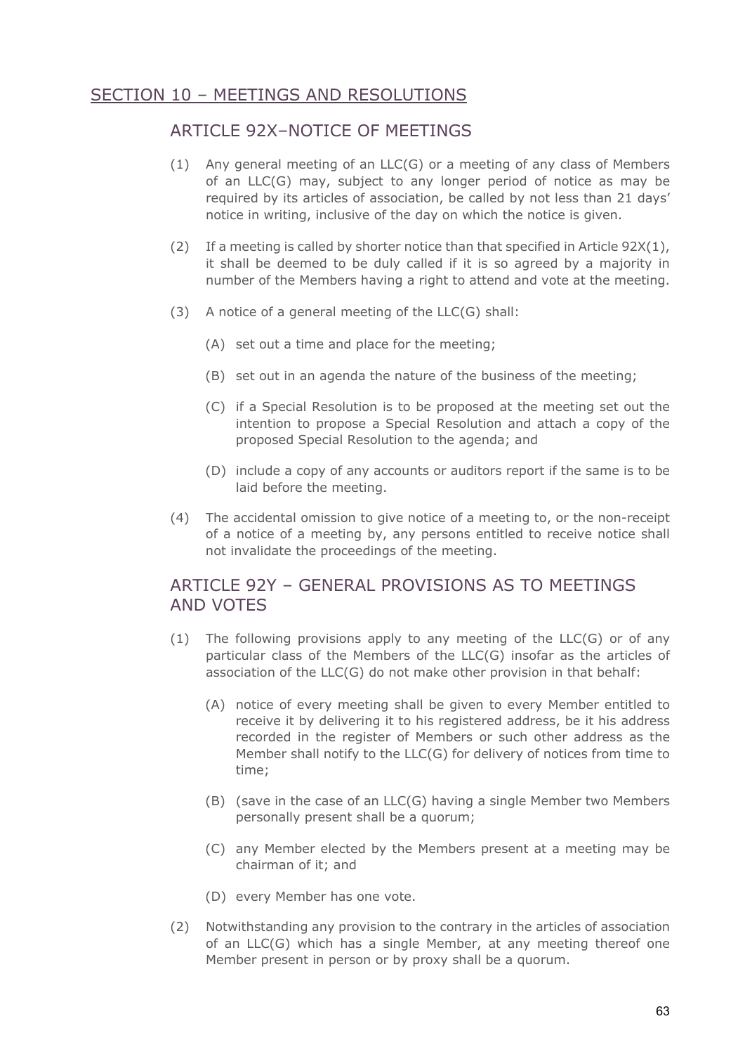## SECTION 10 – MEETINGS AND RESOLUTIONS

### ARTICLE 92X–NOTICE OF MEETINGS

(1) Any general meeting of an LLC(G) or a meeting of any class of Members of an LLC(G) may, subject to any longer period of notice as may be required by its articles of association, be called by not less than 21 days' notice in writing, inclusive of the day on which the notice is given.

(2) If a meeting is called by shorter notice than that specified in Article 92X(1), it shall be deemed to be duly called if it is so agreed by a majority in number of the Members having a right to attend and vote at the meeting.

(3) A notice of a general meeting of the LLC(G) shall:

(A) set out a time and place for the meeting;

(B) set out in an agenda the nature of the business of the meeting;

(C) if a Special Resolution is to be proposed at the meeting set out the intention to propose a Special Resolution and attach a copy of the proposed Special Resolution to the agenda; and

(D) include a copy of any accounts or auditors report if the same is to be laid before the meeting.

(4) The accidental omission to give notice of a meeting to, or the non-receipt of a notice of a meeting by, any persons entitled to receive notice shall not invalidate the proceedings of the meeting.

### ARTICLE 92Y – GENERAL PROVISIONS AS TO MEETINGS AND VOTES

(1) The following provisions apply to any meeting of the LLC(G) or of any particular class of the Members of the LLC(G) insofar as the articles of association of the LLC(G) do not make other provision in that behalf:

(A) notice of every meeting shall be given to every Member entitled to receive it by delivering it to his registered address, be it his address recorded in the register of Members or such other address as the Member shall notify to the LLC(G) for delivery of notices from time to time;

(B) (save in the case of an LLC(G) having a single Member two Members personally present shall be a quorum;

(C) any Member elected by the Members present at a meeting may be chairman of it; and

(D) every Member has one vote.

(2) Notwithstanding any provision to the contrary in the articles of association of an LLC(G) which has a single Member, at any meeting thereof one Member present in person or by proxy shall be a quorum.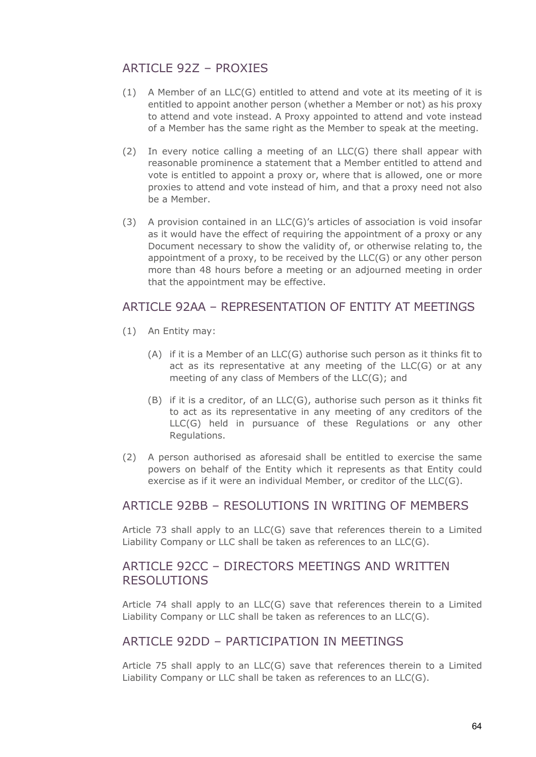## ARTICLE 92Z – PROXIES

(1) A Member of an LLC(G) entitled to attend and vote at its meeting of it is entitled to appoint another person (whether a Member or not) as his proxy to attend and vote instead. A Proxy appointed to attend and vote instead of a Member has the same right as the Member to speak at the meeting.

(2) In every notice calling a meeting of an LLC(G) there shall appear with reasonable prominence a statement that a Member entitled to attend and vote is entitled to appoint a proxy or, where that is allowed, one or more proxies to attend and vote instead of him, and that a proxy need not also be a Member.

(3) A provision contained in an LLC(G)'s articles of association is void insofar as it would have the effect of requiring the appointment of a proxy or any Document necessary to show the validity of, or otherwise relating to, the appointment of a proxy, to be received by the LLC(G) or any other person more than 48 hours before a meeting or an adjourned meeting in order that the appointment may be effective.

## ARTICLE 92AA – REPRESENTATION OF ENTITY AT MEETINGS

(1) An Entity may:

    (A) if it is a Member of an LLC(G) authorise such person as it thinks fit to act as its representative at any meeting of the LLC(G) or at any meeting of any class of Members of the LLC(G); and

    (B) if it is a creditor, of an LLC(G), authorise such person as it thinks fit to act as its representative in any meeting of any creditors of the LLC(G) held in pursuance of these Regulations or any other Regulations.

(2) A person authorised as aforesaid shall be entitled to exercise the same powers on behalf of the Entity which it represents as that Entity could exercise as if it were an individual Member, or creditor of the LLC(G).

## ARTICLE 92BB – RESOLUTIONS IN WRITING OF MEMBERS

Article 73 shall apply to an LLC(G) save that references therein to a Limited Liability Company or LLC shall be taken as references to an LLC(G).

## ARTICLE 92CC – DIRECTORS MEETINGS AND WRITTEN RESOLUTIONS

Article 74 shall apply to an LLC(G) save that references therein to a Limited Liability Company or LLC shall be taken as references to an LLC(G).

## ARTICLE 92DD – PARTICIPATION IN MEETINGS

Article 75 shall apply to an LLC(G) save that references therein to a Limited Liability Company or LLC shall be taken as references to an LLC(G).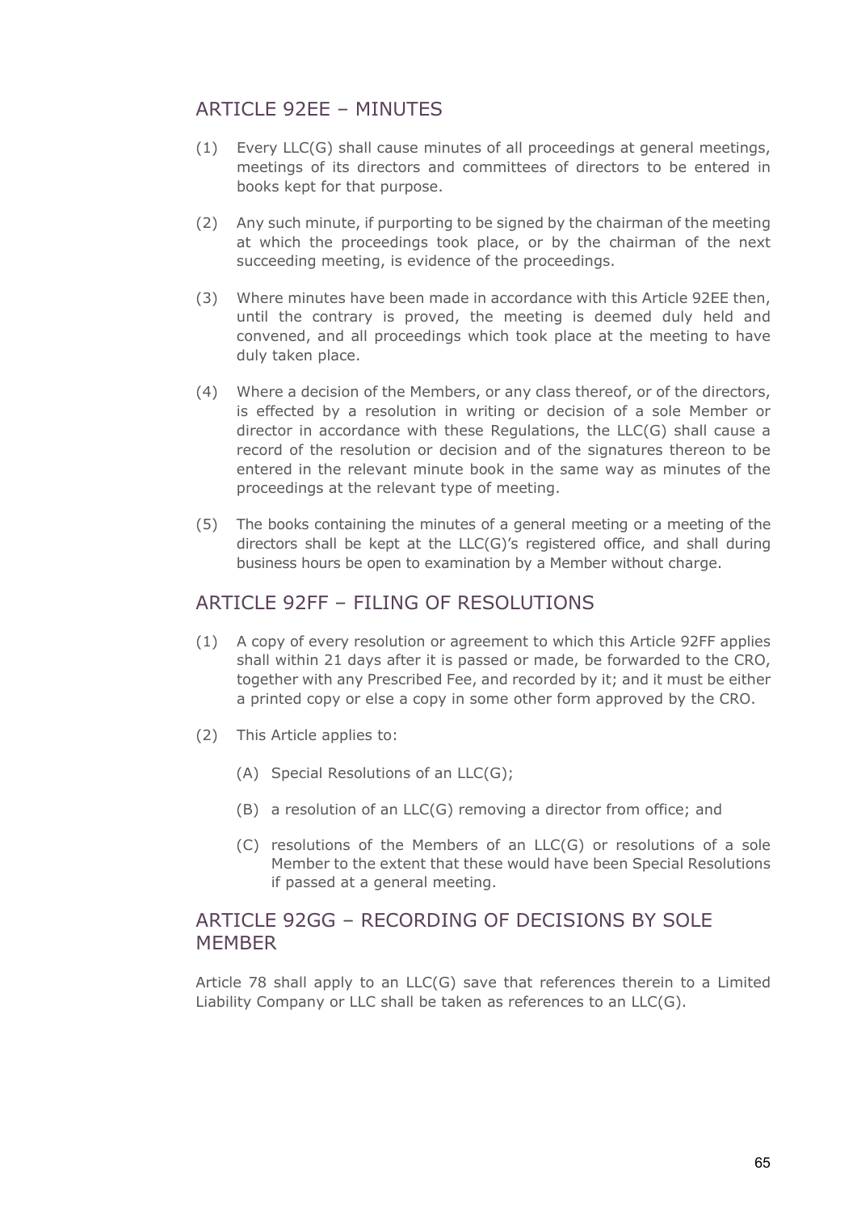## ARTICLE 92EE – MINUTES

(1) Every LLC(G) shall cause minutes of all proceedings at general meetings, meetings of its directors and committees of directors to be entered in books kept for that purpose.

(2) Any such minute, if purporting to be signed by the chairman of the meeting at which the proceedings took place, or by the chairman of the next succeeding meeting, is evidence of the proceedings.

(3) Where minutes have been made in accordance with this Article 92EE then, until the contrary is proved, the meeting is deemed duly held and convened, and all proceedings which took place at the meeting to have duly taken place.

(4) Where a decision of the Members, or any class thereof, or of the directors, is effected by a resolution in writing or decision of a sole Member or director in accordance with these Regulations, the LLC(G) shall cause a record of the resolution or decision and of the signatures thereon to be entered in the relevant minute book in the same way as minutes of the proceedings at the relevant type of meeting.

(5) The books containing the minutes of a general meeting or a meeting of the directors shall be kept at the LLC(G)'s registered office, and shall during business hours be open to examination by a Member without charge.

## ARTICLE 92FF – FILING OF RESOLUTIONS

(1) A copy of every resolution or agreement to which this Article 92FF applies shall within 21 days after it is passed or made, be forwarded to the CRO, together with any Prescribed Fee, and recorded by it; and it must be either a printed copy or else a copy in some other form approved by the CRO.

(2) This Article applies to:

(A) Special Resolutions of an LLC(G);

(B) a resolution of an LLC(G) removing a director from office; and

(C) resolutions of the Members of an LLC(G) or resolutions of a sole Member to the extent that these would have been Special Resolutions if passed at a general meeting.

## ARTICLE 92GG – RECORDING OF DECISIONS BY SOLE MEMBER

Article 78 shall apply to an LLC(G) save that references therein to a Limited Liability Company or LLC shall be taken as references to an LLC(G).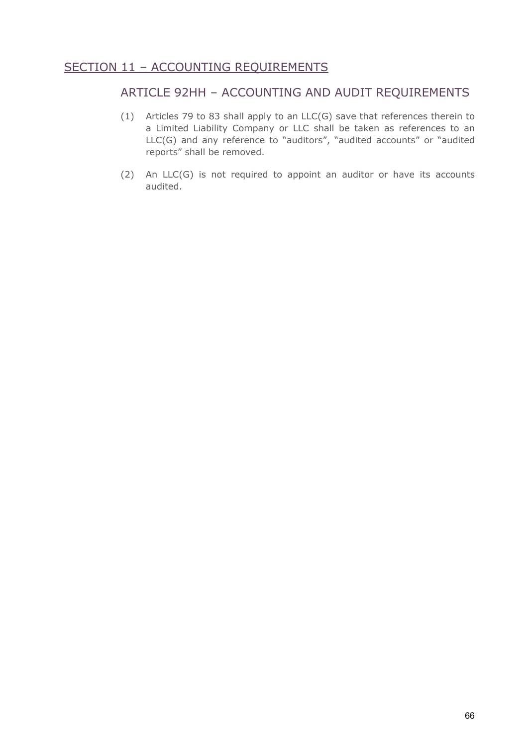## SECTION 11 – ACCOUNTING REQUIREMENTS

### ARTICLE 92HH – ACCOUNTING AND AUDIT REQUIREMENTS

(1) Articles 79 to 83 shall apply to an LLC(G) save that references therein to a Limited Liability Company or LLC shall be taken as references to an LLC(G) and any reference to "auditors", "audited accounts" or "audited reports" shall be removed.

(2) An LLC(G) is not required to appoint an auditor or have its accounts audited.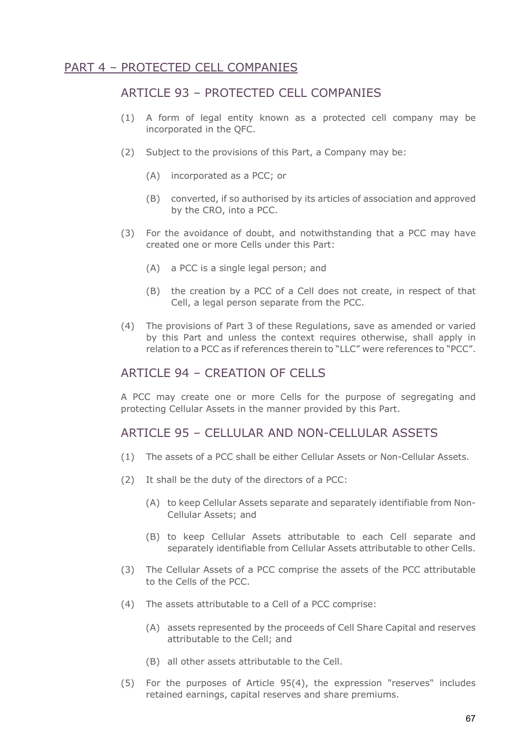## PART 4 – PROTECTED CELL COMPANIES

### ARTICLE 93 – PROTECTED CELL COMPANIES

(1) A form of legal entity known as a protected cell company may be incorporated in the QFC.

(2) Subject to the provisions of this Part, a Company may be:

  (A) incorporated as a PCC; or

  (B) converted, if so authorised by its articles of association and approved by the CRO, into a PCC.

(3) For the avoidance of doubt, and notwithstanding that a PCC may have created one or more Cells under this Part:

  (A) a PCC is a single legal person; and

  (B) the creation by a PCC of a Cell does not create, in respect of that Cell, a legal person separate from the PCC.

(4) The provisions of Part 3 of these Regulations, save as amended or varied by this Part and unless the context requires otherwise, shall apply in relation to a PCC as if references therein to "LLC" were references to "PCC".

### ARTICLE 94 – CREATION OF CELLS

A PCC may create one or more Cells for the purpose of segregating and protecting Cellular Assets in the manner provided by this Part.

### ARTICLE 95 – CELLULAR AND NON-CELLULAR ASSETS

(1) The assets of a PCC shall be either Cellular Assets or Non-Cellular Assets.

(2) It shall be the duty of the directors of a PCC:

  (A) to keep Cellular Assets separate and separately identifiable from Non-Cellular Assets; and

  (B) to keep Cellular Assets attributable to each Cell separate and separately identifiable from Cellular Assets attributable to other Cells.

(3) The Cellular Assets of a PCC comprise the assets of the PCC attributable to the Cells of the PCC.

(4) The assets attributable to a Cell of a PCC comprise:

  (A) assets represented by the proceeds of Cell Share Capital and reserves attributable to the Cell; and

  (B) all other assets attributable to the Cell.

(5) For the purposes of Article 95(4), the expression "reserves" includes retained earnings, capital reserves and share premiums.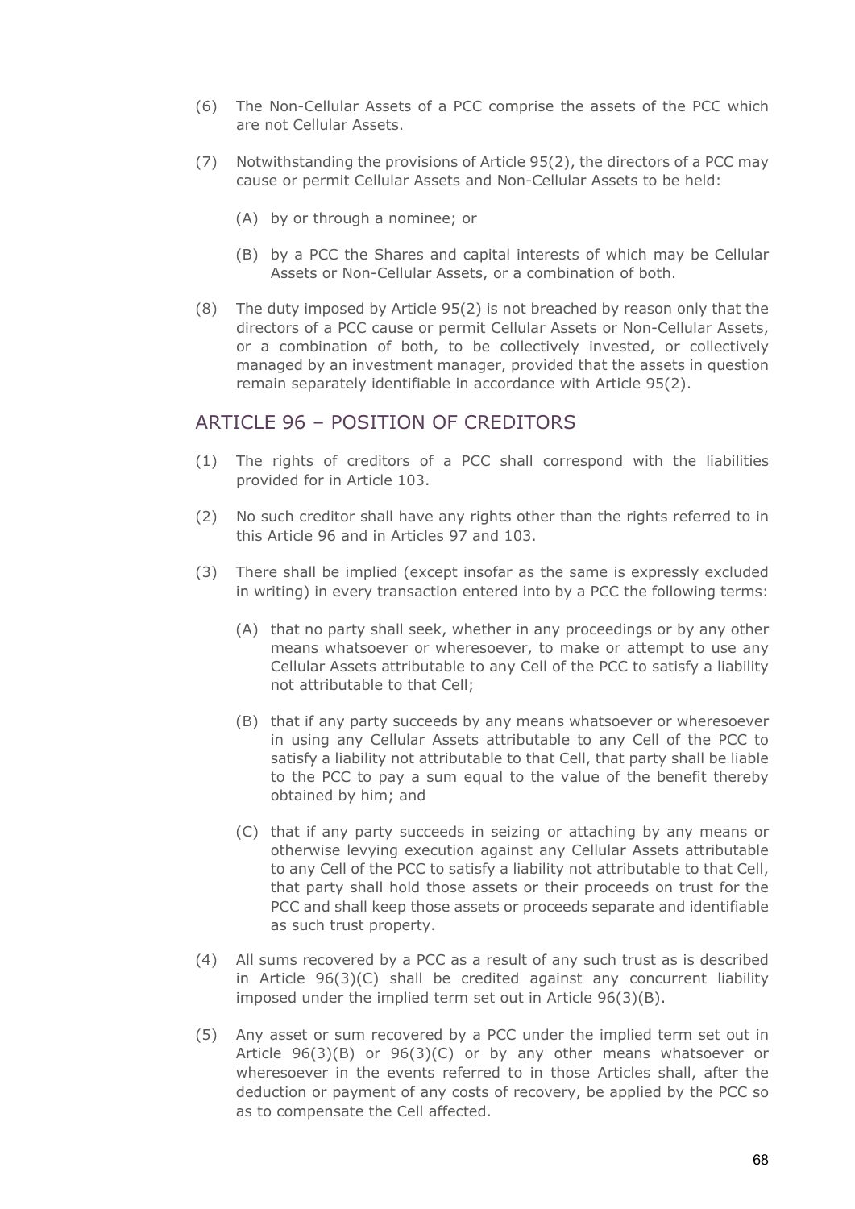(6) The Non-Cellular Assets of a PCC comprise the assets of the PCC which are not Cellular Assets.

(7) Notwithstanding the provisions of Article 95(2), the directors of a PCC may cause or permit Cellular Assets and Non-Cellular Assets to be held:

   (A) by or through a nominee; or

   (B) by a PCC the Shares and capital interests of which may be Cellular Assets or Non-Cellular Assets, or a combination of both.

(8) The duty imposed by Article 95(2) is not breached by reason only that the directors of a PCC cause or permit Cellular Assets or Non-Cellular Assets, or a combination of both, to be collectively invested, or collectively managed by an investment manager, provided that the assets in question remain separately identifiable in accordance with Article 95(2).

## ARTICLE 96 – POSITION OF CREDITORS

(1) The rights of creditors of a PCC shall correspond with the liabilities provided for in Article 103.

(2) No such creditor shall have any rights other than the rights referred to in this Article 96 and in Articles 97 and 103.

(3) There shall be implied (except insofar as the same is expressly excluded in writing) in every transaction entered into by a PCC the following terms:

   (A) that no party shall seek, whether in any proceedings or by any other means whatsoever or wheresoever, to make or attempt to use any Cellular Assets attributable to any Cell of the PCC to satisfy a liability not attributable to that Cell;

   (B) that if any party succeeds by any means whatsoever or wheresoever in using any Cellular Assets attributable to any Cell of the PCC to satisfy a liability not attributable to that Cell, that party shall be liable to the PCC to pay a sum equal to the value of the benefit thereby obtained by him; and

   (C) that if any party succeeds in seizing or attaching by any means or otherwise levying execution against any Cellular Assets attributable to any Cell of the PCC to satisfy a liability not attributable to that Cell, that party shall hold those assets or their proceeds on trust for the PCC and shall keep those assets or proceeds separate and identifiable as such trust property.

(4) All sums recovered by a PCC as a result of any such trust as is described in Article 96(3)(C) shall be credited against any concurrent liability imposed under the implied term set out in Article 96(3)(B).

(5) Any asset or sum recovered by a PCC under the implied term set out in Article 96(3)(B) or 96(3)(C) or by any other means whatsoever or wheresoever in the events referred to in those Articles shall, after the deduction or payment of any costs of recovery, be applied by the PCC so as to compensate the Cell affected.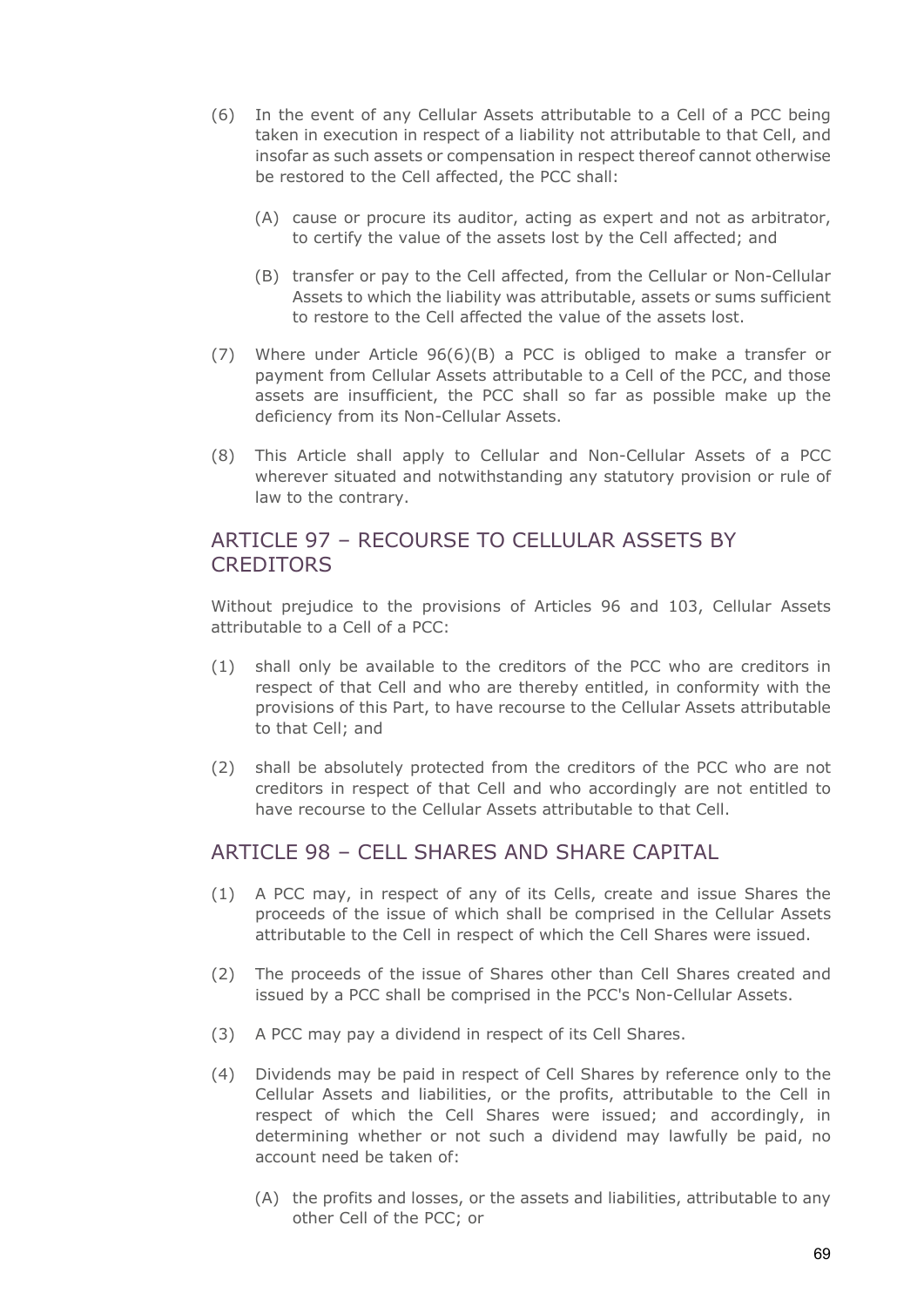(6) In the event of any Cellular Assets attributable to a Cell of a PCC being taken in execution in respect of a liability not attributable to that Cell, and insofar as such assets or compensation in respect thereof cannot otherwise be restored to the Cell affected, the PCC shall:

   (A) cause or procure its auditor, acting as expert and not as arbitrator, to certify the value of the assets lost by the Cell affected; and

   (B) transfer or pay to the Cell affected, from the Cellular or Non-Cellular Assets to which the liability was attributable, assets or sums sufficient to restore to the Cell affected the value of the assets lost.

(7) Where under Article 96(6)(B) a PCC is obliged to make a transfer or payment from Cellular Assets attributable to a Cell of the PCC, and those assets are insufficient, the PCC shall so far as possible make up the deficiency from its Non-Cellular Assets.

(8) This Article shall apply to Cellular and Non-Cellular Assets of a PCC wherever situated and notwithstanding any statutory provision or rule of law to the contrary.

## ARTICLE 97 – RECOURSE TO CELLULAR ASSETS BY CREDITORS

Without prejudice to the provisions of Articles 96 and 103, Cellular Assets attributable to a Cell of a PCC:

(1) shall only be available to the creditors of the PCC who are creditors in respect of that Cell and who are thereby entitled, in conformity with the provisions of this Part, to have recourse to the Cellular Assets attributable to that Cell; and

(2) shall be absolutely protected from the creditors of the PCC who are not creditors in respect of that Cell and who accordingly are not entitled to have recourse to the Cellular Assets attributable to that Cell.

## ARTICLE 98 – CELL SHARES AND SHARE CAPITAL

(1) A PCC may, in respect of any of its Cells, create and issue Shares the proceeds of the issue of which shall be comprised in the Cellular Assets attributable to the Cell in respect of which the Cell Shares were issued.

(2) The proceeds of the issue of Shares other than Cell Shares created and issued by a PCC shall be comprised in the PCC's Non-Cellular Assets.

(3) A PCC may pay a dividend in respect of its Cell Shares.

(4) Dividends may be paid in respect of Cell Shares by reference only to the Cellular Assets and liabilities, or the profits, attributable to the Cell in respect of which the Cell Shares were issued; and accordingly, in determining whether or not such a dividend may lawfully be paid, no account need be taken of:

   (A) the profits and losses, or the assets and liabilities, attributable to any other Cell of the PCC; or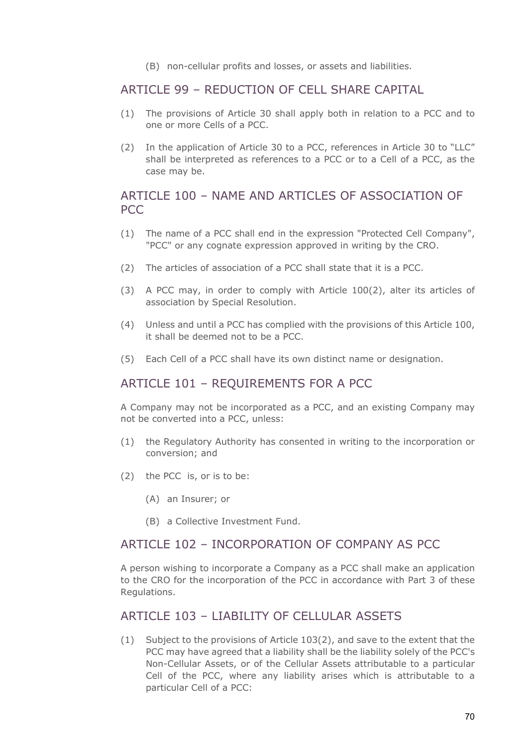(B) non-cellular profits and losses, or assets and liabilities.

## ARTICLE 99 – REDUCTION OF CELL SHARE CAPITAL

(1) The provisions of Article 30 shall apply both in relation to a PCC and to one or more Cells of a PCC.

(2) In the application of Article 30 to a PCC, references in Article 30 to "LLC" shall be interpreted as references to a PCC or to a Cell of a PCC, as the case may be.

## ARTICLE 100 – NAME AND ARTICLES OF ASSOCIATION OF PCC

(1) The name of a PCC shall end in the expression "Protected Cell Company", "PCC" or any cognate expression approved in writing by the CRO.

(2) The articles of association of a PCC shall state that it is a PCC.

(3) A PCC may, in order to comply with Article 100(2), alter its articles of association by Special Resolution.

(4) Unless and until a PCC has complied with the provisions of this Article 100, it shall be deemed not to be a PCC.

(5) Each Cell of a PCC shall have its own distinct name or designation.

## ARTICLE 101 – REQUIREMENTS FOR A PCC

A Company may not be incorporated as a PCC, and an existing Company may not be converted into a PCC, unless:

(1) the Regulatory Authority has consented in writing to the incorporation or conversion; and

(2) the PCC is, or is to be:

(A) an Insurer; or

(B) a Collective Investment Fund.

## ARTICLE 102 – INCORPORATION OF COMPANY AS PCC

A person wishing to incorporate a Company as a PCC shall make an application to the CRO for the incorporation of the PCC in accordance with Part 3 of these Regulations.

## ARTICLE 103 – LIABILITY OF CELLULAR ASSETS

(1) Subject to the provisions of Article 103(2), and save to the extent that the PCC may have agreed that a liability shall be the liability solely of the PCC's Non-Cellular Assets, or of the Cellular Assets attributable to a particular Cell of the PCC, where any liability arises which is attributable to a particular Cell of a PCC: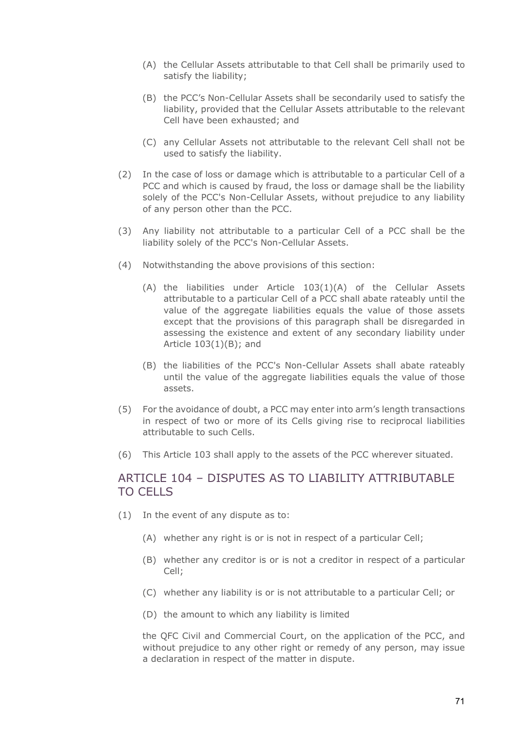(A) the Cellular Assets attributable to that Cell shall be primarily used to satisfy the liability;

(B) the PCC's Non-Cellular Assets shall be secondarily used to satisfy the liability, provided that the Cellular Assets attributable to the relevant Cell have been exhausted; and

(C) any Cellular Assets not attributable to the relevant Cell shall not be used to satisfy the liability.

(2) In the case of loss or damage which is attributable to a particular Cell of a PCC and which is caused by fraud, the loss or damage shall be the liability solely of the PCC's Non-Cellular Assets, without prejudice to any liability of any person other than the PCC.

(3) Any liability not attributable to a particular Cell of a PCC shall be the liability solely of the PCC's Non-Cellular Assets.

(4) Notwithstanding the above provisions of this section:

(A) the liabilities under Article 103(1)(A) of the Cellular Assets attributable to a particular Cell of a PCC shall abate rateably until the value of the aggregate liabilities equals the value of those assets except that the provisions of this paragraph shall be disregarded in assessing the existence and extent of any secondary liability under Article 103(1)(B); and

(B) the liabilities of the PCC's Non-Cellular Assets shall abate rateably until the value of the aggregate liabilities equals the value of those assets.

(5) For the avoidance of doubt, a PCC may enter into arm's length transactions in respect of two or more of its Cells giving rise to reciprocal liabilities attributable to such Cells.

(6) This Article 103 shall apply to the assets of the PCC wherever situated.

## ARTICLE 104 – DISPUTES AS TO LIABILITY ATTRIBUTABLE TO CELLS

(1) In the event of any dispute as to:

(A) whether any right is or is not in respect of a particular Cell;

(B) whether any creditor is or is not a creditor in respect of a particular Cell;

(C) whether any liability is or is not attributable to a particular Cell; or

(D) the amount to which any liability is limited

the QFC Civil and Commercial Court, on the application of the PCC, and without prejudice to any other right or remedy of any person, may issue a declaration in respect of the matter in dispute.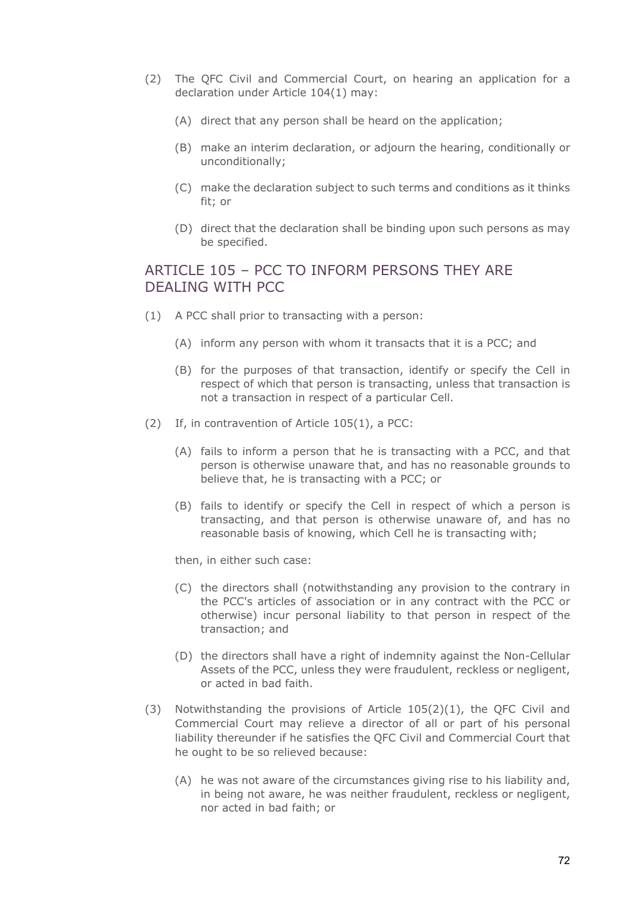(2) The QFC Civil and Commercial Court, on hearing an application for a declaration under Article 104(1) may:

   (A) direct that any person shall be heard on the application;

   (B) make an interim declaration, or adjourn the hearing, conditionally or unconditionally;

   (C) make the declaration subject to such terms and conditions as it thinks fit; or

   (D) direct that the declaration shall be binding upon such persons as may be specified.

## ARTICLE 105 – PCC TO INFORM PERSONS THEY ARE DEALING WITH PCC

(1) A PCC shall prior to transacting with a person:

   (A) inform any person with whom it transacts that it is a PCC; and

   (B) for the purposes of that transaction, identify or specify the Cell in respect of which that person is transacting, unless that transaction is not a transaction in respect of a particular Cell.

(2) If, in contravention of Article 105(1), a PCC:

   (A) fails to inform a person that he is transacting with a PCC, and that person is otherwise unaware that, and has no reasonable grounds to believe that, he is transacting with a PCC; or

   (B) fails to identify or specify the Cell in respect of which a person is transacting, and that person is otherwise unaware of, and has no reasonable basis of knowing, which Cell he is transacting with;

   then, in either such case:

   (C) the directors shall (notwithstanding any provision to the contrary in the PCC's articles of association or in any contract with the PCC or otherwise) incur personal liability to that person in respect of the transaction; and

   (D) the directors shall have a right of indemnity against the Non-Cellular Assets of the PCC, unless they were fraudulent, reckless or negligent, or acted in bad faith.

(3) Notwithstanding the provisions of Article 105(2)(1), the QFC Civil and Commercial Court may relieve a director of all or part of his personal liability thereunder if he satisfies the QFC Civil and Commercial Court that he ought to be so relieved because:

   (A) he was not aware of the circumstances giving rise to his liability and, in being not aware, he was neither fraudulent, reckless or negligent, nor acted in bad faith; or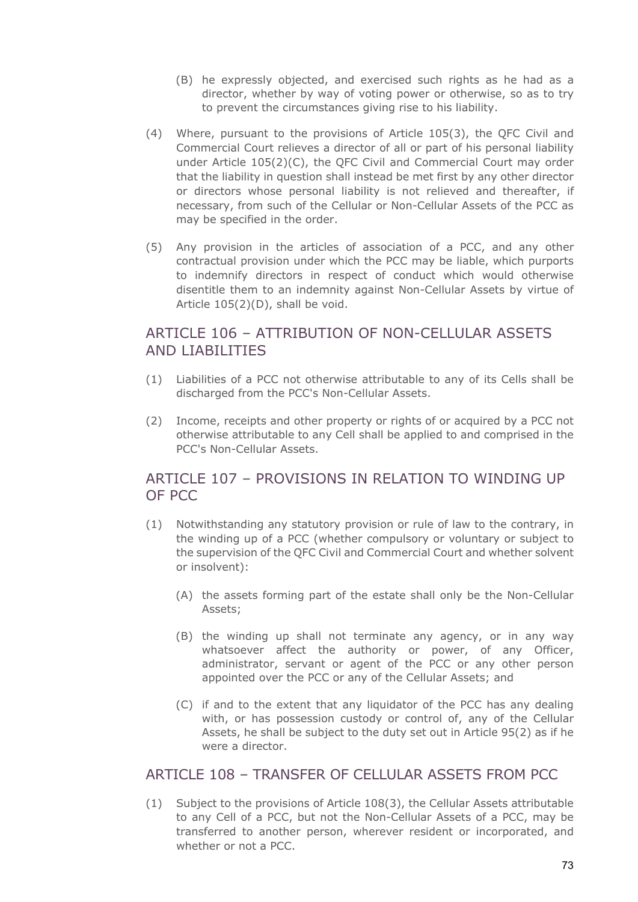(B) he expressly objected, and exercised such rights as he had as a director, whether by way of voting power or otherwise, so as to try to prevent the circumstances giving rise to his liability.

(4) Where, pursuant to the provisions of Article 105(3), the QFC Civil and Commercial Court relieves a director of all or part of his personal liability under Article 105(2)(C), the QFC Civil and Commercial Court may order that the liability in question shall instead be met first by any other director or directors whose personal liability is not relieved and thereafter, if necessary, from such of the Cellular or Non-Cellular Assets of the PCC as may be specified in the order.

(5) Any provision in the articles of association of a PCC, and any other contractual provision under which the PCC may be liable, which purports to indemnify directors in respect of conduct which would otherwise disentitle them to an indemnity against Non-Cellular Assets by virtue of Article 105(2)(D), shall be void.

## ARTICLE 106 – ATTRIBUTION OF NON-CELLULAR ASSETS AND LIABILITIES

(1) Liabilities of a PCC not otherwise attributable to any of its Cells shall be discharged from the PCC's Non-Cellular Assets.

(2) Income, receipts and other property or rights of or acquired by a PCC not otherwise attributable to any Cell shall be applied to and comprised in the PCC's Non-Cellular Assets.

## ARTICLE 107 – PROVISIONS IN RELATION TO WINDING UP OF PCC

(1) Notwithstanding any statutory provision or rule of law to the contrary, in the winding up of a PCC (whether compulsory or voluntary or subject to the supervision of the QFC Civil and Commercial Court and whether solvent or insolvent):

(A) the assets forming part of the estate shall only be the Non-Cellular Assets;

(B) the winding up shall not terminate any agency, or in any way whatsoever affect the authority or power, of any Officer, administrator, servant or agent of the PCC or any other person appointed over the PCC or any of the Cellular Assets; and

(C) if and to the extent that any liquidator of the PCC has any dealing with, or has possession custody or control of, any of the Cellular Assets, he shall be subject to the duty set out in Article 95(2) as if he were a director.

## ARTICLE 108 – TRANSFER OF CELLULAR ASSETS FROM PCC

(1) Subject to the provisions of Article 108(3), the Cellular Assets attributable to any Cell of a PCC, but not the Non-Cellular Assets of a PCC, may be transferred to another person, wherever resident or incorporated, and whether or not a PCC.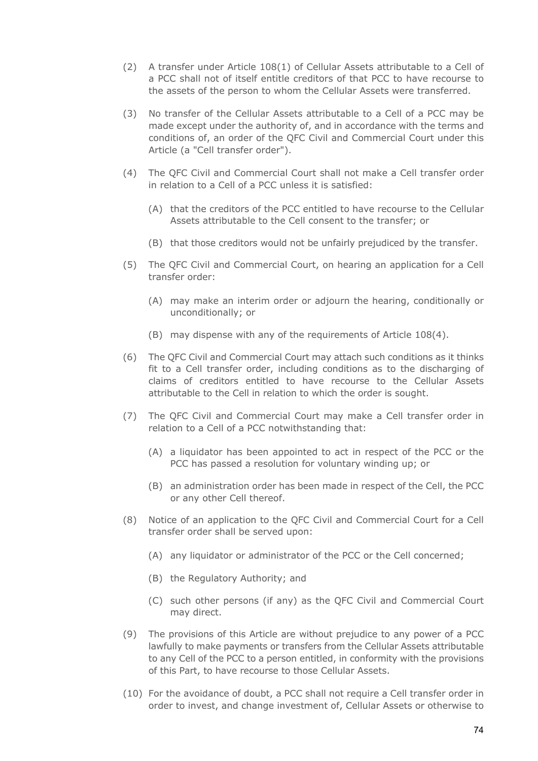(2) A transfer under Article 108(1) of Cellular Assets attributable to a Cell of a PCC shall not of itself entitle creditors of that PCC to have recourse to the assets of the person to whom the Cellular Assets were transferred.

(3) No transfer of the Cellular Assets attributable to a Cell of a PCC may be made except under the authority of, and in accordance with the terms and conditions of, an order of the QFC Civil and Commercial Court under this Article (a "Cell transfer order").

(4) The QFC Civil and Commercial Court shall not make a Cell transfer order in relation to a Cell of a PCC unless it is satisfied:

   (A) that the creditors of the PCC entitled to have recourse to the Cellular Assets attributable to the Cell consent to the transfer; or

   (B) that those creditors would not be unfairly prejudiced by the transfer.

(5) The QFC Civil and Commercial Court, on hearing an application for a Cell transfer order:

   (A) may make an interim order or adjourn the hearing, conditionally or unconditionally; or

   (B) may dispense with any of the requirements of Article 108(4).

(6) The QFC Civil and Commercial Court may attach such conditions as it thinks fit to a Cell transfer order, including conditions as to the discharging of claims of creditors entitled to have recourse to the Cellular Assets attributable to the Cell in relation to which the order is sought.

(7) The QFC Civil and Commercial Court may make a Cell transfer order in relation to a Cell of a PCC notwithstanding that:

   (A) a liquidator has been appointed to act in respect of the PCC or the PCC has passed a resolution for voluntary winding up; or

   (B) an administration order has been made in respect of the Cell, the PCC or any other Cell thereof.

(8) Notice of an application to the QFC Civil and Commercial Court for a Cell transfer order shall be served upon:

   (A) any liquidator or administrator of the PCC or the Cell concerned;

   (B) the Regulatory Authority; and

   (C) such other persons (if any) as the QFC Civil and Commercial Court may direct.

(9) The provisions of this Article are without prejudice to any power of a PCC lawfully to make payments or transfers from the Cellular Assets attributable to any Cell of the PCC to a person entitled, in conformity with the provisions of this Part, to have recourse to those Cellular Assets.

(10) For the avoidance of doubt, a PCC shall not require a Cell transfer order in order to invest, and change investment of, Cellular Assets or otherwise to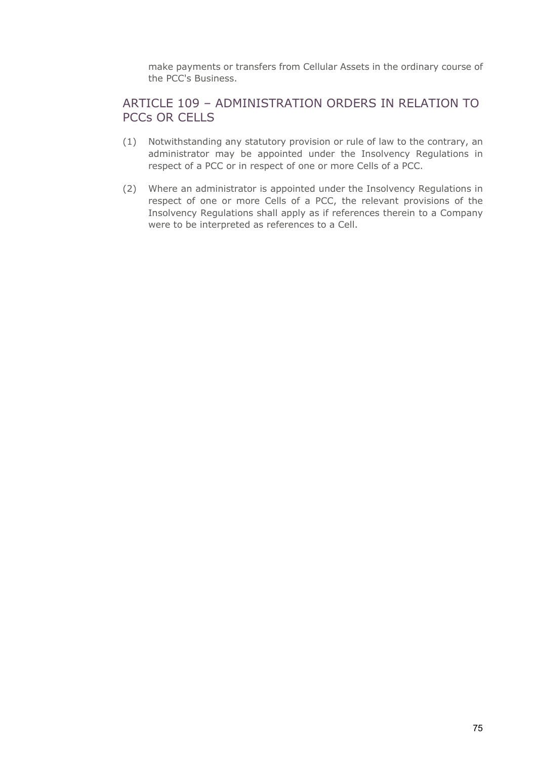make payments or transfers from Cellular Assets in the ordinary course of the PCC's Business.

## ARTICLE 109 – ADMINISTRATION ORDERS IN RELATION TO PCCs OR CELLS

(1) Notwithstanding any statutory provision or rule of law to the contrary, an administrator may be appointed under the Insolvency Regulations in respect of a PCC or in respect of one or more Cells of a PCC.

(2) Where an administrator is appointed under the Insolvency Regulations in respect of one or more Cells of a PCC, the relevant provisions of the Insolvency Regulations shall apply as if references therein to a Company were to be interpreted as references to a Cell.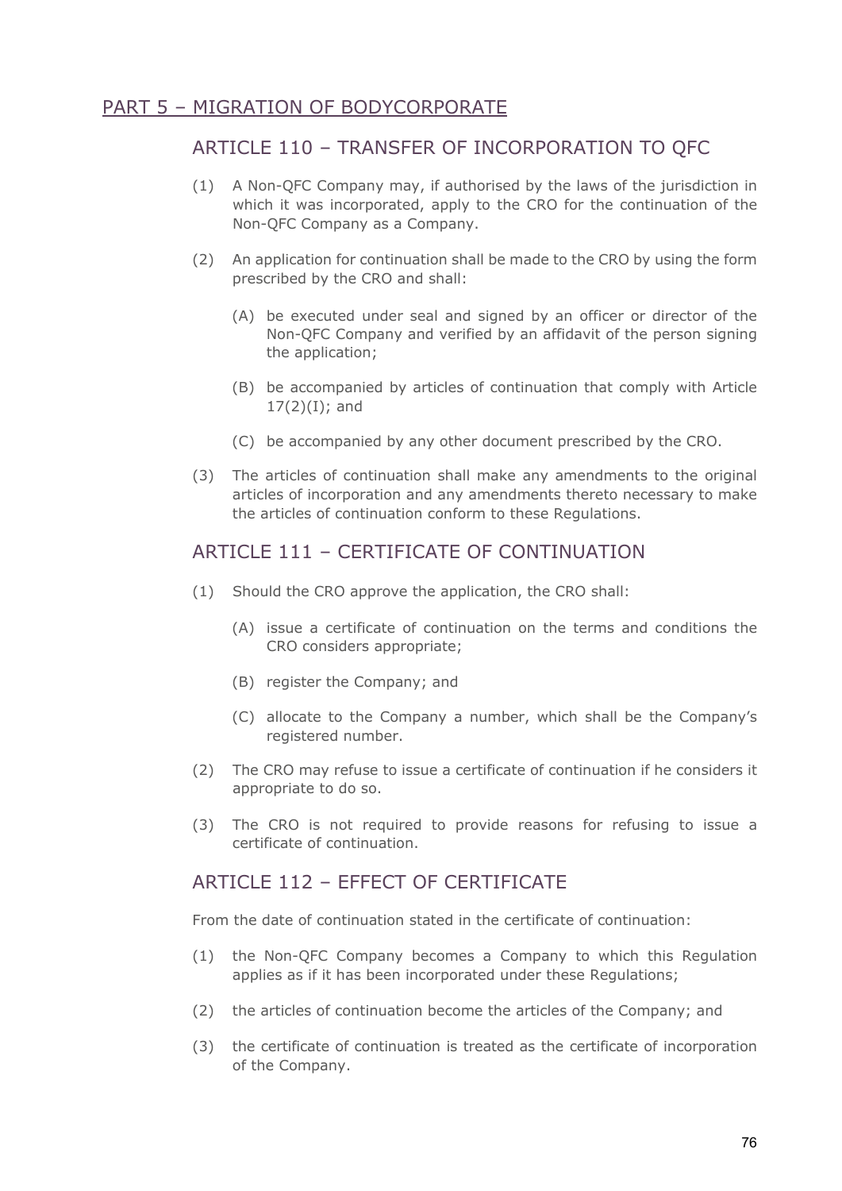## PART 5 – MIGRATION OF BODYCORPORATE

### ARTICLE 110 – TRANSFER OF INCORPORATION TO QFC

(1) A Non-QFC Company may, if authorised by the laws of the jurisdiction in which it was incorporated, apply to the CRO for the continuation of the Non-QFC Company as a Company.

(2) An application for continuation shall be made to the CRO by using the form prescribed by the CRO and shall:

  (A) be executed under seal and signed by an officer or director of the Non-QFC Company and verified by an affidavit of the person signing the application;

  (B) be accompanied by articles of continuation that comply with Article 17(2)(I); and

  (C) be accompanied by any other document prescribed by the CRO.

(3) The articles of continuation shall make any amendments to the original articles of incorporation and any amendments thereto necessary to make the articles of continuation conform to these Regulations.

### ARTICLE 111 – CERTIFICATE OF CONTINUATION

(1) Should the CRO approve the application, the CRO shall:

  (A) issue a certificate of continuation on the terms and conditions the CRO considers appropriate;

  (B) register the Company; and

  (C) allocate to the Company a number, which shall be the Company's registered number.

(2) The CRO may refuse to issue a certificate of continuation if he considers it appropriate to do so.

(3) The CRO is not required to provide reasons for refusing to issue a certificate of continuation.

### ARTICLE 112 – EFFECT OF CERTIFICATE

From the date of continuation stated in the certificate of continuation:

(1) the Non-QFC Company becomes a Company to which this Regulation applies as if it has been incorporated under these Regulations;

(2) the articles of continuation become the articles of the Company; and

(3) the certificate of continuation is treated as the certificate of incorporation of the Company.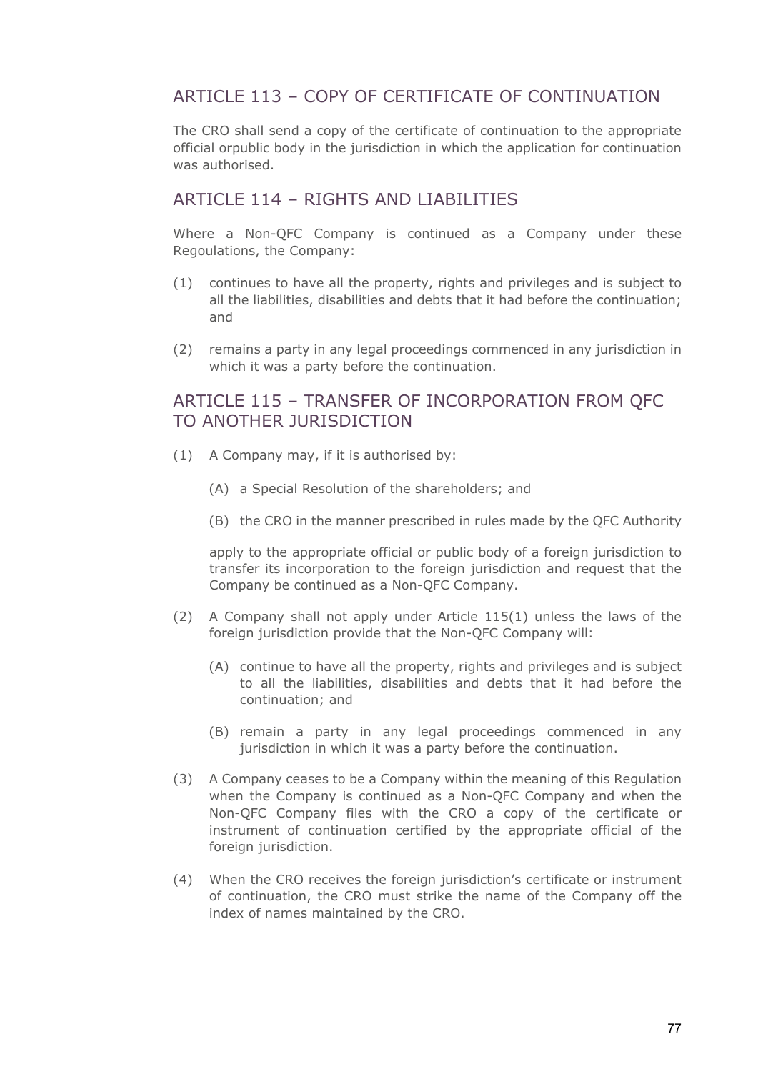## ARTICLE 113 – COPY OF CERTIFICATE OF CONTINUATION

The CRO shall send a copy of the certificate of continuation to the appropriate official orpublic body in the jurisdiction in which the application for continuation was authorised.

## ARTICLE 114 – RIGHTS AND LIABILITIES

Where a Non-QFC Company is continued as a Company under these Regoulations, the Company:

(1) continues to have all the property, rights and privileges and is subject to all the liabilities, disabilities and debts that it had before the continuation; and

(2) remains a party in any legal proceedings commenced in any jurisdiction in which it was a party before the continuation.

## ARTICLE 115 – TRANSFER OF INCORPORATION FROM QFC TO ANOTHER JURISDICTION

(1) A Company may, if it is authorised by:

(A) a Special Resolution of the shareholders; and

(B) the CRO in the manner prescribed in rules made by the QFC Authority

apply to the appropriate official or public body of a foreign jurisdiction to transfer its incorporation to the foreign jurisdiction and request that the Company be continued as a Non-QFC Company.

(2) A Company shall not apply under Article 115(1) unless the laws of the foreign jurisdiction provide that the Non-QFC Company will:

(A) continue to have all the property, rights and privileges and is subject to all the liabilities, disabilities and debts that it had before the continuation; and

(B) remain a party in any legal proceedings commenced in any jurisdiction in which it was a party before the continuation.

(3) A Company ceases to be a Company within the meaning of this Regulation when the Company is continued as a Non-QFC Company and when the Non-QFC Company files with the CRO a copy of the certificate or instrument of continuation certified by the appropriate official of the foreign jurisdiction.

(4) When the CRO receives the foreign jurisdiction's certificate or instrument of continuation, the CRO must strike the name of the Company off the index of names maintained by the CRO.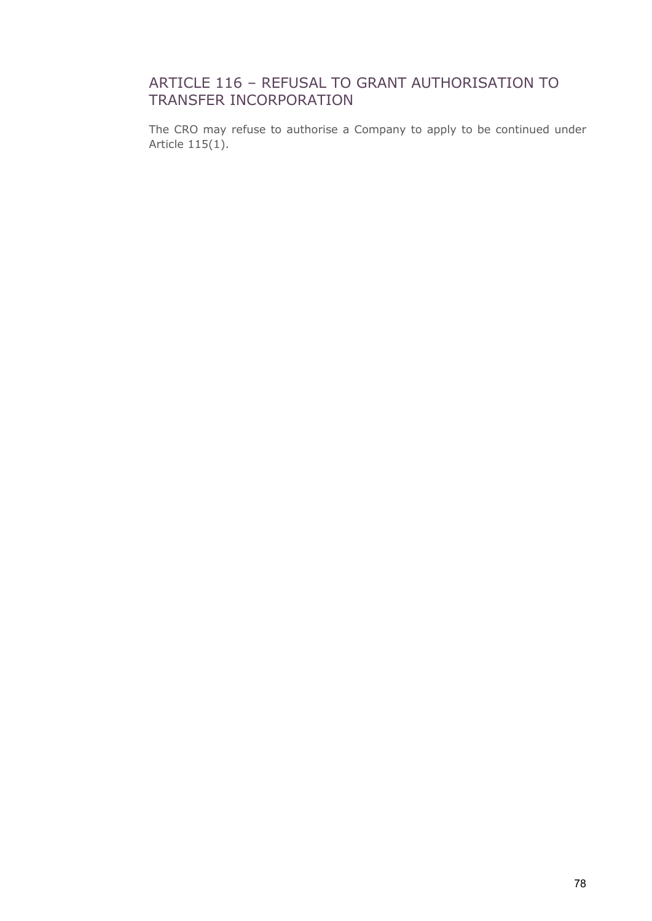## ARTICLE 116 – REFUSAL TO GRANT AUTHORISATION TO TRANSFER INCORPORATION

The CRO may refuse to authorise a Company to apply to be continued under Article 115(1).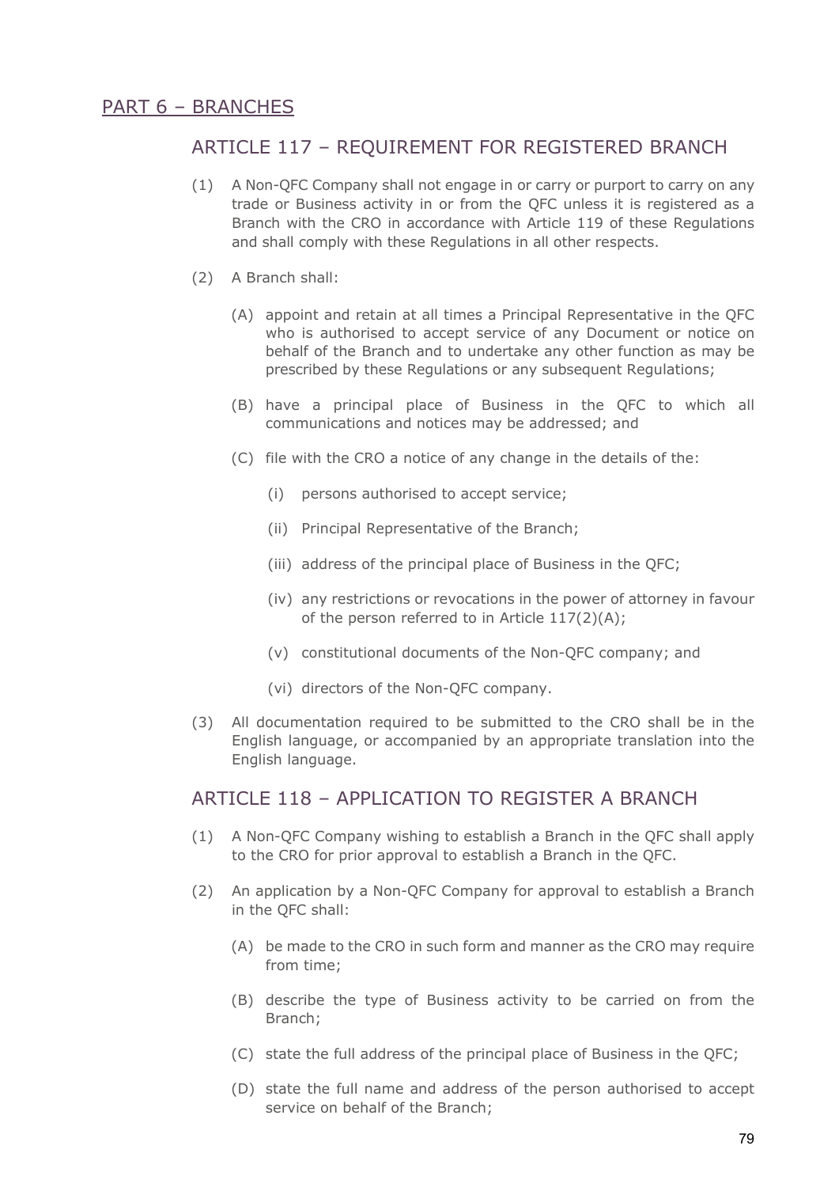## PART 6 – BRANCHES

### ARTICLE 117 – REQUIREMENT FOR REGISTERED BRANCH

(1) A Non-QFC Company shall not engage in or carry or purport to carry on any trade or Business activity in or from the QFC unless it is registered as a Branch with the CRO in accordance with Article 119 of these Regulations and shall comply with these Regulations in all other respects.

(2) A Branch shall:

  (A) appoint and retain at all times a Principal Representative in the QFC who is authorised to accept service of any Document or notice on behalf of the Branch and to undertake any other function as may be prescribed by these Regulations or any subsequent Regulations;

  (B) have a principal place of Business in the QFC to which all communications and notices may be addressed; and

  (C) file with the CRO a notice of any change in the details of the:

    (i) persons authorised to accept service;

    (ii) Principal Representative of the Branch;

    (iii) address of the principal place of Business in the QFC;

    (iv) any restrictions or revocations in the power of attorney in favour of the person referred to in Article 117(2)(A);

    (v) constitutional documents of the Non-QFC company; and

    (vi) directors of the Non-QFC company.

(3) All documentation required to be submitted to the CRO shall be in the English language, or accompanied by an appropriate translation into the English language.

### ARTICLE 118 – APPLICATION TO REGISTER A BRANCH

(1) A Non-QFC Company wishing to establish a Branch in the QFC shall apply to the CRO for prior approval to establish a Branch in the QFC.

(2) An application by a Non-QFC Company for approval to establish a Branch in the QFC shall:

  (A) be made to the CRO in such form and manner as the CRO may require from time;

  (B) describe the type of Business activity to be carried on from the Branch;

  (C) state the full address of the principal place of Business in the QFC;

  (D) state the full name and address of the person authorised to accept service on behalf of the Branch;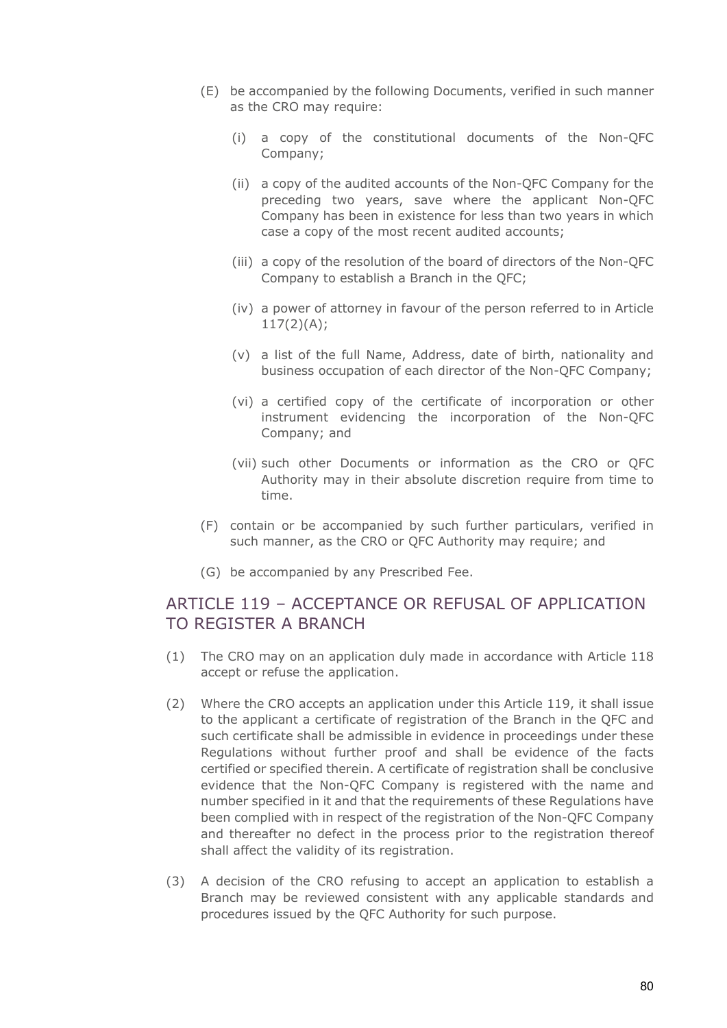(E) be accompanied by the following Documents, verified in such manner as the CRO may require:

  (i) a copy of the constitutional documents of the Non-QFC Company;

  (ii) a copy of the audited accounts of the Non-QFC Company for the preceding two years, save where the applicant Non-QFC Company has been in existence for less than two years in which case a copy of the most recent audited accounts;

  (iii) a copy of the resolution of the board of directors of the Non-QFC Company to establish a Branch in the QFC;

  (iv) a power of attorney in favour of the person referred to in Article 117(2)(A);

  (v) a list of the full Name, Address, date of birth, nationality and business occupation of each director of the Non-QFC Company;

  (vi) a certified copy of the certificate of incorporation or other instrument evidencing the incorporation of the Non-QFC Company; and

  (vii) such other Documents or information as the CRO or QFC Authority may in their absolute discretion require from time to time.

(F) contain or be accompanied by such further particulars, verified in such manner, as the CRO or QFC Authority may require; and

(G) be accompanied by any Prescribed Fee.

## ARTICLE 119 – ACCEPTANCE OR REFUSAL OF APPLICATION TO REGISTER A BRANCH

(1) The CRO may on an application duly made in accordance with Article 118 accept or refuse the application.

(2) Where the CRO accepts an application under this Article 119, it shall issue to the applicant a certificate of registration of the Branch in the QFC and such certificate shall be admissible in evidence in proceedings under these Regulations without further proof and shall be evidence of the facts certified or specified therein. A certificate of registration shall be conclusive evidence that the Non-QFC Company is registered with the name and number specified in it and that the requirements of these Regulations have been complied with in respect of the registration of the Non-QFC Company and thereafter no defect in the process prior to the registration thereof shall affect the validity of its registration.

(3) A decision of the CRO refusing to accept an application to establish a Branch may be reviewed consistent with any applicable standards and procedures issued by the QFC Authority for such purpose.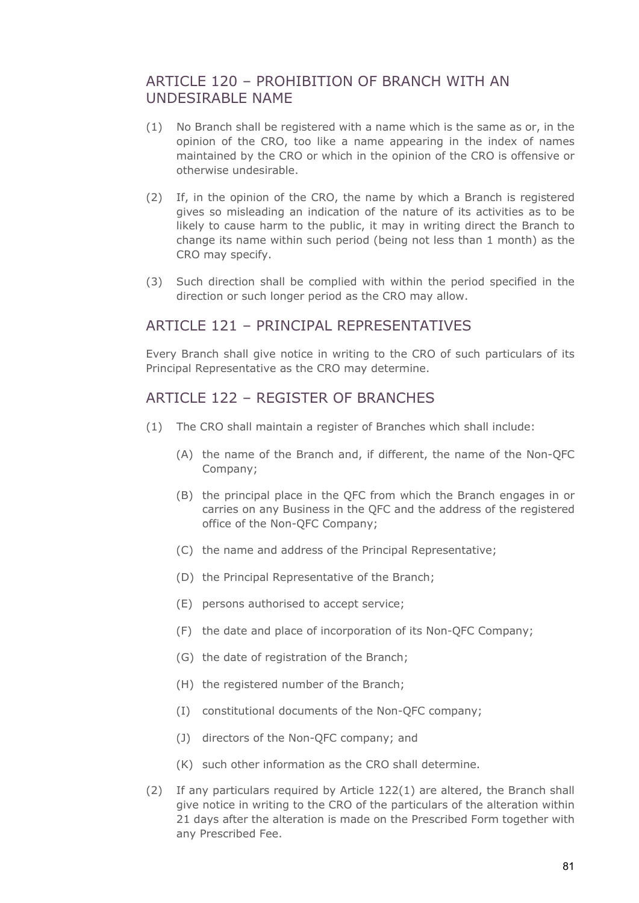## ARTICLE 120 – PROHIBITION OF BRANCH WITH AN UNDESIRABLE NAME

(1) No Branch shall be registered with a name which is the same as or, in the opinion of the CRO, too like a name appearing in the index of names maintained by the CRO or which in the opinion of the CRO is offensive or otherwise undesirable.

(2) If, in the opinion of the CRO, the name by which a Branch is registered gives so misleading an indication of the nature of its activities as to be likely to cause harm to the public, it may in writing direct the Branch to change its name within such period (being not less than 1 month) as the CRO may specify.

(3) Such direction shall be complied with within the period specified in the direction or such longer period as the CRO may allow.

## ARTICLE 121 – PRINCIPAL REPRESENTATIVES

Every Branch shall give notice in writing to the CRO of such particulars of its Principal Representative as the CRO may determine.

## ARTICLE 122 – REGISTER OF BRANCHES

(1) The CRO shall maintain a register of Branches which shall include:

  (A) the name of the Branch and, if different, the name of the Non-QFC Company;

  (B) the principal place in the QFC from which the Branch engages in or carries on any Business in the QFC and the address of the registered office of the Non-QFC Company;

  (C) the name and address of the Principal Representative;

  (D) the Principal Representative of the Branch;

  (E) persons authorised to accept service;

  (F) the date and place of incorporation of its Non-QFC Company;

  (G) the date of registration of the Branch;

  (H) the registered number of the Branch;

  (I) constitutional documents of the Non-QFC company;

  (J) directors of the Non-QFC company; and

  (K) such other information as the CRO shall determine.

(2) If any particulars required by Article 122(1) are altered, the Branch shall give notice in writing to the CRO of the particulars of the alteration within 21 days after the alteration is made on the Prescribed Form together with any Prescribed Fee.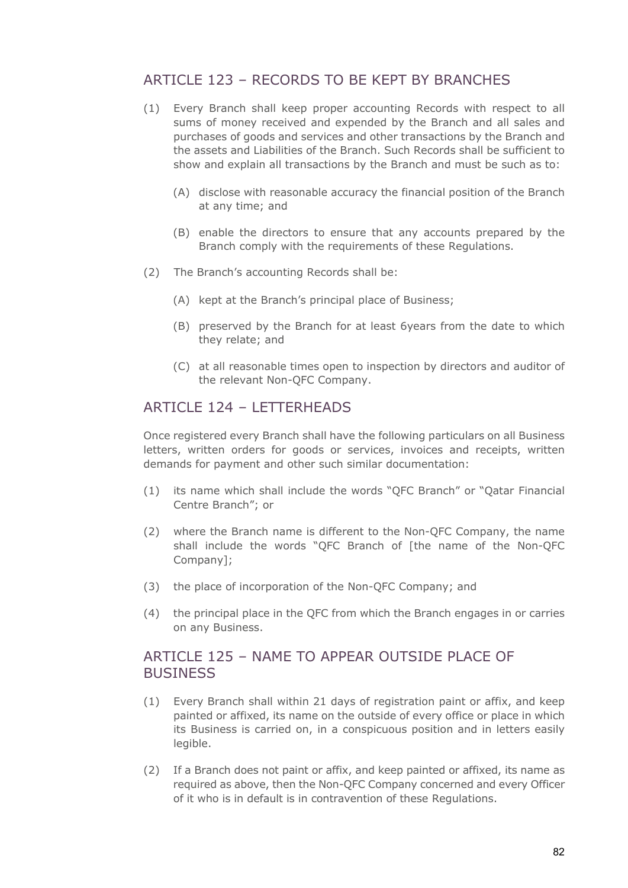## ARTICLE 123 – RECORDS TO BE KEPT BY BRANCHES

(1) Every Branch shall keep proper accounting Records with respect to all sums of money received and expended by the Branch and all sales and purchases of goods and services and other transactions by the Branch and the assets and Liabilities of the Branch. Such Records shall be sufficient to show and explain all transactions by the Branch and must be such as to:

   (A) disclose with reasonable accuracy the financial position of the Branch at any time; and

   (B) enable the directors to ensure that any accounts prepared by the Branch comply with the requirements of these Regulations.

(2) The Branch's accounting Records shall be:

   (A) kept at the Branch's principal place of Business;

   (B) preserved by the Branch for at least 6years from the date to which they relate; and

   (C) at all reasonable times open to inspection by directors and auditor of the relevant Non-QFC Company.

## ARTICLE 124 – LETTERHEADS

Once registered every Branch shall have the following particulars on all Business letters, written orders for goods or services, invoices and receipts, written demands for payment and other such similar documentation:

(1) its name which shall include the words "QFC Branch" or "Qatar Financial Centre Branch"; or

(2) where the Branch name is different to the Non-QFC Company, the name shall include the words "QFC Branch of [the name of the Non-QFC Company];

(3) the place of incorporation of the Non-QFC Company; and

(4) the principal place in the QFC from which the Branch engages in or carries on any Business.

## ARTICLE 125 – NAME TO APPEAR OUTSIDE PLACE OF BUSINESS

(1) Every Branch shall within 21 days of registration paint or affix, and keep painted or affixed, its name on the outside of every office or place in which its Business is carried on, in a conspicuous position and in letters easily legible.

(2) If a Branch does not paint or affix, and keep painted or affixed, its name as required as above, then the Non-QFC Company concerned and every Officer of it who is in default is in contravention of these Regulations.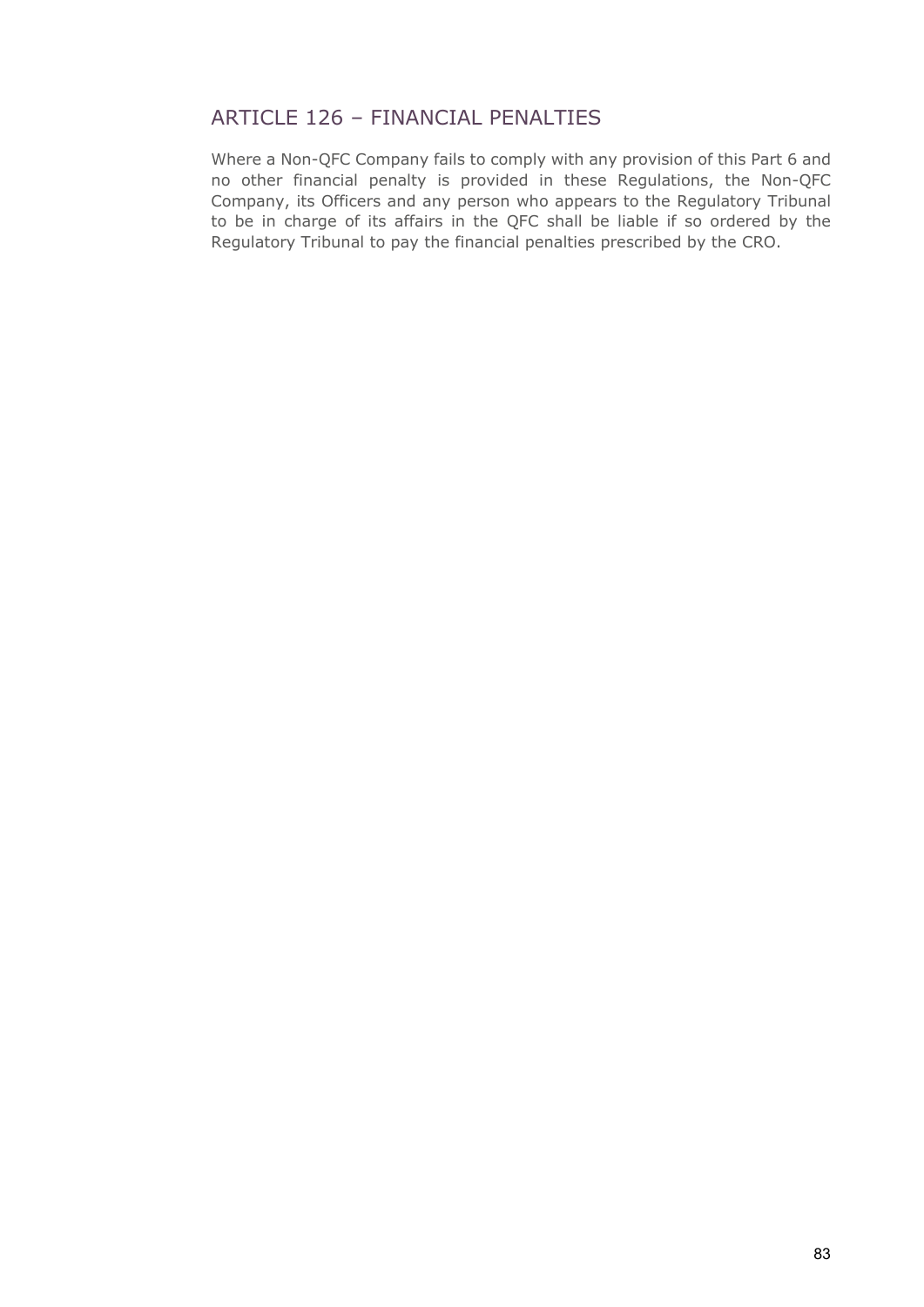## ARTICLE 126 – FINANCIAL PENALTIES

Where a Non-QFC Company fails to comply with any provision of this Part 6 and no other financial penalty is provided in these Regulations, the Non-QFC Company, its Officers and any person who appears to the Regulatory Tribunal to be in charge of its affairs in the QFC shall be liable if so ordered by the Regulatory Tribunal to pay the financial penalties prescribed by the CRO.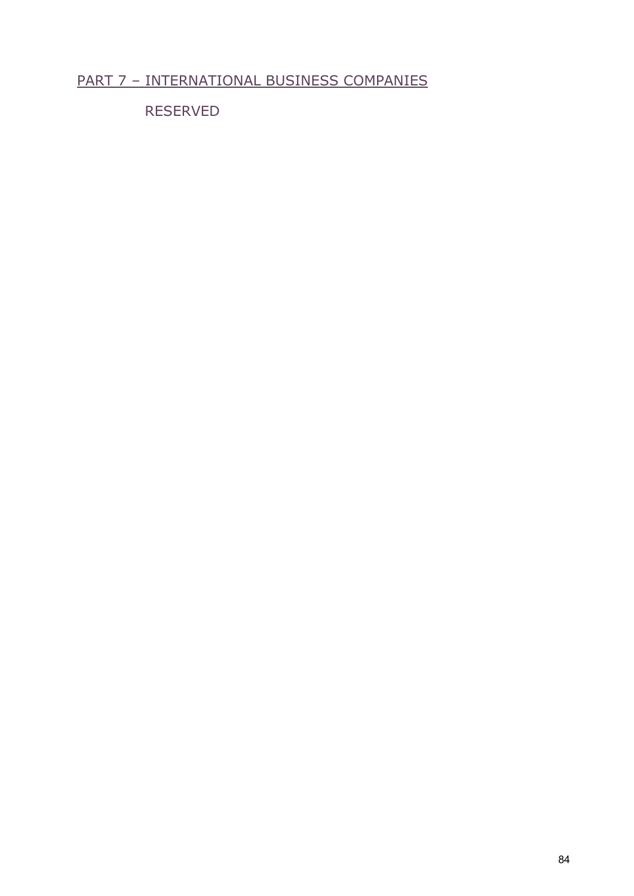## PART 7 – INTERNATIONAL BUSINESS COMPANIES

RESERVED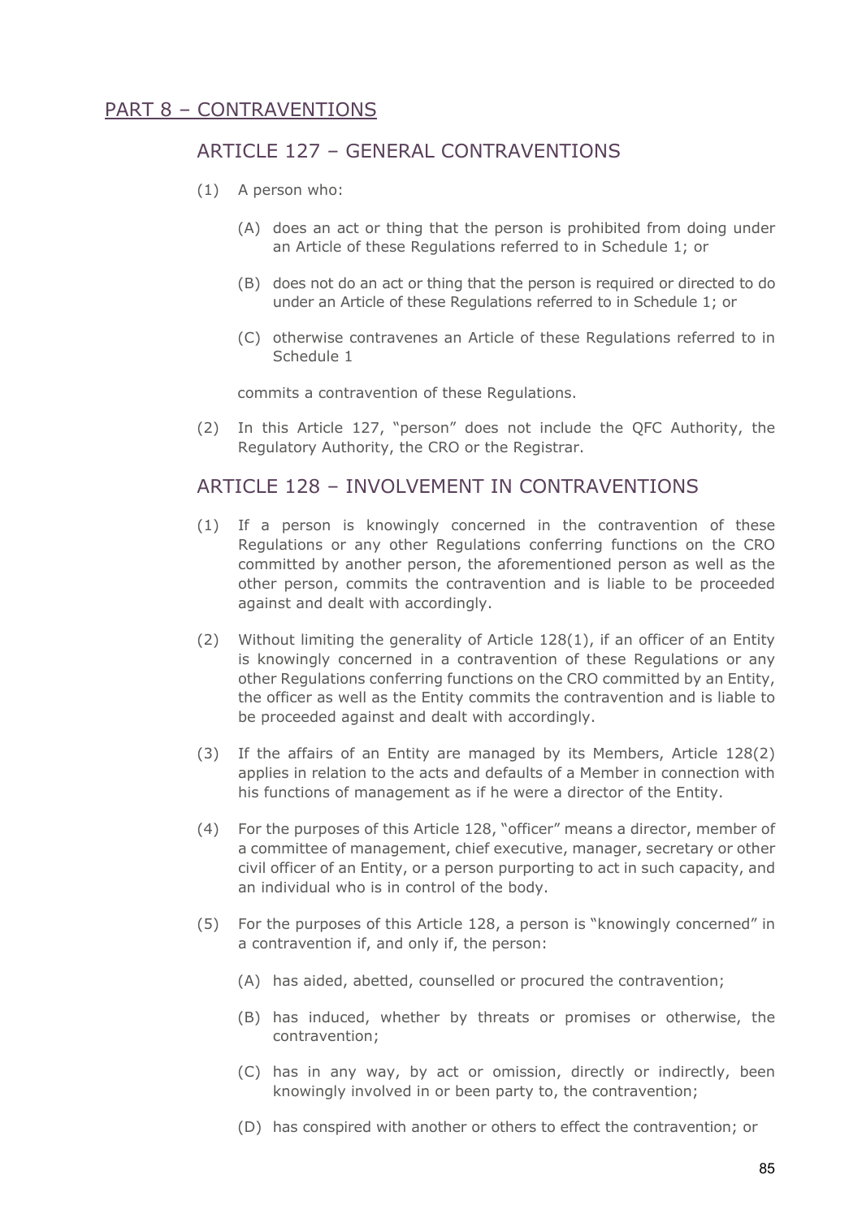## PART 8 – CONTRAVENTIONS

### ARTICLE 127 – GENERAL CONTRAVENTIONS

(1) A person who:

(A) does an act or thing that the person is prohibited from doing under an Article of these Regulations referred to in Schedule 1; or

(B) does not do an act or thing that the person is required or directed to do under an Article of these Regulations referred to in Schedule 1; or

(C) otherwise contravenes an Article of these Regulations referred to in Schedule 1

commits a contravention of these Regulations.

(2) In this Article 127, "person" does not include the QFC Authority, the Regulatory Authority, the CRO or the Registrar.

### ARTICLE 128 – INVOLVEMENT IN CONTRAVENTIONS

(1) If a person is knowingly concerned in the contravention of these Regulations or any other Regulations conferring functions on the CRO committed by another person, the aforementioned person as well as the other person, commits the contravention and is liable to be proceeded against and dealt with accordingly.

(2) Without limiting the generality of Article 128(1), if an officer of an Entity is knowingly concerned in a contravention of these Regulations or any other Regulations conferring functions on the CRO committed by an Entity, the officer as well as the Entity commits the contravention and is liable to be proceeded against and dealt with accordingly.

(3) If the affairs of an Entity are managed by its Members, Article 128(2) applies in relation to the acts and defaults of a Member in connection with his functions of management as if he were a director of the Entity.

(4) For the purposes of this Article 128, "officer" means a director, member of a committee of management, chief executive, manager, secretary or other civil officer of an Entity, or a person purporting to act in such capacity, and an individual who is in control of the body.

(5) For the purposes of this Article 128, a person is "knowingly concerned" in a contravention if, and only if, the person:

(A) has aided, abetted, counselled or procured the contravention;

(B) has induced, whether by threats or promises or otherwise, the contravention;

(C) has in any way, by act or omission, directly or indirectly, been knowingly involved in or been party to, the contravention;

(D) has conspired with another or others to effect the contravention; or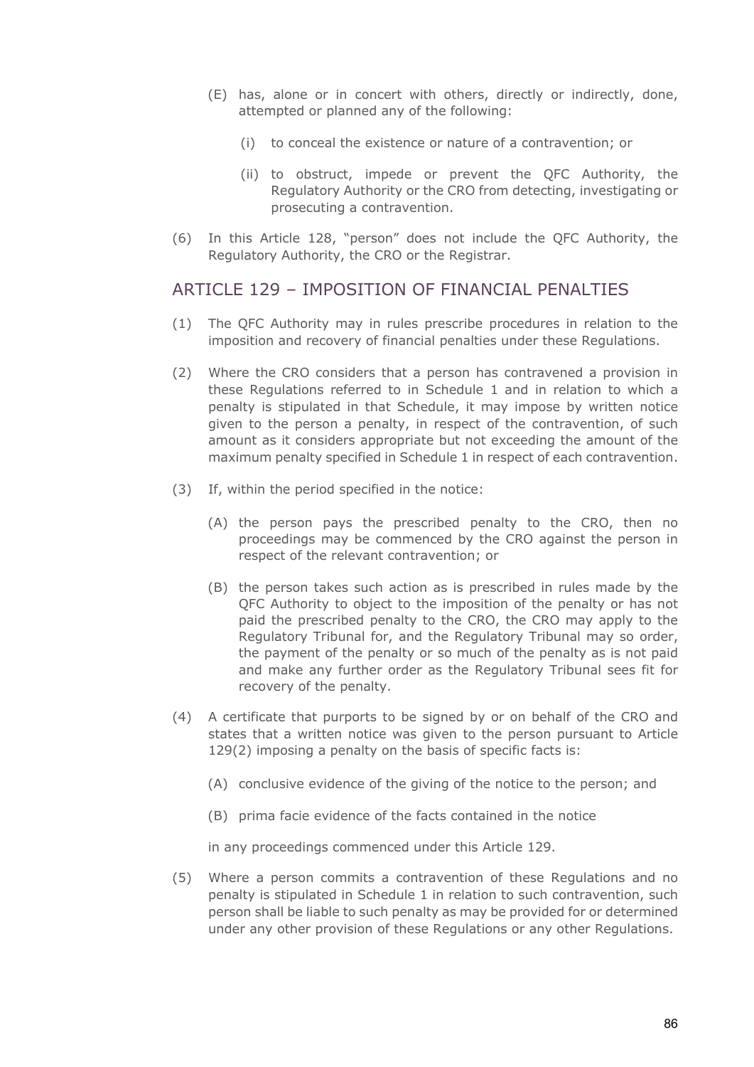(E) has, alone or in concert with others, directly or indirectly, done, attempted or planned any of the following:

(i) to conceal the existence or nature of a contravention; or

(ii) to obstruct, impede or prevent the QFC Authority, the Regulatory Authority or the CRO from detecting, investigating or prosecuting a contravention.

(6) In this Article 128, "person" does not include the QFC Authority, the Regulatory Authority, the CRO or the Registrar.

## ARTICLE 129 – IMPOSITION OF FINANCIAL PENALTIES

(1) The QFC Authority may in rules prescribe procedures in relation to the imposition and recovery of financial penalties under these Regulations.

(2) Where the CRO considers that a person has contravened a provision in these Regulations referred to in Schedule 1 and in relation to which a penalty is stipulated in that Schedule, it may impose by written notice given to the person a penalty, in respect of the contravention, of such amount as it considers appropriate but not exceeding the amount of the maximum penalty specified in Schedule 1 in respect of each contravention.

(3) If, within the period specified in the notice:

(A) the person pays the prescribed penalty to the CRO, then no proceedings may be commenced by the CRO against the person in respect of the relevant contravention; or

(B) the person takes such action as is prescribed in rules made by the QFC Authority to object to the imposition of the penalty or has not paid the prescribed penalty to the CRO, the CRO may apply to the Regulatory Tribunal for, and the Regulatory Tribunal may so order, the payment of the penalty or so much of the penalty as is not paid and make any further order as the Regulatory Tribunal sees fit for recovery of the penalty.

(4) A certificate that purports to be signed by or on behalf of the CRO and states that a written notice was given to the person pursuant to Article 129(2) imposing a penalty on the basis of specific facts is:

(A) conclusive evidence of the giving of the notice to the person; and

(B) prima facie evidence of the facts contained in the notice

in any proceedings commenced under this Article 129.

(5) Where a person commits a contravention of these Regulations and no penalty is stipulated in Schedule 1 in relation to such contravention, such person shall be liable to such penalty as may be provided for or determined under any other provision of these Regulations or any other Regulations.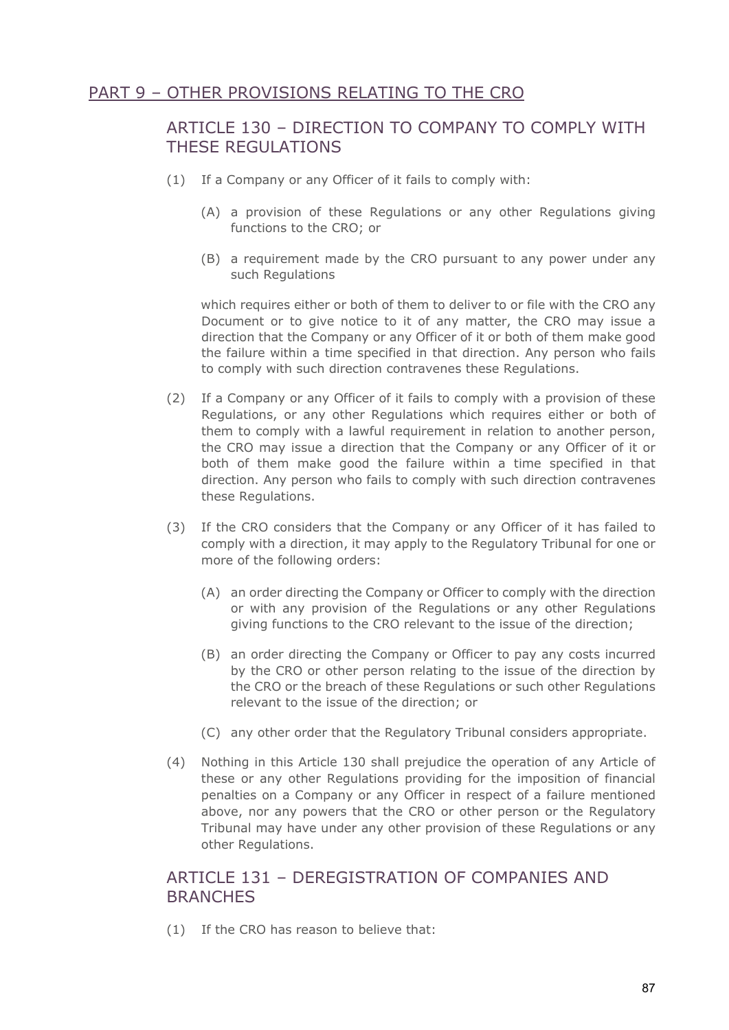## PART 9 – OTHER PROVISIONS RELATING TO THE CRO

### ARTICLE 130 – DIRECTION TO COMPANY TO COMPLY WITH THESE REGULATIONS

(1) If a Company or any Officer of it fails to comply with:

(A) a provision of these Regulations or any other Regulations giving functions to the CRO; or

(B) a requirement made by the CRO pursuant to any power under any such Regulations

which requires either or both of them to deliver to or file with the CRO any Document or to give notice to it of any matter, the CRO may issue a direction that the Company or any Officer of it or both of them make good the failure within a time specified in that direction. Any person who fails to comply with such direction contravenes these Regulations.

(2) If a Company or any Officer of it fails to comply with a provision of these Regulations, or any other Regulations which requires either or both of them to comply with a lawful requirement in relation to another person, the CRO may issue a direction that the Company or any Officer of it or both of them make good the failure within a time specified in that direction. Any person who fails to comply with such direction contravenes these Regulations.

(3) If the CRO considers that the Company or any Officer of it has failed to comply with a direction, it may apply to the Regulatory Tribunal for one or more of the following orders:

(A) an order directing the Company or Officer to comply with the direction or with any provision of the Regulations or any other Regulations giving functions to the CRO relevant to the issue of the direction;

(B) an order directing the Company or Officer to pay any costs incurred by the CRO or other person relating to the issue of the direction by the CRO or the breach of these Regulations or such other Regulations relevant to the issue of the direction; or

(C) any other order that the Regulatory Tribunal considers appropriate.

(4) Nothing in this Article 130 shall prejudice the operation of any Article of these or any other Regulations providing for the imposition of financial penalties on a Company or any Officer in respect of a failure mentioned above, nor any powers that the CRO or other person or the Regulatory Tribunal may have under any other provision of these Regulations or any other Regulations.

### ARTICLE 131 – DEREGISTRATION OF COMPANIES AND BRANCHES

(1) If the CRO has reason to believe that: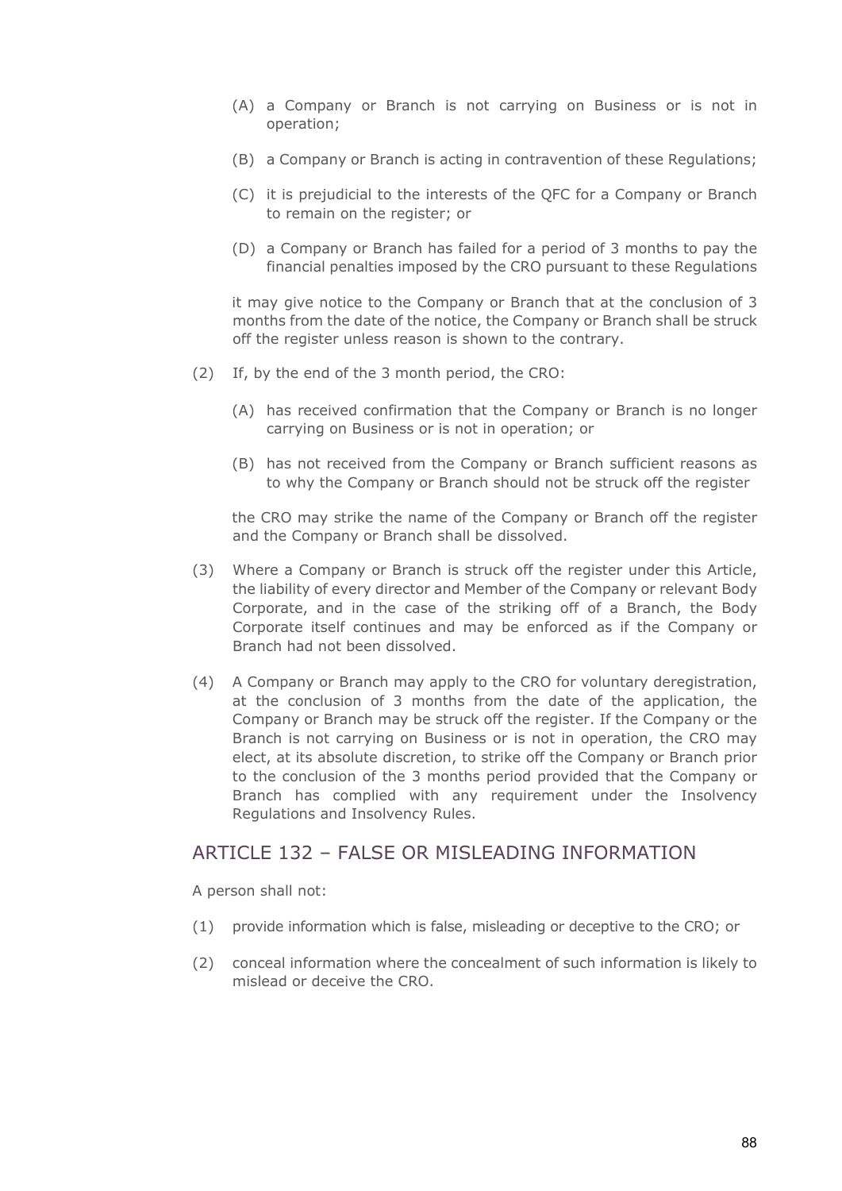(A) a Company or Branch is not carrying on Business or is not in operation;

(B) a Company or Branch is acting in contravention of these Regulations;

(C) it is prejudicial to the interests of the QFC for a Company or Branch to remain on the register; or

(D) a Company or Branch has failed for a period of 3 months to pay the financial penalties imposed by the CRO pursuant to these Regulations

it may give notice to the Company or Branch that at the conclusion of 3 months from the date of the notice, the Company or Branch shall be struck off the register unless reason is shown to the contrary.

(2) If, by the end of the 3 month period, the CRO:

(A) has received confirmation that the Company or Branch is no longer carrying on Business or is not in operation; or

(B) has not received from the Company or Branch sufficient reasons as to why the Company or Branch should not be struck off the register

the CRO may strike the name of the Company or Branch off the register and the Company or Branch shall be dissolved.

(3) Where a Company or Branch is struck off the register under this Article, the liability of every director and Member of the Company or relevant Body Corporate, and in the case of the striking off of a Branch, the Body Corporate itself continues and may be enforced as if the Company or Branch had not been dissolved.

(4) A Company or Branch may apply to the CRO for voluntary deregistration, at the conclusion of 3 months from the date of the application, the Company or Branch may be struck off the register. If the Company or the Branch is not carrying on Business or is not in operation, the CRO may elect, at its absolute discretion, to strike off the Company or Branch prior to the conclusion of the 3 months period provided that the Company or Branch has complied with any requirement under the Insolvency Regulations and Insolvency Rules.

## ARTICLE 132 – FALSE OR MISLEADING INFORMATION

A person shall not:

(1) provide information which is false, misleading or deceptive to the CRO; or

(2) conceal information where the concealment of such information is likely to mislead or deceive the CRO.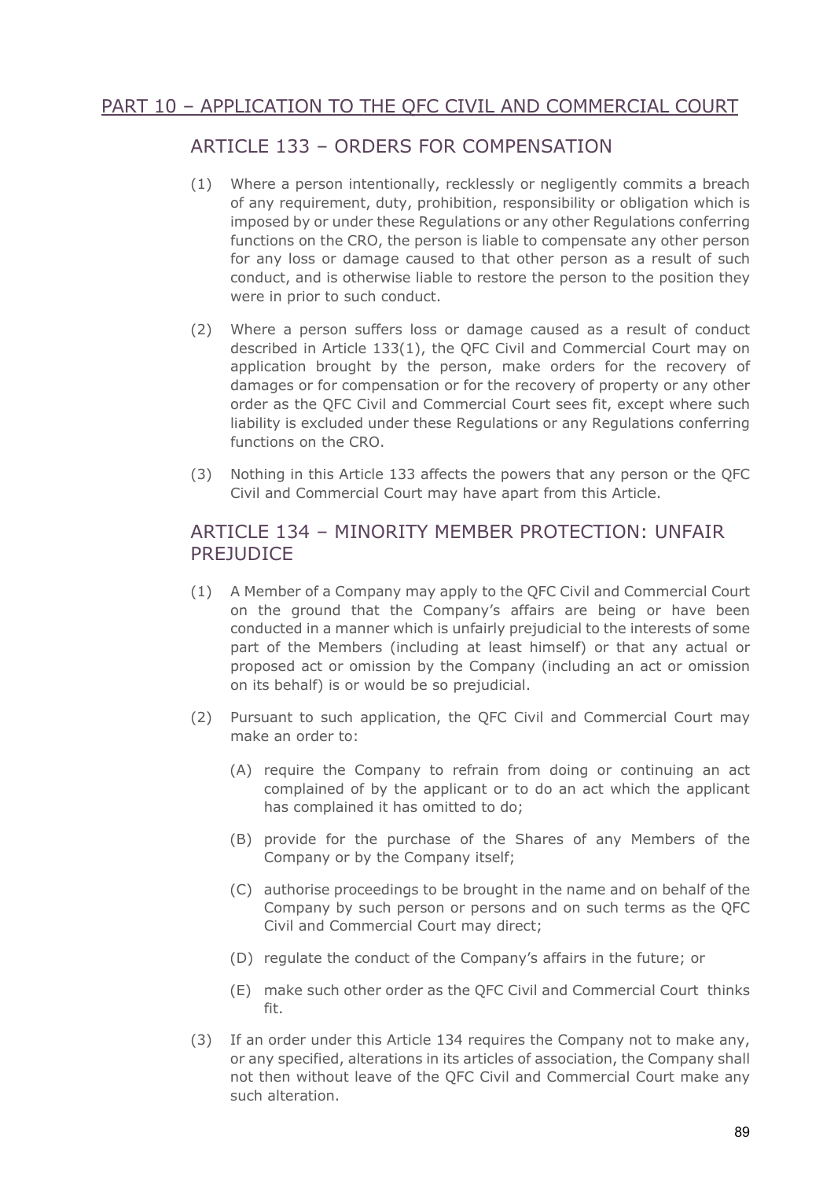## PART 10 – APPLICATION TO THE QFC CIVIL AND COMMERCIAL COURT

### ARTICLE 133 – ORDERS FOR COMPENSATION

(1) Where a person intentionally, recklessly or negligently commits a breach of any requirement, duty, prohibition, responsibility or obligation which is imposed by or under these Regulations or any other Regulations conferring functions on the CRO, the person is liable to compensate any other person for any loss or damage caused to that other person as a result of such conduct, and is otherwise liable to restore the person to the position they were in prior to such conduct.

(2) Where a person suffers loss or damage caused as a result of conduct described in Article 133(1), the QFC Civil and Commercial Court may on application brought by the person, make orders for the recovery of damages or for compensation or for the recovery of property or any other order as the QFC Civil and Commercial Court sees fit, except where such liability is excluded under these Regulations or any Regulations conferring functions on the CRO.

(3) Nothing in this Article 133 affects the powers that any person or the QFC Civil and Commercial Court may have apart from this Article.

### ARTICLE 134 – MINORITY MEMBER PROTECTION: UNFAIR PREJUDICE

(1) A Member of a Company may apply to the QFC Civil and Commercial Court on the ground that the Company's affairs are being or have been conducted in a manner which is unfairly prejudicial to the interests of some part of the Members (including at least himself) or that any actual or proposed act or omission by the Company (including an act or omission on its behalf) is or would be so prejudicial.

(2) Pursuant to such application, the QFC Civil and Commercial Court may make an order to:

   (A) require the Company to refrain from doing or continuing an act complained of by the applicant or to do an act which the applicant has complained it has omitted to do;

   (B) provide for the purchase of the Shares of any Members of the Company or by the Company itself;

   (C) authorise proceedings to be brought in the name and on behalf of the Company by such person or persons and on such terms as the QFC Civil and Commercial Court may direct;

   (D) regulate the conduct of the Company's affairs in the future; or

   (E) make such other order as the QFC Civil and Commercial Court thinks fit.

(3) If an order under this Article 134 requires the Company not to make any, or any specified, alterations in its articles of association, the Company shall not then without leave of the QFC Civil and Commercial Court make any such alteration.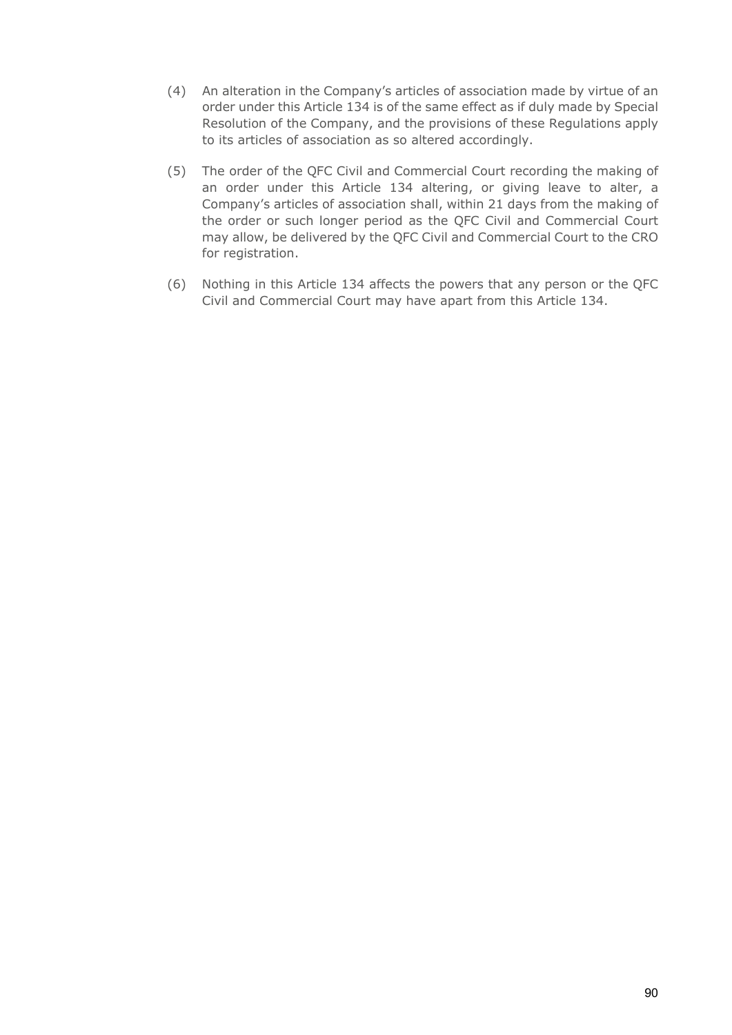(4) An alteration in the Company's articles of association made by virtue of an order under this Article 134 is of the same effect as if duly made by Special Resolution of the Company, and the provisions of these Regulations apply to its articles of association as so altered accordingly.

(5) The order of the QFC Civil and Commercial Court recording the making of an order under this Article 134 altering, or giving leave to alter, a Company's articles of association shall, within 21 days from the making of the order or such longer period as the QFC Civil and Commercial Court may allow, be delivered by the QFC Civil and Commercial Court to the CRO for registration.

(6) Nothing in this Article 134 affects the powers that any person or the QFC Civil and Commercial Court may have apart from this Article 134.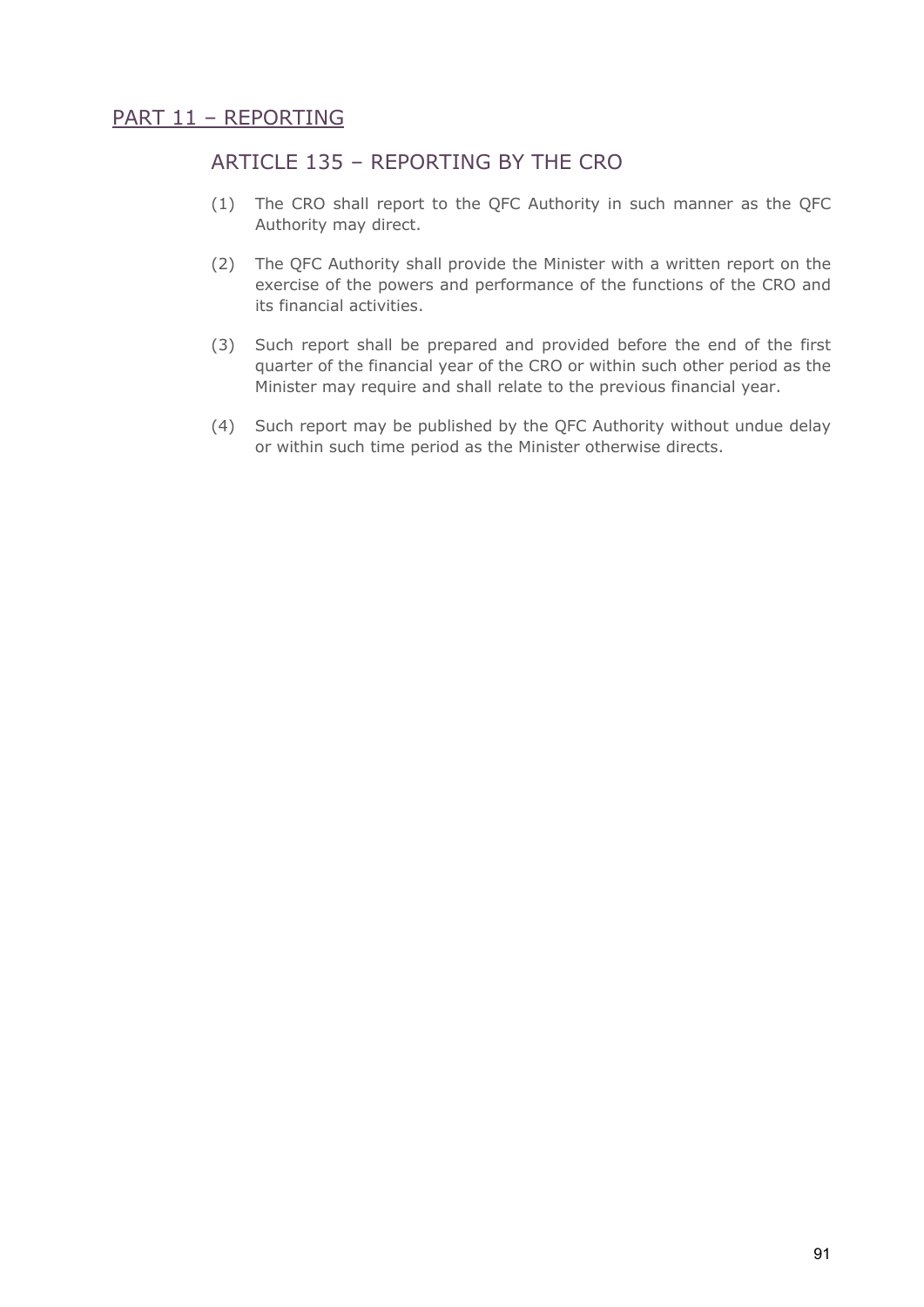## PART 11 – REPORTING

### ARTICLE 135 – REPORTING BY THE CRO

(1) The CRO shall report to the QFC Authority in such manner as the QFC Authority may direct.

(2) The QFC Authority shall provide the Minister with a written report on the exercise of the powers and performance of the functions of the CRO and its financial activities.

(3) Such report shall be prepared and provided before the end of the first quarter of the financial year of the CRO or within such other period as the Minister may require and shall relate to the previous financial year.

(4) Such report may be published by the QFC Authority without undue delay or within such time period as the Minister otherwise directs.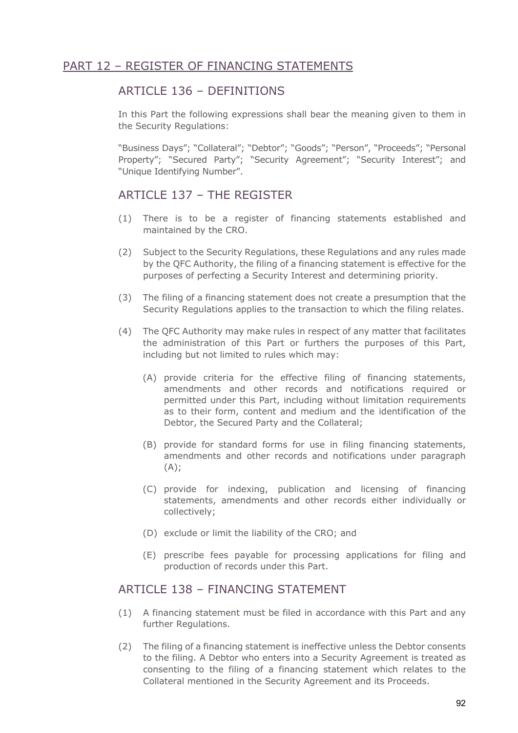## PART 12 – REGISTER OF FINANCING STATEMENTS

### ARTICLE 136 – DEFINITIONS

In this Part the following expressions shall bear the meaning given to them in the Security Regulations:

"Business Days"; "Collateral"; "Debtor"; "Goods"; "Person", "Proceeds"; "Personal Property"; "Secured Party"; "Security Agreement"; "Security Interest"; and "Unique Identifying Number".

### ARTICLE 137 – THE REGISTER

(1) There is to be a register of financing statements established and maintained by the CRO.

(2) Subject to the Security Regulations, these Regulations and any rules made by the QFC Authority, the filing of a financing statement is effective for the purposes of perfecting a Security Interest and determining priority.

(3) The filing of a financing statement does not create a presumption that the Security Regulations applies to the transaction to which the filing relates.

(4) The QFC Authority may make rules in respect of any matter that facilitates the administration of this Part or furthers the purposes of this Part, including but not limited to rules which may:

   (A) provide criteria for the effective filing of financing statements, amendments and other records and notifications required or permitted under this Part, including without limitation requirements as to their form, content and medium and the identification of the Debtor, the Secured Party and the Collateral;

   (B) provide for standard forms for use in filing financing statements, amendments and other records and notifications under paragraph (A);

   (C) provide for indexing, publication and licensing of financing statements, amendments and other records either individually or collectively;

   (D) exclude or limit the liability of the CRO; and

   (E) prescribe fees payable for processing applications for filing and production of records under this Part.

### ARTICLE 138 – FINANCING STATEMENT

(1) A financing statement must be filed in accordance with this Part and any further Regulations.

(2) The filing of a financing statement is ineffective unless the Debtor consents to the filing. A Debtor who enters into a Security Agreement is treated as consenting to the filing of a financing statement which relates to the Collateral mentioned in the Security Agreement and its Proceeds.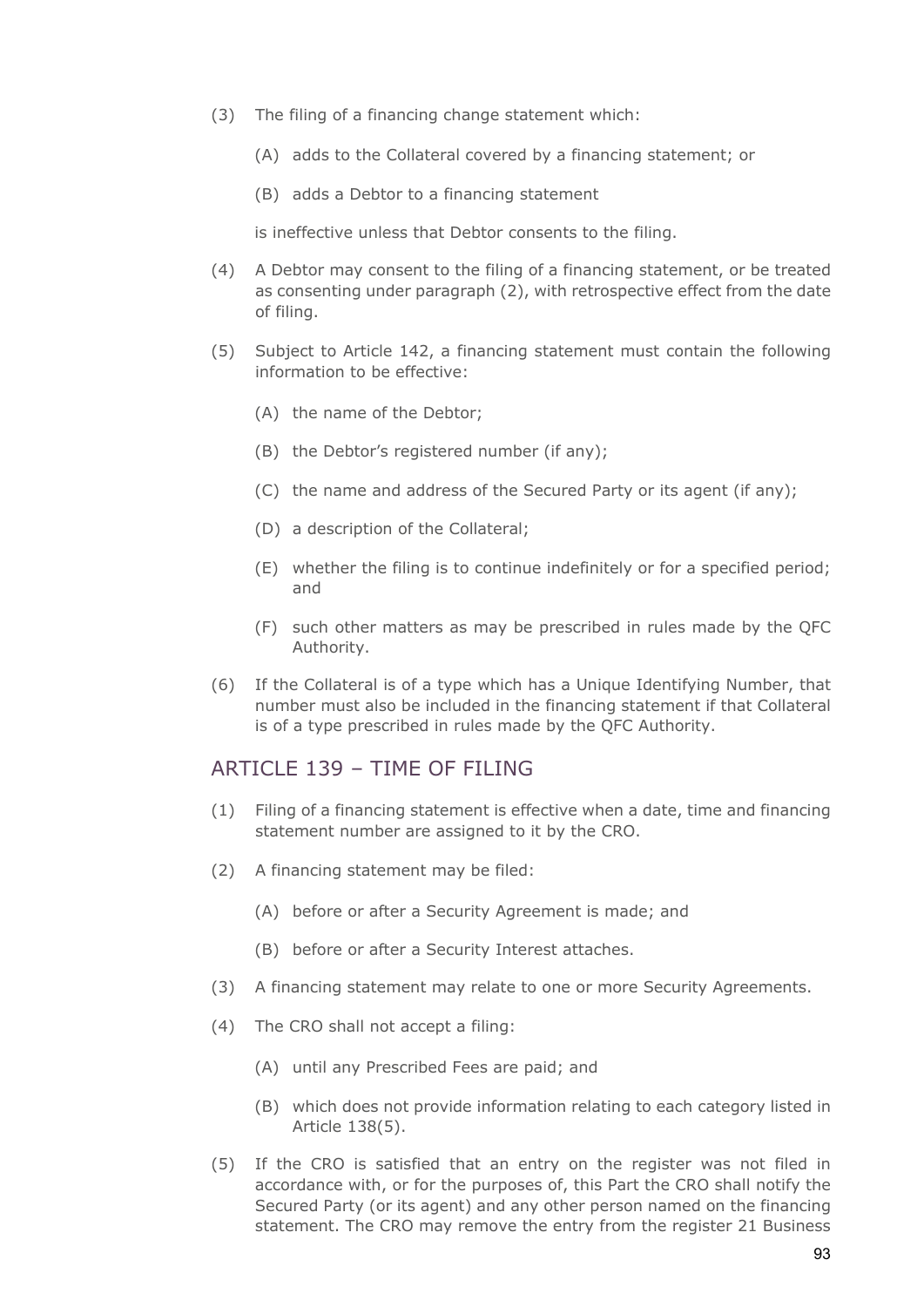(3) The filing of a financing change statement which:

  (A) adds to the Collateral covered by a financing statement; or

  (B) adds a Debtor to a financing statement

  is ineffective unless that Debtor consents to the filing.

(4) A Debtor may consent to the filing of a financing statement, or be treated as consenting under paragraph (2), with retrospective effect from the date of filing.

(5) Subject to Article 142, a financing statement must contain the following information to be effective:

  (A) the name of the Debtor;

  (B) the Debtor's registered number (if any);

  (C) the name and address of the Secured Party or its agent (if any);

  (D) a description of the Collateral;

  (E) whether the filing is to continue indefinitely or for a specified period; and

  (F) such other matters as may be prescribed in rules made by the QFC Authority.

(6) If the Collateral is of a type which has a Unique Identifying Number, that number must also be included in the financing statement if that Collateral is of a type prescribed in rules made by the QFC Authority.

## ARTICLE 139 – TIME OF FILING

(1) Filing of a financing statement is effective when a date, time and financing statement number are assigned to it by the CRO.

(2) A financing statement may be filed:

  (A) before or after a Security Agreement is made; and

  (B) before or after a Security Interest attaches.

(3) A financing statement may relate to one or more Security Agreements.

(4) The CRO shall not accept a filing:

  (A) until any Prescribed Fees are paid; and

  (B) which does not provide information relating to each category listed in Article 138(5).

(5) If the CRO is satisfied that an entry on the register was not filed in accordance with, or for the purposes of, this Part the CRO shall notify the Secured Party (or its agent) and any other person named on the financing statement. The CRO may remove the entry from the register 21 Business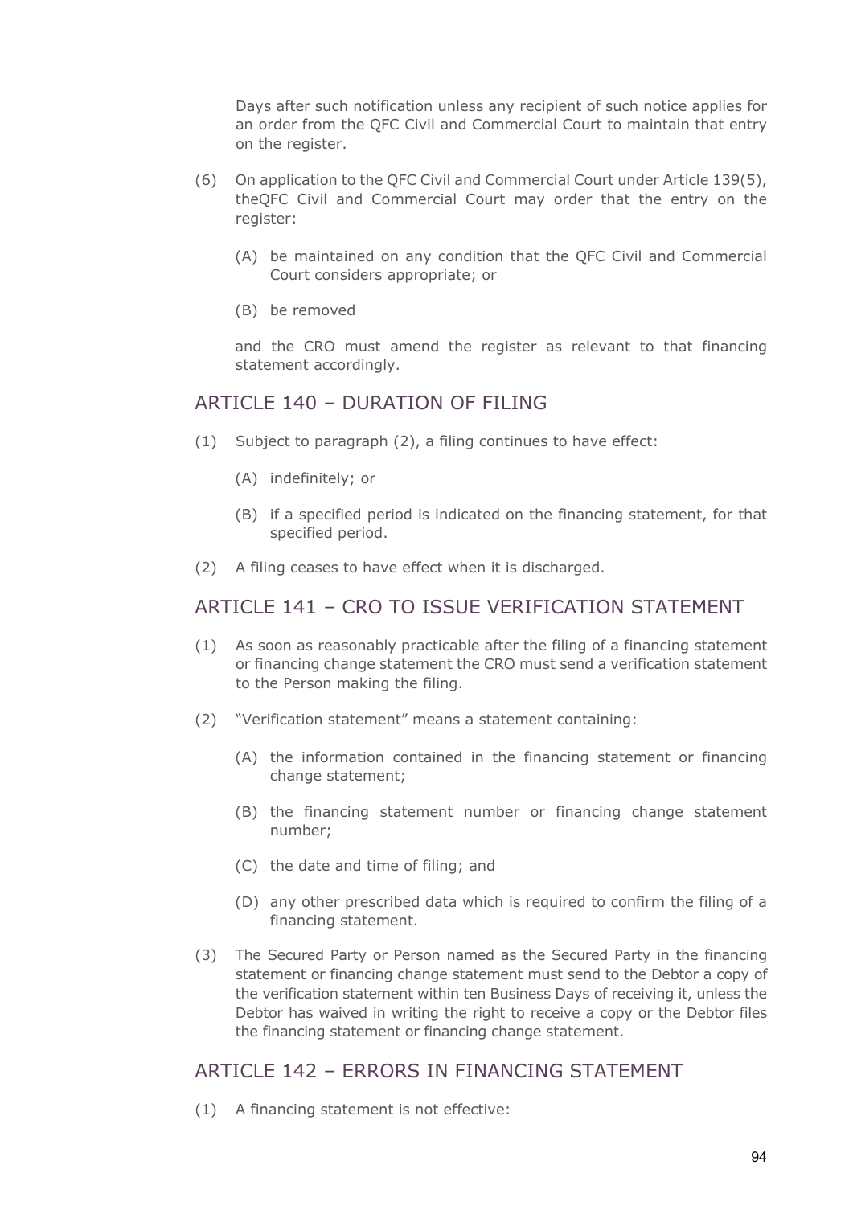Days after such notification unless any recipient of such notice applies for an order from the QFC Civil and Commercial Court to maintain that entry on the register.

(6) On application to the QFC Civil and Commercial Court under Article 139(5), theQFC Civil and Commercial Court may order that the entry on the register:

(A) be maintained on any condition that the QFC Civil and Commercial Court considers appropriate; or

(B) be removed

and the CRO must amend the register as relevant to that financing statement accordingly.

## ARTICLE 140 – DURATION OF FILING

(1) Subject to paragraph (2), a filing continues to have effect:

(A) indefinitely; or

(B) if a specified period is indicated on the financing statement, for that specified period.

(2) A filing ceases to have effect when it is discharged.

## ARTICLE 141 – CRO TO ISSUE VERIFICATION STATEMENT

(1) As soon as reasonably practicable after the filing of a financing statement or financing change statement the CRO must send a verification statement to the Person making the filing.

(2) "Verification statement" means a statement containing:

(A) the information contained in the financing statement or financing change statement;

(B) the financing statement number or financing change statement number;

(C) the date and time of filing; and

(D) any other prescribed data which is required to confirm the filing of a financing statement.

(3) The Secured Party or Person named as the Secured Party in the financing statement or financing change statement must send to the Debtor a copy of the verification statement within ten Business Days of receiving it, unless the Debtor has waived in writing the right to receive a copy or the Debtor files the financing statement or financing change statement.

## ARTICLE 142 – ERRORS IN FINANCING STATEMENT

(1) A financing statement is not effective: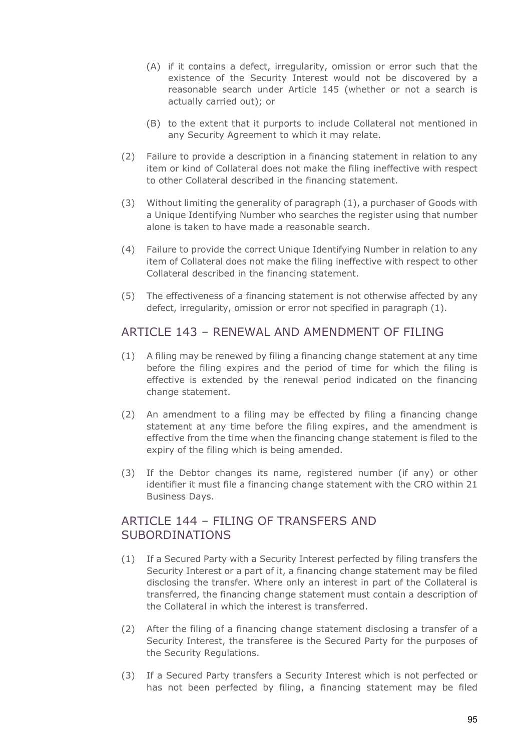(A) if it contains a defect, irregularity, omission or error such that the existence of the Security Interest would not be discovered by a reasonable search under Article 145 (whether or not a search is actually carried out); or

(B) to the extent that it purports to include Collateral not mentioned in any Security Agreement to which it may relate.

(2) Failure to provide a description in a financing statement in relation to any item or kind of Collateral does not make the filing ineffective with respect to other Collateral described in the financing statement.

(3) Without limiting the generality of paragraph (1), a purchaser of Goods with a Unique Identifying Number who searches the register using that number alone is taken to have made a reasonable search.

(4) Failure to provide the correct Unique Identifying Number in relation to any item of Collateral does not make the filing ineffective with respect to other Collateral described in the financing statement.

(5) The effectiveness of a financing statement is not otherwise affected by any defect, irregularity, omission or error not specified in paragraph (1).

## ARTICLE 143 – RENEWAL AND AMENDMENT OF FILING

(1) A filing may be renewed by filing a financing change statement at any time before the filing expires and the period of time for which the filing is effective is extended by the renewal period indicated on the financing change statement.

(2) An amendment to a filing may be effected by filing a financing change statement at any time before the filing expires, and the amendment is effective from the time when the financing change statement is filed to the expiry of the filing which is being amended.

(3) If the Debtor changes its name, registered number (if any) or other identifier it must file a financing change statement with the CRO within 21 Business Days.

## ARTICLE 144 – FILING OF TRANSFERS AND SUBORDINATIONS

(1) If a Secured Party with a Security Interest perfected by filing transfers the Security Interest or a part of it, a financing change statement may be filed disclosing the transfer. Where only an interest in part of the Collateral is transferred, the financing change statement must contain a description of the Collateral in which the interest is transferred.

(2) After the filing of a financing change statement disclosing a transfer of a Security Interest, the transferee is the Secured Party for the purposes of the Security Regulations.

(3) If a Secured Party transfers a Security Interest which is not perfected or has not been perfected by filing, a financing statement may be filed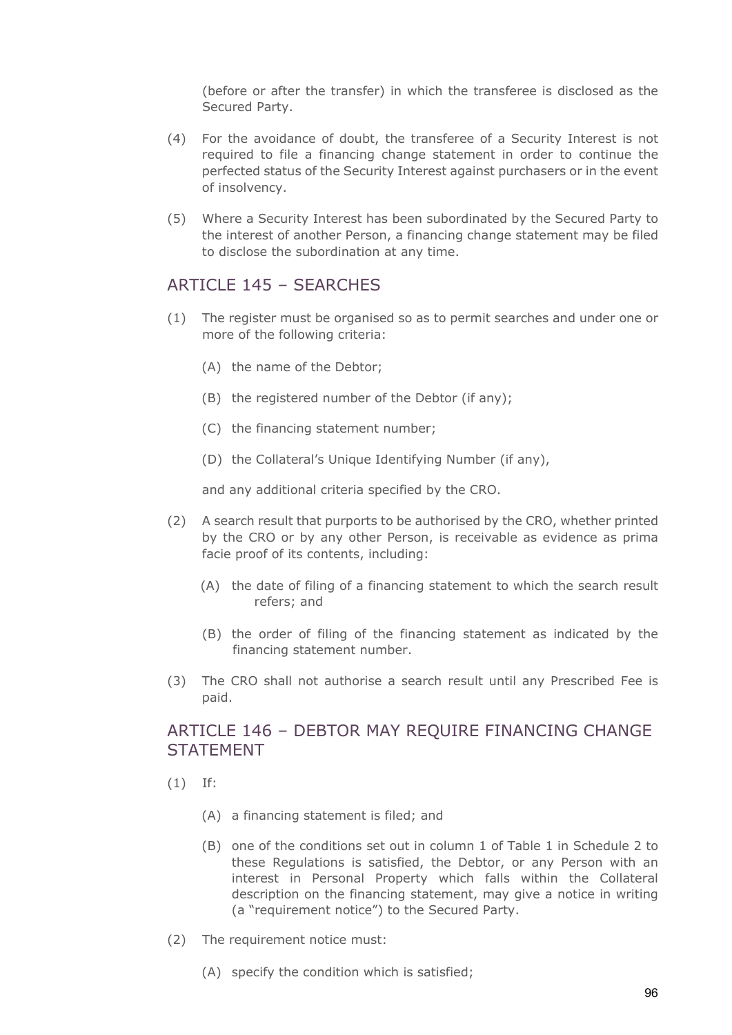(before or after the transfer) in which the transferee is disclosed as the Secured Party.

(4) For the avoidance of doubt, the transferee of a Security Interest is not required to file a financing change statement in order to continue the perfected status of the Security Interest against purchasers or in the event of insolvency.

(5) Where a Security Interest has been subordinated by the Secured Party to the interest of another Person, a financing change statement may be filed to disclose the subordination at any time.

## ARTICLE 145 – SEARCHES

(1) The register must be organised so as to permit searches and under one or more of the following criteria:

(A) the name of the Debtor;

(B) the registered number of the Debtor (if any);

(C) the financing statement number;

(D) the Collateral's Unique Identifying Number (if any),

and any additional criteria specified by the CRO.

(2) A search result that purports to be authorised by the CRO, whether printed by the CRO or by any other Person, is receivable as evidence as prima facie proof of its contents, including:

(A) the date of filing of a financing statement to which the search result refers; and

(B) the order of filing of the financing statement as indicated by the financing statement number.

(3) The CRO shall not authorise a search result until any Prescribed Fee is paid.

## ARTICLE 146 – DEBTOR MAY REQUIRE FINANCING CHANGE STATEMENT

(1) If:

(A) a financing statement is filed; and

(B) one of the conditions set out in column 1 of Table 1 in Schedule 2 to these Regulations is satisfied, the Debtor, or any Person with an interest in Personal Property which falls within the Collateral description on the financing statement, may give a notice in writing (a "requirement notice") to the Secured Party.

(2) The requirement notice must:

(A) specify the condition which is satisfied;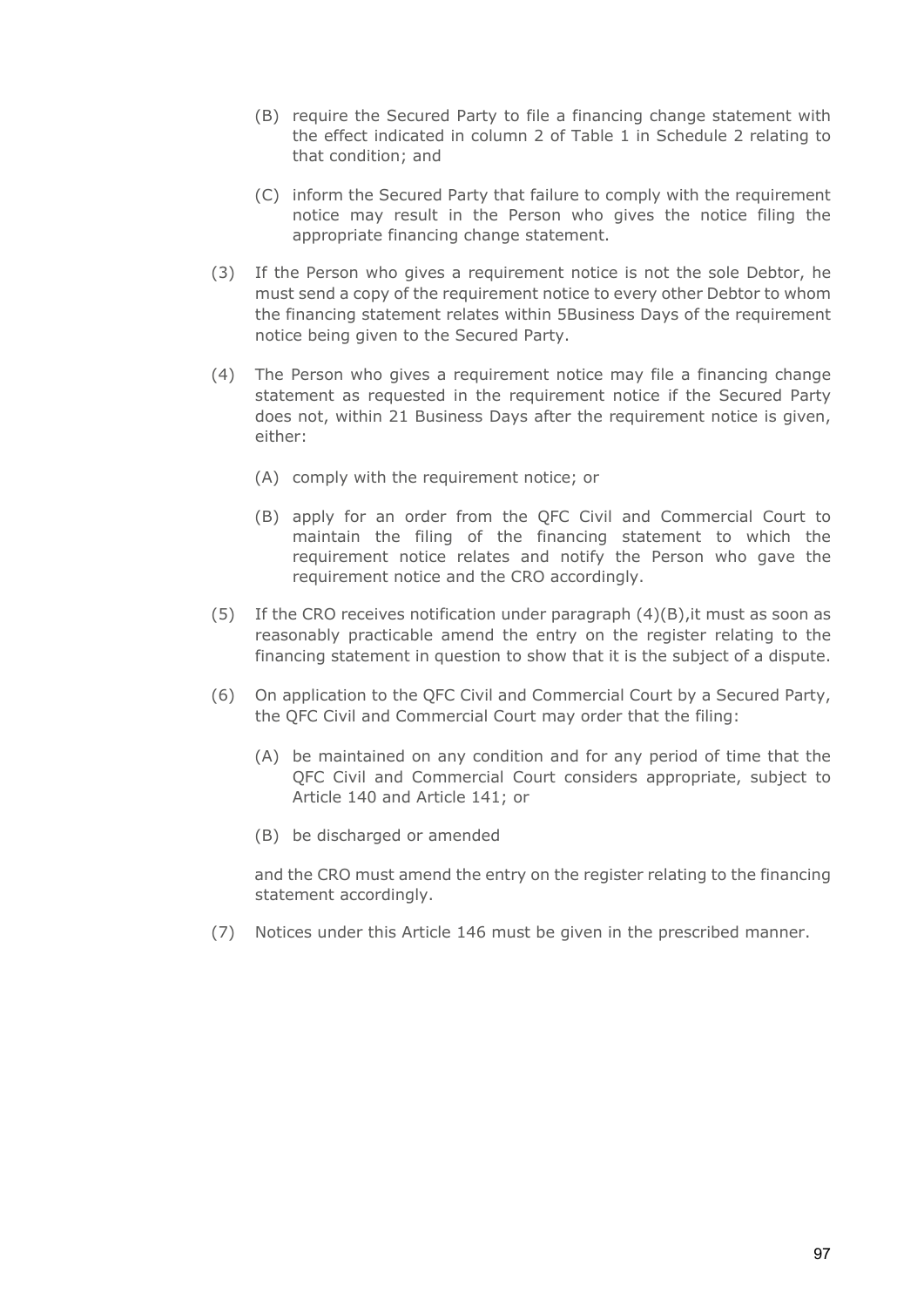(B) require the Secured Party to file a financing change statement with the effect indicated in column 2 of Table 1 in Schedule 2 relating to that condition; and

(C) inform the Secured Party that failure to comply with the requirement notice may result in the Person who gives the notice filing the appropriate financing change statement.

(3) If the Person who gives a requirement notice is not the sole Debtor, he must send a copy of the requirement notice to every other Debtor to whom the financing statement relates within 5Business Days of the requirement notice being given to the Secured Party.

(4) The Person who gives a requirement notice may file a financing change statement as requested in the requirement notice if the Secured Party does not, within 21 Business Days after the requirement notice is given, either:

(A) comply with the requirement notice; or

(B) apply for an order from the QFC Civil and Commercial Court to maintain the filing of the financing statement to which the requirement notice relates and notify the Person who gave the requirement notice and the CRO accordingly.

(5) If the CRO receives notification under paragraph (4)(B),it must as soon as reasonably practicable amend the entry on the register relating to the financing statement in question to show that it is the subject of a dispute.

(6) On application to the QFC Civil and Commercial Court by a Secured Party, the QFC Civil and Commercial Court may order that the filing:

(A) be maintained on any condition and for any period of time that the QFC Civil and Commercial Court considers appropriate, subject to Article 140 and Article 141; or

(B) be discharged or amended

and the CRO must amend the entry on the register relating to the financing statement accordingly.

(7) Notices under this Article 146 must be given in the prescribed manner.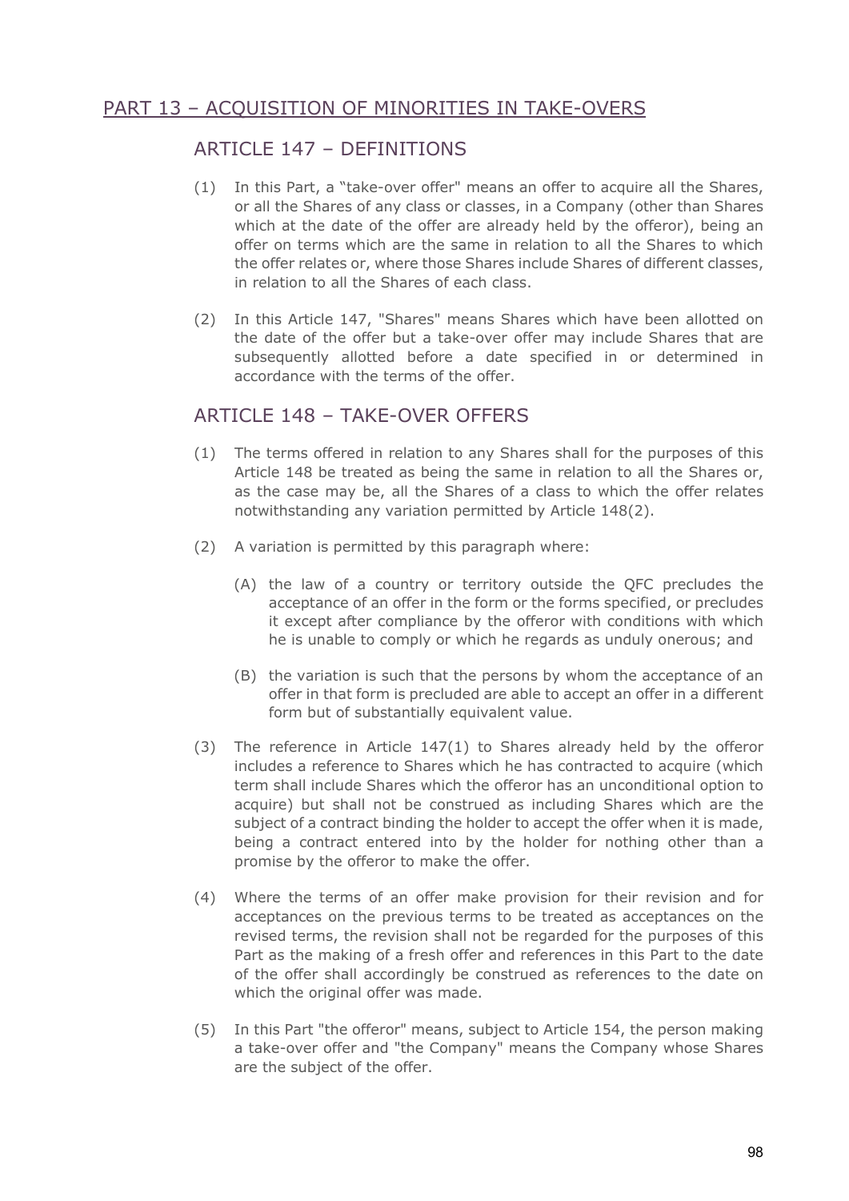## PART 13 – ACQUISITION OF MINORITIES IN TAKE-OVERS

### ARTICLE 147 – DEFINITIONS

(1) In this Part, a "take-over offer" means an offer to acquire all the Shares, or all the Shares of any class or classes, in a Company (other than Shares which at the date of the offer are already held by the offeror), being an offer on terms which are the same in relation to all the Shares to which the offer relates or, where those Shares include Shares of different classes, in relation to all the Shares of each class.

(2) In this Article 147, "Shares" means Shares which have been allotted on the date of the offer but a take-over offer may include Shares that are subsequently allotted before a date specified in or determined in accordance with the terms of the offer.

### ARTICLE 148 – TAKE-OVER OFFERS

(1) The terms offered in relation to any Shares shall for the purposes of this Article 148 be treated as being the same in relation to all the Shares or, as the case may be, all the Shares of a class to which the offer relates notwithstanding any variation permitted by Article 148(2).

(2) A variation is permitted by this paragraph where:

(A) the law of a country or territory outside the QFC precludes the acceptance of an offer in the form or the forms specified, or precludes it except after compliance by the offeror with conditions with which he is unable to comply or which he regards as unduly onerous; and

(B) the variation is such that the persons by whom the acceptance of an offer in that form is precluded are able to accept an offer in a different form but of substantially equivalent value.

(3) The reference in Article 147(1) to Shares already held by the offeror includes a reference to Shares which he has contracted to acquire (which term shall include Shares which the offeror has an unconditional option to acquire) but shall not be construed as including Shares which are the subject of a contract binding the holder to accept the offer when it is made, being a contract entered into by the holder for nothing other than a promise by the offeror to make the offer.

(4) Where the terms of an offer make provision for their revision and for acceptances on the previous terms to be treated as acceptances on the revised terms, the revision shall not be regarded for the purposes of this Part as the making of a fresh offer and references in this Part to the date of the offer shall accordingly be construed as references to the date on which the original offer was made.

(5) In this Part "the offeror" means, subject to Article 154, the person making a take-over offer and "the Company" means the Company whose Shares are the subject of the offer.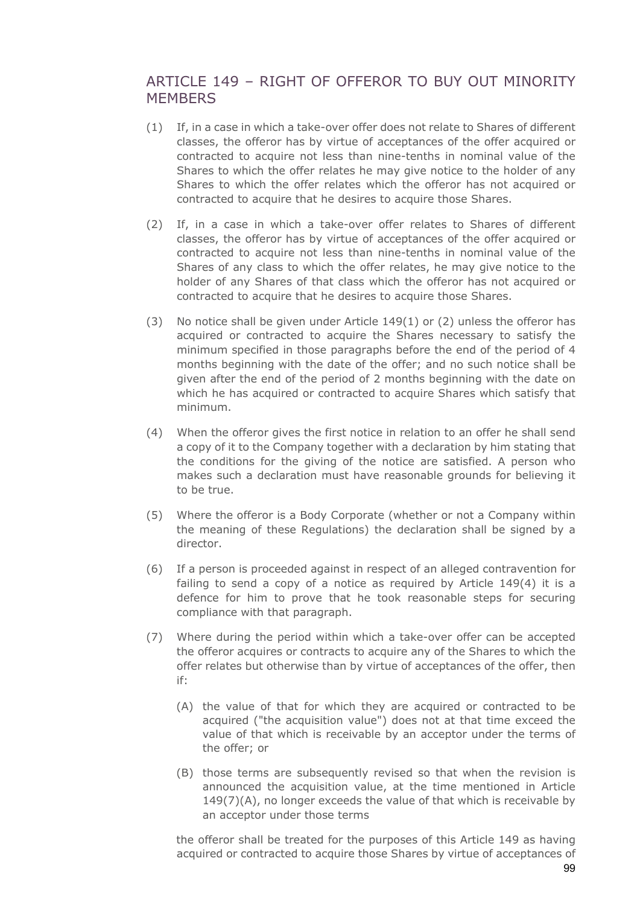## ARTICLE 149 – RIGHT OF OFFEROR TO BUY OUT MINORITY MEMBERS

(1) If, in a case in which a take-over offer does not relate to Shares of different classes, the offeror has by virtue of acceptances of the offer acquired or contracted to acquire not less than nine-tenths in nominal value of the Shares to which the offer relates he may give notice to the holder of any Shares to which the offer relates which the offeror has not acquired or contracted to acquire that he desires to acquire those Shares.

(2) If, in a case in which a take-over offer relates to Shares of different classes, the offeror has by virtue of acceptances of the offer acquired or contracted to acquire not less than nine-tenths in nominal value of the Shares of any class to which the offer relates, he may give notice to the holder of any Shares of that class which the offeror has not acquired or contracted to acquire that he desires to acquire those Shares.

(3) No notice shall be given under Article 149(1) or (2) unless the offeror has acquired or contracted to acquire the Shares necessary to satisfy the minimum specified in those paragraphs before the end of the period of 4 months beginning with the date of the offer; and no such notice shall be given after the end of the period of 2 months beginning with the date on which he has acquired or contracted to acquire Shares which satisfy that minimum.

(4) When the offeror gives the first notice in relation to an offer he shall send a copy of it to the Company together with a declaration by him stating that the conditions for the giving of the notice are satisfied. A person who makes such a declaration must have reasonable grounds for believing it to be true.

(5) Where the offeror is a Body Corporate (whether or not a Company within the meaning of these Regulations) the declaration shall be signed by a director.

(6) If a person is proceeded against in respect of an alleged contravention for failing to send a copy of a notice as required by Article 149(4) it is a defence for him to prove that he took reasonable steps for securing compliance with that paragraph.

(7) Where during the period within which a take-over offer can be accepted the offeror acquires or contracts to acquire any of the Shares to which the offer relates but otherwise than by virtue of acceptances of the offer, then if:

   (A) the value of that for which they are acquired or contracted to be acquired ("the acquisition value") does not at that time exceed the value of that which is receivable by an acceptor under the terms of the offer; or

   (B) those terms are subsequently revised so that when the revision is announced the acquisition value, at the time mentioned in Article 149(7)(A), no longer exceeds the value of that which is receivable by an acceptor under those terms

   the offeror shall be treated for the purposes of this Article 149 as having acquired or contracted to acquire those Shares by virtue of acceptances of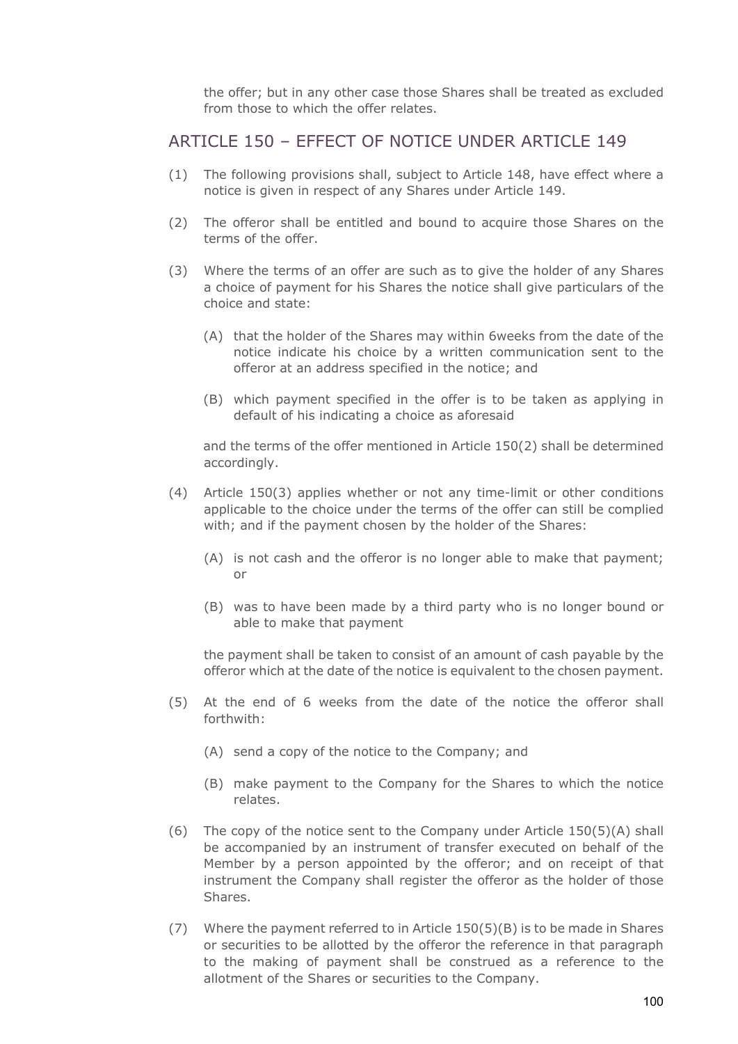the offer; but in any other case those Shares shall be treated as excluded from those to which the offer relates.

## ARTICLE 150 – EFFECT OF NOTICE UNDER ARTICLE 149

(1) The following provisions shall, subject to Article 148, have effect where a notice is given in respect of any Shares under Article 149.

(2) The offeror shall be entitled and bound to acquire those Shares on the terms of the offer.

(3) Where the terms of an offer are such as to give the holder of any Shares a choice of payment for his Shares the notice shall give particulars of the choice and state:

   (A) that the holder of the Shares may within 6weeks from the date of the notice indicate his choice by a written communication sent to the offeror at an address specified in the notice; and

   (B) which payment specified in the offer is to be taken as applying in default of his indicating a choice as aforesaid

   and the terms of the offer mentioned in Article 150(2) shall be determined accordingly.

(4) Article 150(3) applies whether or not any time-limit or other conditions applicable to the choice under the terms of the offer can still be complied with; and if the payment chosen by the holder of the Shares:

   (A) is not cash and the offeror is no longer able to make that payment; or

   (B) was to have been made by a third party who is no longer bound or able to make that payment

   the payment shall be taken to consist of an amount of cash payable by the offeror which at the date of the notice is equivalent to the chosen payment.

(5) At the end of 6 weeks from the date of the notice the offeror shall forthwith:

   (A) send a copy of the notice to the Company; and

   (B) make payment to the Company for the Shares to which the notice relates.

(6) The copy of the notice sent to the Company under Article 150(5)(A) shall be accompanied by an instrument of transfer executed on behalf of the Member by a person appointed by the offeror; and on receipt of that instrument the Company shall register the offeror as the holder of those Shares.

(7) Where the payment referred to in Article 150(5)(B) is to be made in Shares or securities to be allotted by the offeror the reference in that paragraph to the making of payment shall be construed as a reference to the allotment of the Shares or securities to the Company.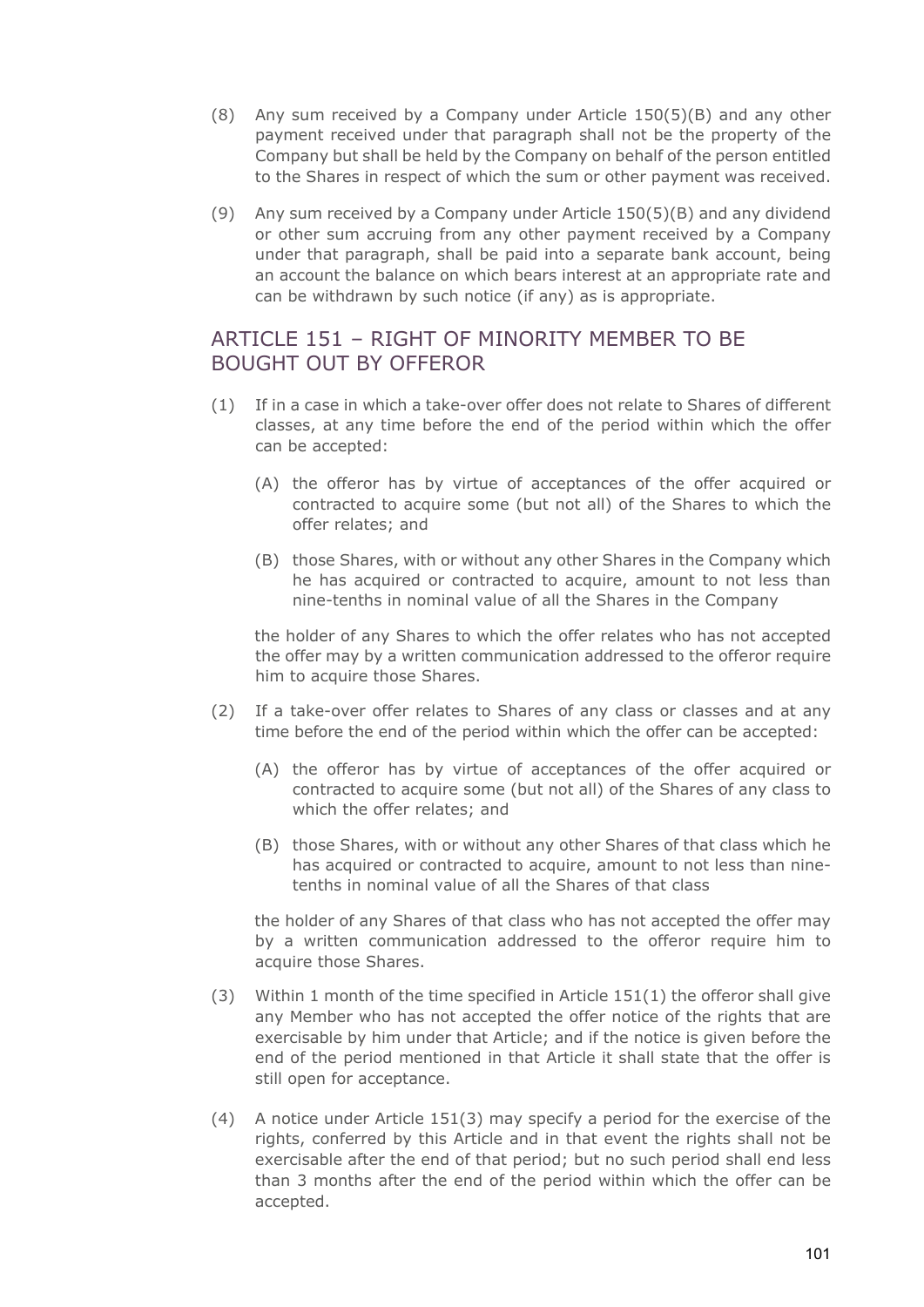(8) Any sum received by a Company under Article 150(5)(B) and any other payment received under that paragraph shall not be the property of the Company but shall be held by the Company on behalf of the person entitled to the Shares in respect of which the sum or other payment was received.

(9) Any sum received by a Company under Article 150(5)(B) and any dividend or other sum accruing from any other payment received by a Company under that paragraph, shall be paid into a separate bank account, being an account the balance on which bears interest at an appropriate rate and can be withdrawn by such notice (if any) as is appropriate.

## ARTICLE 151 – RIGHT OF MINORITY MEMBER TO BE BOUGHT OUT BY OFFEROR

(1) If in a case in which a take-over offer does not relate to Shares of different classes, at any time before the end of the period within which the offer can be accepted:

(A) the offeror has by virtue of acceptances of the offer acquired or contracted to acquire some (but not all) of the Shares to which the offer relates; and

(B) those Shares, with or without any other Shares in the Company which he has acquired or contracted to acquire, amount to not less than nine-tenths in nominal value of all the Shares in the Company

the holder of any Shares to which the offer relates who has not accepted the offer may by a written communication addressed to the offeror require him to acquire those Shares.

(2) If a take-over offer relates to Shares of any class or classes and at any time before the end of the period within which the offer can be accepted:

(A) the offeror has by virtue of acceptances of the offer acquired or contracted to acquire some (but not all) of the Shares of any class to which the offer relates; and

(B) those Shares, with or without any other Shares of that class which he has acquired or contracted to acquire, amount to not less than nine-tenths in nominal value of all the Shares of that class

the holder of any Shares of that class who has not accepted the offer may by a written communication addressed to the offeror require him to acquire those Shares.

(3) Within 1 month of the time specified in Article 151(1) the offeror shall give any Member who has not accepted the offer notice of the rights that are exercisable by him under that Article; and if the notice is given before the end of the period mentioned in that Article it shall state that the offer is still open for acceptance.

(4) A notice under Article 151(3) may specify a period for the exercise of the rights, conferred by this Article and in that event the rights shall not be exercisable after the end of that period; but no such period shall end less than 3 months after the end of the period within which the offer can be accepted.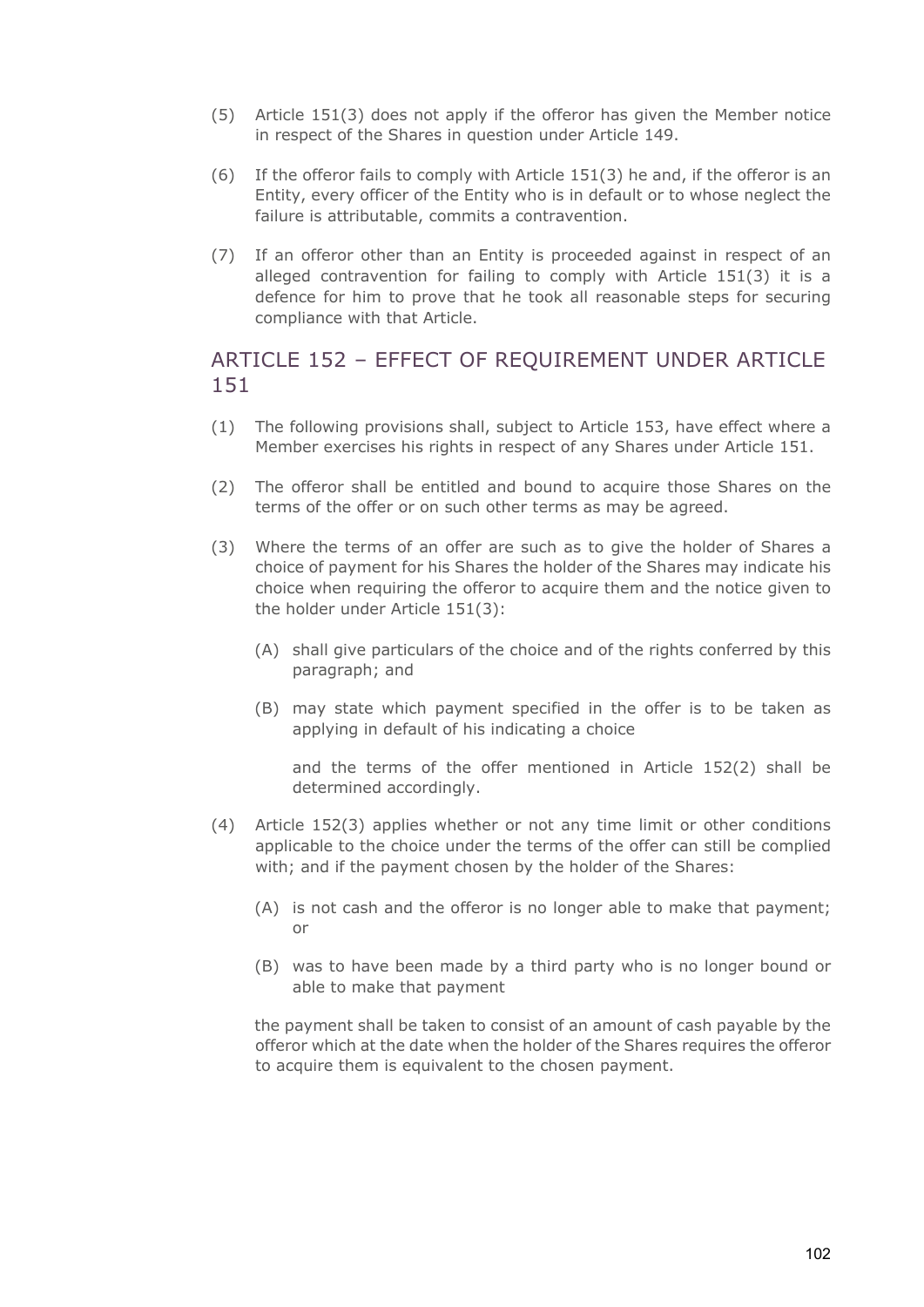(5) Article 151(3) does not apply if the offeror has given the Member notice in respect of the Shares in question under Article 149.

(6) If the offeror fails to comply with Article 151(3) he and, if the offeror is an Entity, every officer of the Entity who is in default or to whose neglect the failure is attributable, commits a contravention.

(7) If an offeror other than an Entity is proceeded against in respect of an alleged contravention for failing to comply with Article 151(3) it is a defence for him to prove that he took all reasonable steps for securing compliance with that Article.

## ARTICLE 152 – EFFECT OF REQUIREMENT UNDER ARTICLE 151

(1) The following provisions shall, subject to Article 153, have effect where a Member exercises his rights in respect of any Shares under Article 151.

(2) The offeror shall be entitled and bound to acquire those Shares on the terms of the offer or on such other terms as may be agreed.

(3) Where the terms of an offer are such as to give the holder of Shares a choice of payment for his Shares the holder of the Shares may indicate his choice when requiring the offeror to acquire them and the notice given to the holder under Article 151(3):

   (A) shall give particulars of the choice and of the rights conferred by this paragraph; and

   (B) may state which payment specified in the offer is to be taken as applying in default of his indicating a choice

   and the terms of the offer mentioned in Article 152(2) shall be determined accordingly.

(4) Article 152(3) applies whether or not any time limit or other conditions applicable to the choice under the terms of the offer can still be complied with; and if the payment chosen by the holder of the Shares:

   (A) is not cash and the offeror is no longer able to make that payment; or

   (B) was to have been made by a third party who is no longer bound or able to make that payment

   the payment shall be taken to consist of an amount of cash payable by the offeror which at the date when the holder of the Shares requires the offeror to acquire them is equivalent to the chosen payment.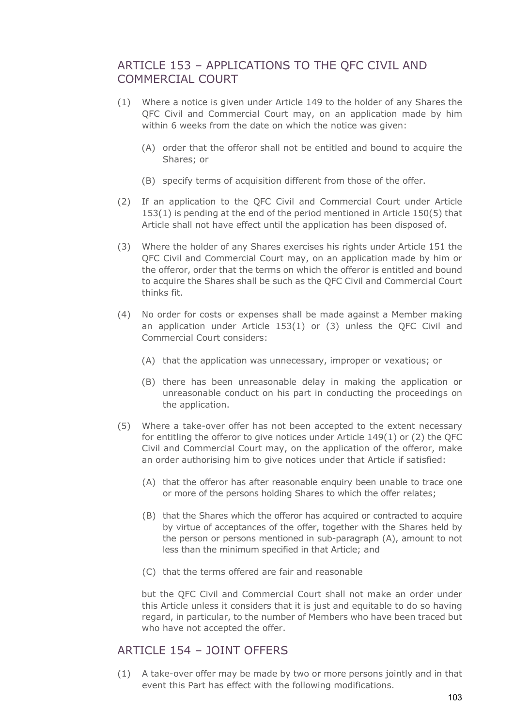## ARTICLE 153 – APPLICATIONS TO THE QFC CIVIL AND COMMERCIAL COURT

(1) Where a notice is given under Article 149 to the holder of any Shares the QFC Civil and Commercial Court may, on an application made by him within 6 weeks from the date on which the notice was given:

  (A) order that the offeror shall not be entitled and bound to acquire the Shares; or

  (B) specify terms of acquisition different from those of the offer.

(2) If an application to the QFC Civil and Commercial Court under Article 153(1) is pending at the end of the period mentioned in Article 150(5) that Article shall not have effect until the application has been disposed of.

(3) Where the holder of any Shares exercises his rights under Article 151 the QFC Civil and Commercial Court may, on an application made by him or the offeror, order that the terms on which the offeror is entitled and bound to acquire the Shares shall be such as the QFC Civil and Commercial Court thinks fit.

(4) No order for costs or expenses shall be made against a Member making an application under Article 153(1) or (3) unless the QFC Civil and Commercial Court considers:

  (A) that the application was unnecessary, improper or vexatious; or

  (B) there has been unreasonable delay in making the application or unreasonable conduct on his part in conducting the proceedings on the application.

(5) Where a take-over offer has not been accepted to the extent necessary for entitling the offeror to give notices under Article 149(1) or (2) the QFC Civil and Commercial Court may, on the application of the offeror, make an order authorising him to give notices under that Article if satisfied:

  (A) that the offeror has after reasonable enquiry been unable to trace one or more of the persons holding Shares to which the offer relates;

  (B) that the Shares which the offeror has acquired or contracted to acquire by virtue of acceptances of the offer, together with the Shares held by the person or persons mentioned in sub-paragraph (A), amount to not less than the minimum specified in that Article; and

  (C) that the terms offered are fair and reasonable

  but the QFC Civil and Commercial Court shall not make an order under this Article unless it considers that it is just and equitable to do so having regard, in particular, to the number of Members who have been traced but who have not accepted the offer.

## ARTICLE 154 – JOINT OFFERS

(1) A take-over offer may be made by two or more persons jointly and in that event this Part has effect with the following modifications.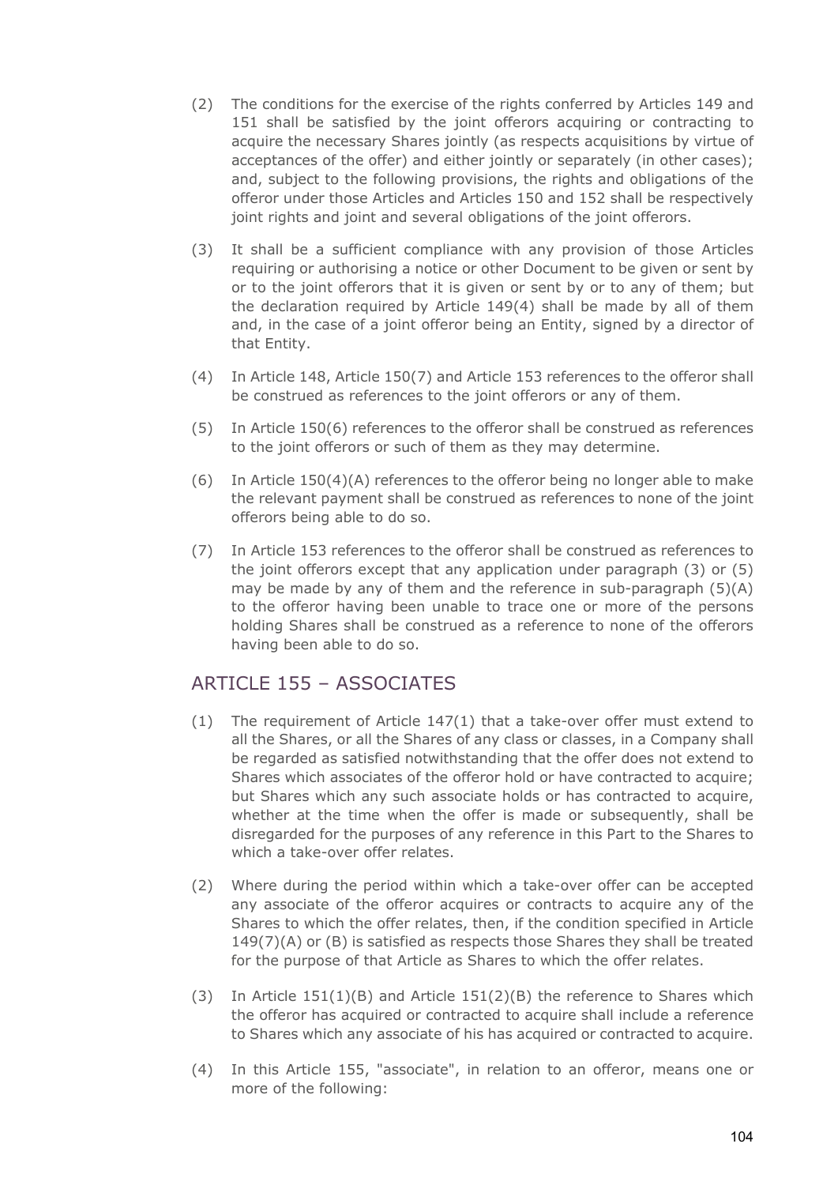(2) The conditions for the exercise of the rights conferred by Articles 149 and 151 shall be satisfied by the joint offerors acquiring or contracting to acquire the necessary Shares jointly (as respects acquisitions by virtue of acceptances of the offer) and either jointly or separately (in other cases); and, subject to the following provisions, the rights and obligations of the offeror under those Articles and Articles 150 and 152 shall be respectively joint rights and joint and several obligations of the joint offerors.

(3) It shall be a sufficient compliance with any provision of those Articles requiring or authorising a notice or other Document to be given or sent by or to the joint offerors that it is given or sent by or to any of them; but the declaration required by Article 149(4) shall be made by all of them and, in the case of a joint offeror being an Entity, signed by a director of that Entity.

(4) In Article 148, Article 150(7) and Article 153 references to the offeror shall be construed as references to the joint offerors or any of them.

(5) In Article 150(6) references to the offeror shall be construed as references to the joint offerors or such of them as they may determine.

(6) In Article 150(4)(A) references to the offeror being no longer able to make the relevant payment shall be construed as references to none of the joint offerors being able to do so.

(7) In Article 153 references to the offeror shall be construed as references to the joint offerors except that any application under paragraph (3) or (5) may be made by any of them and the reference in sub-paragraph (5)(A) to the offeror having been unable to trace one or more of the persons holding Shares shall be construed as a reference to none of the offerors having been able to do so.

## ARTICLE 155 – ASSOCIATES

(1) The requirement of Article 147(1) that a take-over offer must extend to all the Shares, or all the Shares of any class or classes, in a Company shall be regarded as satisfied notwithstanding that the offer does not extend to Shares which associates of the offeror hold or have contracted to acquire; but Shares which any such associate holds or has contracted to acquire, whether at the time when the offer is made or subsequently, shall be disregarded for the purposes of any reference in this Part to the Shares to which a take-over offer relates.

(2) Where during the period within which a take-over offer can be accepted any associate of the offeror acquires or contracts to acquire any of the Shares to which the offer relates, then, if the condition specified in Article 149(7)(A) or (B) is satisfied as respects those Shares they shall be treated for the purpose of that Article as Shares to which the offer relates.

(3) In Article 151(1)(B) and Article 151(2)(B) the reference to Shares which the offeror has acquired or contracted to acquire shall include a reference to Shares which any associate of his has acquired or contracted to acquire.

(4) In this Article 155, "associate", in relation to an offeror, means one or more of the following: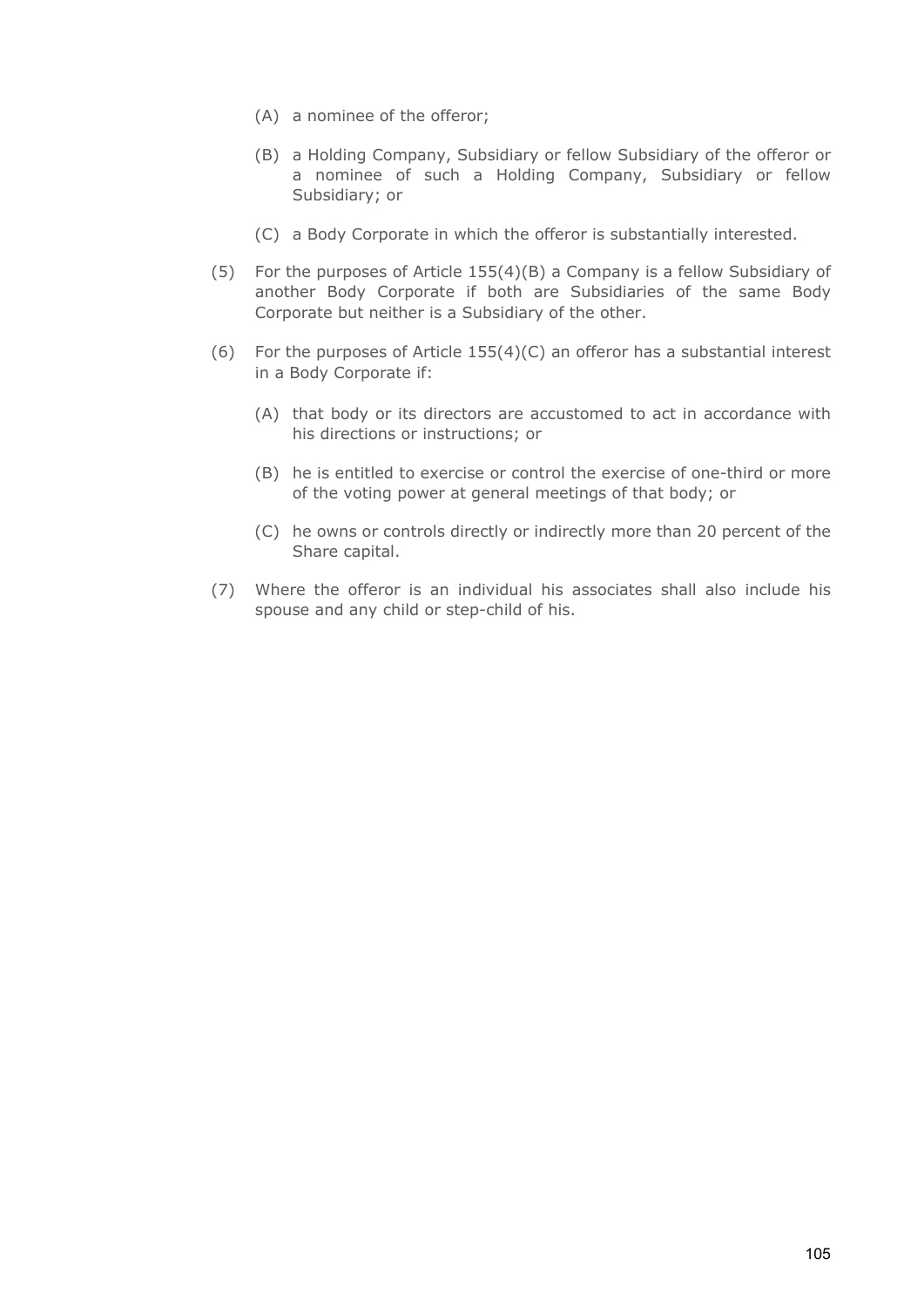(A) a nominee of the offeror;

(B) a Holding Company, Subsidiary or fellow Subsidiary of the offeror or a nominee of such a Holding Company, Subsidiary or fellow Subsidiary; or

(C) a Body Corporate in which the offeror is substantially interested.

(5) For the purposes of Article 155(4)(B) a Company is a fellow Subsidiary of another Body Corporate if both are Subsidiaries of the same Body Corporate but neither is a Subsidiary of the other.

(6) For the purposes of Article 155(4)(C) an offeror has a substantial interest in a Body Corporate if:

(A) that body or its directors are accustomed to act in accordance with his directions or instructions; or

(B) he is entitled to exercise or control the exercise of one-third or more of the voting power at general meetings of that body; or

(C) he owns or controls directly or indirectly more than 20 percent of the Share capital.

(7) Where the offeror is an individual his associates shall also include his spouse and any child or step-child of his.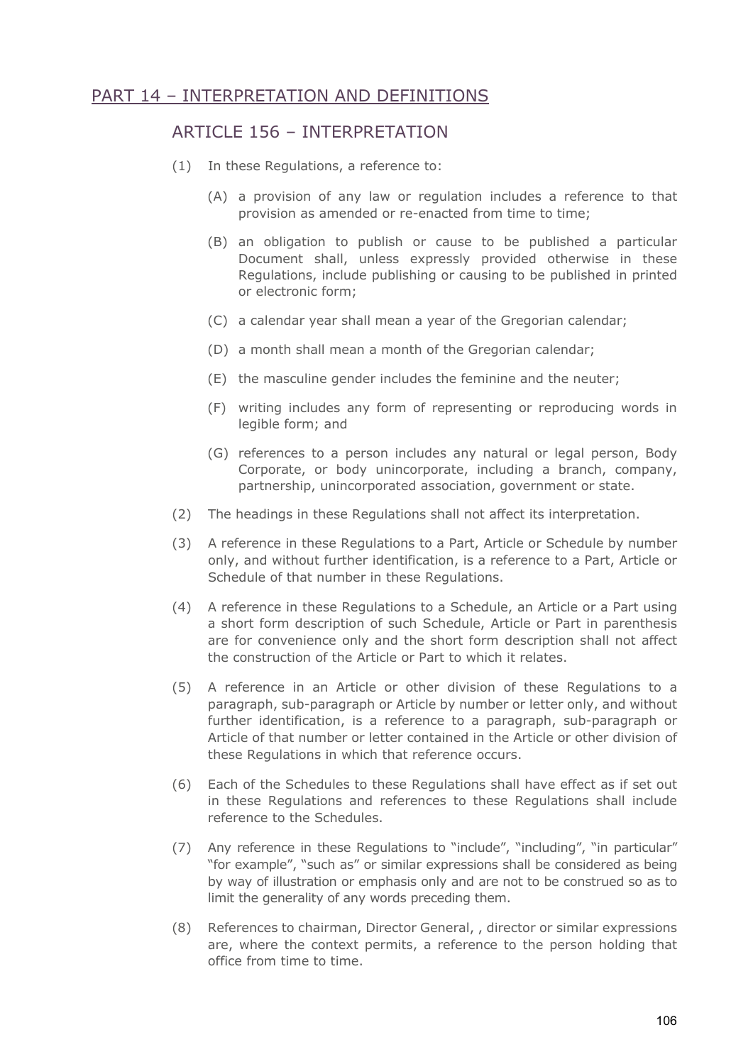## PART 14 – INTERPRETATION AND DEFINITIONS

### ARTICLE 156 – INTERPRETATION

(1) In these Regulations, a reference to:

(A) a provision of any law or regulation includes a reference to that provision as amended or re-enacted from time to time;

(B) an obligation to publish or cause to be published a particular Document shall, unless expressly provided otherwise in these Regulations, include publishing or causing to be published in printed or electronic form;

(C) a calendar year shall mean a year of the Gregorian calendar;

(D) a month shall mean a month of the Gregorian calendar;

(E) the masculine gender includes the feminine and the neuter;

(F) writing includes any form of representing or reproducing words in legible form; and

(G) references to a person includes any natural or legal person, Body Corporate, or body unincorporate, including a branch, company, partnership, unincorporated association, government or state.

(2) The headings in these Regulations shall not affect its interpretation.

(3) A reference in these Regulations to a Part, Article or Schedule by number only, and without further identification, is a reference to a Part, Article or Schedule of that number in these Regulations.

(4) A reference in these Regulations to a Schedule, an Article or a Part using a short form description of such Schedule, Article or Part in parenthesis are for convenience only and the short form description shall not affect the construction of the Article or Part to which it relates.

(5) A reference in an Article or other division of these Regulations to a paragraph, sub-paragraph or Article by number or letter only, and without further identification, is a reference to a paragraph, sub-paragraph or Article of that number or letter contained in the Article or other division of these Regulations in which that reference occurs.

(6) Each of the Schedules to these Regulations shall have effect as if set out in these Regulations and references to these Regulations shall include reference to the Schedules.

(7) Any reference in these Regulations to "include", "including", "in particular" "for example", "such as" or similar expressions shall be considered as being by way of illustration or emphasis only and are not to be construed so as to limit the generality of any words preceding them.

(8) References to chairman, Director General, , director or similar expressions are, where the context permits, a reference to the person holding that office from time to time.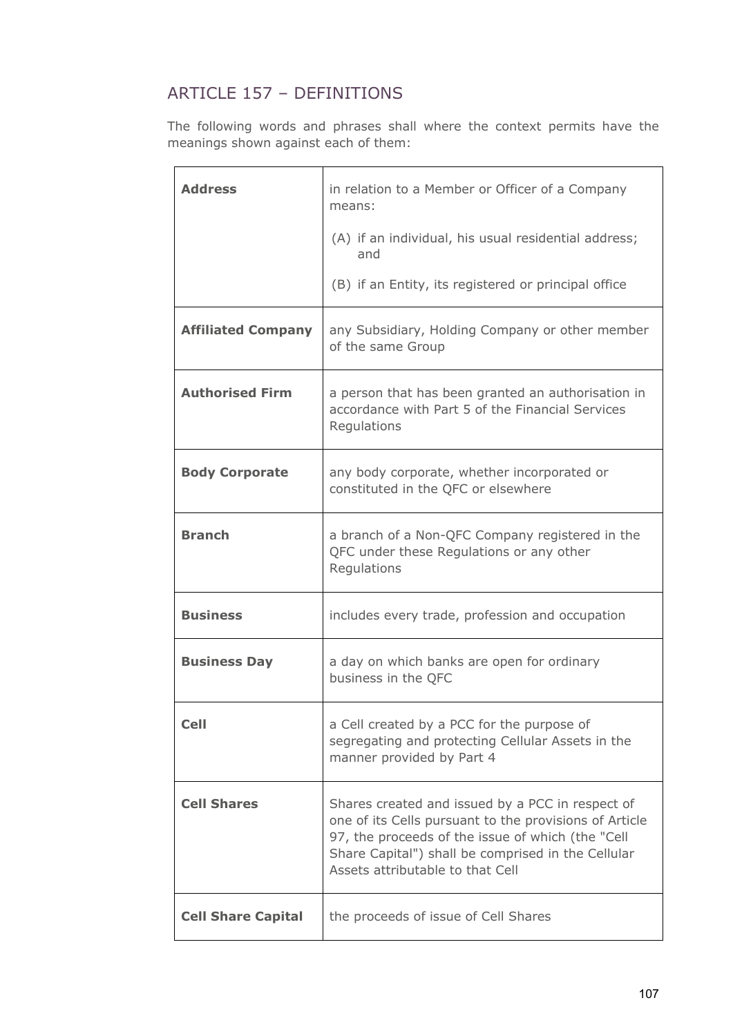## ARTICLE 157 – DEFINITIONS

The following words and phrases shall where the context permits have the meanings shown against each of them:

| | |
|---|---|
| **Address** | in relation to a Member or Officer of a Company means:<br><br>(A) if an individual, his usual residential address; and<br><br>(B) if an Entity, its registered or principal office |
| **Affiliated Company** | any Subsidiary, Holding Company or other member of the same Group |
| **Authorised Firm** | a person that has been granted an authorisation in accordance with Part 5 of the Financial Services Regulations |
| **Body Corporate** | any body corporate, whether incorporated or constituted in the QFC or elsewhere |
| **Branch** | a branch of a Non-QFC Company registered in the QFC under these Regulations or any other Regulations |
| **Business** | includes every trade, profession and occupation |
| **Business Day** | a day on which banks are open for ordinary business in the QFC |
| **Cell** | a Cell created by a PCC for the purpose of segregating and protecting Cellular Assets in the manner provided by Part 4 |
| **Cell Shares** | Shares created and issued by a PCC in respect of one of its Cells pursuant to the provisions of Article 97, the proceeds of the issue of which (the "Cell Share Capital") shall be comprised in the Cellular Assets attributable to that Cell |
| **Cell Share Capital** | the proceeds of issue of Cell Shares |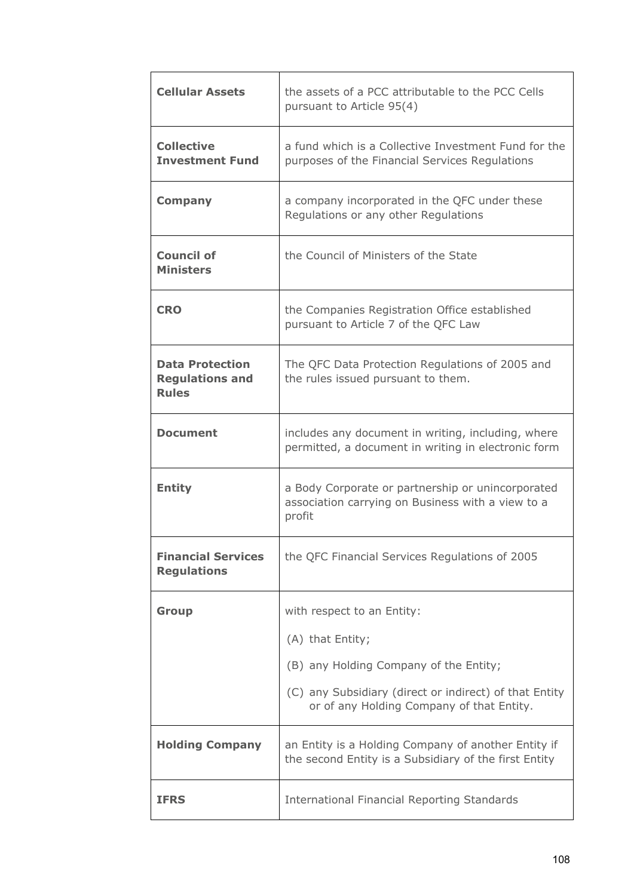| | |
|---|---|
| **Cellular Assets** | the assets of a PCC attributable to the PCC Cells pursuant to Article 95(4) |
| **Collective Investment Fund** | a fund which is a Collective Investment Fund for the purposes of the Financial Services Regulations |
| **Company** | a company incorporated in the QFC under these Regulations or any other Regulations |
| **Council of Ministers** | the Council of Ministers of the State |
| **CRO** | the Companies Registration Office established pursuant to Article 7 of the QFC Law |
| **Data Protection Regulations and Rules** | The QFC Data Protection Regulations of 2005 and the rules issued pursuant to them. |
| **Document** | includes any document in writing, including, where permitted, a document in writing in electronic form |
| **Entity** | a Body Corporate or partnership or unincorporated association carrying on Business with a view to a profit |
| **Financial Services Regulations** | the QFC Financial Services Regulations of 2005 |
| **Group** | with respect to an Entity:<br>(A) that Entity;<br>(B) any Holding Company of the Entity;<br>(C) any Subsidiary (direct or indirect) of that Entity or of any Holding Company of that Entity. |
| **Holding Company** | an Entity is a Holding Company of another Entity if the second Entity is a Subsidiary of the first Entity |
| **IFRS** | International Financial Reporting Standards |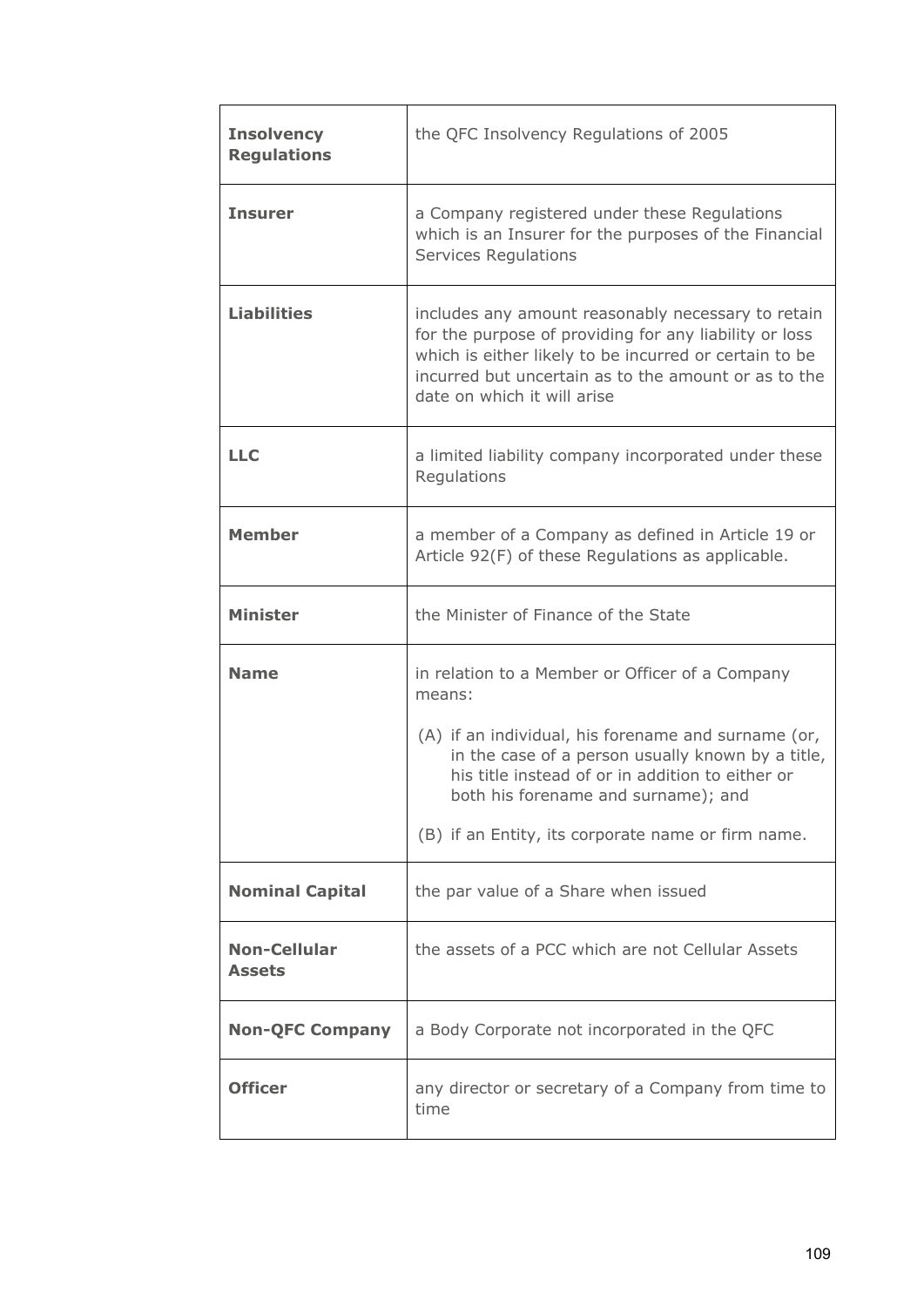| | |
|---|---|
| **Insolvency Regulations** | the QFC Insolvency Regulations of 2005 |
| **Insurer** | a Company registered under these Regulations which is an Insurer for the purposes of the Financial Services Regulations |
| **Liabilities** | includes any amount reasonably necessary to retain for the purpose of providing for any liability or loss which is either likely to be incurred or certain to be incurred but uncertain as to the amount or as to the date on which it will arise |
| **LLC** | a limited liability company incorporated under these Regulations |
| **Member** | a member of a Company as defined in Article 19 or Article 92(F) of these Regulations as applicable. |
| **Minister** | the Minister of Finance of the State |
| **Name** | in relation to a Member or Officer of a Company means:<br><br>(A) if an individual, his forename and surname (or, in the case of a person usually known by a title, his title instead of or in addition to either or both his forename and surname); and<br><br>(B) if an Entity, its corporate name or firm name. |
| **Nominal Capital** | the par value of a Share when issued |
| **Non-Cellular Assets** | the assets of a PCC which are not Cellular Assets |
| **Non-QFC Company** | a Body Corporate not incorporated in the QFC |
| **Officer** | any director or secretary of a Company from time to time |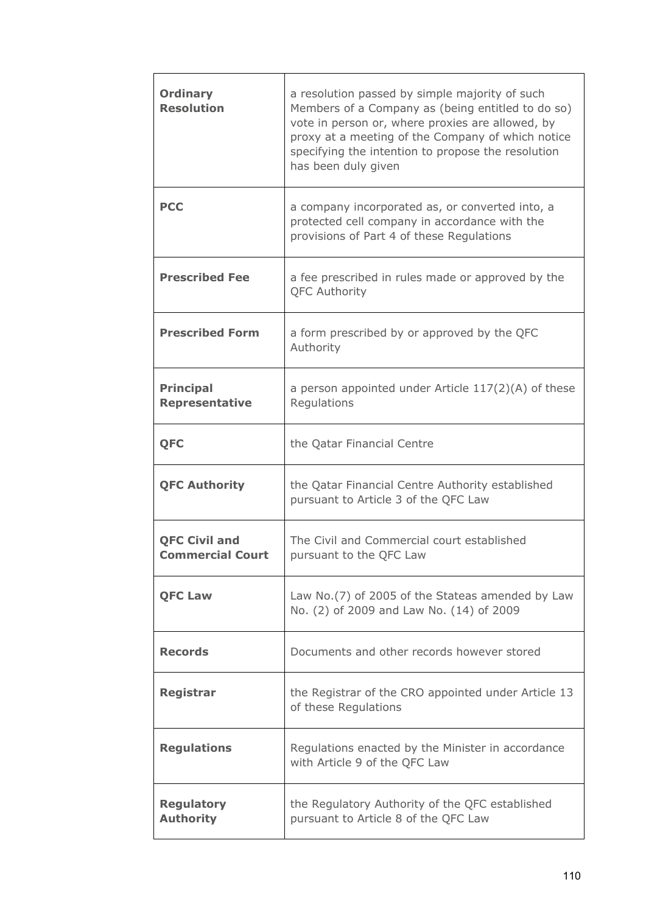| | |
|---|---|
| **Ordinary Resolution** | a resolution passed by simple majority of such Members of a Company as (being entitled to do so) vote in person or, where proxies are allowed, by proxy at a meeting of the Company of which notice specifying the intention to propose the resolution has been duly given |
| **PCC** | a company incorporated as, or converted into, a protected cell company in accordance with the provisions of Part 4 of these Regulations |
| **Prescribed Fee** | a fee prescribed in rules made or approved by the QFC Authority |
| **Prescribed Form** | a form prescribed by or approved by the QFC Authority |
| **Principal Representative** | a person appointed under Article 117(2)(A) of these Regulations |
| **QFC** | the Qatar Financial Centre |
| **QFC Authority** | the Qatar Financial Centre Authority established pursuant to Article 3 of the QFC Law |
| **QFC Civil and Commercial Court** | The Civil and Commercial court established pursuant to the QFC Law |
| **QFC Law** | Law No.(7) of 2005 of the Stateas amended by Law No. (2) of 2009 and Law No. (14) of 2009 |
| **Records** | Documents and other records however stored |
| **Registrar** | the Registrar of the CRO appointed under Article 13 of these Regulations |
| **Regulations** | Regulations enacted by the Minister in accordance with Article 9 of the QFC Law |
| **Regulatory Authority** | the Regulatory Authority of the QFC established pursuant to Article 8 of the QFC Law |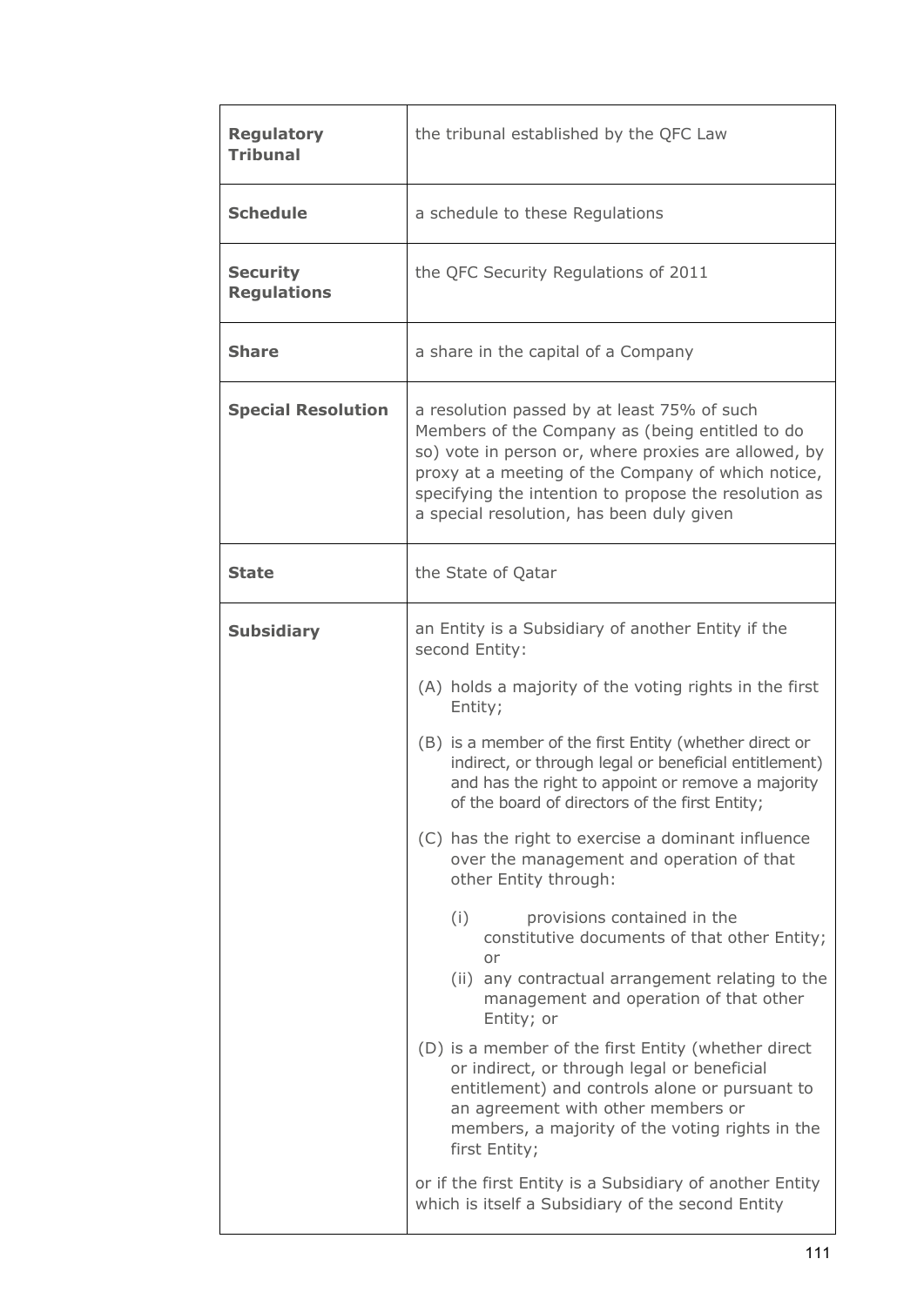| | |
|---|---|
| **Regulatory Tribunal** | the tribunal established by the QFC Law |
| **Schedule** | a schedule to these Regulations |
| **Security Regulations** | the QFC Security Regulations of 2011 |
| **Share** | a share in the capital of a Company |
| **Special Resolution** | a resolution passed by at least 75% of such Members of the Company as (being entitled to do so) vote in person or, where proxies are allowed, by proxy at a meeting of the Company of which notice, specifying the intention to propose the resolution as a special resolution, has been duly given |
| **State** | the State of Qatar |
| **Subsidiary** | an Entity is a Subsidiary of another Entity if the second Entity:<br><br>(A) holds a majority of the voting rights in the first Entity;<br><br>(B) is a member of the first Entity (whether direct or indirect, or through legal or beneficial entitlement) and has the right to appoint or remove a majority of the board of directors of the first Entity;<br><br>(C) has the right to exercise a dominant influence over the management and operation of that other Entity through:<br><br>(i) provisions contained in the constitutive documents of that other Entity; or<br>(ii) any contractual arrangement relating to the management and operation of that other Entity; or<br><br>(D) is a member of the first Entity (whether direct or indirect, or through legal or beneficial entitlement) and controls alone or pursuant to an agreement with other members or members, a majority of the voting rights in the first Entity;<br><br>or if the first Entity is a Subsidiary of another Entity which is itself a Subsidiary of the second Entity |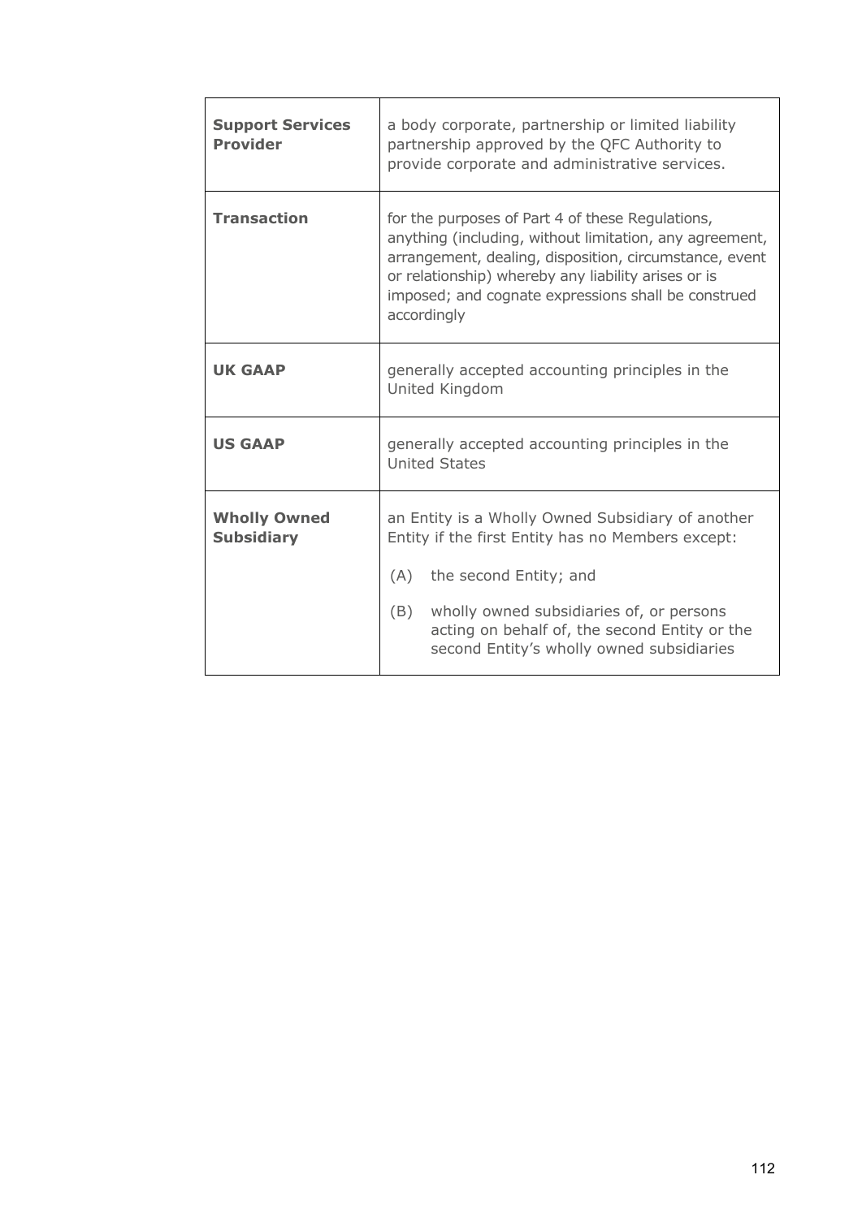| | |
|---|---|
| **Support Services Provider** | a body corporate, partnership or limited liability partnership approved by the QFC Authority to provide corporate and administrative services. |
| **Transaction** | for the purposes of Part 4 of these Regulations, anything (including, without limitation, any agreement, arrangement, dealing, disposition, circumstance, event or relationship) whereby any liability arises or is imposed; and cognate expressions shall be construed accordingly |
| **UK GAAP** | generally accepted accounting principles in the United Kingdom |
| **US GAAP** | generally accepted accounting principles in the United States |
| **Wholly Owned Subsidiary** | an Entity is a Wholly Owned Subsidiary of another Entity if the first Entity has no Members except:<br>(A) the second Entity; and<br>(B) wholly owned subsidiaries of, or persons acting on behalf of, the second Entity or the second Entity's wholly owned subsidiaries |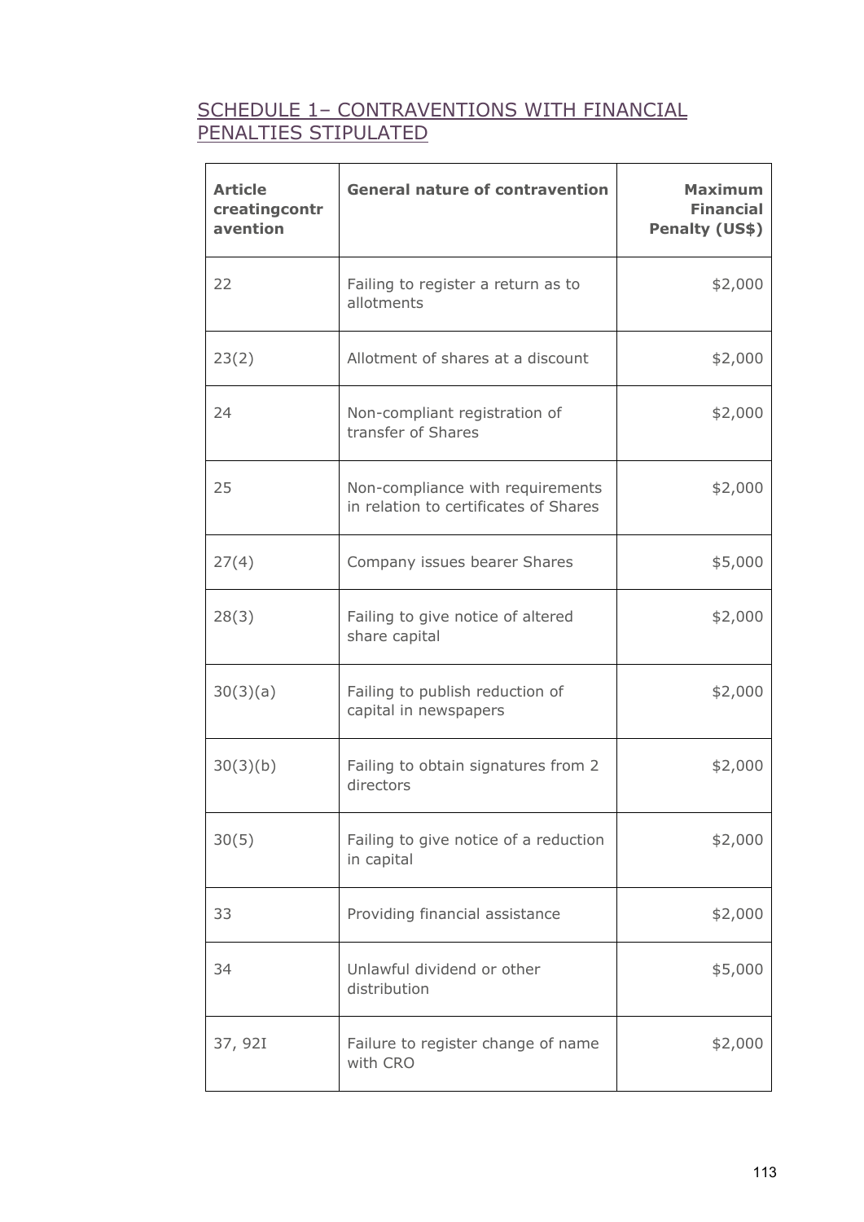## SCHEDULE 1– CONTRAVENTIONS WITH FINANCIAL PENALTIES STIPULATED

| Article creatingcontravention | General nature of contravention | Maximum Financial Penalty (US$) |
|---|---|---|
| 22 | Failing to register a return as to allotments | $2,000 |
| 23(2) | Allotment of shares at a discount | $2,000 |
| 24 | Non-compliant registration of transfer of Shares | $2,000 |
| 25 | Non-compliance with requirements in relation to certificates of Shares | $2,000 |
| 27(4) | Company issues bearer Shares | $5,000 |
| 28(3) | Failing to give notice of altered share capital | $2,000 |
| 30(3)(a) | Failing to publish reduction of capital in newspapers | $2,000 |
| 30(3)(b) | Failing to obtain signatures from 2 directors | $2,000 |
| 30(5) | Failing to give notice of a reduction in capital | $2,000 |
| 33 | Providing financial assistance | $2,000 |
| 34 | Unlawful dividend or other distribution | $5,000 |
| 37, 92I | Failure to register change of name with CRO | $2,000 |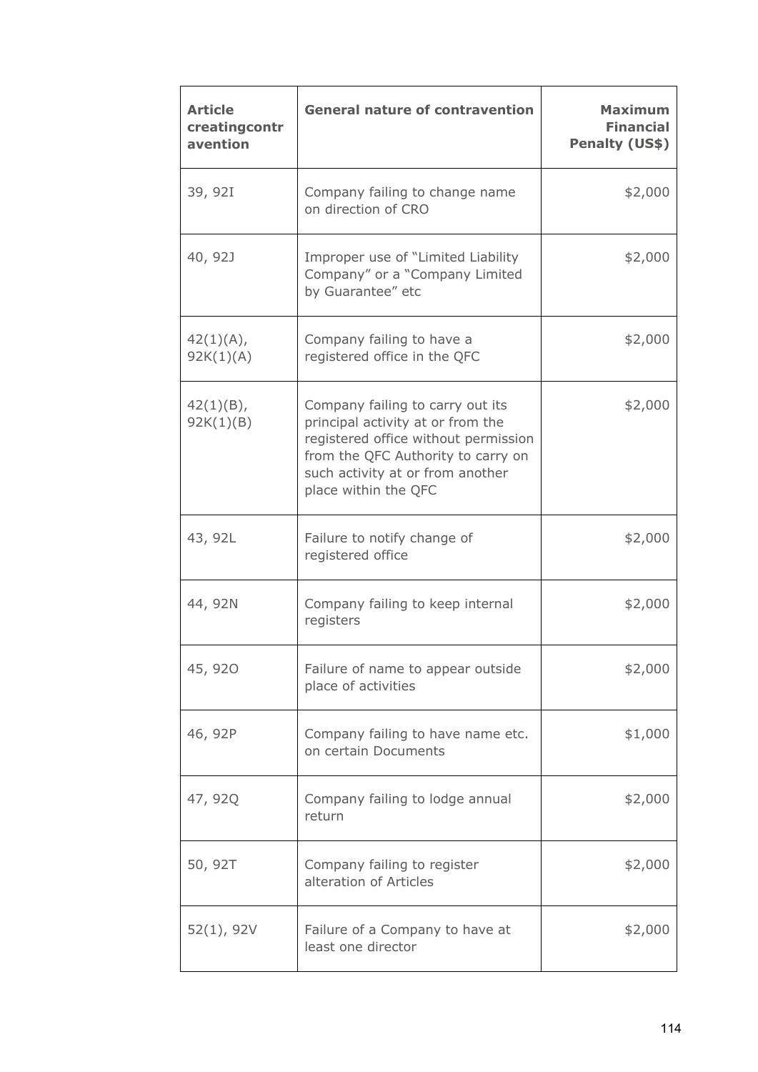| Article creatingcontravention | General nature of contravention | Maximum Financial Penalty (US$) |
|---|---|---|
| 39, 92I | Company failing to change name on direction of CRO | $2,000 |
| 40, 92J | Improper use of "Limited Liability Company" or a "Company Limited by Guarantee" etc | $2,000 |
| 42(1)(A), 92K(1)(A) | Company failing to have a registered office in the QFC | $2,000 |
| 42(1)(B), 92K(1)(B) | Company failing to carry out its principal activity at or from the registered office without permission from the QFC Authority to carry on such activity at or from another place within the QFC | $2,000 |
| 43, 92L | Failure to notify change of registered office | $2,000 |
| 44, 92N | Company failing to keep internal registers | $2,000 |
| 45, 92O | Failure of name to appear outside place of activities | $2,000 |
| 46, 92P | Company failing to have name etc. on certain Documents | $1,000 |
| 47, 92Q | Company failing to lodge annual return | $2,000 |
| 50, 92T | Company failing to register alteration of Articles | $2,000 |
| 52(1), 92V | Failure of a Company to have at least one director | $2,000 |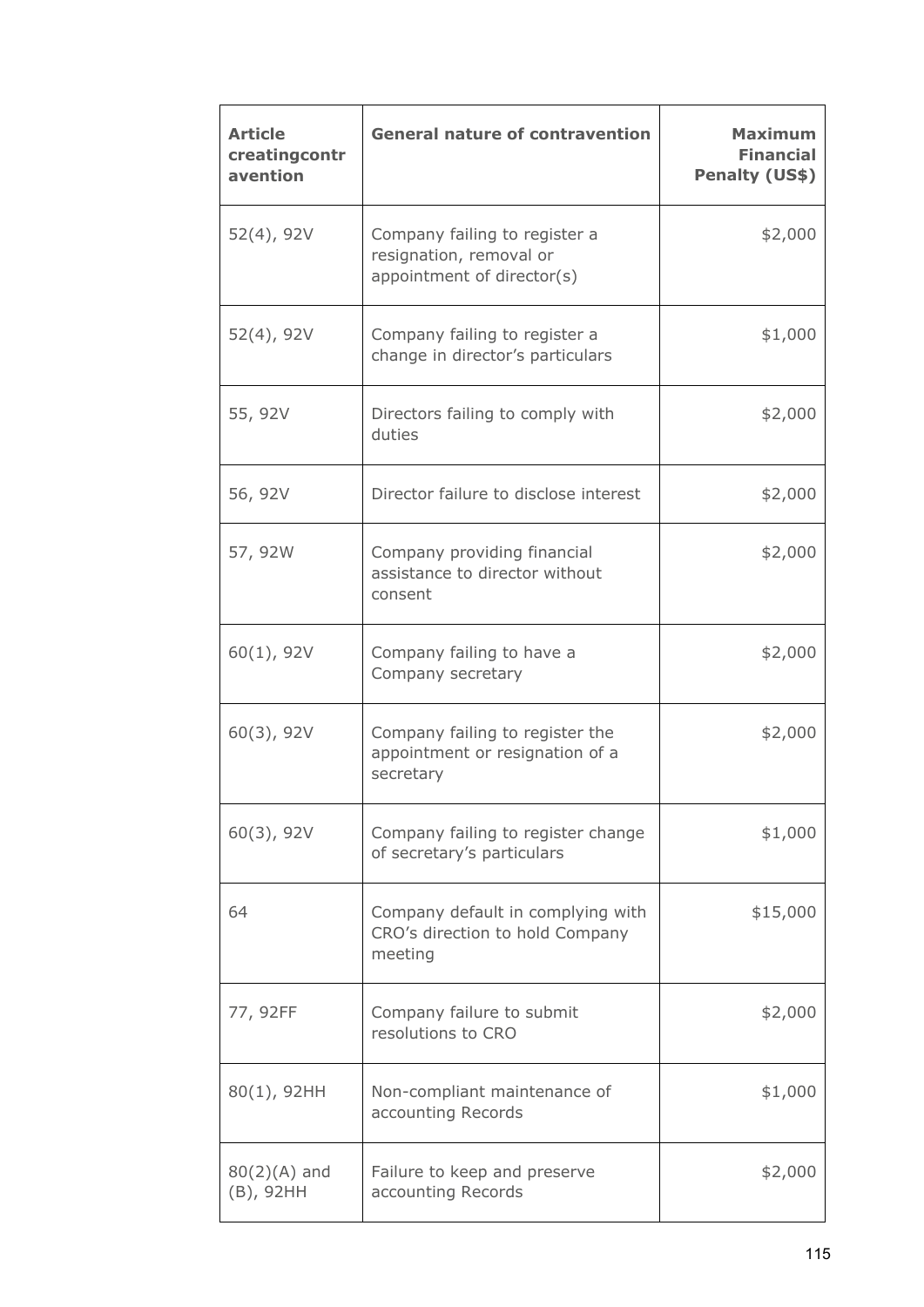| Article creatingcontr avention | General nature of contravention | Maximum Financial Penalty (US$) |
|---|---|---|
| 52(4), 92V | Company failing to register a resignation, removal or appointment of director(s) | $2,000 |
| 52(4), 92V | Company failing to register a change in director's particulars | $1,000 |
| 55, 92V | Directors failing to comply with duties | $2,000 |
| 56, 92V | Director failure to disclose interest | $2,000 |
| 57, 92W | Company providing financial assistance to director without consent | $2,000 |
| 60(1), 92V | Company failing to have a Company secretary | $2,000 |
| 60(3), 92V | Company failing to register the appointment or resignation of a secretary | $2,000 |
| 60(3), 92V | Company failing to register change of secretary's particulars | $1,000 |
| 64 | Company default in complying with CRO's direction to hold Company meeting | $15,000 |
| 77, 92FF | Company failure to submit resolutions to CRO | $2,000 |
| 80(1), 92HH | Non-compliant maintenance of accounting Records | $1,000 |
| 80(2)(A) and (B), 92HH | Failure to keep and preserve accounting Records | $2,000 |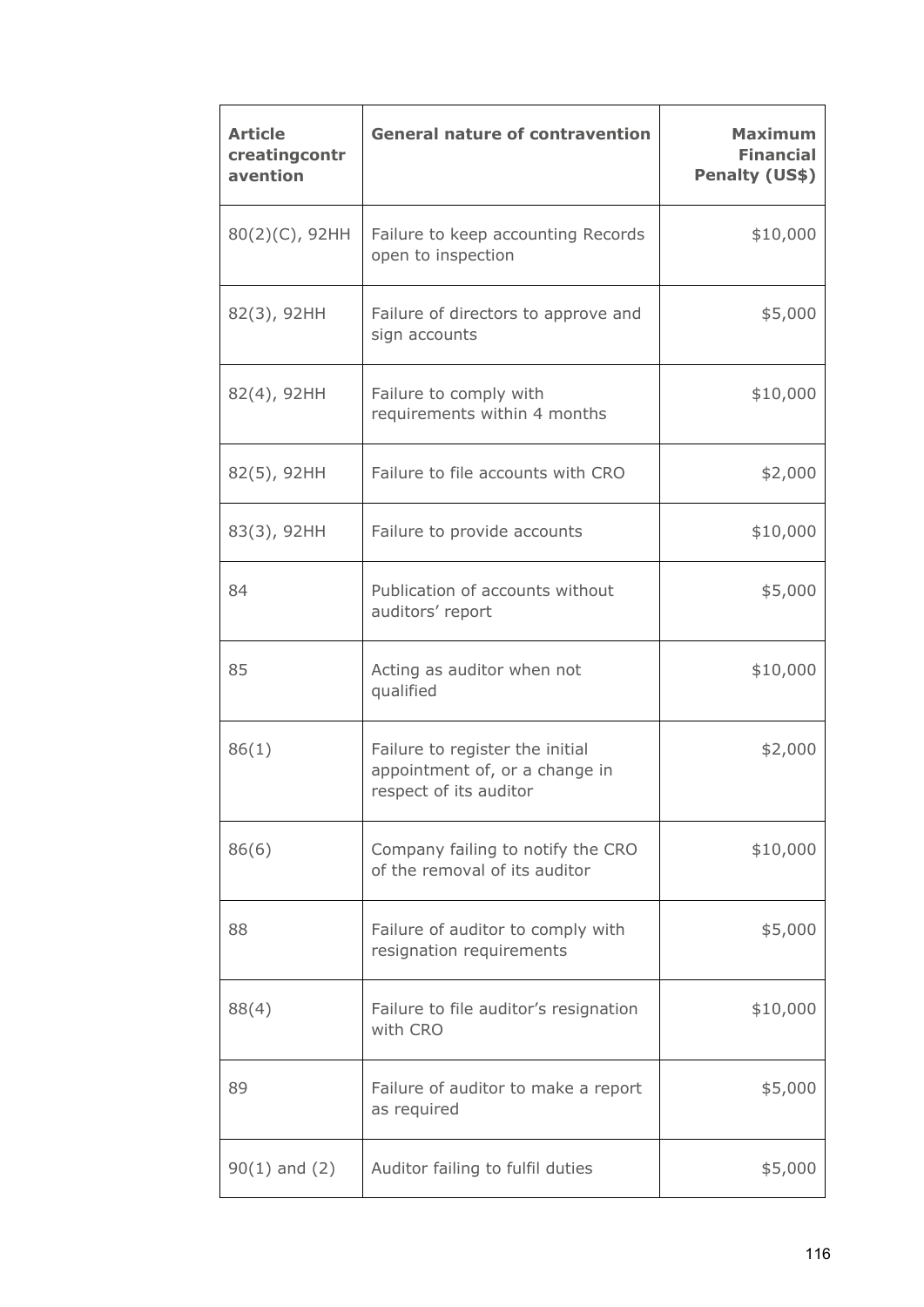| Article creatingcontr avention | General nature of contravention | Maximum Financial Penalty (US$) |
|---|---|---|
| 80(2)(C), 92HH | Failure to keep accounting Records open to inspection | $10,000 |
| 82(3), 92HH | Failure of directors to approve and sign accounts | $5,000 |
| 82(4), 92HH | Failure to comply with requirements within 4 months | $10,000 |
| 82(5), 92HH | Failure to file accounts with CRO | $2,000 |
| 83(3), 92HH | Failure to provide accounts | $10,000 |
| 84 | Publication of accounts without auditors' report | $5,000 |
| 85 | Acting as auditor when not qualified | $10,000 |
| 86(1) | Failure to register the initial appointment of, or a change in respect of its auditor | $2,000 |
| 86(6) | Company failing to notify the CRO of the removal of its auditor | $10,000 |
| 88 | Failure of auditor to comply with resignation requirements | $5,000 |
| 88(4) | Failure to file auditor's resignation with CRO | $10,000 |
| 89 | Failure of auditor to make a report as required | $5,000 |
| 90(1) and (2) | Auditor failing to fulfil duties | $5,000 |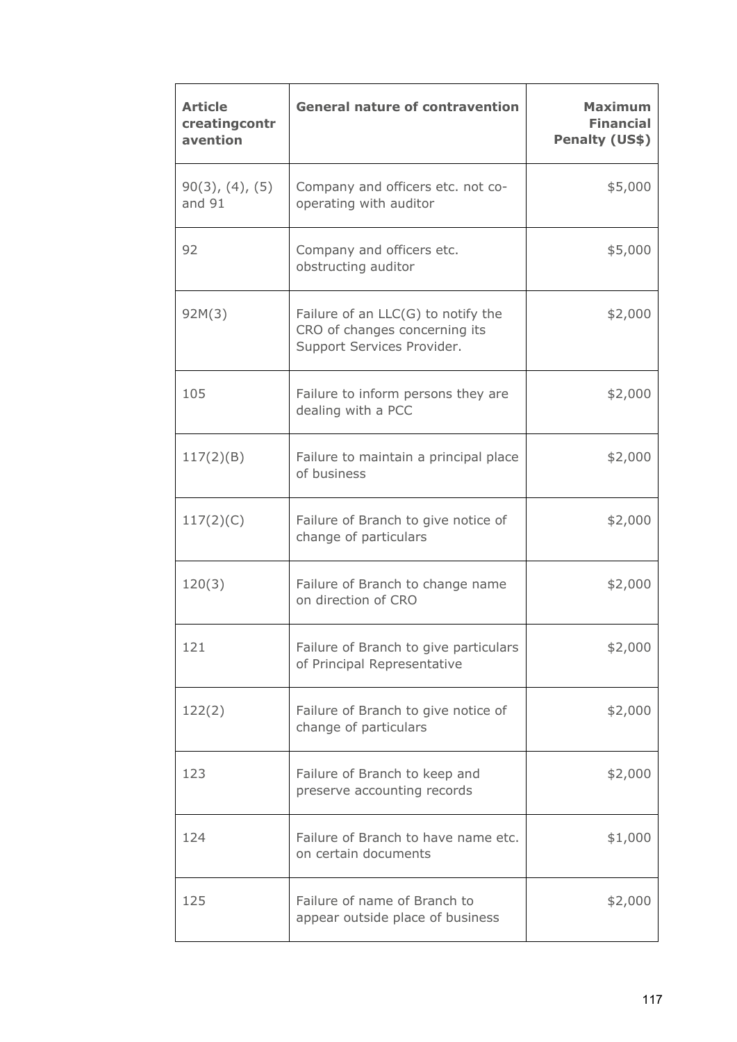| **Article creatingcontr avention** | **General nature of contravention** | **Maximum Financial Penalty (US$)** |
|---|---|---|
| 90(3), (4), (5) and 91 | Company and officers etc. not co-operating with auditor | $5,000 |
| 92 | Company and officers etc. obstructing auditor | $5,000 |
| 92M(3) | Failure of an LLC(G) to notify the CRO of changes concerning its Support Services Provider. | $2,000 |
| 105 | Failure to inform persons they are dealing with a PCC | $2,000 |
| 117(2)(B) | Failure to maintain a principal place of business | $2,000 |
| 117(2)(C) | Failure of Branch to give notice of change of particulars | $2,000 |
| 120(3) | Failure of Branch to change name on direction of CRO | $2,000 |
| 121 | Failure of Branch to give particulars of Principal Representative | $2,000 |
| 122(2) | Failure of Branch to give notice of change of particulars | $2,000 |
| 123 | Failure of Branch to keep and preserve accounting records | $2,000 |
| 124 | Failure of Branch to have name etc. on certain documents | $1,000 |
| 125 | Failure of name of Branch to appear outside place of business | $2,000 |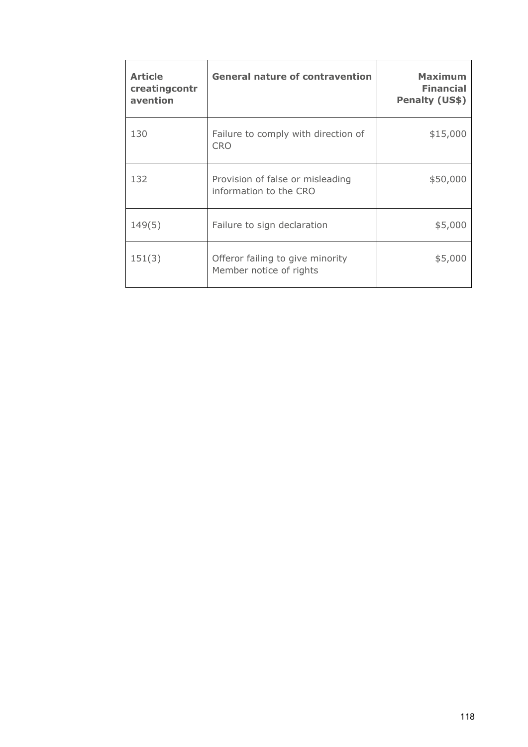| Article creatingcontravention | General nature of contravention | Maximum Financial Penalty (US$) |
|---|---|---|
| 130 | Failure to comply with direction of CRO | $15,000 |
| 132 | Provision of false or misleading information to the CRO | $50,000 |
| 149(5) | Failure to sign declaration | $5,000 |
| 151(3) | Offeror failing to give minority Member notice of rights | $5,000 |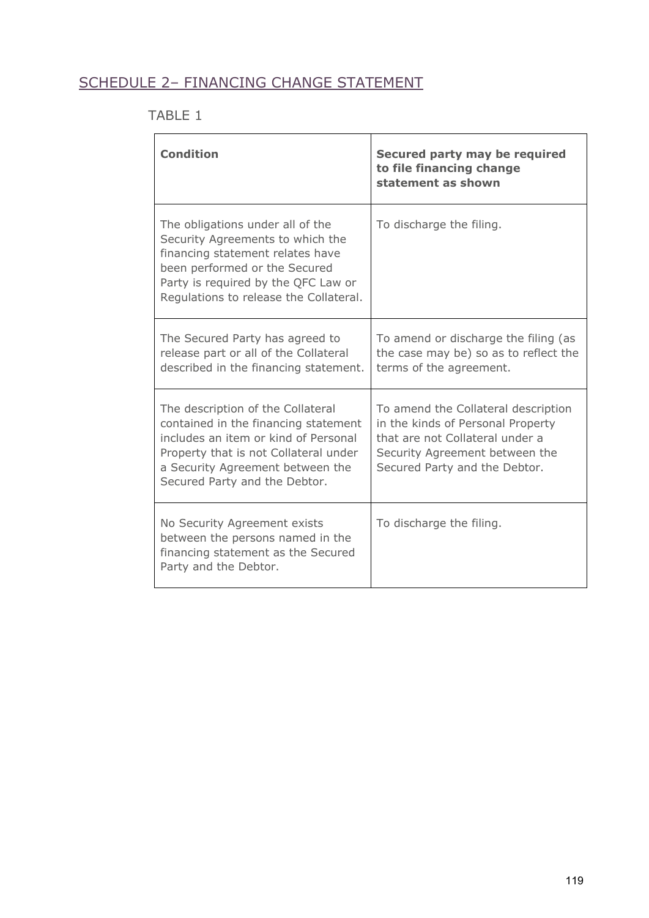## SCHEDULE 2– FINANCING CHANGE STATEMENT

TABLE 1

| **Condition** | **Secured party may be required to file financing change statement as shown** |
|---|---|
| The obligations under all of the Security Agreements to which the financing statement relates have been performed or the Secured Party is required by the QFC Law or Regulations to release the Collateral. | To discharge the filing. |
| The Secured Party has agreed to release part or all of the Collateral described in the financing statement. | To amend or discharge the filing (as the case may be) so as to reflect the terms of the agreement. |
| The description of the Collateral contained in the financing statement includes an item or kind of Personal Property that is not Collateral under a Security Agreement between the Secured Party and the Debtor. | To amend the Collateral description in the kinds of Personal Property that are not Collateral under a Security Agreement between the Secured Party and the Debtor. |
| No Security Agreement exists between the persons named in the financing statement as the Secured Party and the Debtor. | To discharge the filing. |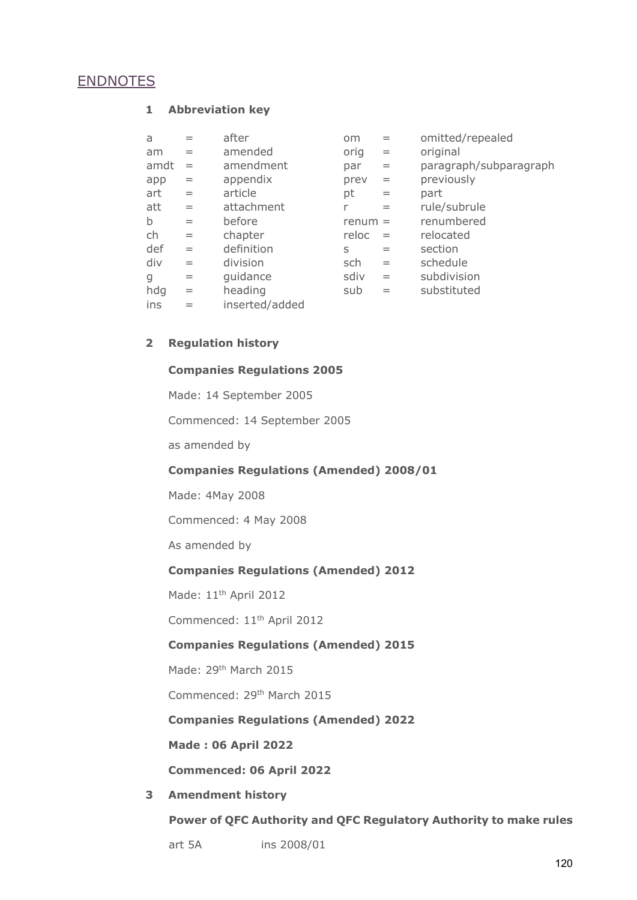## ENDNOTES

### 1 Abbreviation key

| | | | | | |
|---|---|---|---|---|---|
| a | = | after | om | = | omitted/repealed |
| am | = | amended | orig | = | original |
| amdt | = | amendment | par | = | paragraph/subparagraph |
| app | = | appendix | prev | = | previously |
| art | = | article | pt | = | part |
| att | = | attachment | r | = | rule/subrule |
| b | = | before | renum | = | renumbered |
| ch | = | chapter | reloc | = | relocated |
| def | = | definition | s | = | section |
| div | = | division | sch | = | schedule |
| g | = | guidance | sdiv | = | subdivision |
| hdg | = | heading | sub | = | substituted |
| ins | = | inserted/added | | | |

### 2 Regulation history

**Companies Regulations 2005**

Made: 14 September 2005

Commenced: 14 September 2005

as amended by

**Companies Regulations (Amended) 2008/01**

Made: 4May 2008

Commenced: 4 May 2008

As amended by

**Companies Regulations (Amended) 2012**

Made: 11th April 2012

Commenced: 11th April 2012

**Companies Regulations (Amended) 2015**

Made: 29th March 2015

Commenced: 29th March 2015

**Companies Regulations (Amended) 2022**

**Made : 06 April 2022**

**Commenced: 06 April 2022**

### 3 Amendment history

**Power of QFC Authority and QFC Regulatory Authority to make rules**

art 5A ins 2008/01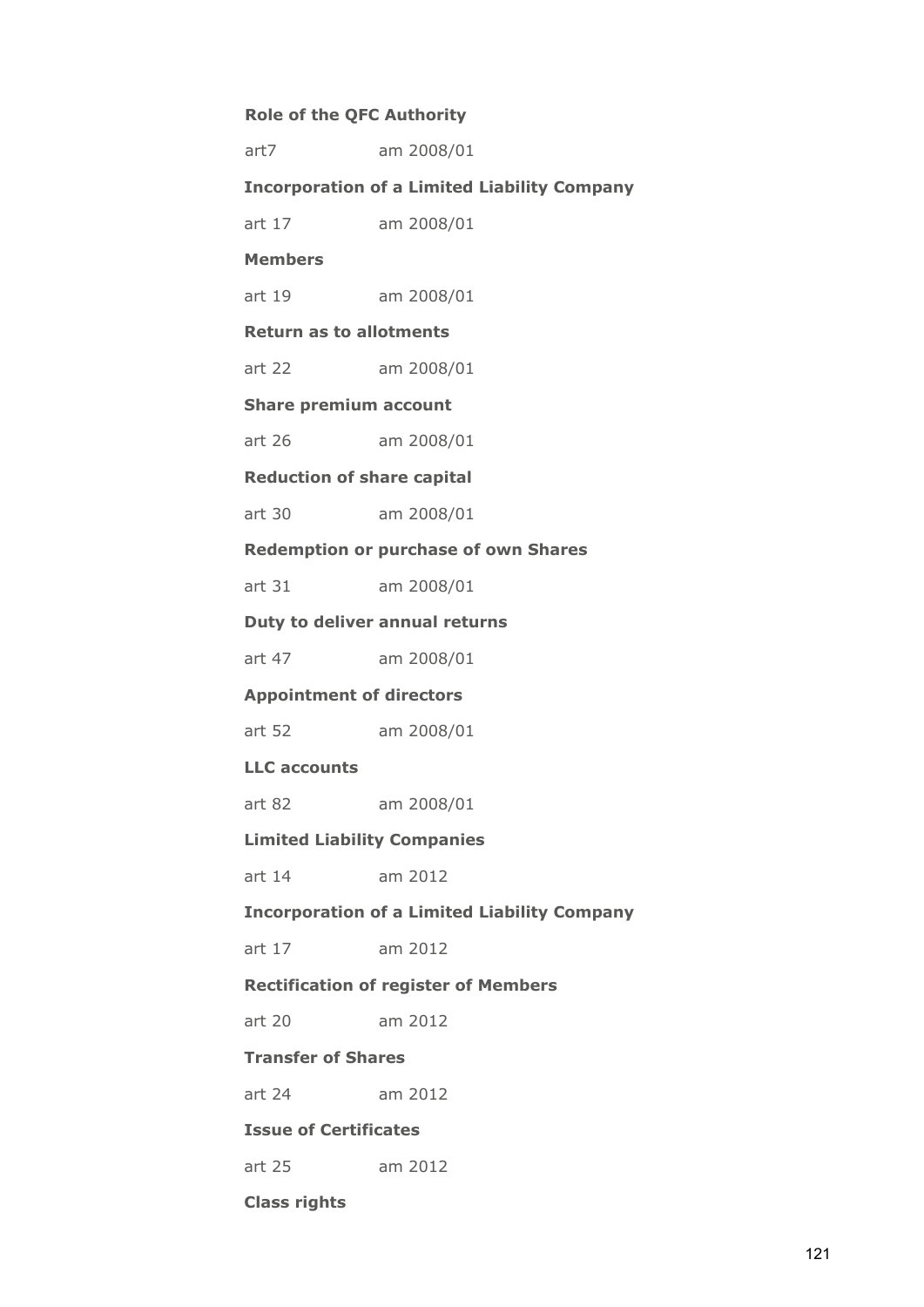**Role of the QFC Authority**

art7 am 2008/01

**Incorporation of a Limited Liability Company**

art 17 am 2008/01

**Members**

art 19 am 2008/01

**Return as to allotments**

art 22 am 2008/01

**Share premium account**

art 26 am 2008/01

**Reduction of share capital**

art 30 am 2008/01

**Redemption or purchase of own Shares**

art 31 am 2008/01

**Duty to deliver annual returns**

art 47 am 2008/01

**Appointment of directors**

art 52 am 2008/01

**LLC accounts**

art 82 am 2008/01

**Limited Liability Companies**

art 14 am 2012

**Incorporation of a Limited Liability Company**

art 17 am 2012

**Rectification of register of Members**

art 20 am 2012

**Transfer of Shares**

art 24 am 2012

**Issue of Certificates**

art 25 am 2012

**Class rights**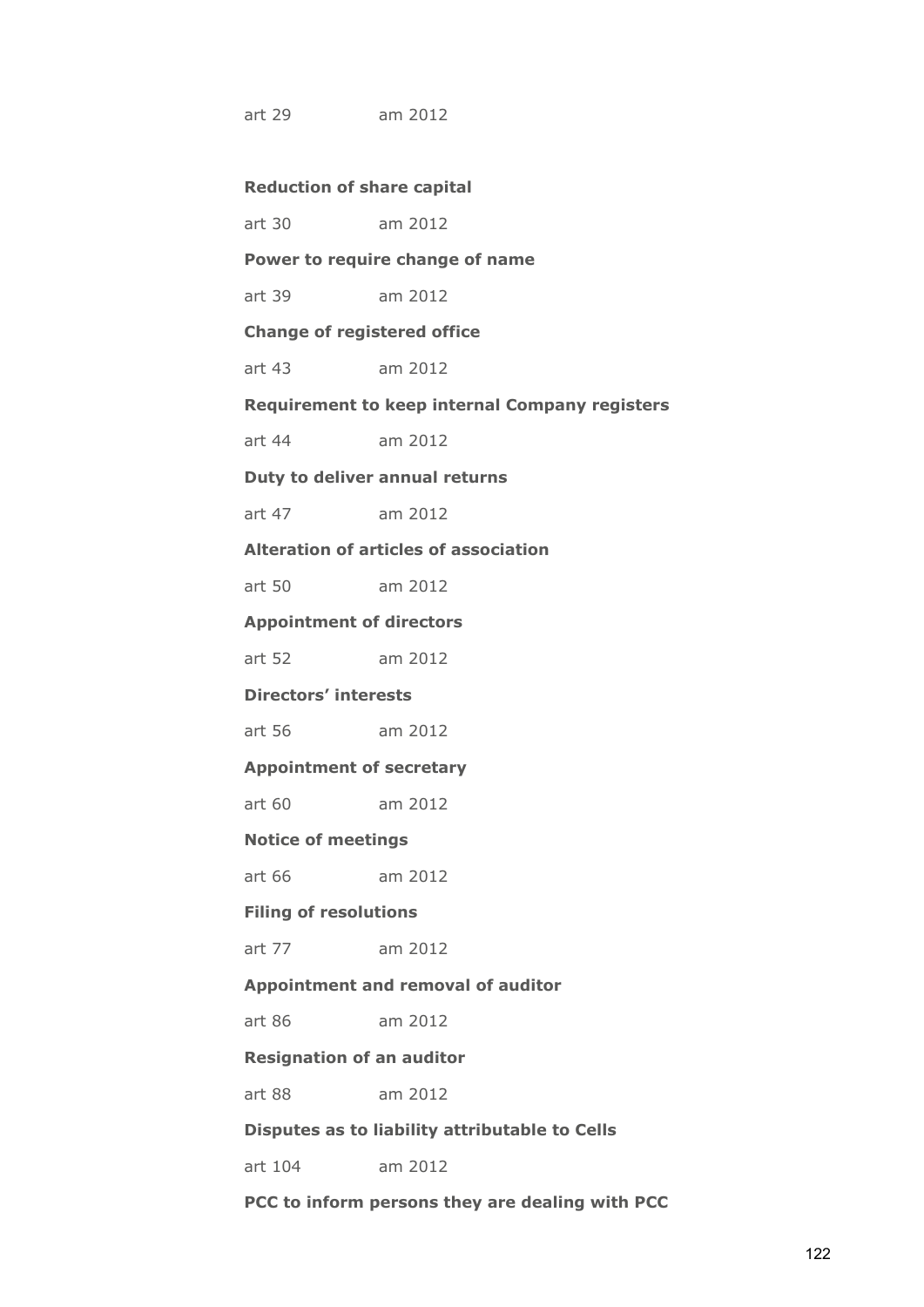art 29 am 2012

**Reduction of share capital**

art 30 am 2012

**Power to require change of name**

art 39 am 2012

**Change of registered office**

art 43 am 2012

**Requirement to keep internal Company registers**

art 44 am 2012

**Duty to deliver annual returns**

art 47 am 2012

**Alteration of articles of association**

art 50 am 2012

**Appointment of directors**

art 52 am 2012

**Directors' interests**

art 56 am 2012

**Appointment of secretary**

art 60 am 2012

**Notice of meetings**

art 66 am 2012

**Filing of resolutions**

art 77 am 2012

**Appointment and removal of auditor**

art 86 am 2012

**Resignation of an auditor**

art 88 am 2012

**Disputes as to liability attributable to Cells**

art 104 am 2012

**PCC to inform persons they are dealing with PCC**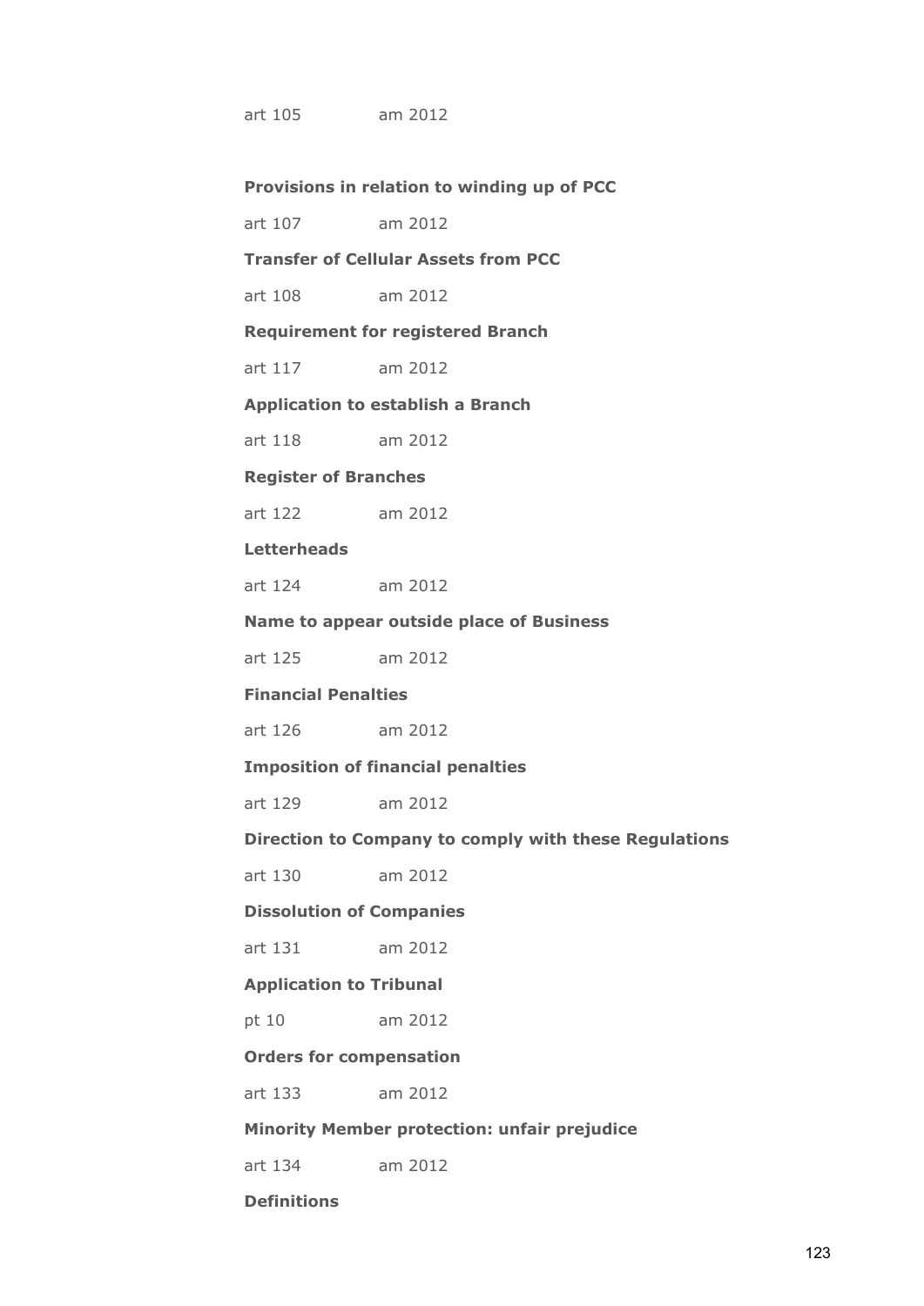art 105 am 2012

**Provisions in relation to winding up of PCC**

art 107 am 2012

**Transfer of Cellular Assets from PCC**

art 108 am 2012

**Requirement for registered Branch**

art 117 am 2012

**Application to establish a Branch**

art 118 am 2012

**Register of Branches**

art 122 am 2012

**Letterheads**

art 124 am 2012

**Name to appear outside place of Business**

art 125 am 2012

**Financial Penalties**

art 126 am 2012

**Imposition of financial penalties**

art 129 am 2012

**Direction to Company to comply with these Regulations**

art 130 am 2012

**Dissolution of Companies**

art 131 am 2012

**Application to Tribunal**

pt 10 am 2012

**Orders for compensation**

art 133 am 2012

**Minority Member protection: unfair prejudice**

art 134 am 2012

**Definitions**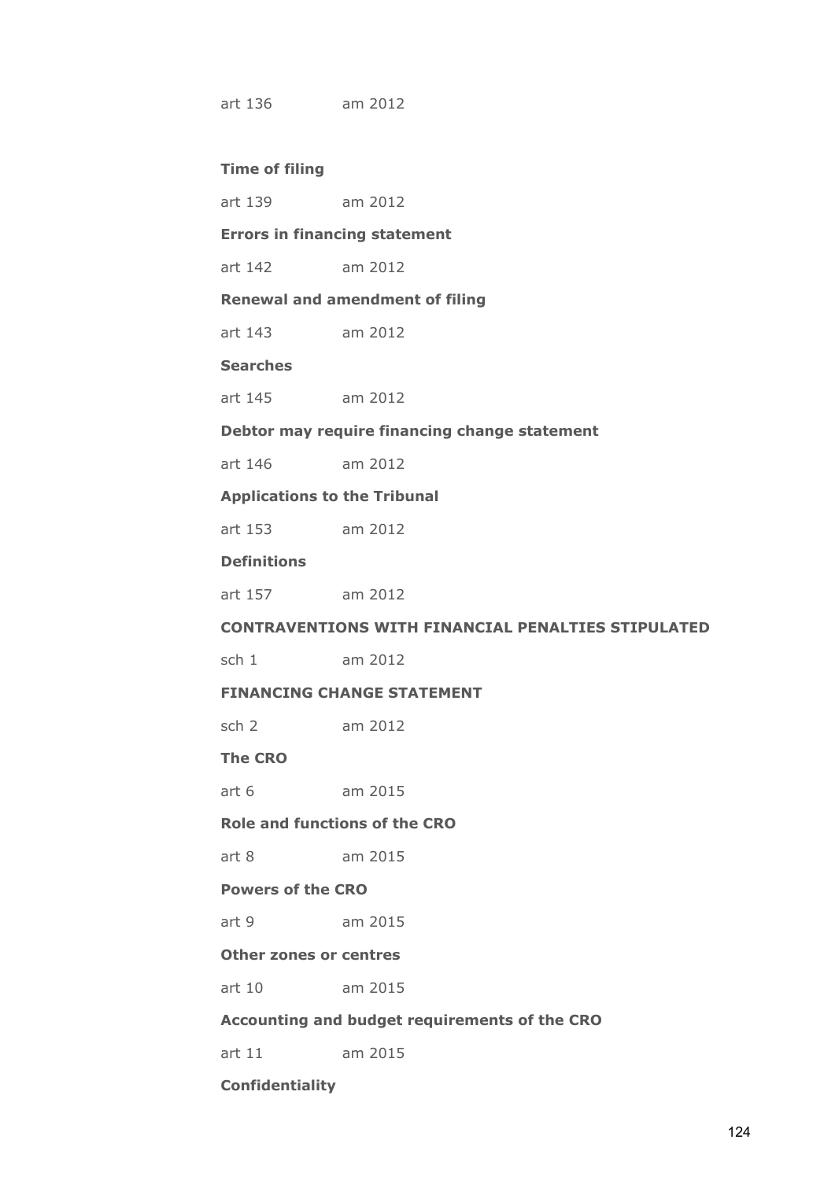art 136 am 2012

**Time of filing**

art 139 am 2012

**Errors in financing statement**

art 142 am 2012

**Renewal and amendment of filing**

art 143 am 2012

**Searches**

art 145 am 2012

**Debtor may require financing change statement**

art 146 am 2012

**Applications to the Tribunal**

art 153 am 2012

**Definitions**

art 157 am 2012

**CONTRAVENTIONS WITH FINANCIAL PENALTIES STIPULATED**

sch 1 am 2012

**FINANCING CHANGE STATEMENT**

sch 2 am 2012

**The CRO**

art 6 am 2015

**Role and functions of the CRO**

art 8 am 2015

**Powers of the CRO**

art 9 am 2015

**Other zones or centres**

art 10 am 2015

**Accounting and budget requirements of the CRO**

art 11 am 2015

**Confidentiality**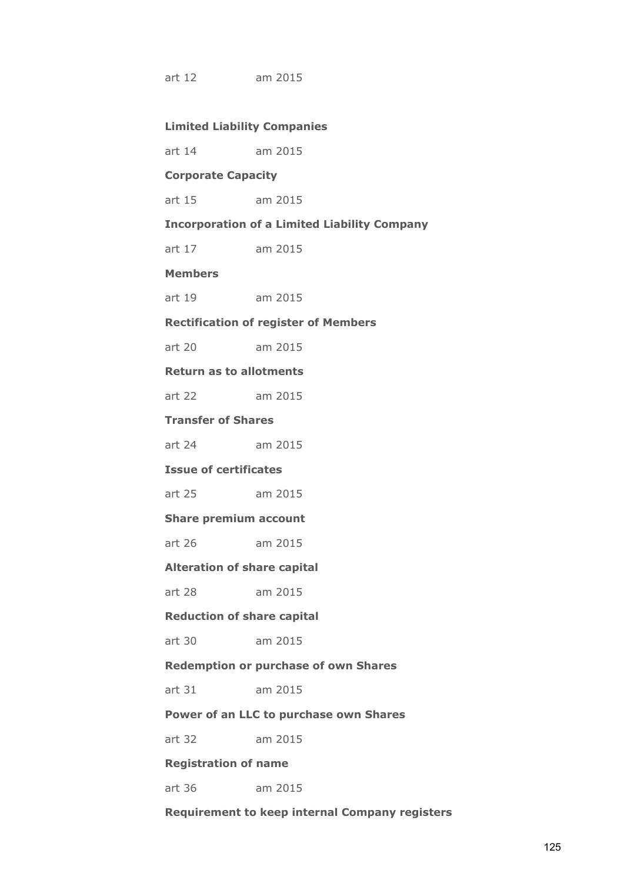art 12 am 2015

**Limited Liability Companies**

art 14 am 2015

**Corporate Capacity**

art 15 am 2015

**Incorporation of a Limited Liability Company**

art 17 am 2015

**Members**

art 19 am 2015

**Rectification of register of Members**

art 20 am 2015

**Return as to allotments**

art 22 am 2015

**Transfer of Shares**

art 24 am 2015

**Issue of certificates**

art 25 am 2015

**Share premium account**

art 26 am 2015

**Alteration of share capital**

art 28 am 2015

**Reduction of share capital**

art 30 am 2015

**Redemption or purchase of own Shares**

art 31 am 2015

**Power of an LLC to purchase own Shares**

art 32 am 2015

**Registration of name**

art 36 am 2015

**Requirement to keep internal Company registers**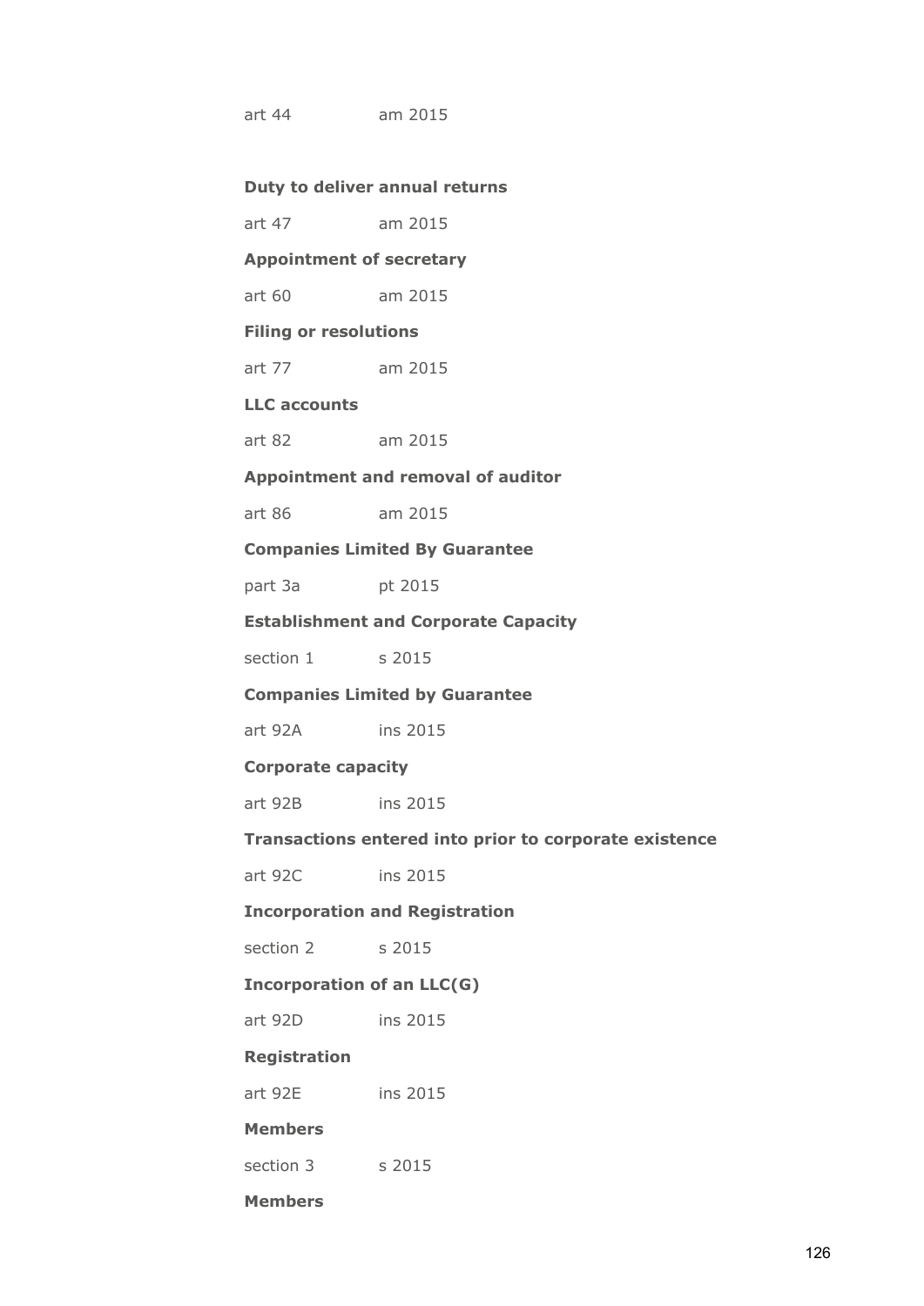art 44 am 2015

**Duty to deliver annual returns**

art 47 am 2015

**Appointment of secretary**

art 60 am 2015

**Filing or resolutions**

art 77 am 2015

**LLC accounts**

art 82 am 2015

**Appointment and removal of auditor**

art 86 am 2015

**Companies Limited By Guarantee**

part 3a pt 2015

**Establishment and Corporate Capacity**

section 1 s 2015

**Companies Limited by Guarantee**

art 92A ins 2015

**Corporate capacity**

art 92B ins 2015

**Transactions entered into prior to corporate existence**

art 92C ins 2015

**Incorporation and Registration**

section 2 s 2015

**Incorporation of an LLC(G)**

art 92D ins 2015

**Registration**

art 92E ins 2015

**Members**

section 3 s 2015

**Members**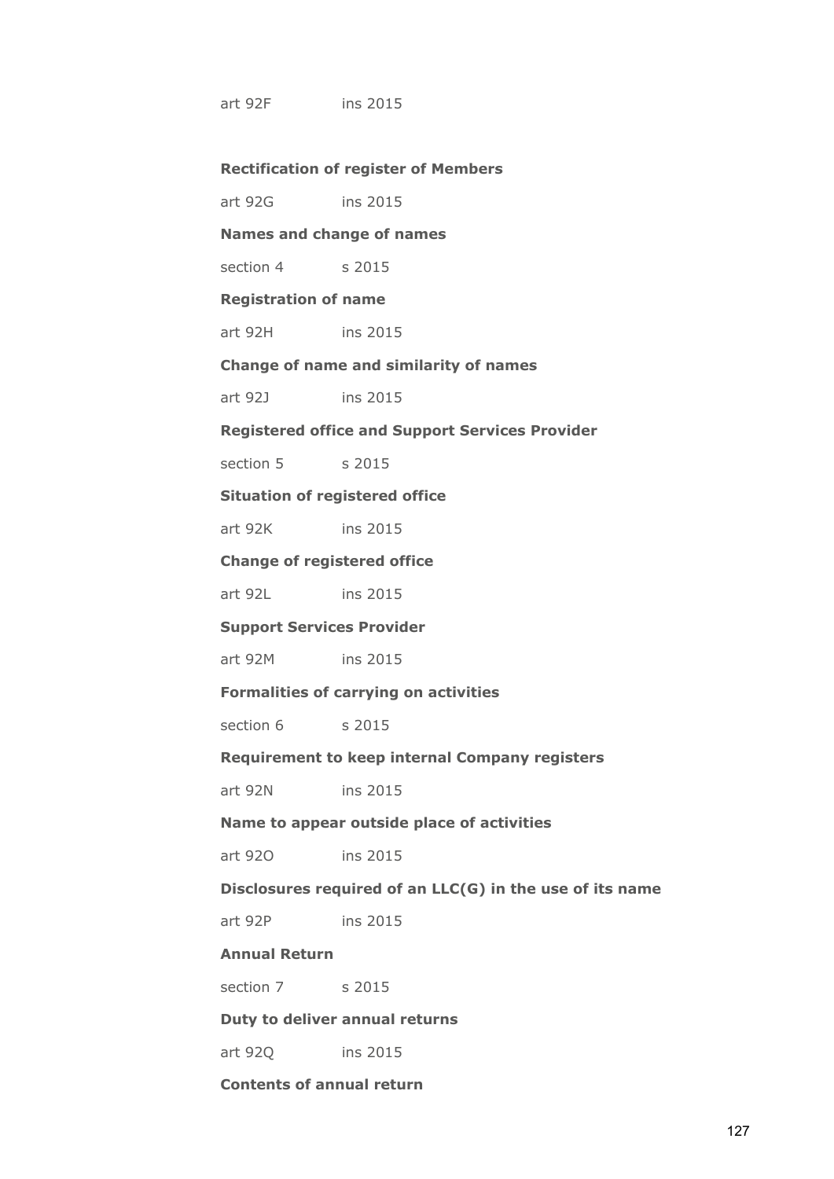art 92F ins 2015

**Rectification of register of Members**

art 92G ins 2015

**Names and change of names**

section 4 s 2015

**Registration of name**

art 92H ins 2015

**Change of name and similarity of names**

art 92J ins 2015

**Registered office and Support Services Provider**

section 5 s 2015

**Situation of registered office**

art 92K ins 2015

**Change of registered office**

art 92L ins 2015

**Support Services Provider**

art 92M ins 2015

**Formalities of carrying on activities**

section 6 s 2015

**Requirement to keep internal Company registers**

art 92N ins 2015

**Name to appear outside place of activities**

art 92O ins 2015

**Disclosures required of an LLC(G) in the use of its name**

art 92P ins 2015

**Annual Return**

section 7 s 2015

**Duty to deliver annual returns**

art 92Q ins 2015

**Contents of annual return**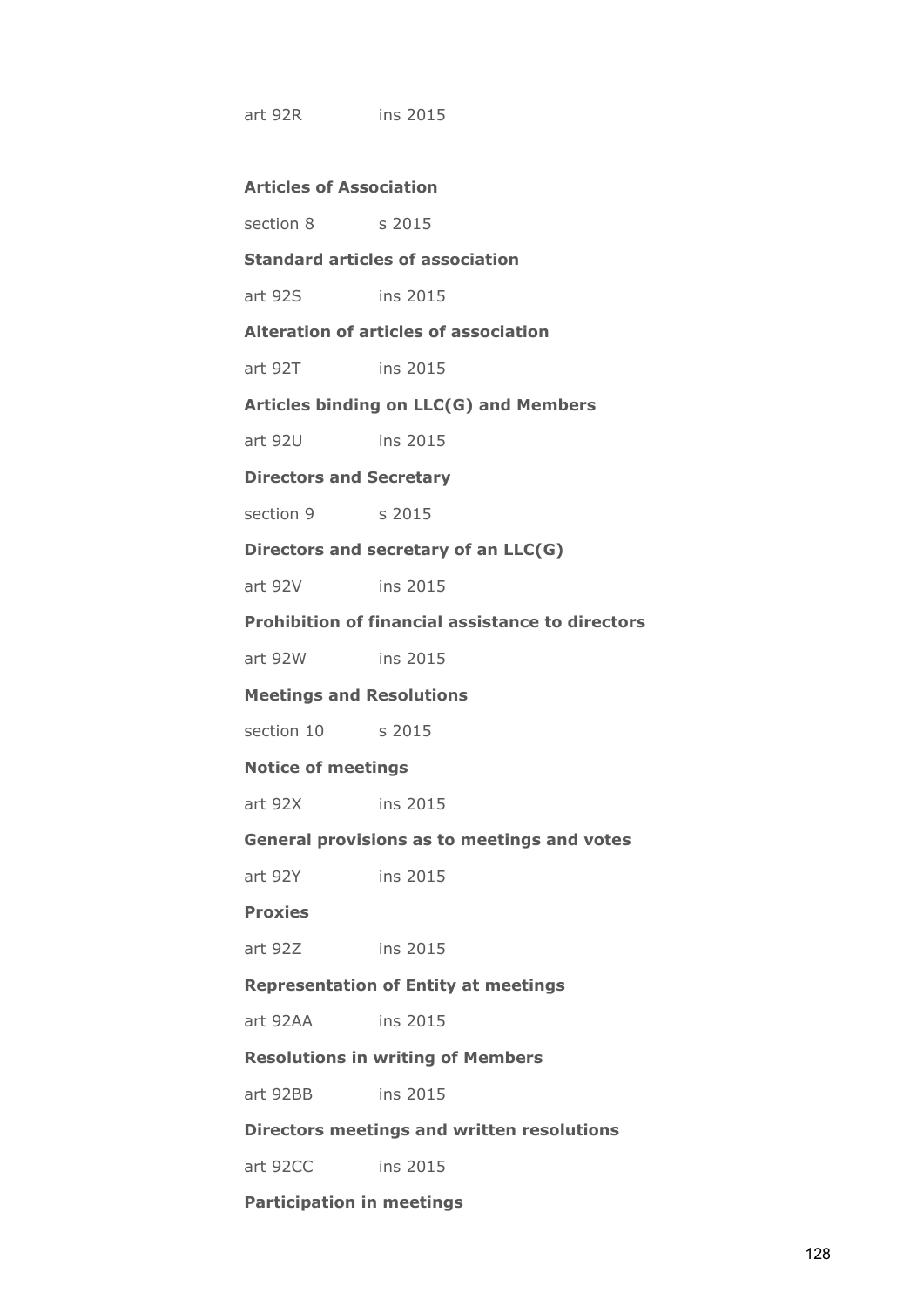art 92R ins 2015

**Articles of Association**

section 8 s 2015

**Standard articles of association**

art 92S ins 2015

**Alteration of articles of association**

art 92T ins 2015

**Articles binding on LLC(G) and Members**

art 92U ins 2015

**Directors and Secretary**

section 9 s 2015

**Directors and secretary of an LLC(G)**

art 92V ins 2015

**Prohibition of financial assistance to directors**

art 92W ins 2015

**Meetings and Resolutions**

section 10 s 2015

**Notice of meetings**

art 92X ins 2015

**General provisions as to meetings and votes**

art 92Y ins 2015

**Proxies**

art 92Z ins 2015

**Representation of Entity at meetings**

art 92AA ins 2015

**Resolutions in writing of Members**

art 92BB ins 2015

**Directors meetings and written resolutions**

art 92CC ins 2015

**Participation in meetings**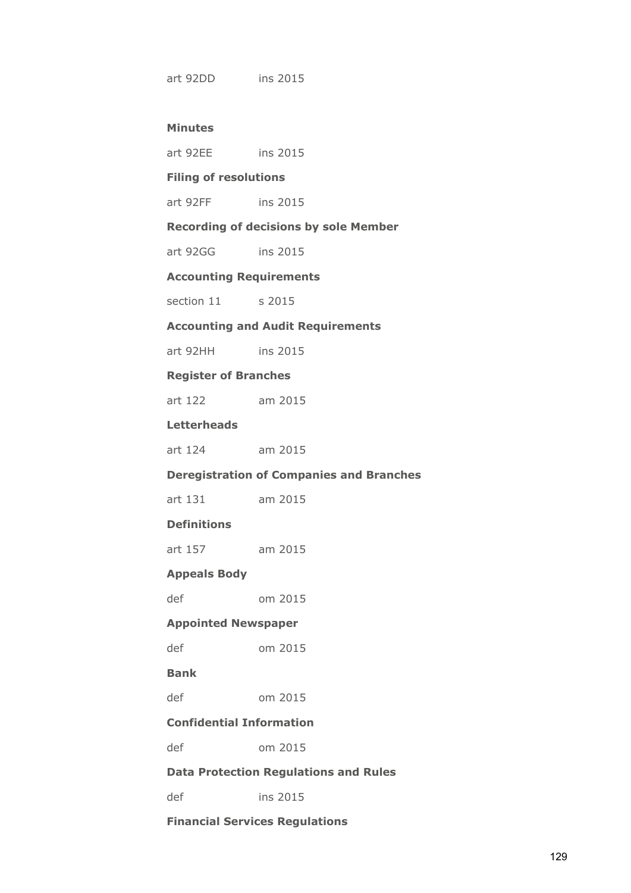art 92DD ins 2015

**Minutes**

art 92EE ins 2015

**Filing of resolutions**

art 92FF ins 2015

**Recording of decisions by sole Member**

art 92GG ins 2015

**Accounting Requirements**

section 11 s 2015

**Accounting and Audit Requirements**

art 92HH ins 2015

**Register of Branches**

art 122 am 2015

**Letterheads**

art 124 am 2015

**Deregistration of Companies and Branches**

art 131 am 2015

**Definitions**

art 157 am 2015

**Appeals Body**

def om 2015

**Appointed Newspaper**

def om 2015

**Bank**

def om 2015

**Confidential Information**

def om 2015

**Data Protection Regulations and Rules**

def ins 2015

**Financial Services Regulations**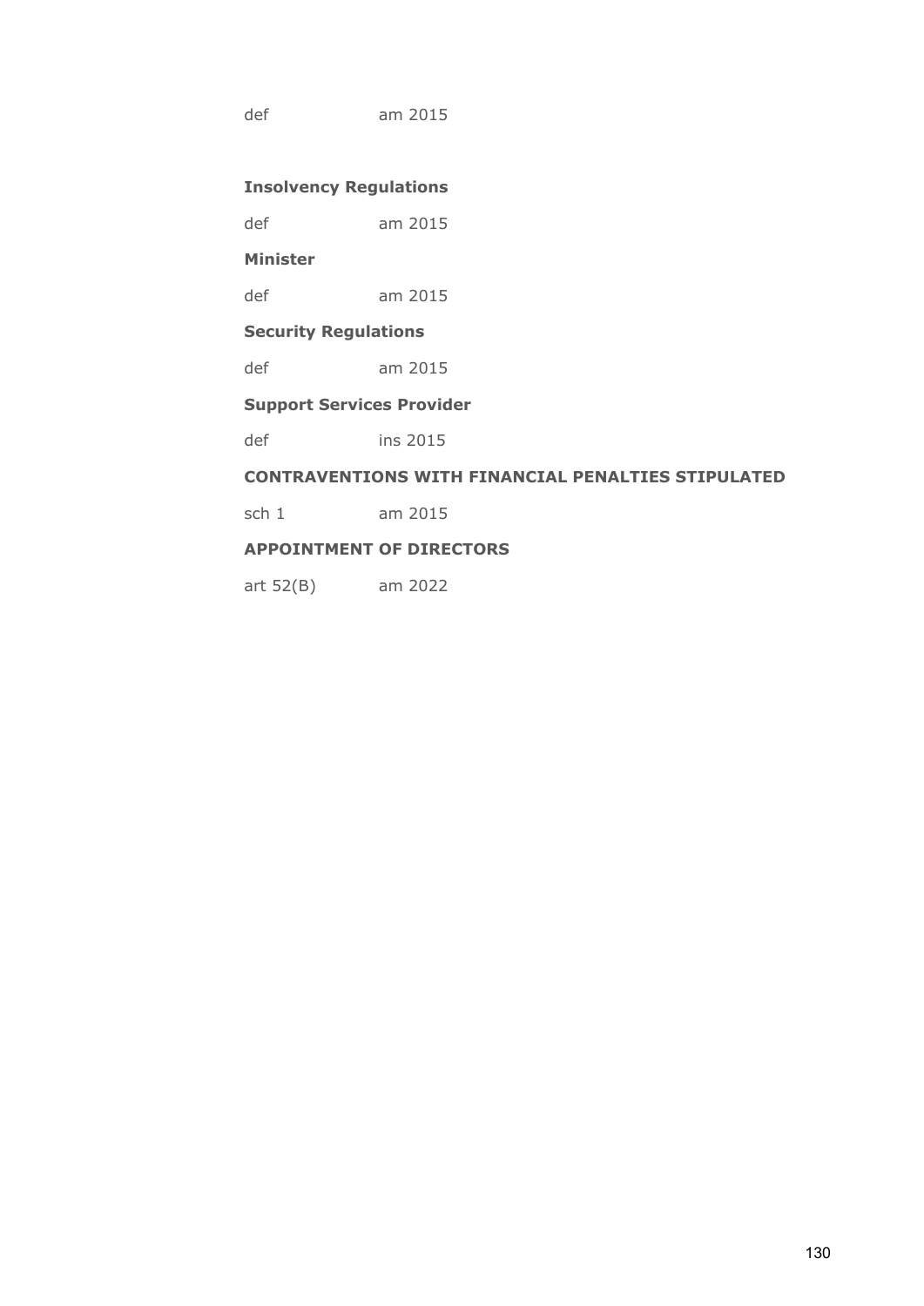def am 2015

**Insolvency Regulations**

def am 2015

**Minister**

def am 2015

**Security Regulations**

def am 2015

**Support Services Provider**

def ins 2015

**CONTRAVENTIONS WITH FINANCIAL PENALTIES STIPULATED**

sch 1 am 2015

**APPOINTMENT OF DIRECTORS**

art 52(B) am 2022